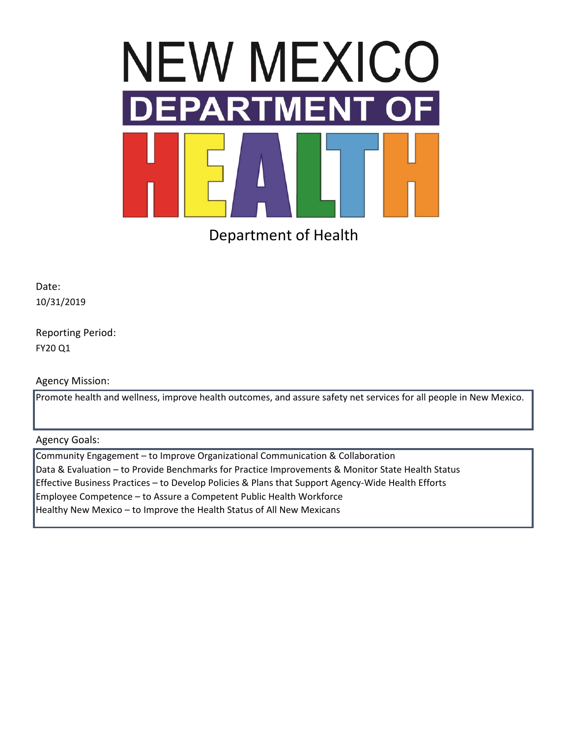# NEW MEXICO DEPARTMENT OF HEALTH

Department of Health

Date:
10/31/2019

Reporting Period:
FY20 Q1

Agency Mission:

Promote health and wellness, improve health outcomes, and assure safety net services for all people in New Mexico.

Agency Goals:

Community Engagement – to Improve Organizational Communication & Collaboration
Data & Evaluation – to Provide Benchmarks for Practice Improvements & Monitor State Health Status
Effective Business Practices – to Develop Policies & Plans that Support Agency-Wide Health Efforts
Employee Competence – to Assure a Competent Public Health Workforce
Healthy New Mexico – to Improve the Health Status of All New Mexicans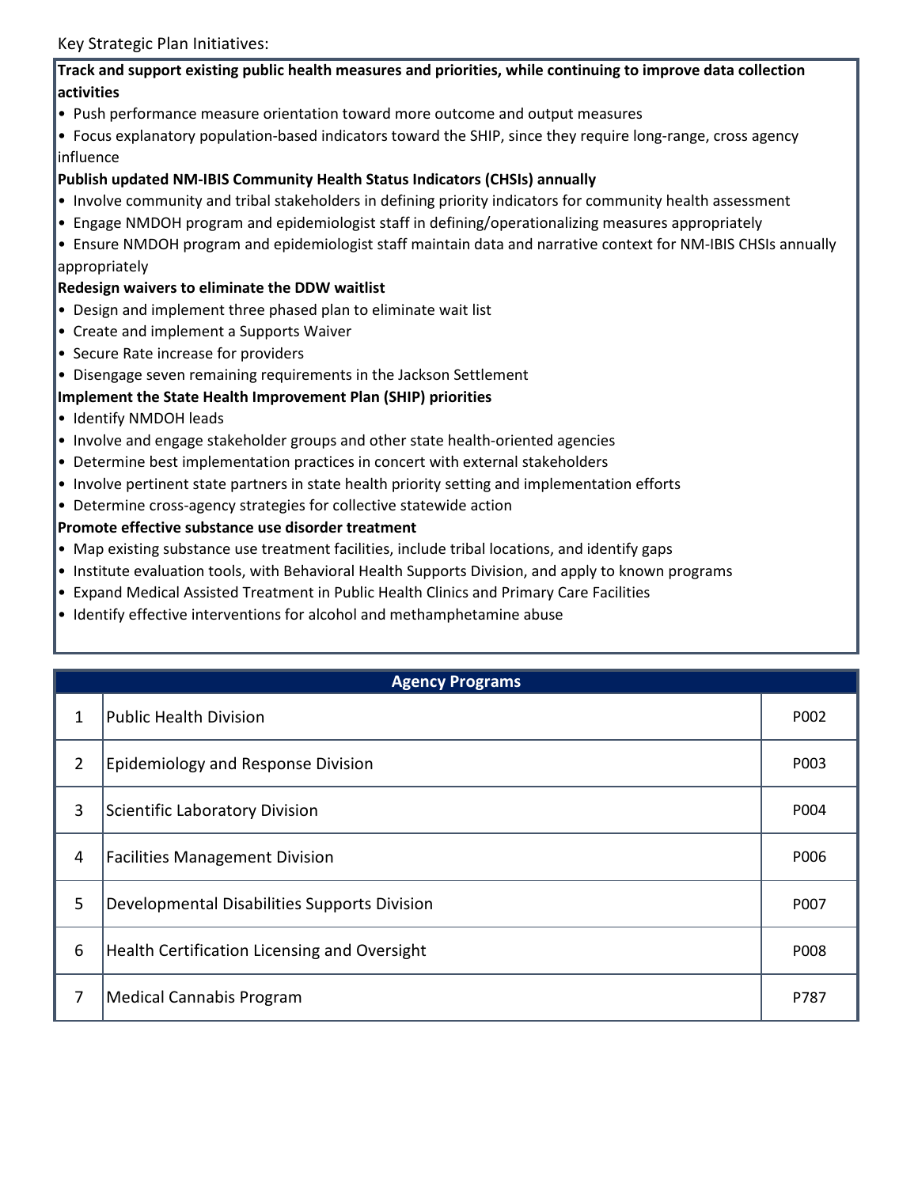Key Strategic Plan Initiatives:

**Track and support existing public health measures and priorities, while continuing to improve data collection activities**

- Push performance measure orientation toward more outcome and output measures
- Focus explanatory population-based indicators toward the SHIP, since they require long-range, cross agency influence

**Publish updated NM-IBIS Community Health Status Indicators (CHSIs) annually**

- Involve community and tribal stakeholders in defining priority indicators for community health assessment
- Engage NMDOH program and epidemiologist staff in defining/operationalizing measures appropriately
- Ensure NMDOH program and epidemiologist staff maintain data and narrative context for NM-IBIS CHSIs annually appropriately

**Redesign waivers to eliminate the DDW waitlist**

- Design and implement three phased plan to eliminate wait list
- Create and implement a Supports Waiver
- Secure Rate increase for providers
- Disengage seven remaining requirements in the Jackson Settlement

**Implement the State Health Improvement Plan (SHIP) priorities**

- Identify NMDOH leads
- Involve and engage stakeholder groups and other state health-oriented agencies
- Determine best implementation practices in concert with external stakeholders
- Involve pertinent state partners in state health priority setting and implementation efforts
- Determine cross-agency strategies for collective statewide action

**Promote effective substance use disorder treatment**

- Map existing substance use treatment facilities, include tribal locations, and identify gaps
- Institute evaluation tools, with Behavioral Health Supports Division, and apply to known programs
- Expand Medical Assisted Treatment in Public Health Clinics and Primary Care Facilities
- Identify effective interventions for alcohol and methamphetamine abuse

| Agency Programs | | |
|---|---|---|
| 1 | Public Health Division | P002 |
| 2 | Epidemiology and Response Division | P003 |
| 3 | Scientific Laboratory Division | P004 |
| 4 | Facilities Management Division | P006 |
| 5 | Developmental Disabilities Supports Division | P007 |
| 6 | Health Certification Licensing and Oversight | P008 |
| 7 | Medical Cannabis Program | P787 |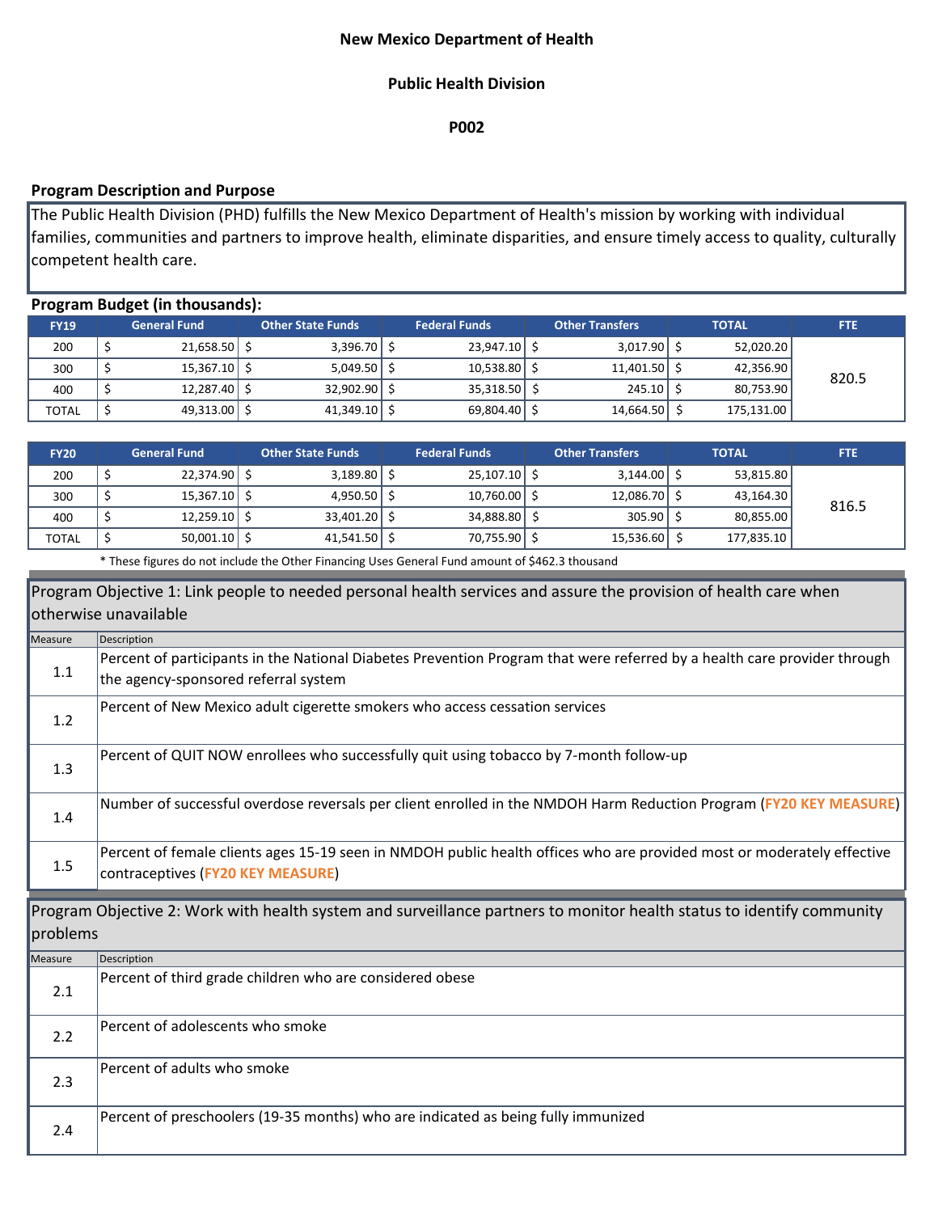**New Mexico Department of Health**

**Public Health Division**

**P002**

## Program Description and Purpose

The Public Health Division (PHD) fulfills the New Mexico Department of Health's mission by working with individual families, communities and partners to improve health, eliminate disparities, and ensure timely access to quality, culturally competent health care.

## Program Budget (in thousands):

| FY19 | General Fund | Other State Funds | Federal Funds | Other Transfers | TOTAL | FTE |
|---|---|---|---|---|---|---|
| 200 | $ 21,658.50 | $ 3,396.70 | $ 23,947.10 | $ 3,017.90 | $ 52,020.20 | 820.5 |
| 300 | $ 15,367.10 | $ 5,049.50 | $ 10,538.80 | $ 11,401.50 | $ 42,356.90 | |
| 400 | $ 12,287.40 | $ 32,902.90 | $ 35,318.50 | $ 245.10 | $ 80,753.90 | |
| TOTAL | $ 49,313.00 | $ 41,349.10 | $ 69,804.40 | $ 14,664.50 | $ 175,131.00 | |

| FY20 | General Fund | Other State Funds | Federal Funds | Other Transfers | TOTAL | FTE |
|---|---|---|---|---|---|---|
| 200 | $ 22,374.90 | $ 3,189.80 | $ 25,107.10 | $ 3,144.00 | $ 53,815.80 | 816.5 |
| 300 | $ 15,367.10 | $ 4,950.50 | $ 10,760.00 | $ 12,086.70 | $ 43,164.30 | |
| 400 | $ 12,259.10 | $ 33,401.20 | $ 34,888.80 | $ 305.90 | $ 80,855.00 | |
| TOTAL | $ 50,001.10 | $ 41,541.50 | $ 70,755.90 | $ 15,536.60 | $ 177,835.10 | |

* These figures do not include the Other Financing Uses General Fund amount of $462.3 thousand

### Program Objective 1: Link people to needed personal health services and assure the provision of health care when otherwise unavailable

| Measure | Description |
|---|---|
| 1.1 | Percent of participants in the National Diabetes Prevention Program that were referred by a health care provider through the agency-sponsored referral system |
| 1.2 | Percent of New Mexico adult cigerette smokers who access cessation services |
| 1.3 | Percent of QUIT NOW enrollees who successfully quit using tobacco by 7-month follow-up |
| 1.4 | Number of successful overdose reversals per client enrolled in the NMDOH Harm Reduction Program (**FY20 KEY MEASURE**) |
| 1.5 | Percent of female clients ages 15-19 seen in NMDOH public health offices who are provided most or moderately effective contraceptives (**FY20 KEY MEASURE**) |

### Program Objective 2: Work with health system and surveillance partners to monitor health status to identify community problems

| Measure | Description |
|---|---|
| 2.1 | Percent of third grade children who are considered obese |
| 2.2 | Percent of adolescents who smoke |
| 2.3 | Percent of adults who smoke |
| 2.4 | Percent of preschoolers (19-35 months) who are indicated as being fully immunized |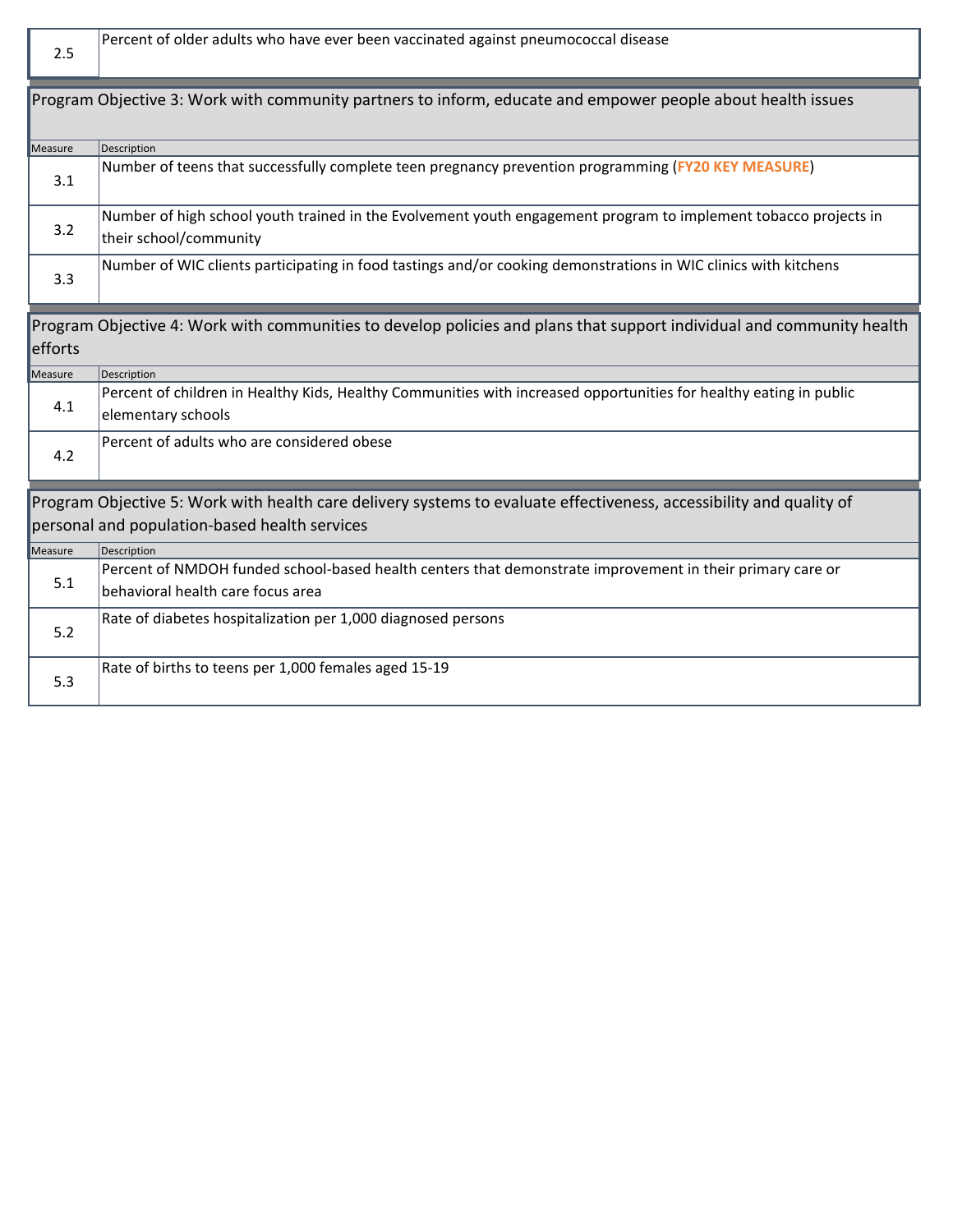| Measure | Description |
|---|---|
| 2.5 | Percent of older adults who have ever been vaccinated against pneumococcal disease |

Program Objective 3: Work with community partners to inform, educate and empower people about health issues

| Measure | Description |
|---|---|
| 3.1 | Number of teens that successfully complete teen pregnancy prevention programming (**FY20 KEY MEASURE**) |
| 3.2 | Number of high school youth trained in the Evolvement youth engagement program to implement tobacco projects in their school/community |
| 3.3 | Number of WIC clients participating in food tastings and/or cooking demonstrations in WIC clinics with kitchens |

Program Objective 4: Work with communities to develop policies and plans that support individual and community health efforts

| Measure | Description |
|---|---|
| 4.1 | Percent of children in Healthy Kids, Healthy Communities with increased opportunities for healthy eating in public elementary schools |
| 4.2 | Percent of adults who are considered obese |

Program Objective 5: Work with health care delivery systems to evaluate effectiveness, accessibility and quality of personal and population-based health services

| Measure | Description |
|---|---|
| 5.1 | Percent of NMDOH funded school-based health centers that demonstrate improvement in their primary care or behavioral health care focus area |
| 5.2 | Rate of diabetes hospitalization per 1,000 diagnosed persons |
| 5.3 | Rate of births to teens per 1,000 females aged 15-19 |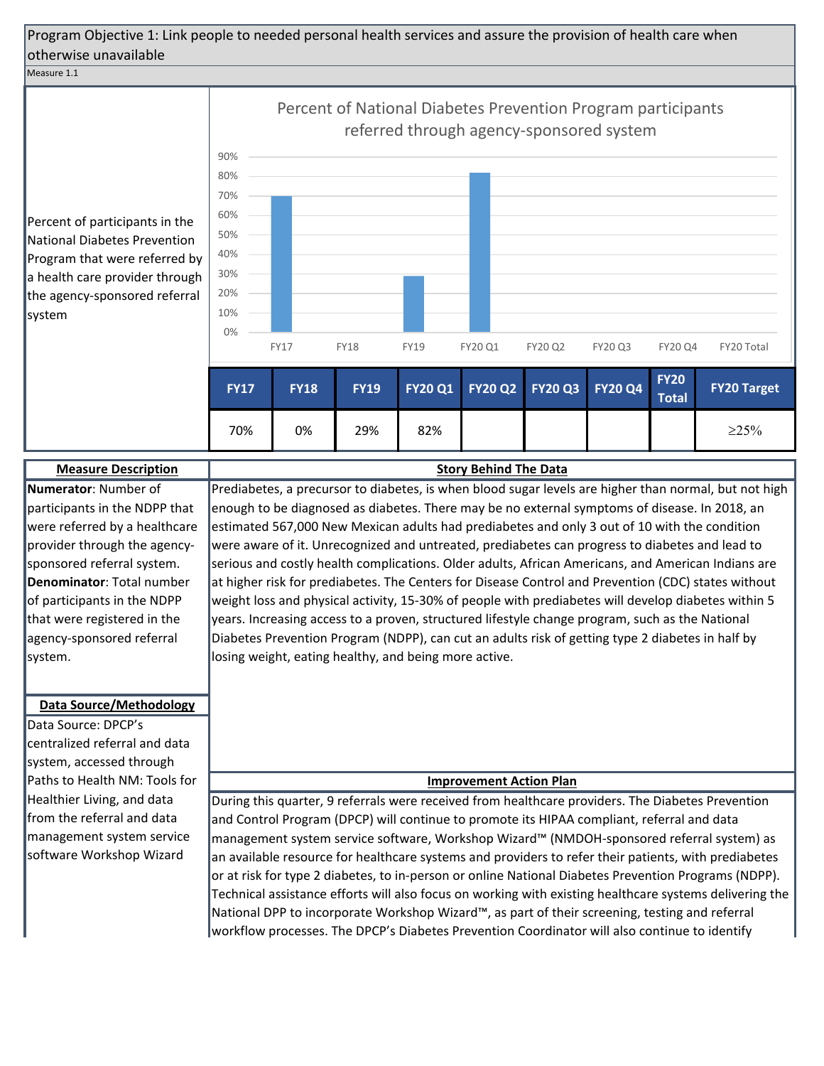Program Objective 1: Link people to needed personal health services and assure the provision of health care when otherwise unavailable

Measure 1.1

Percent of participants in the National Diabetes Prevention Program that were referred by a health care provider through the agency-sponsored referral system

**Percent of National Diabetes Prevention Program participants referred through agency-sponsored system**

| FY17 | FY18 | FY19 | FY20 Q1 | FY20 Q2 | FY20 Q3 | FY20 Q4 | FY20 Total | FY20 Target |
|---|---|---|---|---|---|---|---|---|
| 70% | 0% | 29% | 82% | | | | | ≥25% |

**Measure Description**

**Numerator**: Number of participants in the NDPP that were referred by a healthcare provider through the agency-sponsored referral system.

**Denominator**: Total number of participants in the NDPP that were registered in the agency-sponsored referral system.

**Data Source/Methodology**

Data Source: DPCP's centralized referral and data system, accessed through Paths to Health NM: Tools for Healthier Living, and data from the referral and data management system service software Workshop Wizard

**Story Behind The Data**

Prediabetes, a precursor to diabetes, is when blood sugar levels are higher than normal, but not high enough to be diagnosed as diabetes. There may be no external symptoms of disease. In 2018, an estimated 567,000 New Mexican adults had prediabetes and only 3 out of 10 with the condition were aware of it. Unrecognized and untreated, prediabetes can progress to diabetes and lead to serious and costly health complications. Older adults, African Americans, and American Indians are at higher risk for prediabetes. The Centers for Disease Control and Prevention (CDC) states without weight loss and physical activity, 15-30% of people with prediabetes will develop diabetes within 5 years. Increasing access to a proven, structured lifestyle change program, such as the National Diabetes Prevention Program (NDPP), can cut an adults risk of getting type 2 diabetes in half by losing weight, eating healthy, and being more active.

**Improvement Action Plan**

During this quarter, 9 referrals were received from healthcare providers. The Diabetes Prevention and Control Program (DPCP) will continue to promote its HIPAA compliant, referral and data management system service software, Workshop Wizard™ (NMDOH-sponsored referral system) as an available resource for healthcare systems and providers to refer their patients, with prediabetes or at risk for type 2 diabetes, to in-person or online National Diabetes Prevention Programs (NDPP). Technical assistance efforts will also focus on working with existing healthcare systems delivering the National DPP to incorporate Workshop Wizard™, as part of their screening, testing and referral workflow processes. The DPCP's Diabetes Prevention Coordinator will also continue to identify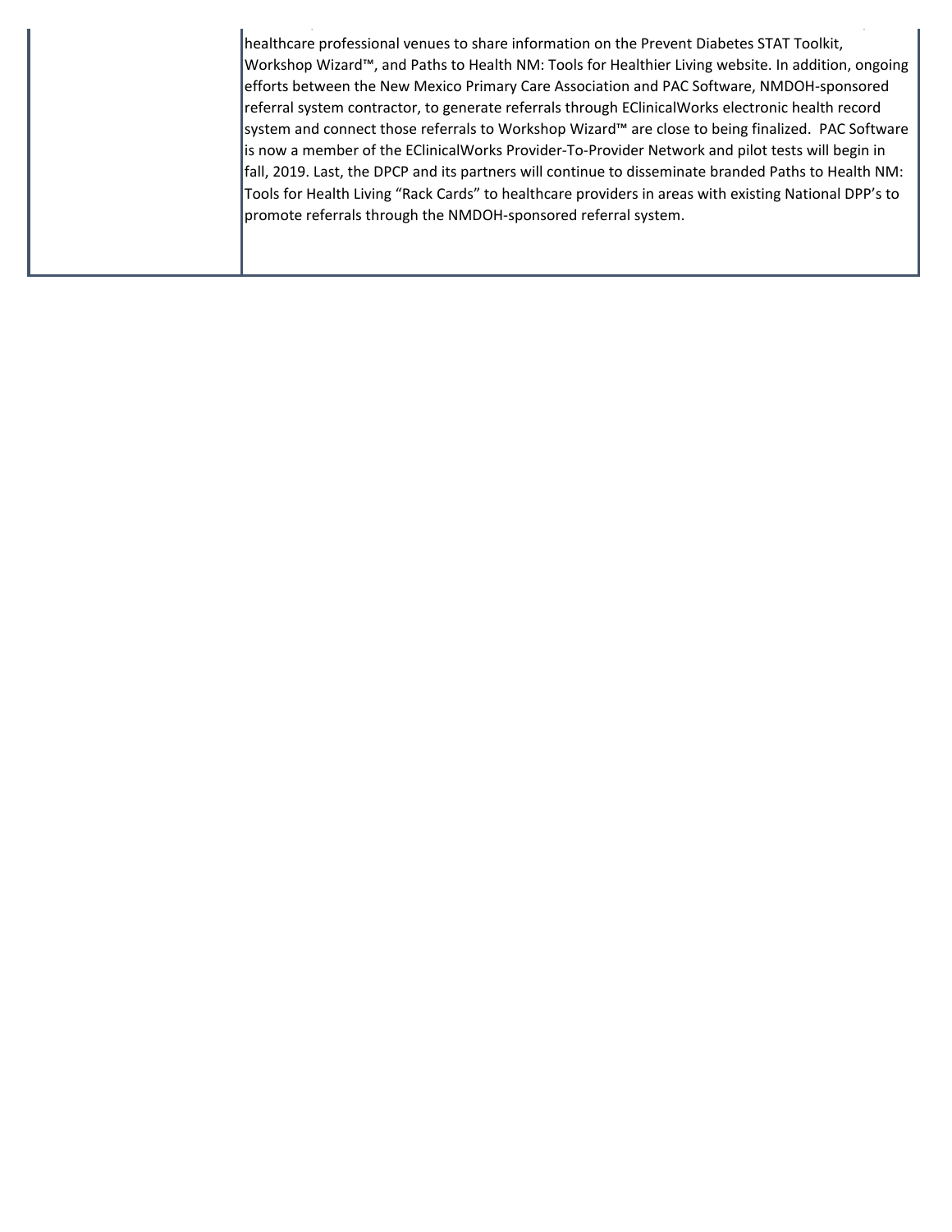|  |  |
| --- | --- |
|  | healthcare professional venues to share information on the Prevent Diabetes STAT Toolkit, Workshop Wizard™, and Paths to Health NM: Tools for Healthier Living website. In addition, ongoing efforts between the New Mexico Primary Care Association and PAC Software, NMDOH-sponsored referral system contractor, to generate referrals through EClinicalWorks electronic health record system and connect those referrals to Workshop Wizard™ are close to being finalized. PAC Software is now a member of the EClinicalWorks Provider-To-Provider Network and pilot tests will begin in fall, 2019. Last, the DPCP and its partners will continue to disseminate branded Paths to Health NM: Tools for Health Living "Rack Cards" to healthcare providers in areas with existing National DPP's to promote referrals through the NMDOH-sponsored referral system. |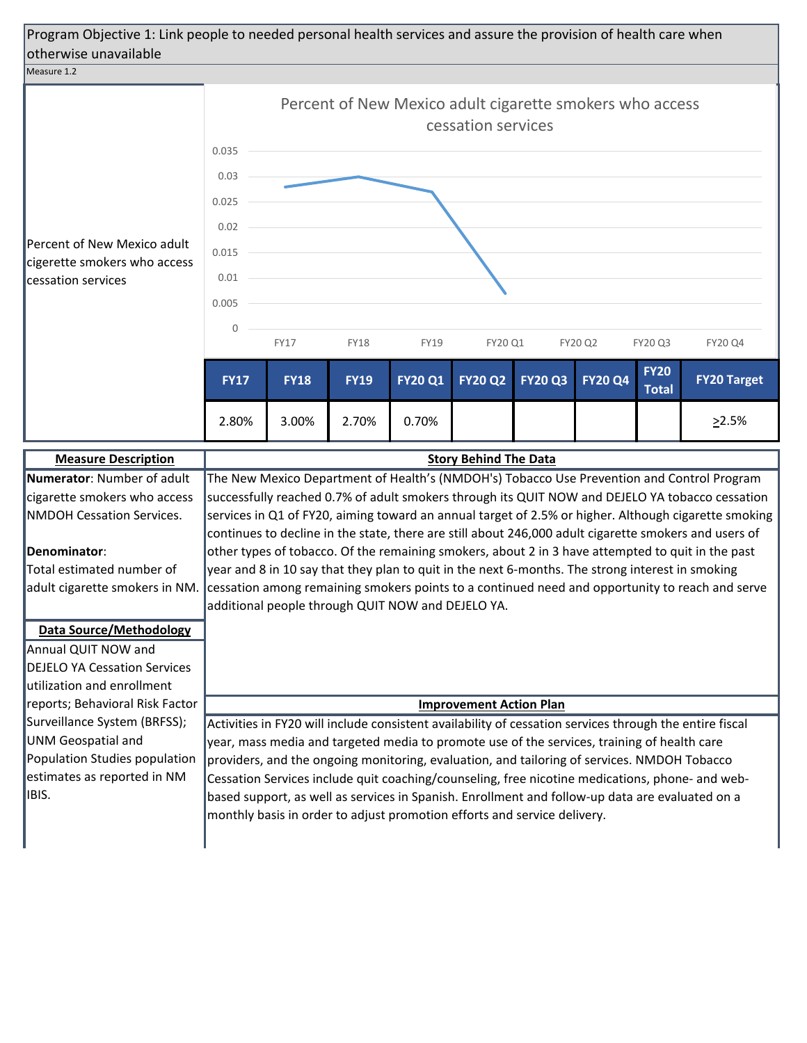Program Objective 1: Link people to needed personal health services and assure the provision of health care when otherwise unavailable

Measure 1.2

Percent of New Mexico adult cigerette smokers who access cessation services

**Percent of New Mexico adult cigarette smokers who access cessation services**

| FY17 | FY18 | FY19 | FY20 Q1 | FY20 Q2 | FY20 Q3 | FY20 Q4 | FY20 Total | FY20 Target |
|---|---|---|---|---|---|---|---|---|
| 2.80% | 3.00% | 2.70% | 0.70% | | | | | >2.5% |

| Measure Description | Story Behind The Data |
|---|---|
| **Numerator**: Number of adult cigarette smokers who access NMDOH Cessation Services.<br><br>**Denominator**: Total estimated number of adult cigarette smokers in NM. | The New Mexico Department of Health's (NMDOH's) Tobacco Use Prevention and Control Program successfully reached 0.7% of adult smokers through its QUIT NOW and DEJELO YA tobacco cessation services in Q1 of FY20, aiming toward an annual target of 2.5% or higher. Although cigarette smoking continues to decline in the state, there are still about 246,000 adult cigarette smokers and users of other types of tobacco. Of the remaining smokers, about 2 in 3 have attempted to quit in the past year and 8 in 10 say that they plan to quit in the next 6-months. The strong interest in smoking cessation among remaining smokers points to a continued need and opportunity to reach and serve additional people through QUIT NOW and DEJELO YA. |

| Data Source/Methodology | Improvement Action Plan |
|---|---|
| Annual QUIT NOW and DEJELO YA Cessation Services utilization and enrollment reports; Behavioral Risk Factor Surveillance System (BRFSS); UNM Geospatial and Population Studies population estimates as reported in NM IBIS. | Activities in FY20 will include consistent availability of cessation services through the entire fiscal year, mass media and targeted media to promote use of the services, training of health care providers, and the ongoing monitoring, evaluation, and tailoring of services. NMDOH Tobacco Cessation Services include quit coaching/counseling, free nicotine medications, phone- and web-based support, as well as services in Spanish. Enrollment and follow-up data are evaluated on a monthly basis in order to adjust promotion efforts and service delivery. |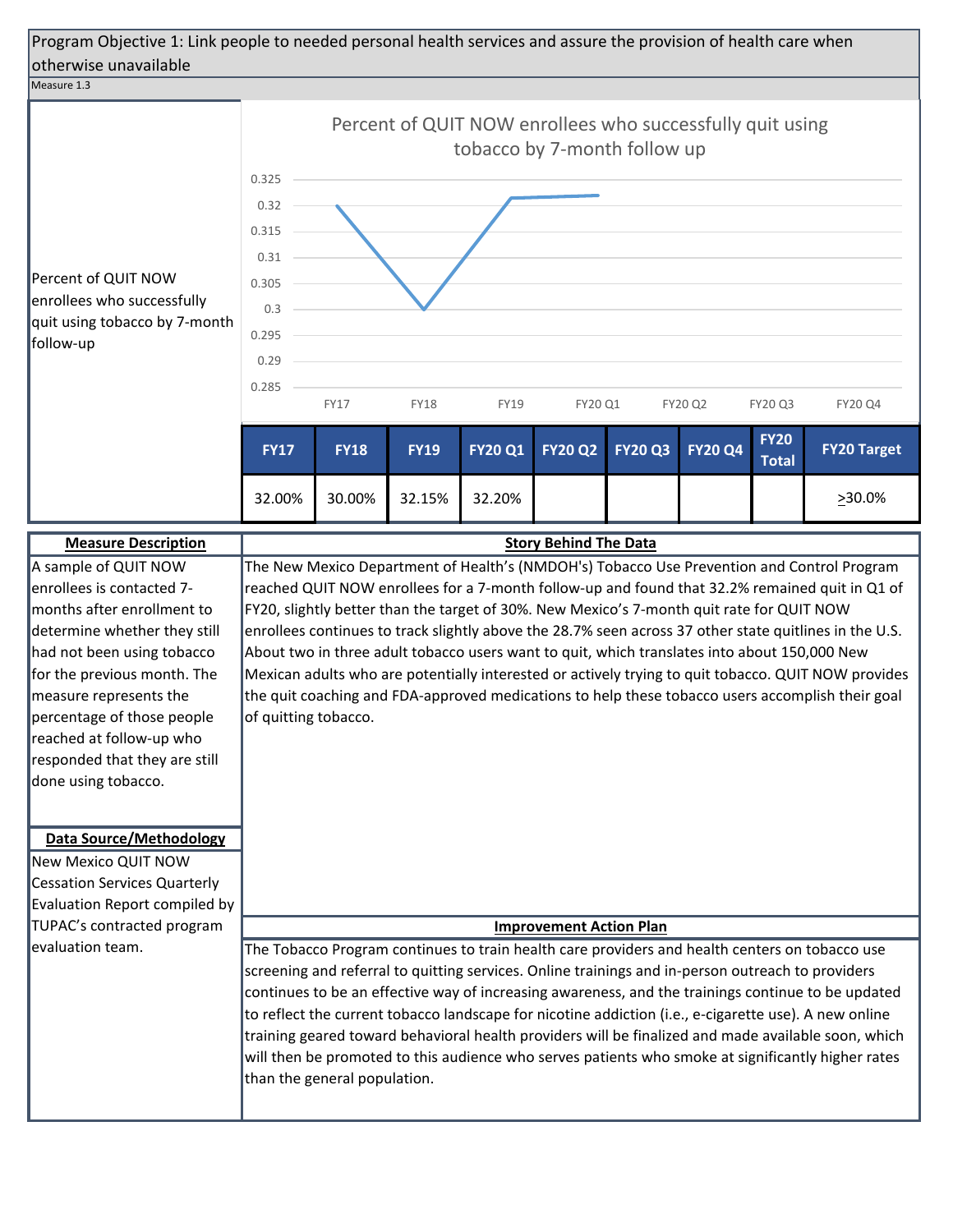Program Objective 1: Link people to needed personal health services and assure the provision of health care when otherwise unavailable

Measure 1.3

Percent of QUIT NOW enrollees who successfully quit using tobacco by 7-month follow-up

**Percent of QUIT NOW enrollees who successfully quit using tobacco by 7-month follow up**

| FY17 | FY18 | FY19 | FY20 Q1 | FY20 Q2 | FY20 Q3 | FY20 Q4 | FY20 Total | FY20 Target |
|---|---|---|---|---|---|---|---|---|
| 32.00% | 30.00% | 32.15% | 32.20% | | | | | ≥30.0% |

**Measure Description**

A sample of QUIT NOW enrollees is contacted 7-months after enrollment to determine whether they still had not been using tobacco for the previous month. The measure represents the percentage of those people reached at follow-up who responded that they are still done using tobacco.

**Data Source/Methodology**

New Mexico QUIT NOW Cessation Services Quarterly Evaluation Report compiled by TUPAC's contracted program evaluation team.

**Story Behind The Data**

The New Mexico Department of Health's (NMDOH's) Tobacco Use Prevention and Control Program reached QUIT NOW enrollees for a 7-month follow-up and found that 32.2% remained quit in Q1 of FY20, slightly better than the target of 30%. New Mexico's 7-month quit rate for QUIT NOW enrollees continues to track slightly above the 28.7% seen across 37 other state quitlines in the U.S. About two in three adult tobacco users want to quit, which translates into about 150,000 New Mexican adults who are potentially interested or actively trying to quit tobacco. QUIT NOW provides the quit coaching and FDA-approved medications to help these tobacco users accomplish their goal of quitting tobacco.

**Improvement Action Plan**

The Tobacco Program continues to train health care providers and health centers on tobacco use screening and referral to quitting services. Online trainings and in-person outreach to providers continues to be an effective way of increasing awareness, and the trainings continue to be updated to reflect the current tobacco landscape for nicotine addiction (i.e., e-cigarette use). A new online training geared toward behavioral health providers will be finalized and made available soon, which will then be promoted to this audience who serves patients who smoke at significantly higher rates than the general population.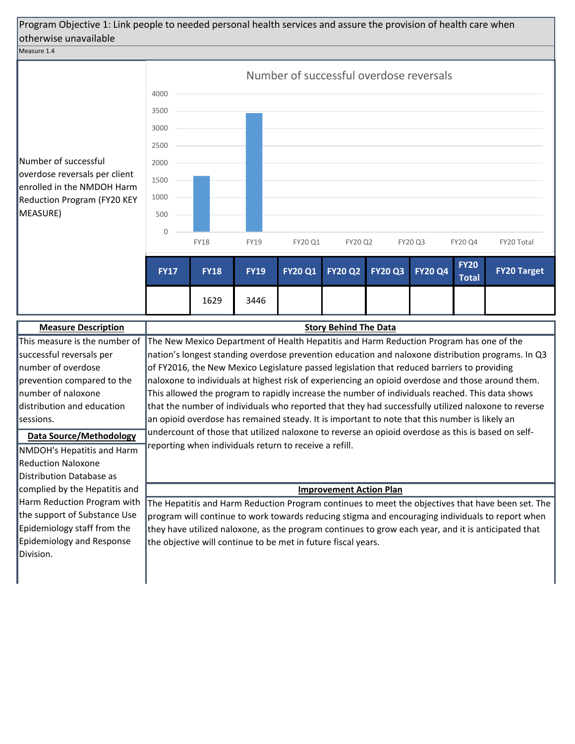Program Objective 1: Link people to needed personal health services and assure the provision of health care when otherwise unavailable

Measure 1.4

Number of successful overdose reversals per client enrolled in the NMDOH Harm Reduction Program (FY20 KEY MEASURE)

Number of successful overdose reversals

| FY17 | FY18 | FY19 | FY20 Q1 | FY20 Q2 | FY20 Q3 | FY20 Q4 | FY20 Total | FY20 Target |
|---|---|---|---|---|---|---|---|---|
| | 1629 | 3446 | | | | | | |

**Measure Description**

This measure is the number of successful reversals per number of overdose prevention compared to the number of naloxone distribution and education sessions.

**Data Source/Methodology**

NMDOH's Hepatitis and Harm Reduction Naloxone Distribution Database as complied by the Hepatitis and Harm Reduction Program with the support of Substance Use Epidemiology staff from the Epidemiology and Response Division.

**Story Behind The Data**

The New Mexico Department of Health Hepatitis and Harm Reduction Program has one of the nation's longest standing overdose prevention education and naloxone distribution programs. In Q3 of FY2016, the New Mexico Legislature passed legislation that reduced barriers to providing naloxone to individuals at highest risk of experiencing an opioid overdose and those around them. This allowed the program to rapidly increase the number of individuals reached. This data shows that the number of individuals who reported that they had successfully utilized naloxone to reverse an opioid overdose has remained steady. It is important to note that this number is likely an undercount of those that utilized naloxone to reverse an opioid overdose as this is based on self-reporting when individuals return to receive a refill.

**Improvement Action Plan**

The Hepatitis and Harm Reduction Program continues to meet the objectives that have been set. The program will continue to work towards reducing stigma and encouraging individuals to report when they have utilized naloxone, as the program continues to grow each year, and it is anticipated that the objective will continue to be met in future fiscal years.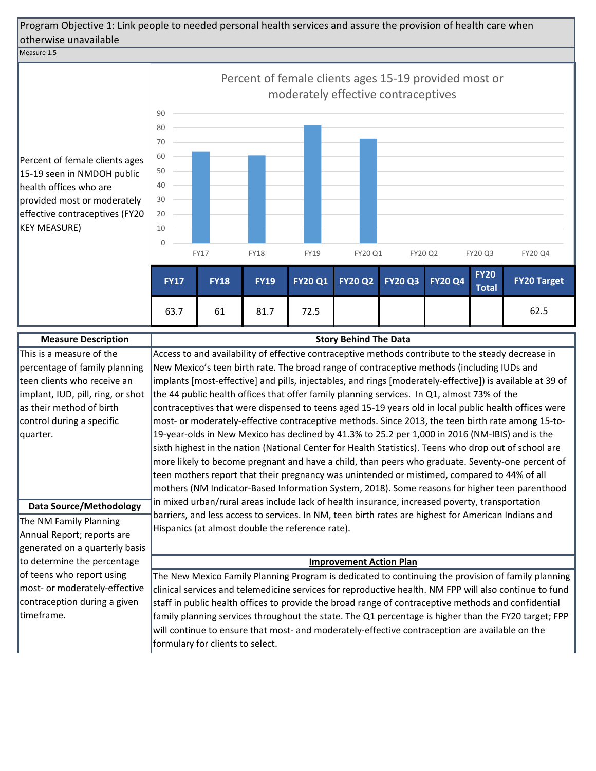## Program Objective 1: Link people to needed personal health services and assure the provision of health care when otherwise unavailable

Measure 1.5

Percent of female clients ages 15-19 seen in NMDOH public health offices who are provided most or moderately effective contraceptives (FY20 KEY MEASURE)

**Percent of female clients ages 15-19 provided most or moderately effective contraceptives**

| FY17 | FY18 | FY19 | FY20 Q1 | FY20 Q2 | FY20 Q3 | FY20 Q4 | FY20 Total | FY20 Target |
|---|---|---|---|---|---|---|---|---|
| 63.7 | 61 | 81.7 | 72.5 | | | | | 62.5 |

### Measure Description

This is a measure of the percentage of family planning teen clients who receive an implant, IUD, pill, ring, or shot as their method of birth control during a specific quarter.

### Data Source/Methodology

The NM Family Planning Annual Report; reports are generated on a quarterly basis to determine the percentage of teens who report using most- or moderately-effective contraception during a given timeframe.

### Story Behind The Data

Access to and availability of effective contraceptive methods contribute to the steady decrease in New Mexico's teen birth rate. The broad range of contraceptive methods (including IUDs and implants [most-effective] and pills, injectables, and rings [moderately-effective]) is available at 39 of the 44 public health offices that offer family planning services. In Q1, almost 73% of the contraceptives that were dispensed to teens aged 15-19 years old in local public health offices were most- or moderately-effective contraceptive methods. Since 2013, the teen birth rate among 15-to-19-year-olds in New Mexico has declined by 41.3% to 25.2 per 1,000 in 2016 (NM-IBIS) and is the sixth highest in the nation (National Center for Health Statistics). Teens who drop out of school are more likely to become pregnant and have a child, than peers who graduate. Seventy-one percent of teen mothers report that their pregnancy was unintended or mistimed, compared to 44% of all mothers (NM Indicator-Based Information System, 2018). Some reasons for higher teen parenthood in mixed urban/rural areas include lack of health insurance, increased poverty, transportation barriers, and less access to services. In NM, teen birth rates are highest for American Indians and Hispanics (at almost double the reference rate).

### Improvement Action Plan

The New Mexico Family Planning Program is dedicated to continuing the provision of family planning clinical services and telemedicine services for reproductive health. NM FPP will also continue to fund staff in public health offices to provide the broad range of contraceptive methods and confidential family planning services throughout the state. The Q1 percentage is higher than the FY20 target; FPP will continue to ensure that most- and moderately-effective contraception are available on the formulary for clients to select.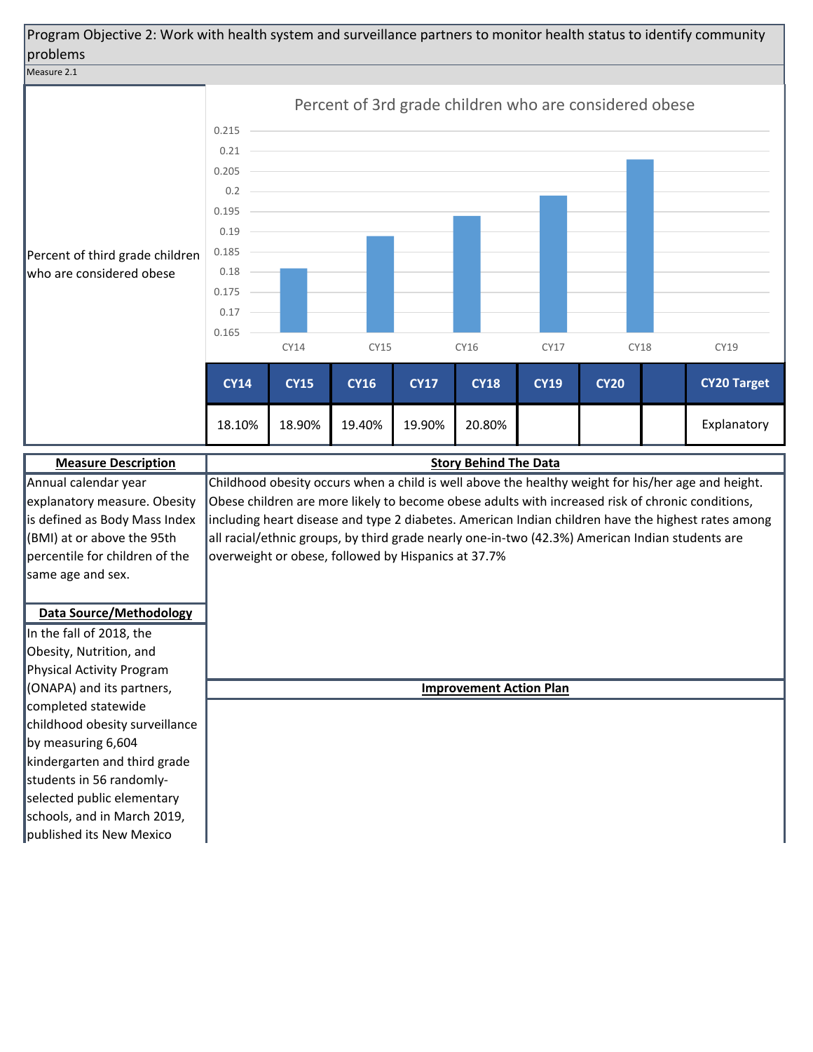Program Objective 2: Work with health system and surveillance partners to monitor health status to identify community problems

Measure 2.1

Percent of third grade children who are considered obese

Percent of 3rd grade children who are considered obese

| CY14 | CY15 | CY16 | CY17 | CY18 | CY19 | CY20 | | CY20 Target |
|---|---|---|---|---|---|---|---|---|
| 18.10% | 18.90% | 19.40% | 19.90% | 20.80% | | | | Explanatory |

**Measure Description**

Annual calendar year explanatory measure. Obesity is defined as Body Mass Index (BMI) at or above the 95th percentile for children of the same age and sex.

**Data Source/Methodology**

In the fall of 2018, the Obesity, Nutrition, and Physical Activity Program (ONAPA) and its partners, completed statewide childhood obesity surveillance by measuring 6,604 kindergarten and third grade students in 56 randomly-selected public elementary schools, and in March 2019, published its New Mexico

**Story Behind The Data**

Childhood obesity occurs when a child is well above the healthy weight for his/her age and height. Obese children are more likely to become obese adults with increased risk of chronic conditions, including heart disease and type 2 diabetes. American Indian children have the highest rates among all racial/ethnic groups, by third grade nearly one-in-two (42.3%) American Indian students are overweight or obese, followed by Hispanics at 37.7%

**Improvement Action Plan**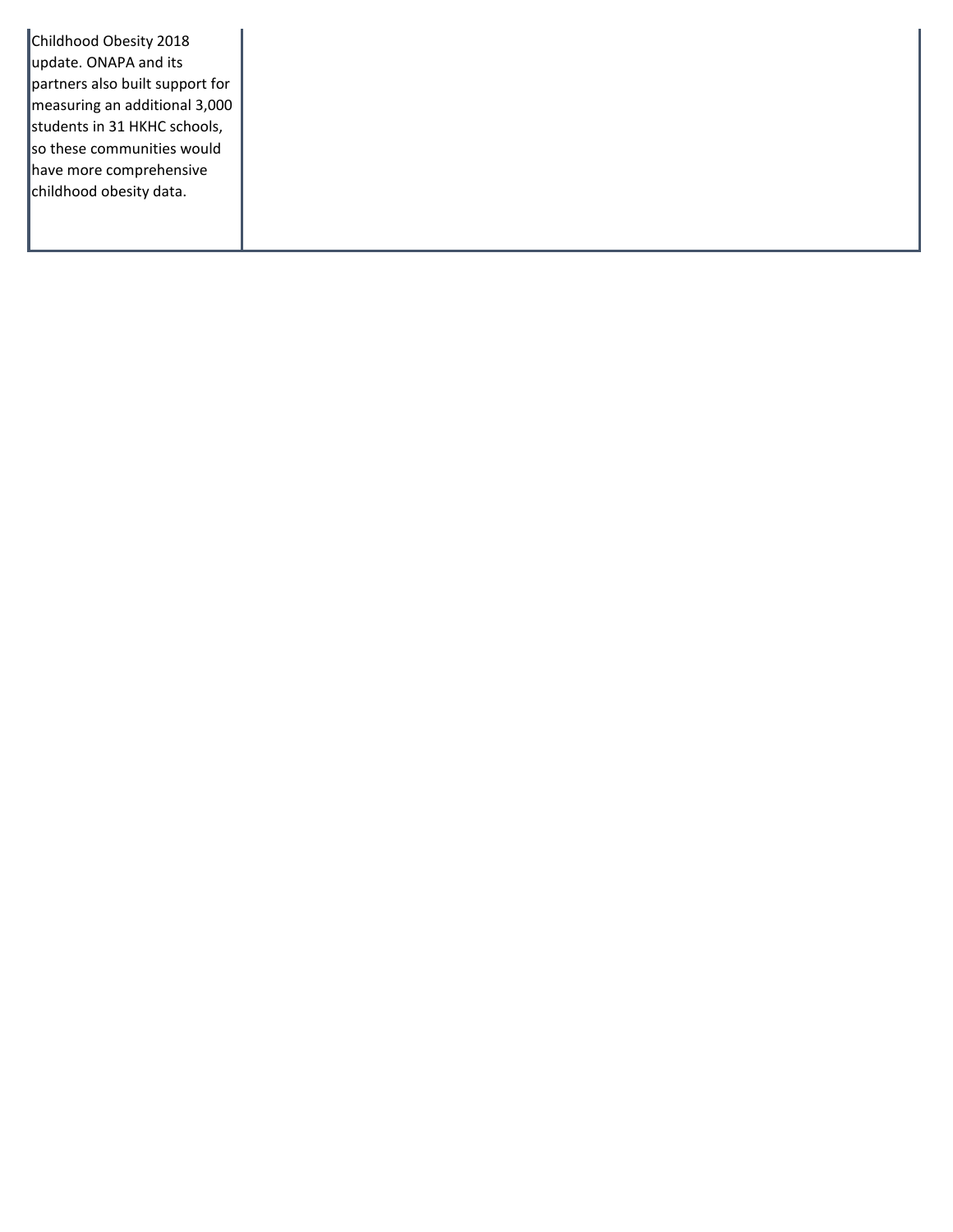| | |
|---|---|
| Childhood Obesity 2018 update. ONAPA and its partners also built support for measuring an additional 3,000 students in 31 HKHC schools, so these communities would have more comprehensive childhood obesity data. | |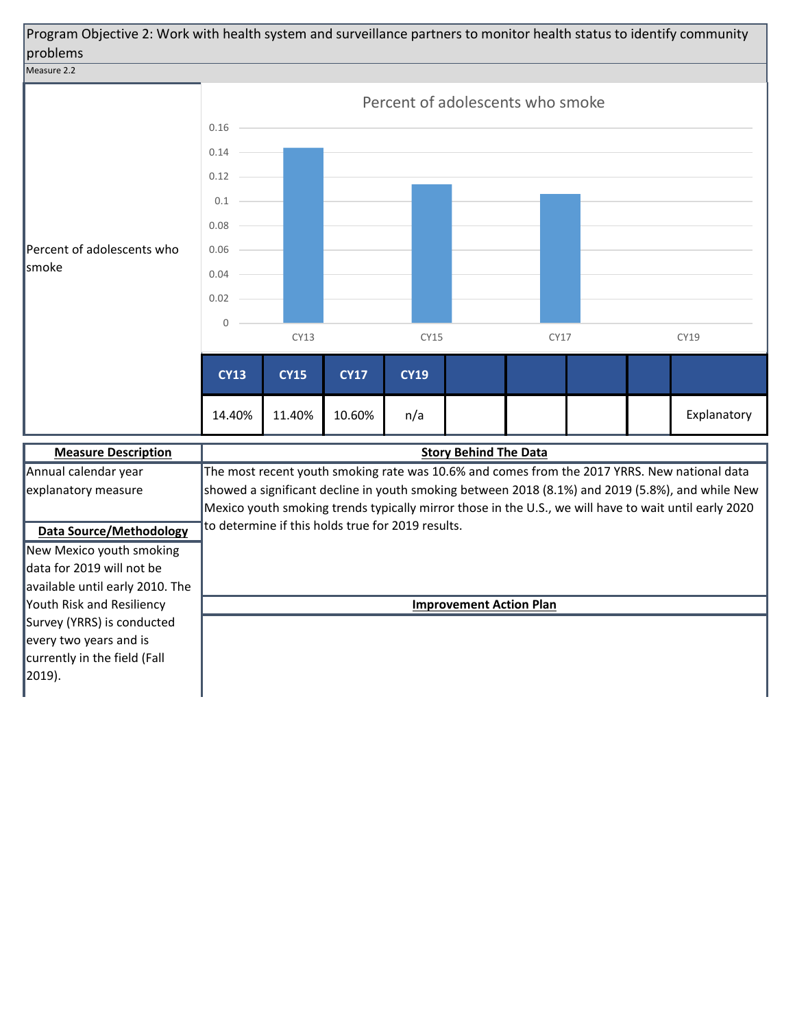Program Objective 2: Work with health system and surveillance partners to monitor health status to identify community problems

Measure 2.2

**Percent of adolescents who smoke**

| CY13 | CY15 | CY17 | CY19 | | | | | |
|---|---|---|---|---|---|---|---|---|
| 14.40% | 11.40% | 10.60% | n/a | | | | | Explanatory |

**Measure Description**

Annual calendar year explanatory measure

**Data Source/Methodology**

New Mexico youth smoking data for 2019 will not be available until early 2010. The Youth Risk and Resiliency Survey (YRRS) is conducted every two years and is currently in the field (Fall 2019).

**Story Behind The Data**

The most recent youth smoking rate was 10.6% and comes from the 2017 YRRS. New national data showed a significant decline in youth smoking between 2018 (8.1%) and 2019 (5.8%), and while New Mexico youth smoking trends typically mirror those in the U.S., we will have to wait until early 2020 to determine if this holds true for 2019 results.

**Improvement Action Plan**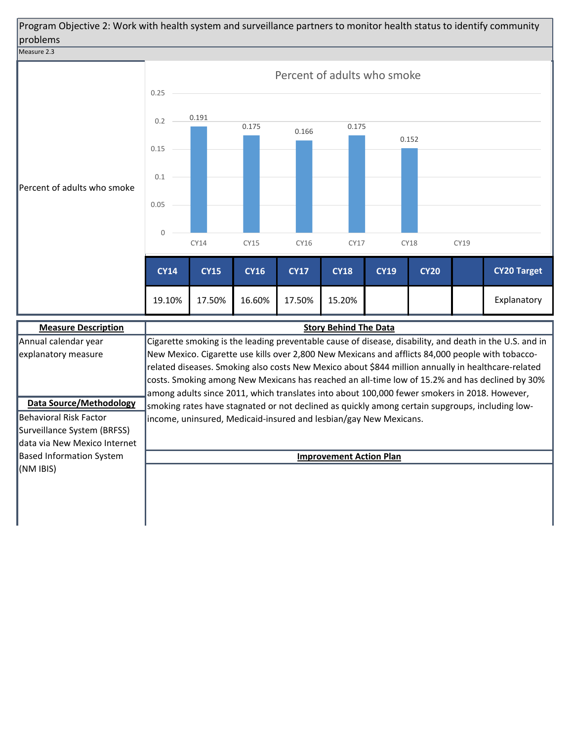Program Objective 2: Work with health system and surveillance partners to monitor health status to identify community problems

Measure 2.3

Percent of adults who smoke

| CY14 | CY15 | CY16 | CY17 | CY18 | CY19 | CY20 | | CY20 Target |
|---|---|---|---|---|---|---|---|---|
| 19.10% | 17.50% | 16.60% | 17.50% | 15.20% | | | | Explanatory |

**Measure Description**

Annual calendar year explanatory measure

**Data Source/Methodology**

Behavioral Risk Factor Surveillance System (BRFSS) data via New Mexico Internet Based Information System (NM IBIS)

**Story Behind The Data**

Cigarette smoking is the leading preventable cause of disease, disability, and death in the U.S. and in New Mexico. Cigarette use kills over 2,800 New Mexicans and afflicts 84,000 people with tobacco-related diseases. Smoking also costs New Mexico about $844 million annually in healthcare-related costs. Smoking among New Mexicans has reached an all-time low of 15.2% and has declined by 30% among adults since 2011, which translates into about 100,000 fewer smokers in 2018. However, smoking rates have stagnated or not declined as quickly among certain supgroups, including low-income, uninsured, Medicaid-insured and lesbian/gay New Mexicans.

**Improvement Action Plan**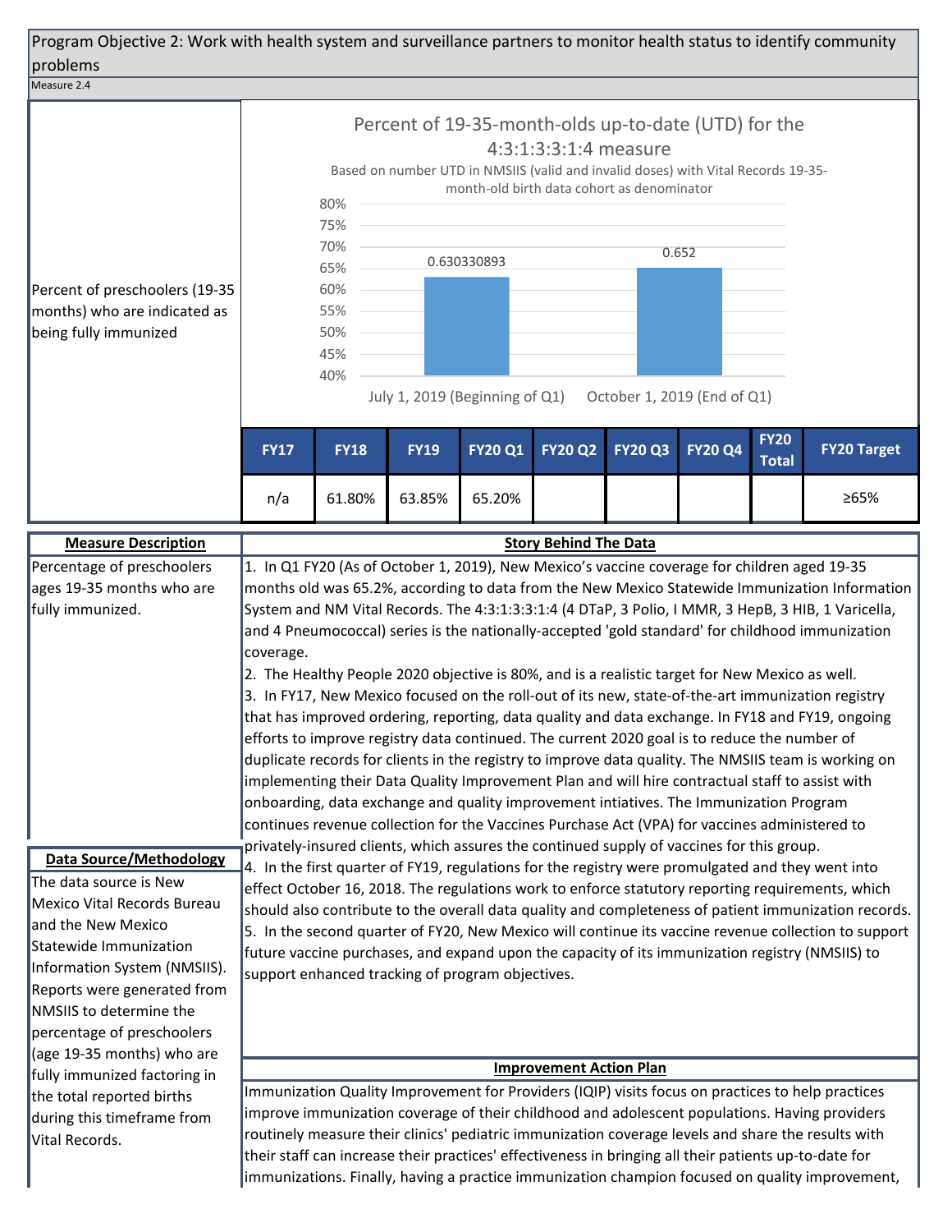Program Objective 2: Work with health system and surveillance partners to monitor health status to identify community problems

Measure 2.4

Percent of preschoolers (19-35 months) who are indicated as being fully immunized

**Percent of 19-35-month-olds up-to-date (UTD) for the 4:3:1:3:3:1:4 measure**

Based on number UTD in NMSIIS (valid and invalid doses) with Vital Records 19-35-month-old birth data cohort as denominator

| | Value |
|---|---|
| July 1, 2019 (Beginning of Q1) | 0.630330893 |
| October 1, 2019 (End of Q1) | 0.652 |

| FY17 | FY18 | FY19 | FY20 Q1 | FY20 Q2 | FY20 Q3 | FY20 Q4 | FY20 Total | FY20 Target |
|---|---|---|---|---|---|---|---|---|
| n/a | 61.80% | 63.85% | 65.20% | | | | | ≥65% |

**Measure Description**

Percentage of preschoolers ages 19-35 months who are fully immunized.

**Data Source/Methodology**

The data source is New Mexico Vital Records Bureau and the New Mexico Statewide Immunization Information System (NMSIIS). Reports were generated from NMSIIS to determine the percentage of preschoolers (age 19-35 months) who are fully immunized factoring in the total reported births during this timeframe from Vital Records.

**Story Behind The Data**

1. In Q1 FY20 (As of October 1, 2019), New Mexico's vaccine coverage for children aged 19-35 months old was 65.2%, according to data from the New Mexico Statewide Immunization Information System and NM Vital Records. The 4:3:1:3:3:1:4 (4 DTaP, 3 Polio, I MMR, 3 HepB, 3 HIB, 1 Varicella, and 4 Pneumococcal) series is the nationally-accepted 'gold standard' for childhood immunization coverage.
2. The Healthy People 2020 objective is 80%, and is a realistic target for New Mexico as well.
3. In FY17, New Mexico focused on the roll-out of its new, state-of-the-art immunization registry that has improved ordering, reporting, data quality and data exchange. In FY18 and FY19, ongoing efforts to improve registry data continued. The current 2020 goal is to reduce the number of duplicate records for clients in the registry to improve data quality. The NMSIIS team is working on implementing their Data Quality Improvement Plan and will hire contractual staff to assist with onboarding, data exchange and quality improvement intiatives. The Immunization Program continues revenue collection for the Vaccines Purchase Act (VPA) for vaccines administered to privately-insured clients, which assures the continued supply of vaccines for this group.
4. In the first quarter of FY19, regulations for the registry were promulgated and they went into effect October 16, 2018. The regulations work to enforce statutory reporting requirements, which should also contribute to the overall data quality and completeness of patient immunization records.
5. In the second quarter of FY20, New Mexico will continue its vaccine revenue collection to support future vaccine purchases, and expand upon the capacity of its immunization registry (NMSIIS) to support enhanced tracking of program objectives.

**Improvement Action Plan**

Immunization Quality Improvement for Providers (IQIP) visits focus on practices to help practices improve immunization coverage of their childhood and adolescent populations. Having providers routinely measure their clinics' pediatric immunization coverage levels and share the results with their staff can increase their practices' effectiveness in bringing all their patients up-to-date for immunizations. Finally, having a practice immunization champion focused on quality improvement,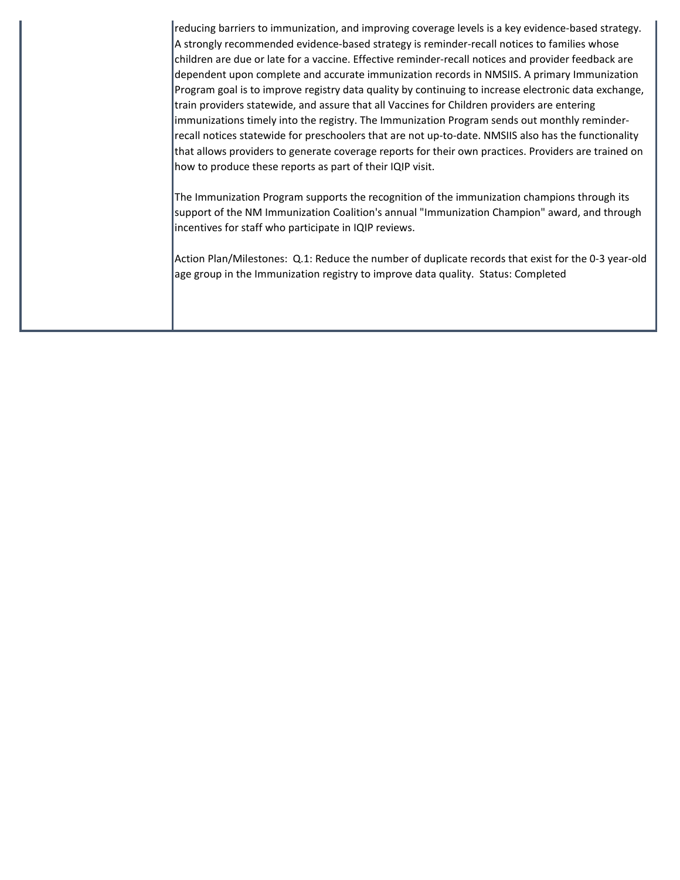| | |
|---|---|
| | reducing barriers to immunization, and improving coverage levels is a key evidence-based strategy. A strongly recommended evidence-based strategy is reminder-recall notices to families whose children are due or late for a vaccine. Effective reminder-recall notices and provider feedback are dependent upon complete and accurate immunization records in NMSIIS. A primary Immunization Program goal is to improve registry data quality by continuing to increase electronic data exchange, train providers statewide, and assure that all Vaccines for Children providers are entering immunizations timely into the registry. The Immunization Program sends out monthly reminder-recall notices statewide for preschoolers that are not up-to-date. NMSIIS also has the functionality that allows providers to generate coverage reports for their own practices. Providers are trained on how to produce these reports as part of their IQIP visit.<br><br>The Immunization Program supports the recognition of the immunization champions through its support of the NM Immunization Coalition's annual "Immunization Champion" award, and through incentives for staff who participate in IQIP reviews.<br><br>Action Plan/Milestones: Q.1: Reduce the number of duplicate records that exist for the 0-3 year-old age group in the Immunization registry to improve data quality. Status: Completed |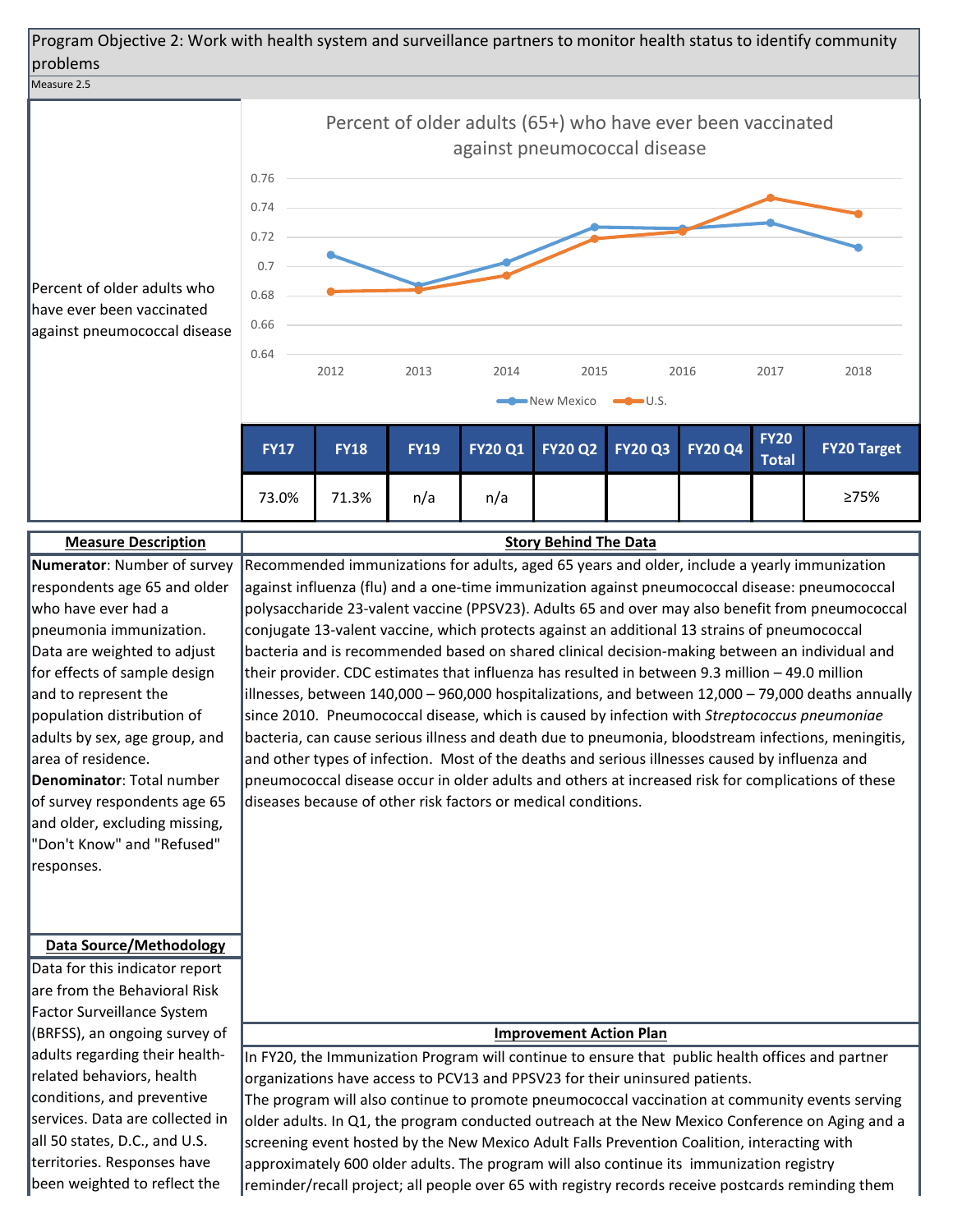Program Objective 2: Work with health system and surveillance partners to monitor health status to identify community problems

Measure 2.5

Percent of older adults who have ever been vaccinated against pneumococcal disease

**Percent of older adults (65+) who have ever been vaccinated against pneumococcal disease**

| Year | New Mexico | U.S. |
|---|---|---|
| 2012 | 0.708 | 0.683 |
| 2013 | 0.687 | 0.684 |
| 2014 | 0.703 | 0.694 |
| 2015 | 0.727 | 0.719 |
| 2016 | 0.726 | 0.724 |
| 2017 | 0.730 | 0.747 |
| 2018 | 0.713 | 0.736 |

| FY17 | FY18 | FY19 | FY20 Q1 | FY20 Q2 | FY20 Q3 | FY20 Q4 | FY20 Total | FY20 Target |
|---|---|---|---|---|---|---|---|---|
| 73.0% | 71.3% | n/a | n/a | | | | | ≥75% |

**Measure Description**

**Numerator**: Number of survey respondents age 65 and older who have ever had a pneumonia immunization. Data are weighted to adjust for effects of sample design and to represent the population distribution of adults by sex, age group, and area of residence.

**Denominator**: Total number of survey respondents age 65 and older, excluding missing, "Don't Know" and "Refused" responses.

**Data Source/Methodology**

Data for this indicator report are from the Behavioral Risk Factor Surveillance System (BRFSS), an ongoing survey of adults regarding their health-related behaviors, health conditions, and preventive services. Data are collected in all 50 states, D.C., and U.S. territories. Responses have been weighted to reflect the

**Story Behind The Data**

Recommended immunizations for adults, aged 65 years and older, include a yearly immunization against influenza (flu) and a one-time immunization against pneumococcal disease: pneumococcal polysaccharide 23-valent vaccine (PPSV23). Adults 65 and over may also benefit from pneumococcal conjugate 13-valent vaccine, which protects against an additional 13 strains of pneumococcal bacteria and is recommended based on shared clinical decision-making between an individual and their provider. CDC estimates that influenza has resulted in between 9.3 million – 49.0 million illnesses, between 140,000 – 960,000 hospitalizations, and between 12,000 – 79,000 deaths annually since 2010. Pneumococcal disease, which is caused by infection with *Streptococcus pneumoniae* bacteria, can cause serious illness and death due to pneumonia, bloodstream infections, meningitis, and other types of infection. Most of the deaths and serious illnesses caused by influenza and pneumococcal disease occur in older adults and others at increased risk for complications of these diseases because of other risk factors or medical conditions.

**Improvement Action Plan**

In FY20, the Immunization Program will continue to ensure that public health offices and partner organizations have access to PCV13 and PPSV23 for their uninsured patients.

The program will also continue to promote pneumococcal vaccination at community events serving older adults. In Q1, the program conducted outreach at the New Mexico Conference on Aging and a screening event hosted by the New Mexico Adult Falls Prevention Coalition, interacting with approximately 600 older adults. The program will also continue its immunization registry reminder/recall project; all people over 65 with registry records receive postcards reminding them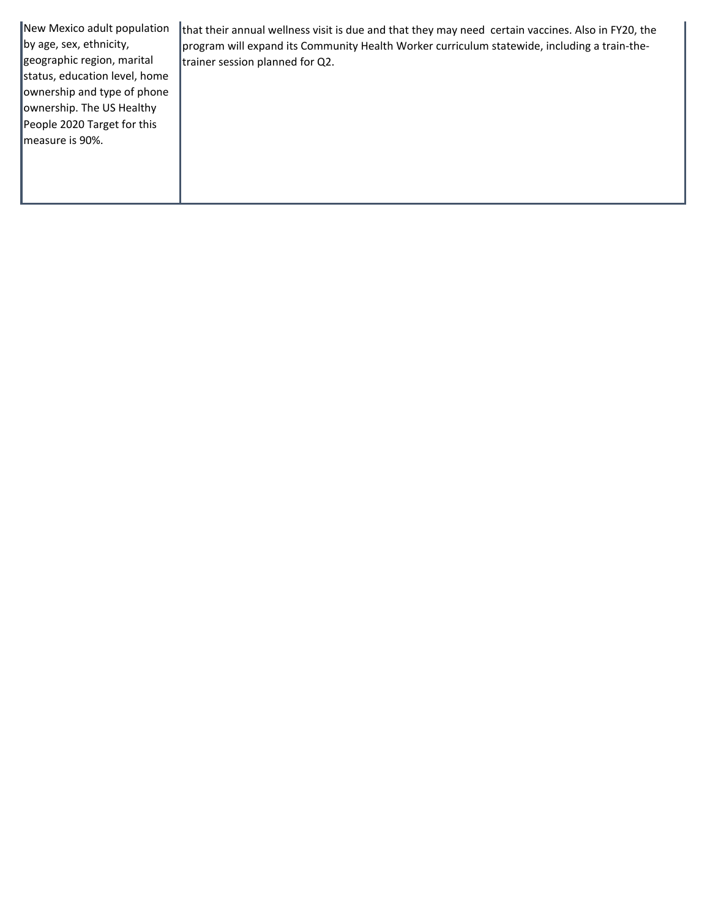| | |
|---|---|
| New Mexico adult population by age, sex, ethnicity, geographic region, marital status, education level, home ownership and type of phone ownership. The US Healthy People 2020 Target for this measure is 90%. | that their annual wellness visit is due and that they may need certain vaccines. Also in FY20, the program will expand its Community Health Worker curriculum statewide, including a train-the-trainer session planned for Q2. |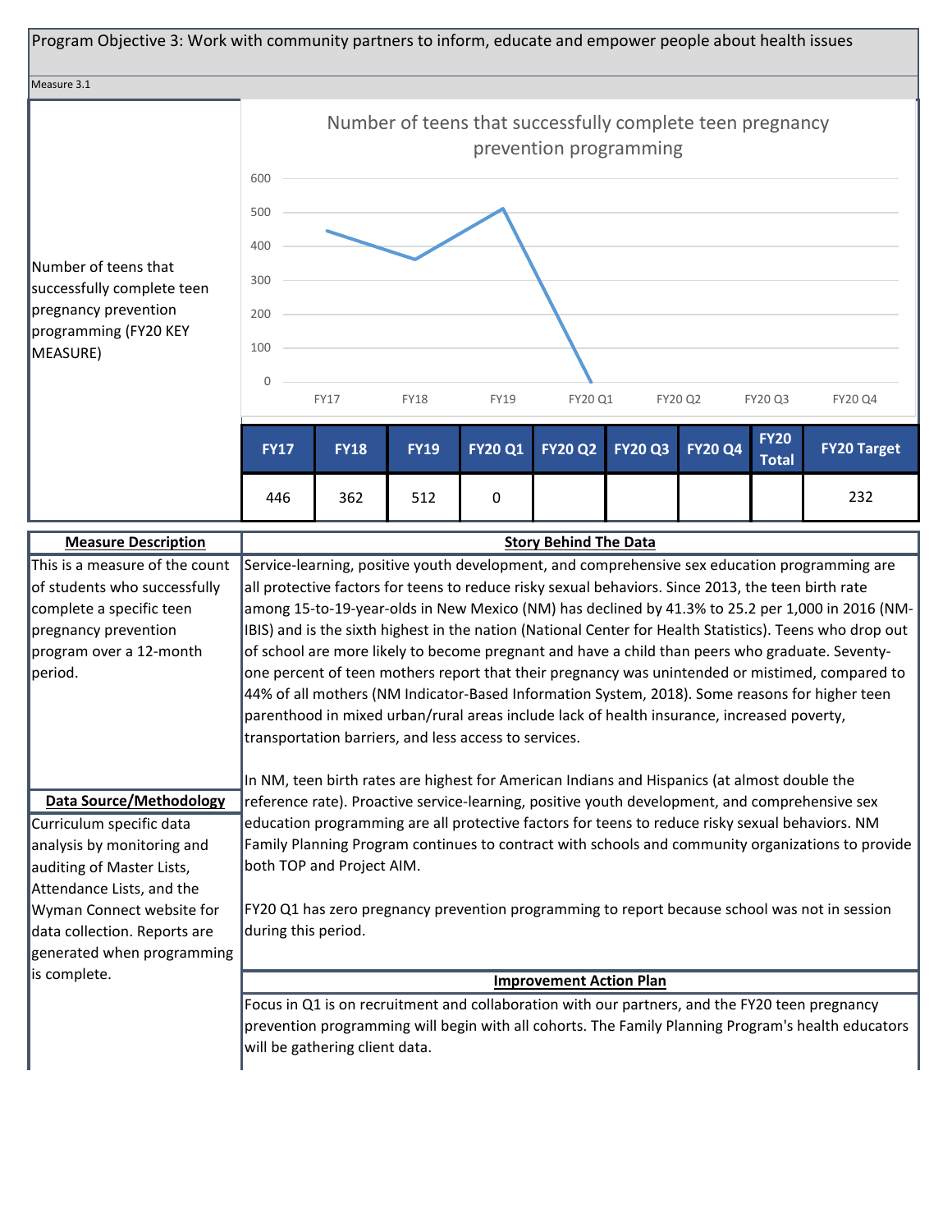Program Objective 3: Work with community partners to inform, educate and empower people about health issues

Measure 3.1

Number of teens that successfully complete teen pregnancy prevention programming (FY20 KEY MEASURE)

Number of teens that successfully complete teen pregnancy prevention programming

| FY17 | FY18 | FY19 | FY20 Q1 | FY20 Q2 | FY20 Q3 | FY20 Q4 | FY20 Total | FY20 Target |
|---|---|---|---|---|---|---|---|---|
| 446 | 362 | 512 | 0 | | | | | 232 |

**Measure Description**

This is a measure of the count of students who successfully complete a specific teen pregnancy prevention program over a 12-month period.

**Data Source/Methodology**

Curriculum specific data analysis by monitoring and auditing of Master Lists, Attendance Lists, and the Wyman Connect website for data collection. Reports are generated when programming is complete.

**Story Behind The Data**

Service-learning, positive youth development, and comprehensive sex education programming are all protective factors for teens to reduce risky sexual behaviors. Since 2013, the teen birth rate among 15-to-19-year-olds in New Mexico (NM) has declined by 41.3% to 25.2 per 1,000 in 2016 (NM-IBIS) and is the sixth highest in the nation (National Center for Health Statistics). Teens who drop out of school are more likely to become pregnant and have a child than peers who graduate. Seventy-one percent of teen mothers report that their pregnancy was unintended or mistimed, compared to 44% of all mothers (NM Indicator-Based Information System, 2018). Some reasons for higher teen parenthood in mixed urban/rural areas include lack of health insurance, increased poverty, transportation barriers, and less access to services.

In NM, teen birth rates are highest for American Indians and Hispanics (at almost double the reference rate). Proactive service-learning, positive youth development, and comprehensive sex education programming are all protective factors for teens to reduce risky sexual behaviors. NM Family Planning Program continues to contract with schools and community organizations to provide both TOP and Project AIM.

FY20 Q1 has zero pregnancy prevention programming to report because school was not in session during this period.

**Improvement Action Plan**

Focus in Q1 is on recruitment and collaboration with our partners, and the FY20 teen pregnancy prevention programming will begin with all cohorts. The Family Planning Program's health educators will be gathering client data.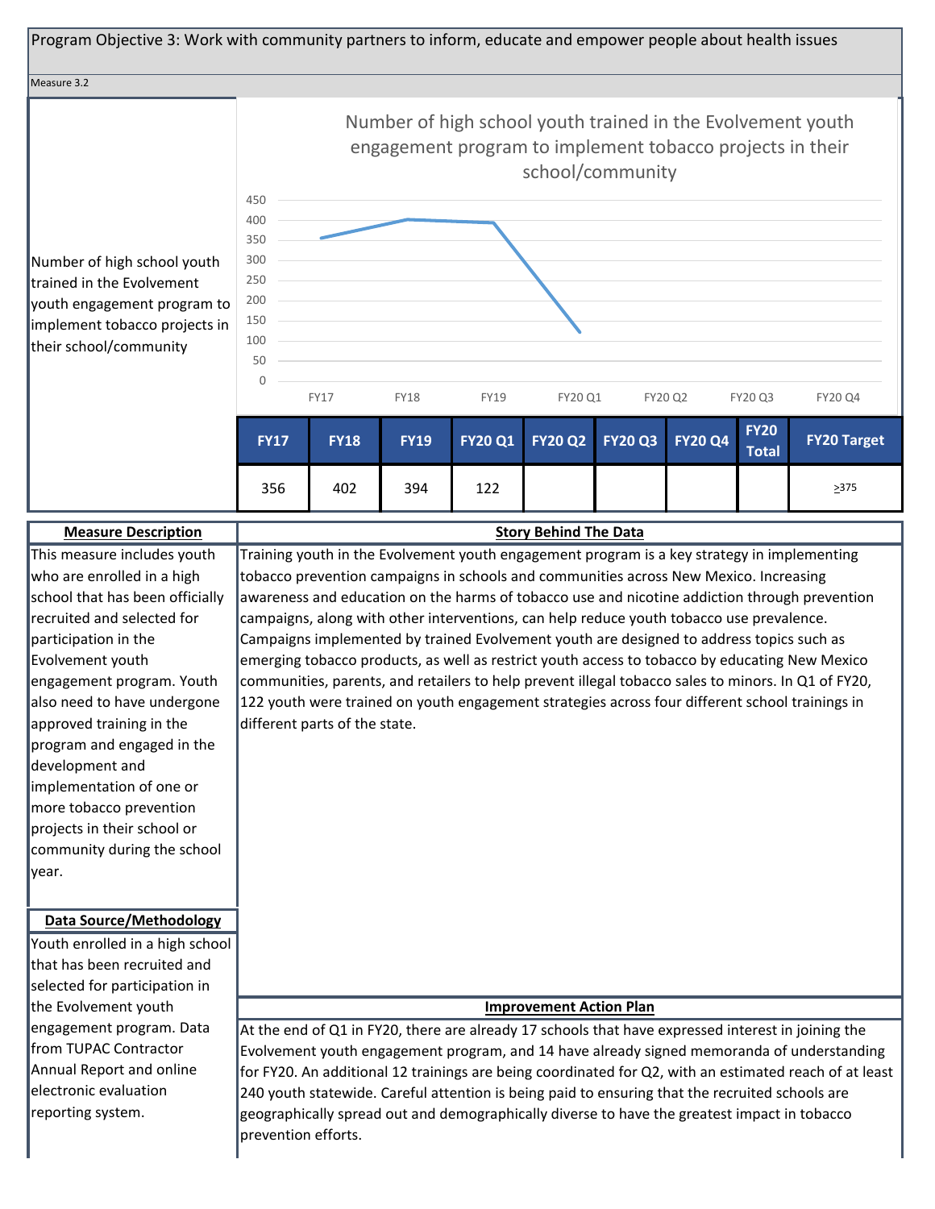Program Objective 3: Work with community partners to inform, educate and empower people about health issues

Measure 3.2

Number of high school youth trained in the Evolvement youth engagement program to implement tobacco projects in their school/community

**Number of high school youth trained in the Evolvement youth engagement program to implement tobacco projects in their school/community**

| FY17 | FY18 | FY19 | FY20 Q1 | FY20 Q2 | FY20 Q3 | FY20 Q4 | FY20 Total | FY20 Target |
|---|---|---|---|---|---|---|---|---|
| 356 | 402 | 394 | 122 | | | | | ≥375 |

**Measure Description**

This measure includes youth who are enrolled in a high school that has been officially recruited and selected for participation in the Evolvement youth engagement program. Youth also need to have undergone approved training in the program and engaged in the development and implementation of one or more tobacco prevention projects in their school or community during the school year.

**Data Source/Methodology**

Youth enrolled in a high school that has been recruited and selected for participation in the Evolvement youth engagement program. Data from TUPAC Contractor Annual Report and online electronic evaluation reporting system.

**Story Behind The Data**

Training youth in the Evolvement youth engagement program is a key strategy in implementing tobacco prevention campaigns in schools and communities across New Mexico. Increasing awareness and education on the harms of tobacco use and nicotine addiction through prevention campaigns, along with other interventions, can help reduce youth tobacco use prevalence. Campaigns implemented by trained Evolvement youth are designed to address topics such as emerging tobacco products, as well as restrict youth access to tobacco by educating New Mexico communities, parents, and retailers to help prevent illegal tobacco sales to minors. In Q1 of FY20, 122 youth were trained on youth engagement strategies across four different school trainings in different parts of the state.

**Improvement Action Plan**

At the end of Q1 in FY20, there are already 17 schools that have expressed interest in joining the Evolvement youth engagement program, and 14 have already signed memoranda of understanding for FY20. An additional 12 trainings are being coordinated for Q2, with an estimated reach of at least 240 youth statewide. Careful attention is being paid to ensuring that the recruited schools are geographically spread out and demographically diverse to have the greatest impact in tobacco prevention efforts.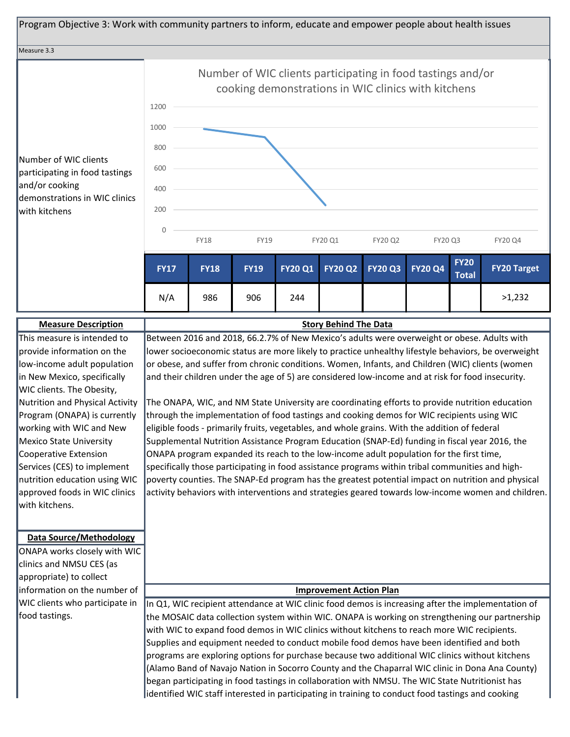Program Objective 3: Work with community partners to inform, educate and empower people about health issues

Measure 3.3

Number of WIC clients participating in food tastings and/or cooking demonstrations in WIC clinics with kitchens

| FY17 | FY18 | FY19 | FY20 Q1 | FY20 Q2 | FY20 Q3 | FY20 Q4 | FY20 Total | FY20 Target |
|---|---|---|---|---|---|---|---|---|
| N/A | 986 | 906 | 244 | | | | | >1,232 |

**Measure Description**

This measure is intended to provide information on the low-income adult population in New Mexico, specifically WIC clients. The Obesity, Nutrition and Physical Activity Program (ONAPA) is currently working with WIC and New Mexico State University Cooperative Extension Services (CES) to implement nutrition education using WIC approved foods in WIC clinics with kitchens.

**Data Source/Methodology**

ONAPA works closely with WIC clinics and NMSU CES (as appropriate) to collect information on the number of WIC clients who participate in food tastings.

**Story Behind The Data**

Between 2016 and 2018, 66.2.7% of New Mexico's adults were overweight or obese. Adults with lower socioeconomic status are more likely to practice unhealthy lifestyle behaviors, be overweight or obese, and suffer from chronic conditions. Women, Infants, and Children (WIC) clients (women and their children under the age of 5) are considered low-income and at risk for food insecurity.

The ONAPA, WIC, and NM State University are coordinating efforts to provide nutrition education through the implementation of food tastings and cooking demos for WIC recipients using WIC eligible foods - primarily fruits, vegetables, and whole grains. With the addition of federal Supplemental Nutrition Assistance Program Education (SNAP-Ed) funding in fiscal year 2016, the ONAPA program expanded its reach to the low-income adult population for the first time, specifically those participating in food assistance programs within tribal communities and high-poverty counties. The SNAP-Ed program has the greatest potential impact on nutrition and physical activity behaviors with interventions and strategies geared towards low-income women and children.

**Improvement Action Plan**

In Q1, WIC recipient attendance at WIC clinic food demos is increasing after the implementation of the MOSAIC data collection system within WIC. ONAPA is working on strengthening our partnership with WIC to expand food demos in WIC clinics without kitchens to reach more WIC recipients. Supplies and equipment needed to conduct mobile food demos have been identified and both programs are exploring options for purchase because two additional WIC clinics without kitchens (Alamo Band of Navajo Nation in Socorro County and the Chaparral WIC clinic in Dona Ana County) began participating in food tastings in collaboration with NMSU. The WIC State Nutritionist has identified WIC staff interested in participating in training to conduct food tastings and cooking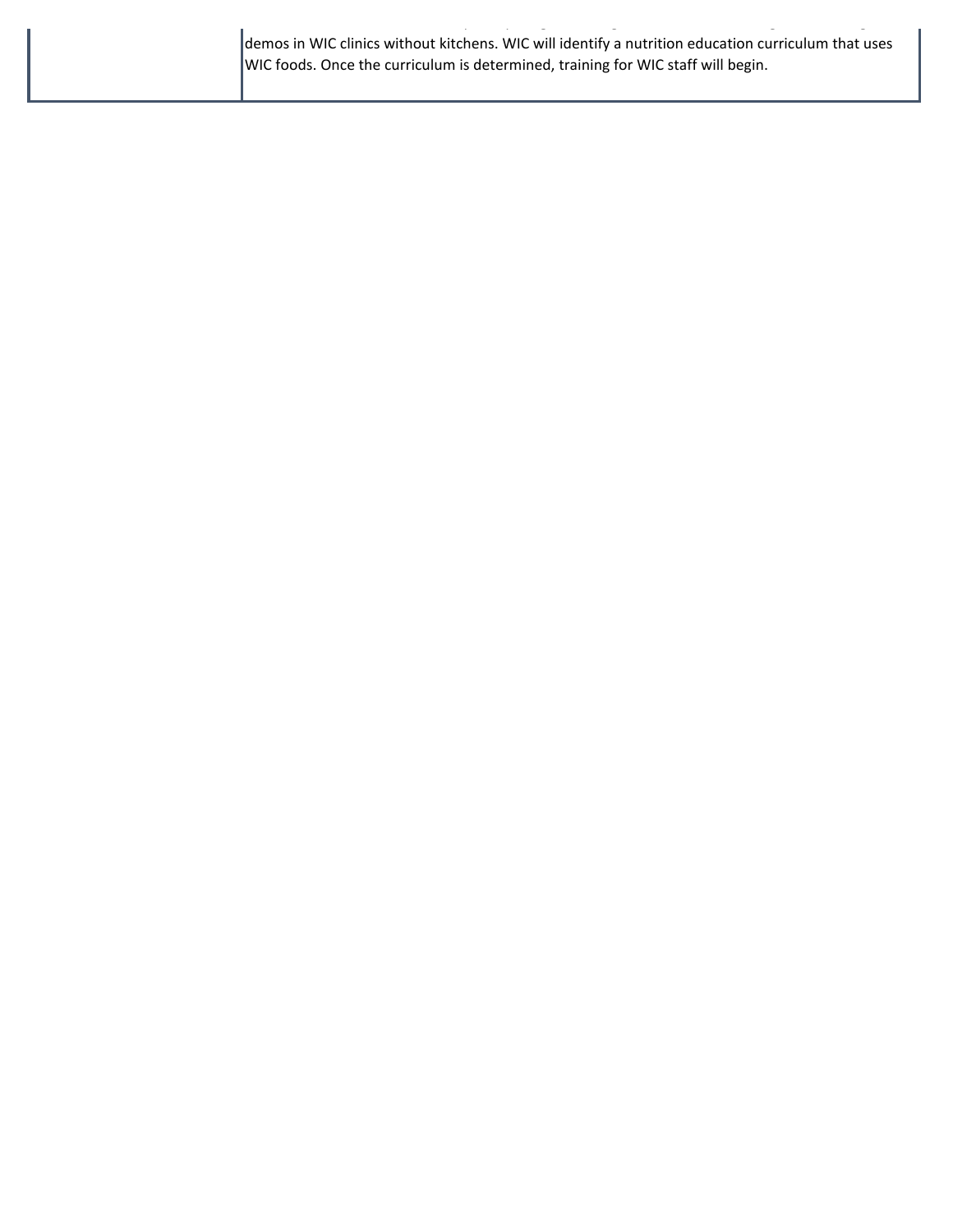| | |
|---|---|
| | demos in WIC clinics without kitchens. WIC will identify a nutrition education curriculum that uses WIC foods. Once the curriculum is determined, training for WIC staff will begin. |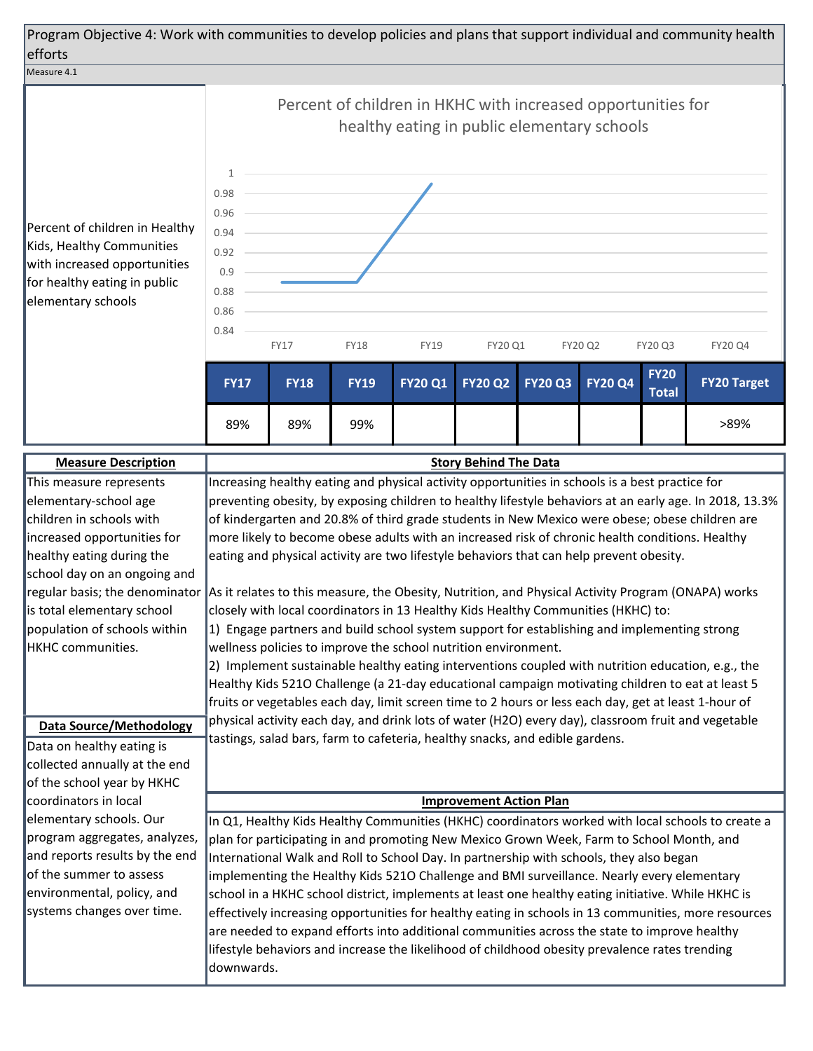## Program Objective 4: Work with communities to develop policies and plans that support individual and community health efforts

Measure 4.1

Percent of children in Healthy Kids, Healthy Communities with increased opportunities for healthy eating in public elementary schools

**Percent of children in HKHC with increased opportunities for healthy eating in public elementary schools**

| FY17 | FY18 | FY19 | FY20 Q1 | FY20 Q2 | FY20 Q3 | FY20 Q4 | FY20 Total | FY20 Target |
|---|---|---|---|---|---|---|---|---|
| 89% | 89% | 99% | | | | | | >89% |

### Measure Description

This measure represents elementary-school age children in schools with increased opportunities for healthy eating during the school day on an ongoing and regular basis; the denominator is total elementary school population of schools within HKHC communities.

### Data Source/Methodology

Data on healthy eating is collected annually at the end of the school year by HKHC coordinators in local elementary schools. Our program aggregates, analyzes, and reports results by the end of the summer to assess environmental, policy, and systems changes over time.

### Story Behind The Data

Increasing healthy eating and physical activity opportunities in schools is a best practice for preventing obesity, by exposing children to healthy lifestyle behaviors at an early age. In 2018, 13.3% of kindergarten and 20.8% of third grade students in New Mexico were obese; obese children are more likely to become obese adults with an increased risk of chronic health conditions. Healthy eating and physical activity are two lifestyle behaviors that can help prevent obesity.

As it relates to this measure, the Obesity, Nutrition, and Physical Activity Program (ONAPA) works closely with local coordinators in 13 Healthy Kids Healthy Communities (HKHC) to:

1) Engage partners and build school system support for establishing and implementing strong wellness policies to improve the school nutrition environment.
2) Implement sustainable healthy eating interventions coupled with nutrition education, e.g., the Healthy Kids 521O Challenge (a 21-day educational campaign motivating children to eat at least 5 fruits or vegetables each day, limit screen time to 2 hours or less each day, get at least 1-hour of physical activity each day, and drink lots of water (H2O) every day), classroom fruit and vegetable tastings, salad bars, farm to cafeteria, healthy snacks, and edible gardens.

### Improvement Action Plan

In Q1, Healthy Kids Healthy Communities (HKHC) coordinators worked with local schools to create a plan for participating in and promoting New Mexico Grown Week, Farm to School Month, and International Walk and Roll to School Day. In partnership with schools, they also began implementing the Healthy Kids 521O Challenge and BMI surveillance. Nearly every elementary school in a HKHC school district, implements at least one healthy eating initiative. While HKHC is effectively increasing opportunities for healthy eating in schools in 13 communities, more resources are needed to expand efforts into additional communities across the state to improve healthy lifestyle behaviors and increase the likelihood of childhood obesity prevalence rates trending downwards.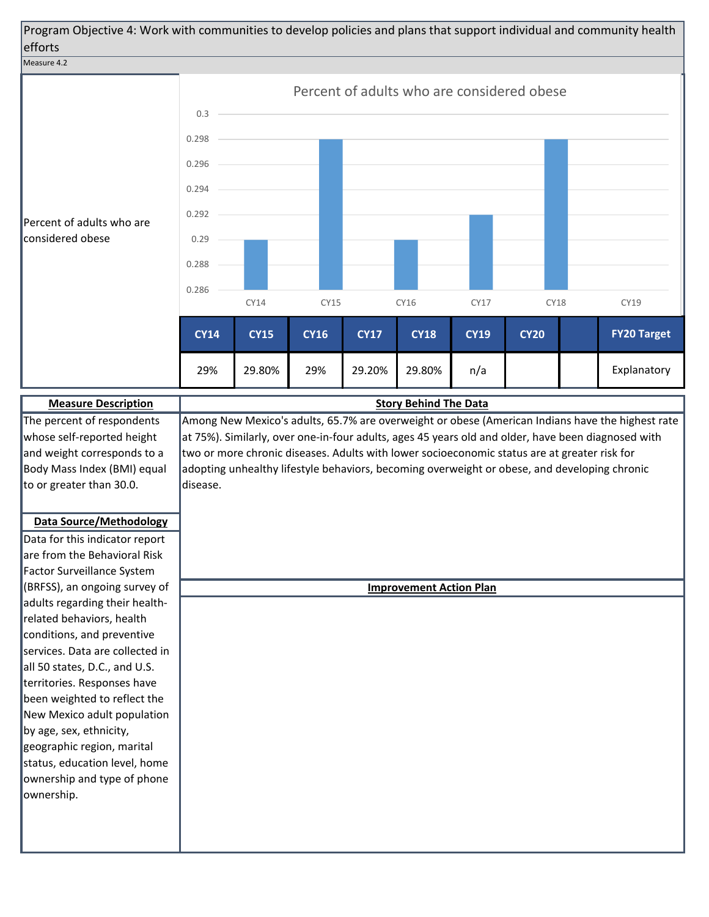Program Objective 4: Work with communities to develop policies and plans that support individual and community health efforts

Measure 4.2

Percent of adults who are considered obese

**Percent of adults who are considered obese**

| CY14 | CY15 | CY16 | CY17 | CY18 | CY19 | CY20 | | FY20 Target |
|---|---|---|---|---|---|---|---|---|
| 29% | 29.80% | 29% | 29.20% | 29.80% | n/a | | | Explanatory |

**Measure Description**

The percent of respondents whose self-reported height and weight corresponds to a Body Mass Index (BMI) equal to or greater than 30.0.

**Data Source/Methodology**

Data for this indicator report are from the Behavioral Risk Factor Surveillance System (BRFSS), an ongoing survey of adults regarding their health-related behaviors, health conditions, and preventive services. Data are collected in all 50 states, D.C., and U.S. territories. Responses have been weighted to reflect the New Mexico adult population by age, sex, ethnicity, geographic region, marital status, education level, home ownership and type of phone ownership.

**Story Behind The Data**

Among New Mexico's adults, 65.7% are overweight or obese (American Indians have the highest rate at 75%). Similarly, over one-in-four adults, ages 45 years old and older, have been diagnosed with two or more chronic diseases. Adults with lower socioeconomic status are at greater risk for adopting unhealthy lifestyle behaviors, becoming overweight or obese, and developing chronic disease.

**Improvement Action Plan**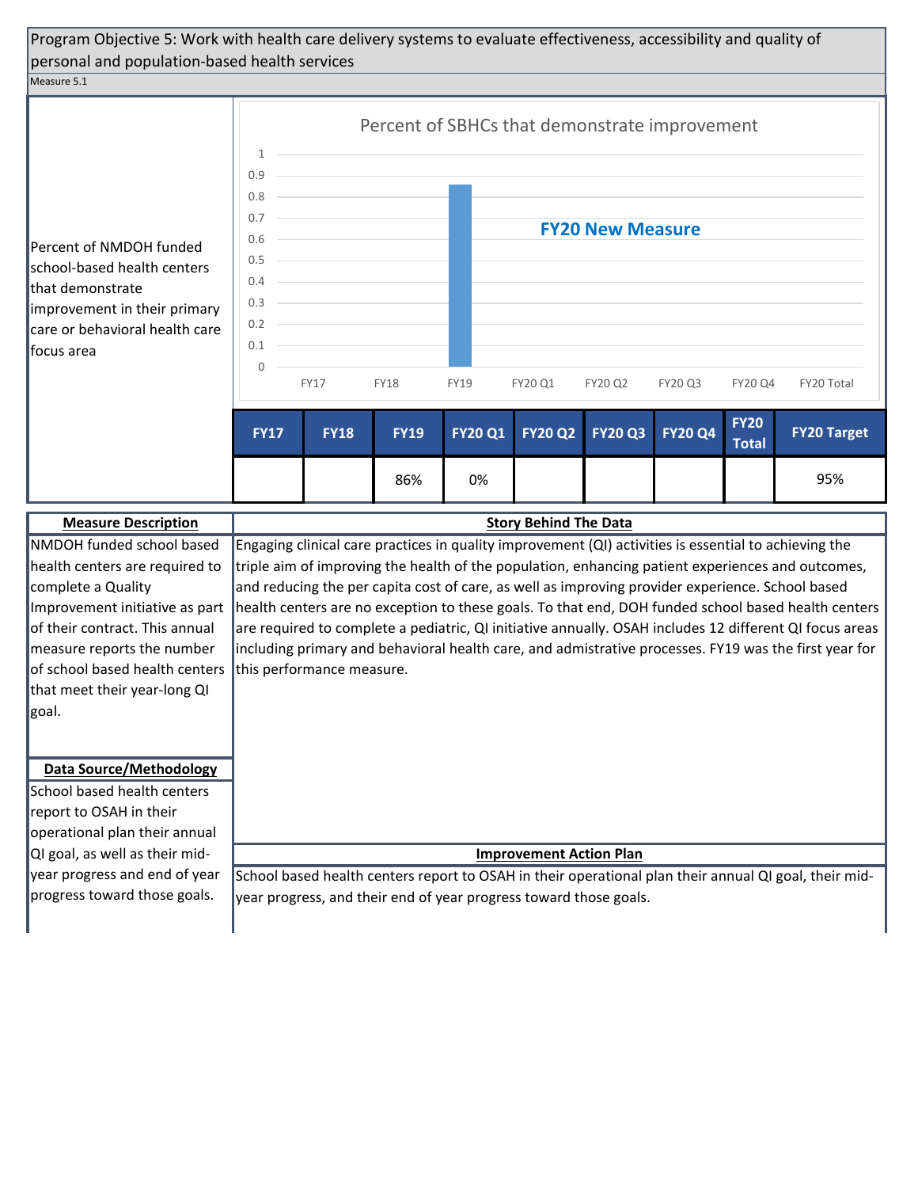Program Objective 5: Work with health care delivery systems to evaluate effectiveness, accessibility and quality of personal and population-based health services

Measure 5.1

Percent of NMDOH funded school-based health centers that demonstrate improvement in their primary care or behavioral health care focus area

Percent of SBHCs that demonstrate improvement

FY20 New Measure

| FY17 | FY18 | FY19 | FY20 Q1 | FY20 Q2 | FY20 Q3 | FY20 Q4 | FY20 Total | FY20 Target |
|---|---|---|---|---|---|---|---|---|
| | | 86% | 0% | | | | | 95% |

**Measure Description**

NMDOH funded school based health centers are required to complete a Quality Improvement initiative as part of their contract. This annual measure reports the number of school based health centers that meet their year-long QI goal.

**Data Source/Methodology**

School based health centers report to OSAH in their operational plan their annual QI goal, as well as their mid-year progress and end of year progress toward those goals.

**Story Behind The Data**

Engaging clinical care practices in quality improvement (QI) activities is essential to achieving the triple aim of improving the health of the population, enhancing patient experiences and outcomes, and reducing the per capita cost of care, as well as improving provider experience. School based health centers are no exception to these goals. To that end, DOH funded school based health centers are required to complete a pediatric, QI initiative annually. OSAH includes 12 different QI focus areas including primary and behavioral health care, and admistrative processes. FY19 was the first year for this performance measure.

**Improvement Action Plan**

School based health centers report to OSAH in their operational plan their annual QI goal, their mid-year progress, and their end of year progress toward those goals.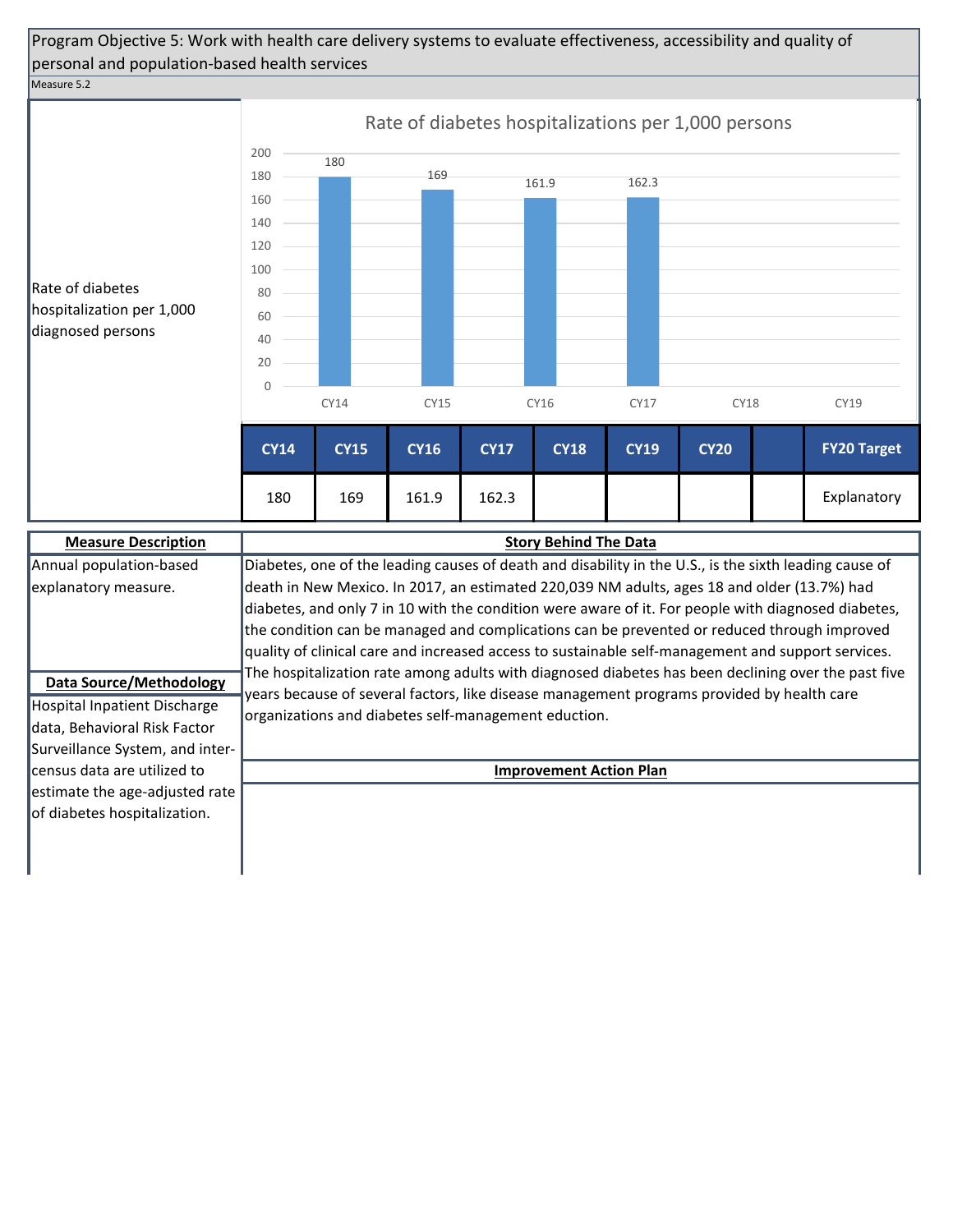Program Objective 5: Work with health care delivery systems to evaluate effectiveness, accessibility and quality of personal and population-based health services

Measure 5.2

Rate of diabetes hospitalization per 1,000 diagnosed persons

**Rate of diabetes hospitalizations per 1,000 persons**

| CY14 | CY15 | CY16 | CY17 | CY18 | CY19 |
|---|---|---|---|---|---|
| 180 | 169 | 161.9 | 162.3 | | |

| CY14 | CY15 | CY16 | CY17 | CY18 | CY19 | CY20 | | FY20 Target |
|---|---|---|---|---|---|---|---|---|
| 180 | 169 | 161.9 | 162.3 | | | | | Explanatory |

**Measure Description**

Annual population-based explanatory measure.

**Data Source/Methodology**

Hospital Inpatient Discharge data, Behavioral Risk Factor Surveillance System, and inter-census data are utilized to estimate the age-adjusted rate of diabetes hospitalization.

**Story Behind The Data**

Diabetes, one of the leading causes of death and disability in the U.S., is the sixth leading cause of death in New Mexico. In 2017, an estimated 220,039 NM adults, ages 18 and older (13.7%) had diabetes, and only 7 in 10 with the condition were aware of it. For people with diagnosed diabetes, the condition can be managed and complications can be prevented or reduced through improved quality of clinical care and increased access to sustainable self-management and support services. The hospitalization rate among adults with diagnosed diabetes has been declining over the past five years because of several factors, like disease management programs provided by health care organizations and diabetes self-management eduction.

**Improvement Action Plan**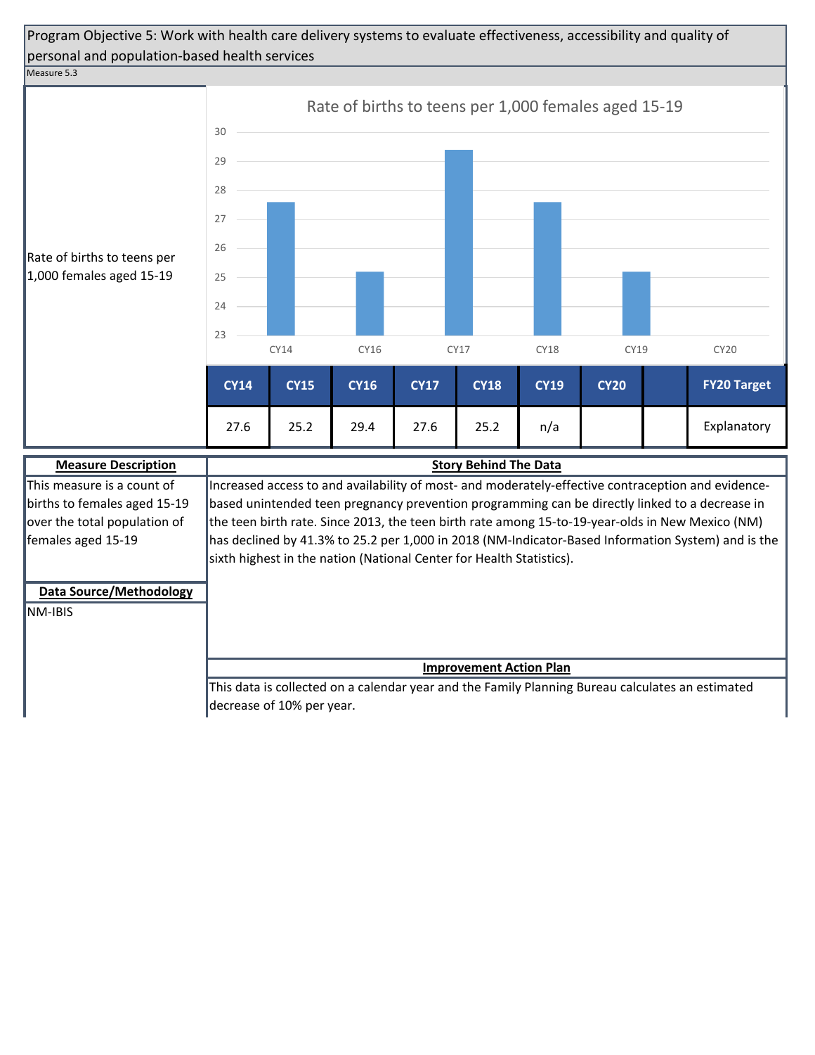Program Objective 5: Work with health care delivery systems to evaluate effectiveness, accessibility and quality of personal and population-based health services

Measure 5.3

**Rate of births to teens per 1,000 females aged 15-19**

| CY14 | CY15 | CY16 | CY17 | CY18 | CY19 | CY20 | | FY20 Target |
|---|---|---|---|---|---|---|---|---|
| 27.6 | 25.2 | 29.4 | 27.6 | 25.2 | n/a | | | Explanatory |

**Measure Description**

This measure is a count of births to females aged 15-19 over the total population of females aged 15-19

**Data Source/Methodology**

NM-IBIS

**Story Behind The Data**

Increased access to and availability of most- and moderately-effective contraception and evidence-based unintended teen pregnancy prevention programming can be directly linked to a decrease in the teen birth rate. Since 2013, the teen birth rate among 15-to-19-year-olds in New Mexico (NM) has declined by 41.3% to 25.2 per 1,000 in 2018 (NM-Indicator-Based Information System) and is the sixth highest in the nation (National Center for Health Statistics).

**Improvement Action Plan**

This data is collected on a calendar year and the Family Planning Bureau calculates an estimated decrease of 10% per year.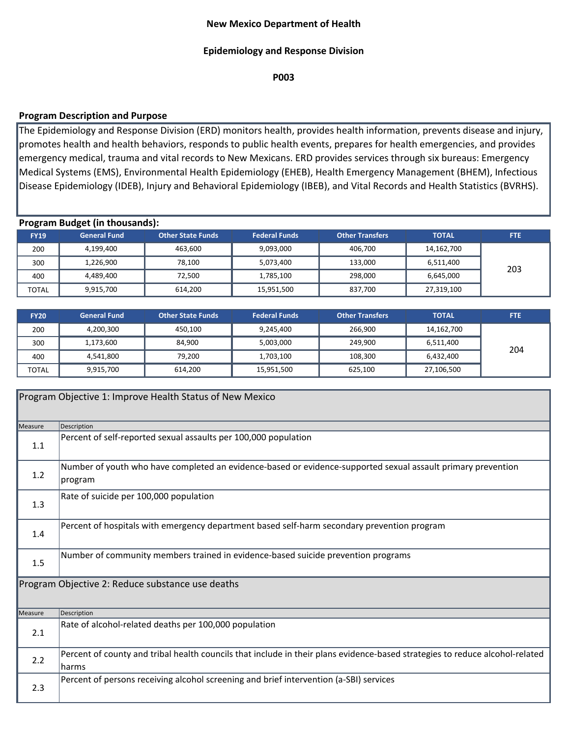**New Mexico Department of Health**

**Epidemiology and Response Division**

**P003**

**Program Description and Purpose**

The Epidemiology and Response Division (ERD) monitors health, provides health information, prevents disease and injury, promotes health and health behaviors, responds to public health events, prepares for health emergencies, and provides emergency medical, trauma and vital records to New Mexicans. ERD provides services through six bureaus: Emergency Medical Systems (EMS), Environmental Health Epidemiology (EHEB), Health Emergency Management (BHEM), Infectious Disease Epidemiology (IDEB), Injury and Behavioral Epidemiology (IBEB), and Vital Records and Health Statistics (BVRHS).

**Program Budget (in thousands):**

| FY19 | General Fund | Other State Funds | Federal Funds | Other Transfers | TOTAL | FTE |
|---|---|---|---|---|---|---|
| 200 | 4,199,400 | 463,600 | 9,093,000 | 406,700 | 14,162,700 | 203 |
| 300 | 1,226,900 | 78,100 | 5,073,400 | 133,000 | 6,511,400 | |
| 400 | 4,489,400 | 72,500 | 1,785,100 | 298,000 | 6,645,000 | |
| TOTAL | 9,915,700 | 614,200 | 15,951,500 | 837,700 | 27,319,100 | |

| FY20 | General Fund | Other State Funds | Federal Funds | Other Transfers | TOTAL | FTE |
|---|---|---|---|---|---|---|
| 200 | 4,200,300 | 450,100 | 9,245,400 | 266,900 | 14,162,700 | 204 |
| 300 | 1,173,600 | 84,900 | 5,003,000 | 249,900 | 6,511,400 | |
| 400 | 4,541,800 | 79,200 | 1,703,100 | 108,300 | 6,432,400 | |
| TOTAL | 9,915,700 | 614,200 | 15,951,500 | 625,100 | 27,106,500 | |

**Program Objective 1: Improve Health Status of New Mexico**

| Measure | Description |
|---|---|
| 1.1 | Percent of self-reported sexual assaults per 100,000 population |
| 1.2 | Number of youth who have completed an evidence-based or evidence-supported sexual assault primary prevention program |
| 1.3 | Rate of suicide per 100,000 population |
| 1.4 | Percent of hospitals with emergency department based self-harm secondary prevention program |
| 1.5 | Number of community members trained in evidence-based suicide prevention programs |

**Program Objective 2: Reduce substance use deaths**

| Measure | Description |
|---|---|
| 2.1 | Rate of alcohol-related deaths per 100,000 population |
| 2.2 | Percent of county and tribal health councils that include in their plans evidence-based strategies to reduce alcohol-related harms |
| 2.3 | Percent of persons receiving alcohol screening and brief intervention (a-SBI) services |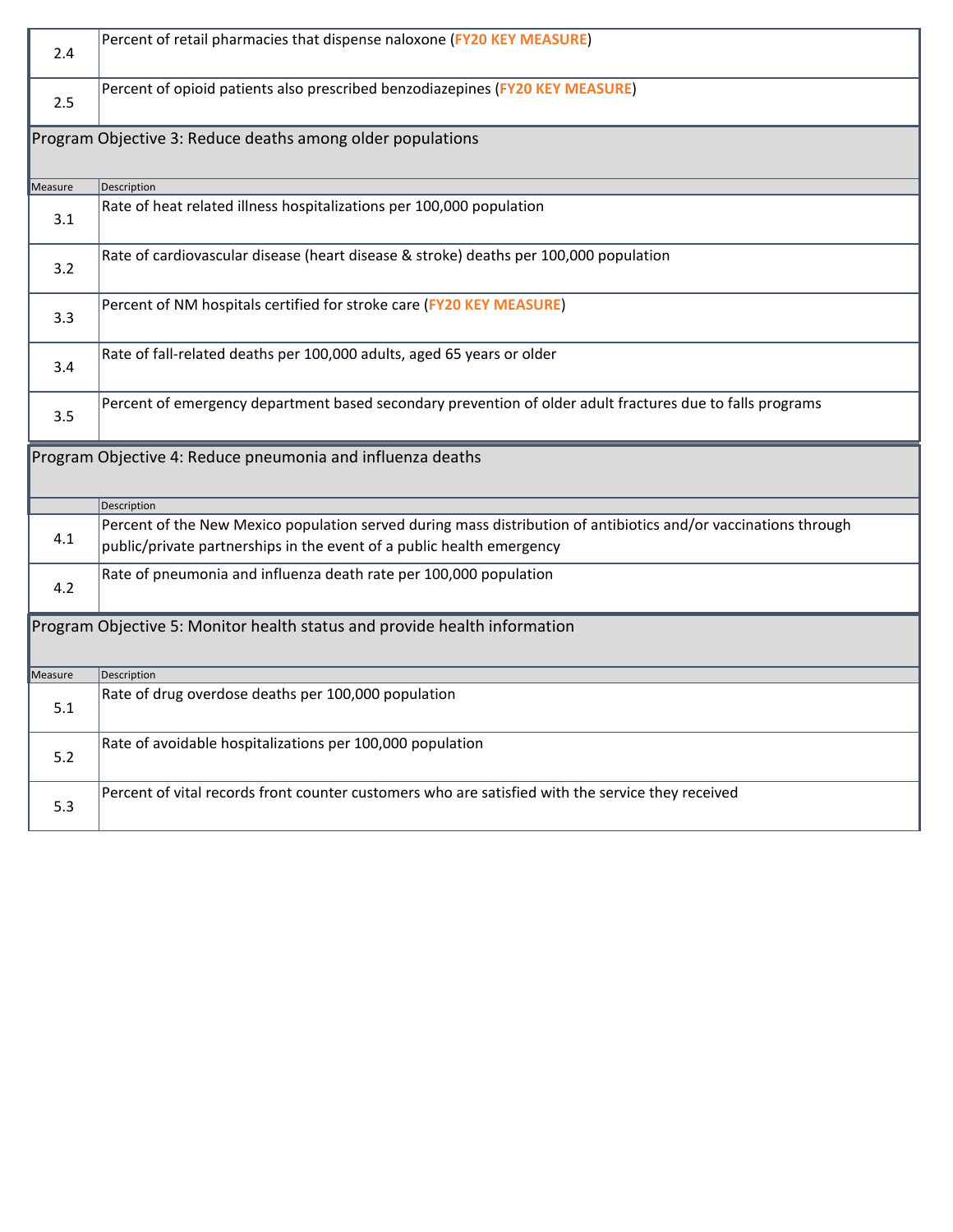| 2.4 | Percent of retail pharmacies that dispense naloxone (**FY20 KEY MEASURE**) |
|---|---|
| 2.5 | Percent of opioid patients also prescribed benzodiazepines (**FY20 KEY MEASURE**) |

## Program Objective 3: Reduce deaths among older populations

| Measure | Description |
|---|---|
| 3.1 | Rate of heat related illness hospitalizations per 100,000 population |
| 3.2 | Rate of cardiovascular disease (heart disease & stroke) deaths per 100,000 population |
| 3.3 | Percent of NM hospitals certified for stroke care (**FY20 KEY MEASURE**) |
| 3.4 | Rate of fall-related deaths per 100,000 adults, aged 65 years or older |
| 3.5 | Percent of emergency department based secondary prevention of older adult fractures due to falls programs |

## Program Objective 4: Reduce pneumonia and influenza deaths

| | Description |
|---|---|
| 4.1 | Percent of the New Mexico population served during mass distribution of antibiotics and/or vaccinations through public/private partnerships in the event of a public health emergency |
| 4.2 | Rate of pneumonia and influenza death rate per 100,000 population |

## Program Objective 5: Monitor health status and provide health information

| Measure | Description |
|---|---|
| 5.1 | Rate of drug overdose deaths per 100,000 population |
| 5.2 | Rate of avoidable hospitalizations per 100,000 population |
| 5.3 | Percent of vital records front counter customers who are satisfied with the service they received |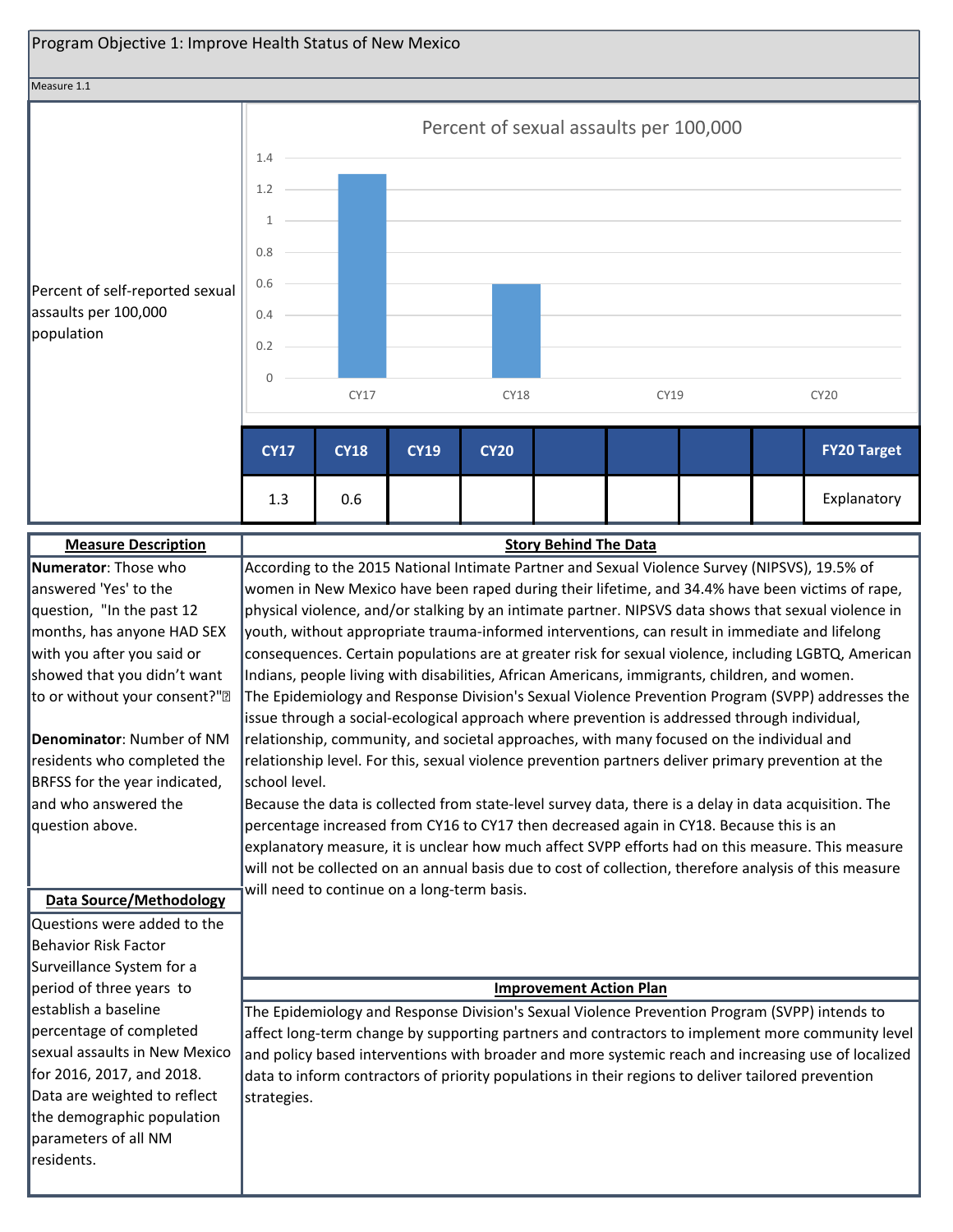Program Objective 1: Improve Health Status of New Mexico

Measure 1.1

Percent of self-reported sexual assaults per 100,000 population

**Percent of sexual assaults per 100,000**

| CY17 | CY18 | CY19 | CY20 | | | | | FY20 Target |
|---|---|---|---|---|---|---|---|---|
| 1.3 | 0.6 | | | | | | | Explanatory |

**Measure Description**

**Numerator**: Those who answered 'Yes' to the question, "In the past 12 months, has anyone HAD SEX with you after you said or showed that you didn't want to or without your consent?"

**Denominator**: Number of NM residents who completed the BRFSS for the year indicated, and who answered the question above.

**Data Source/Methodology**

Questions were added to the Behavior Risk Factor Surveillance System for a period of three years to establish a baseline percentage of completed sexual assaults in New Mexico for 2016, 2017, and 2018. Data are weighted to reflect the demographic population parameters of all NM residents.

**Story Behind The Data**

According to the 2015 National Intimate Partner and Sexual Violence Survey (NIPSVS), 19.5% of women in New Mexico have been raped during their lifetime, and 34.4% have been victims of rape, physical violence, and/or stalking by an intimate partner. NIPSVS data shows that sexual violence in youth, without appropriate trauma-informed interventions, can result in immediate and lifelong consequences. Certain populations are at greater risk for sexual violence, including LGBTQ, American Indians, people living with disabilities, African Americans, immigrants, children, and women.
The Epidemiology and Response Division's Sexual Violence Prevention Program (SVPP) addresses the issue through a social-ecological approach where prevention is addressed through individual, relationship, community, and societal approaches, with many focused on the individual and relationship level. For this, sexual violence prevention partners deliver primary prevention at the school level.
Because the data is collected from state-level survey data, there is a delay in data acquisition. The percentage increased from CY16 to CY17 then decreased again in CY18. Because this is an explanatory measure, it is unclear how much affect SVPP efforts had on this measure. This measure will not be collected on an annual basis due to cost of collection, therefore analysis of this measure will need to continue on a long-term basis.

**Improvement Action Plan**

The Epidemiology and Response Division's Sexual Violence Prevention Program (SVPP) intends to affect long-term change by supporting partners and contractors to implement more community level and policy based interventions with broader and more systemic reach and increasing use of localized data to inform contractors of priority populations in their regions to deliver tailored prevention strategies.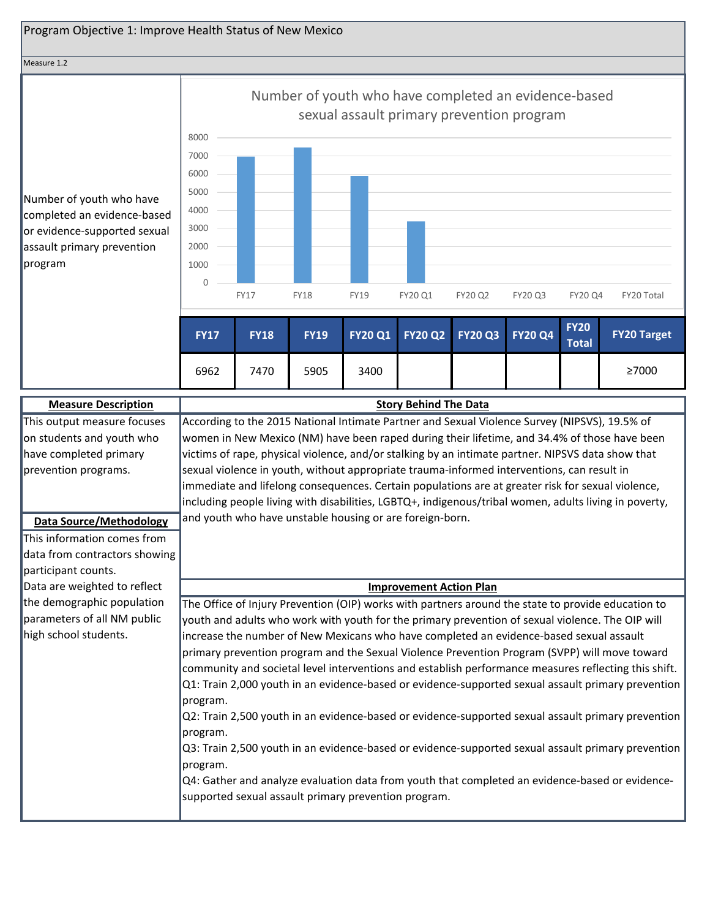## Program Objective 1: Improve Health Status of New Mexico

Measure 1.2

**Number of youth who have completed an evidence-based or evidence-supported sexual assault primary prevention program**

Number of youth who have completed an evidence-based sexual assault primary prevention program

| FY17 | FY18 | FY19 | FY20 Q1 | FY20 Q2 | FY20 Q3 | FY20 Q4 | FY20 Total | FY20 Target |
|---|---|---|---|---|---|---|---|---|
| 6962 | 7470 | 5905 | 3400 | | | | | ≥7000 |

**Measure Description**

This output measure focuses on students and youth who have completed primary prevention programs.

**Data Source/Methodology**

This information comes from data from contractors showing participant counts.

Data are weighted to reflect the demographic population parameters of all NM public high school students.

**Story Behind The Data**

According to the 2015 National Intimate Partner and Sexual Violence Survey (NIPSVS), 19.5% of women in New Mexico (NM) have been raped during their lifetime, and 34.4% of those have been victims of rape, physical violence, and/or stalking by an intimate partner. NIPSVS data show that sexual violence in youth, without appropriate trauma-informed interventions, can result in immediate and lifelong consequences. Certain populations are at greater risk for sexual violence, including people living with disabilities, LGBTQ+, indigenous/tribal women, adults living in poverty, and youth who have unstable housing or are foreign-born.

**Improvement Action Plan**

The Office of Injury Prevention (OIP) works with partners around the state to provide education to youth and adults who work with youth for the primary prevention of sexual violence. The OIP will increase the number of New Mexicans who have completed an evidence-based sexual assault primary prevention program and the Sexual Violence Prevention Program (SVPP) will move toward community and societal level interventions and establish performance measures reflecting this shift.

Q1: Train 2,000 youth in an evidence-based or evidence-supported sexual assault primary prevention program.

Q2: Train 2,500 youth in an evidence-based or evidence-supported sexual assault primary prevention program.

Q3: Train 2,500 youth in an evidence-based or evidence-supported sexual assault primary prevention program.

Q4: Gather and analyze evaluation data from youth that completed an evidence-based or evidence-supported sexual assault primary prevention program.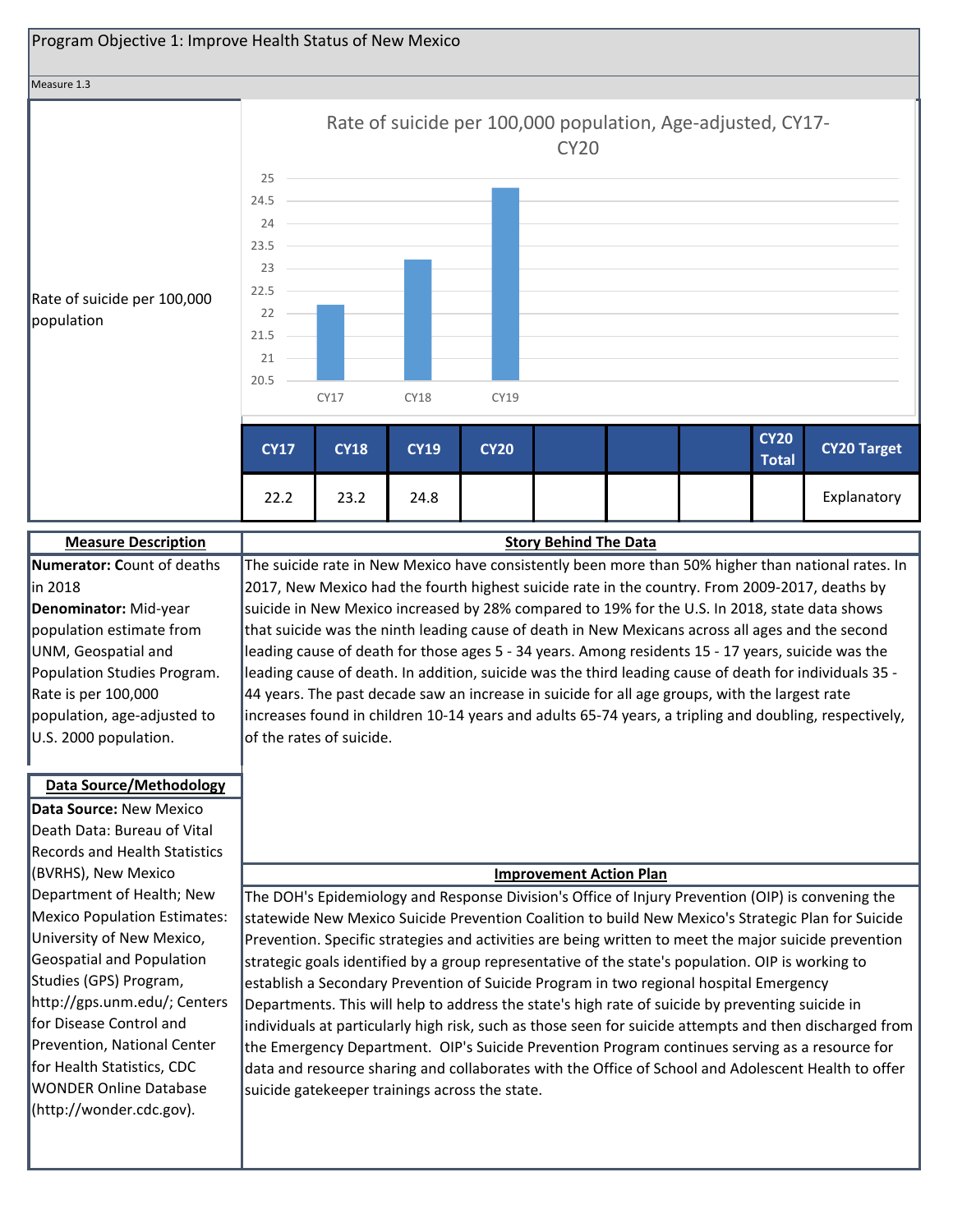# Program Objective 1: Improve Health Status of New Mexico

Measure 1.3

Rate of suicide per 100,000 population

**Rate of suicide per 100,000 population, Age-adjusted, CY17-CY20**

| CY17 | CY18 | CY19 | CY20 | | | | CY20 Total | CY20 Target |
|---|---|---|---|---|---|---|---|---|
| 22.2 | 23.2 | 24.8 | | | | | | Explanatory |

## Measure Description

**Numerator:** Count of deaths in 2018
**Denominator:** Mid-year population estimate from UNM, Geospatial and Population Studies Program. Rate is per 100,000 population, age-adjusted to U.S. 2000 population.

## Data Source/Methodology

**Data Source:** New Mexico Death Data: Bureau of Vital Records and Health Statistics (BVRHS), New Mexico Department of Health; New Mexico Population Estimates: University of New Mexico, Geospatial and Population Studies (GPS) Program, http://gps.unm.edu/; Centers for Disease Control and Prevention, National Center for Health Statistics, CDC WONDER Online Database (http://wonder.cdc.gov).

## Story Behind The Data

The suicide rate in New Mexico have consistently been more than 50% higher than national rates. In 2017, New Mexico had the fourth highest suicide rate in the country. From 2009-2017, deaths by suicide in New Mexico increased by 28% compared to 19% for the U.S. In 2018, state data shows that suicide was the ninth leading cause of death in New Mexicans across all ages and the second leading cause of death for those ages 5 - 34 years. Among residents 15 - 17 years, suicide was the leading cause of death. In addition, suicide was the third leading cause of death for individuals 35 - 44 years. The past decade saw an increase in suicide for all age groups, with the largest rate increases found in children 10-14 years and adults 65-74 years, a tripling and doubling, respectively, of the rates of suicide.

## Improvement Action Plan

The DOH's Epidemiology and Response Division's Office of Injury Prevention (OIP) is convening the statewide New Mexico Suicide Prevention Coalition to build New Mexico's Strategic Plan for Suicide Prevention. Specific strategies and activities are being written to meet the major suicide prevention strategic goals identified by a group representative of the state's population. OIP is working to establish a Secondary Prevention of Suicide Program in two regional hospital Emergency Departments. This will help to address the state's high rate of suicide by preventing suicide in individuals at particularly high risk, such as those seen for suicide attempts and then discharged from the Emergency Department. OIP's Suicide Prevention Program continues serving as a resource for data and resource sharing and collaborates with the Office of School and Adolescent Health to offer suicide gatekeeper trainings across the state.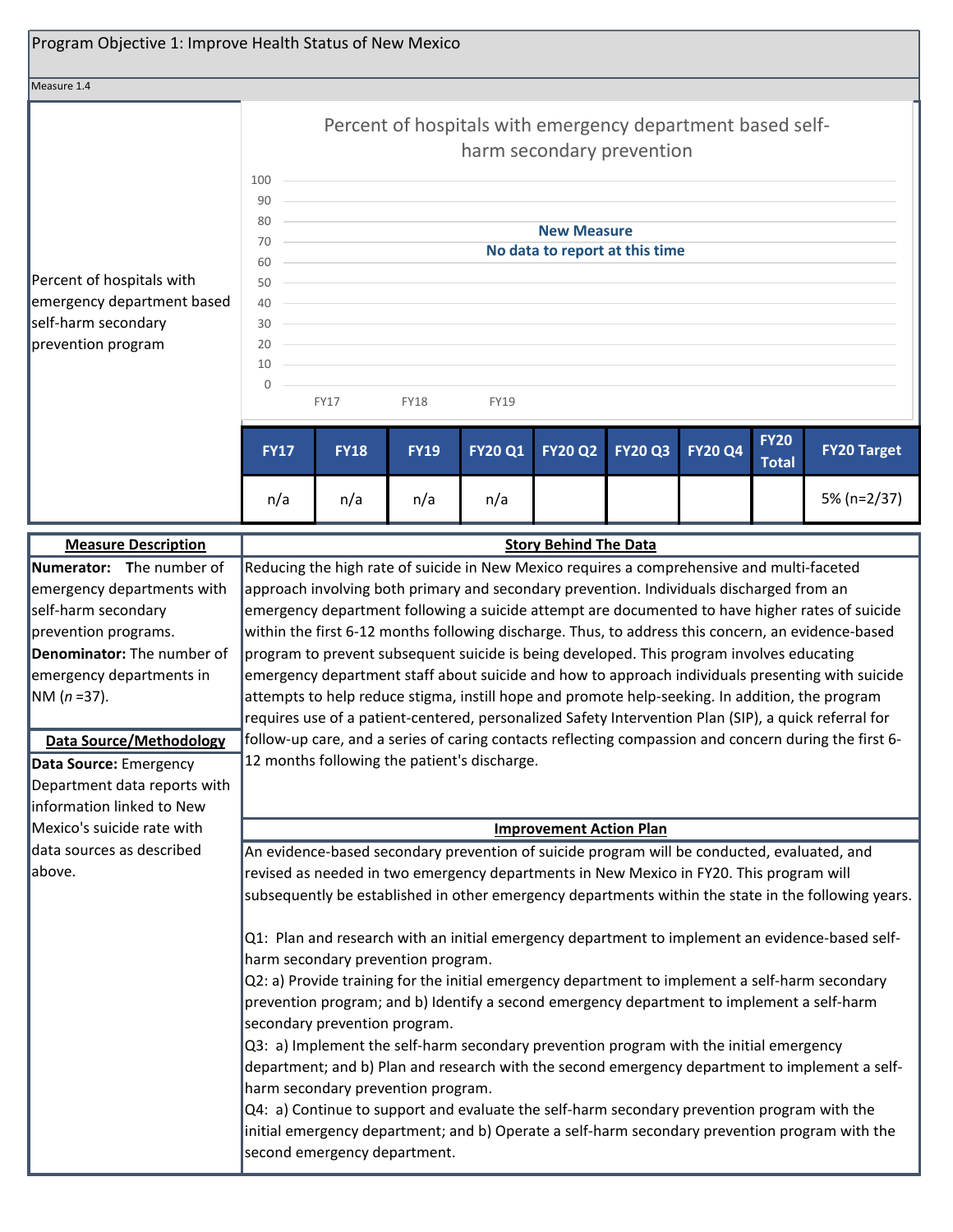## Program Objective 1: Improve Health Status of New Mexico

Measure 1.4

Percent of hospitals with emergency department based self-harm secondary prevention program

**Percent of hospitals with emergency department based self-harm secondary prevention**

**New Measure**
**No data to report at this time**

| FY17 | FY18 | FY19 | FY20 Q1 | FY20 Q2 | FY20 Q3 | FY20 Q4 | FY20 Total | FY20 Target |
|---|---|---|---|---|---|---|---|---|
| n/a | n/a | n/a | n/a | | | | | 5% (n=2/37) |

### Measure Description

**Numerator:** The number of emergency departments with self-harm secondary prevention programs.
**Denominator:** The number of emergency departments in NM ($n$ =37).

### Data Source/Methodology

**Data Source:** Emergency Department data reports with information linked to New Mexico's suicide rate with data sources as described above.

### Story Behind The Data

Reducing the high rate of suicide in New Mexico requires a comprehensive and multi-faceted approach involving both primary and secondary prevention. Individuals discharged from an emergency department following a suicide attempt are documented to have higher rates of suicide within the first 6-12 months following discharge. Thus, to address this concern, an evidence-based program to prevent subsequent suicide is being developed. This program involves educating emergency department staff about suicide and how to approach individuals presenting with suicide attempts to help reduce stigma, instill hope and promote help-seeking. In addition, the program requires use of a patient-centered, personalized Safety Intervention Plan (SIP), a quick referral for follow-up care, and a series of caring contacts reflecting compassion and concern during the first 6-12 months following the patient's discharge.

### Improvement Action Plan

An evidence-based secondary prevention of suicide program will be conducted, evaluated, and revised as needed in two emergency departments in New Mexico in FY20. This program will subsequently be established in other emergency departments within the state in the following years.

Q1: Plan and research with an initial emergency department to implement an evidence-based self-harm secondary prevention program.
Q2: a) Provide training for the initial emergency department to implement a self-harm secondary prevention program; and b) Identify a second emergency department to implement a self-harm secondary prevention program.
Q3: a) Implement the self-harm secondary prevention program with the initial emergency department; and b) Plan and research with the second emergency department to implement a self-harm secondary prevention program.
Q4: a) Continue to support and evaluate the self-harm secondary prevention program with the initial emergency department; and b) Operate a self-harm secondary prevention program with the second emergency department.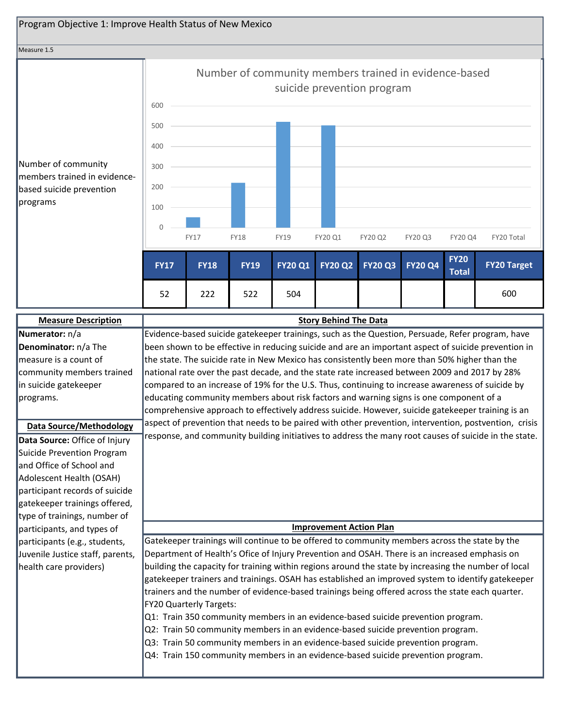## Program Objective 1: Improve Health Status of New Mexico

Measure 1.5

Number of community members trained in evidence-based suicide prevention programs

**Number of community members trained in evidence-based suicide prevention program**

| FY17 | FY18 | FY19 | FY20 Q1 | FY20 Q2 | FY20 Q3 | FY20 Q4 | FY20 Total | FY20 Target |
|---|---|---|---|---|---|---|---|---|
| 52 | 222 | 522 | 504 | | | | | 600 |

### Measure Description

**Numerator:** n/a
**Denominator:** n/a The measure is a count of community members trained in suicide gatekeeper programs.

### Data Source/Methodology

**Data Source:** Office of Injury Suicide Prevention Program and Office of School and Adolescent Health (OSAH) participant records of suicide gatekeeper trainings offered, type of trainings, number of participants, and types of participants (e.g., students, Juvenile Justice staff, parents, health care providers)

### Story Behind The Data

Evidence-based suicide gatekeeper trainings, such as the Question, Persuade, Refer program, have been shown to be effective in reducing suicide and are an important aspect of suicide prevention in the state. The suicide rate in New Mexico has consistently been more than 50% higher than the national rate over the past decade, and the state rate increased between 2009 and 2017 by 28% compared to an increase of 19% for the U.S. Thus, continuing to increase awareness of suicide by educating community members about risk factors and warning signs is one component of a comprehensive approach to effectively address suicide. However, suicide gatekeeper training is an aspect of prevention that needs to be paired with other prevention, intervention, postvention, crisis response, and community building initiatives to address the many root causes of suicide in the state.

### Improvement Action Plan

Gatekeeper trainings will continue to be offered to community members across the state by the Department of Health's Office of Injury Prevention and OSAH. There is an increased emphasis on building the capacity for training within regions around the state by increasing the number of local gatekeeper trainers and trainings. OSAH has established an improved system to identify gatekeeper trainers and the number of evidence-based trainings being offered across the state each quarter.

FY20 Quarterly Targets:

Q1: Train 350 community members in an evidence-based suicide prevention program.
Q2: Train 50 community members in an evidence-based suicide prevention program.
Q3: Train 50 community members in an evidence-based suicide prevention program.
Q4: Train 150 community members in an evidence-based suicide prevention program.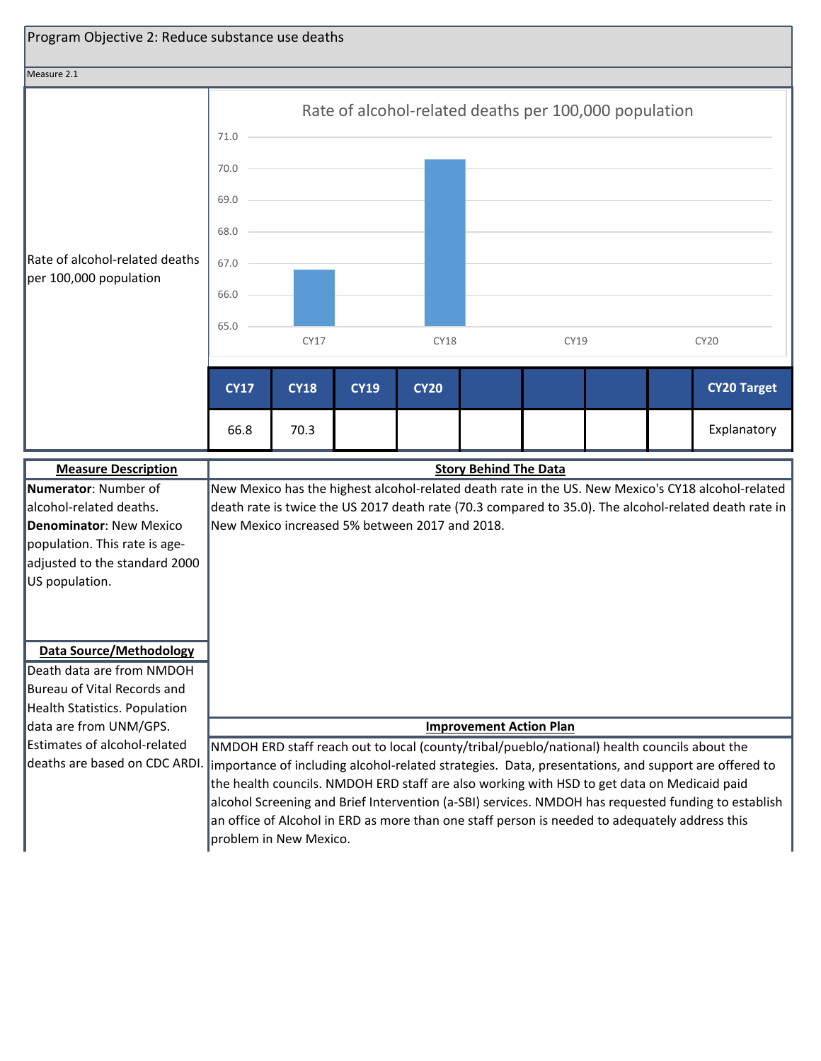## Program Objective 2: Reduce substance use deaths

Measure 2.1

Rate of alcohol-related deaths per 100,000 population

| CY17 | CY18 | CY19 | CY20 | | | | | CY20 Target |
|---|---|---|---|---|---|---|---|---|
| 66.8 | 70.3 | | | | | | | Explanatory |

**Measure Description**

**Numerator**: Number of alcohol-related deaths.
**Denominator**: New Mexico population. This rate is age-adjusted to the standard 2000 US population.

**Data Source/Methodology**

Death data are from NMDOH Bureau of Vital Records and Health Statistics. Population data are from UNM/GPS. Estimates of alcohol-related deaths are based on CDC ARDI.

**Story Behind The Data**

New Mexico has the highest alcohol-related death rate in the US. New Mexico's CY18 alcohol-related death rate is twice the US 2017 death rate (70.3 compared to 35.0). The alcohol-related death rate in New Mexico increased 5% between 2017 and 2018.

**Improvement Action Plan**

NMDOH ERD staff reach out to local (county/tribal/pueblo/national) health councils about the importance of including alcohol-related strategies. Data, presentations, and support are offered to the health councils. NMDOH ERD staff are also working with HSD to get data on Medicaid paid alcohol Screening and Brief Intervention (a-SBI) services. NMDOH has requested funding to establish an office of Alcohol in ERD as more than one staff person is needed to adequately address this problem in New Mexico.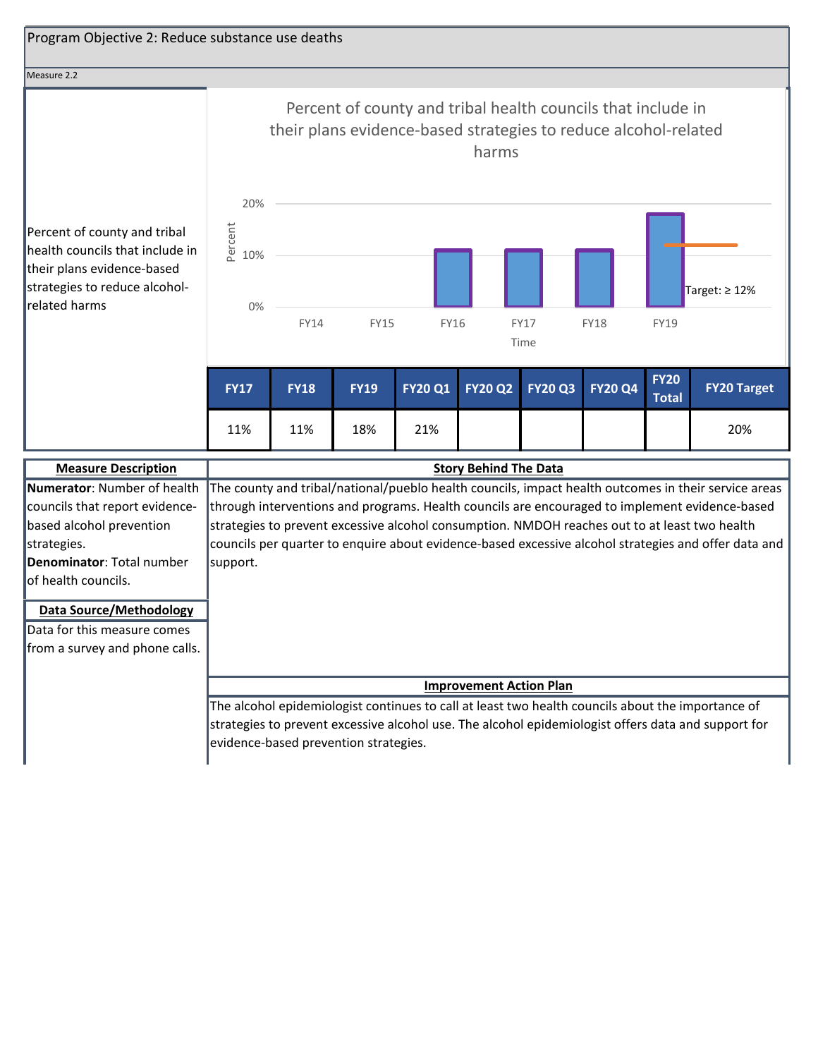Program Objective 2: Reduce substance use deaths

Measure 2.2

Percent of county and tribal health councils that include in their plans evidence-based strategies to reduce alcohol-related harms

Percent of county and tribal health councils that include in their plans evidence-based strategies to reduce alcohol-related harms

Percent

20%
10%
0%

FY14 FY15 FY16 FY17 FY18 FY19

Time

Target: ≥ 12%

| FY17 | FY18 | FY19 | FY20 Q1 | FY20 Q2 | FY20 Q3 | FY20 Q4 | FY20 Total | FY20 Target |
|---|---|---|---|---|---|---|---|---|
| 11% | 11% | 18% | 21% | | | | | 20% |

**Measure Description**

**Numerator**: Number of health councils that report evidence-based alcohol prevention strategies.
**Denominator**: Total number of health councils.

**Data Source/Methodology**

Data for this measure comes from a survey and phone calls.

**Story Behind The Data**

The county and tribal/national/pueblo health councils, impact health outcomes in their service areas through interventions and programs. Health councils are encouraged to implement evidence-based strategies to prevent excessive alcohol consumption. NMDOH reaches out to at least two health councils per quarter to enquire about evidence-based excessive alcohol strategies and offer data and support.

**Improvement Action Plan**

The alcohol epidemiologist continues to call at least two health councils about the importance of strategies to prevent excessive alcohol use. The alcohol epidemiologist offers data and support for evidence-based prevention strategies.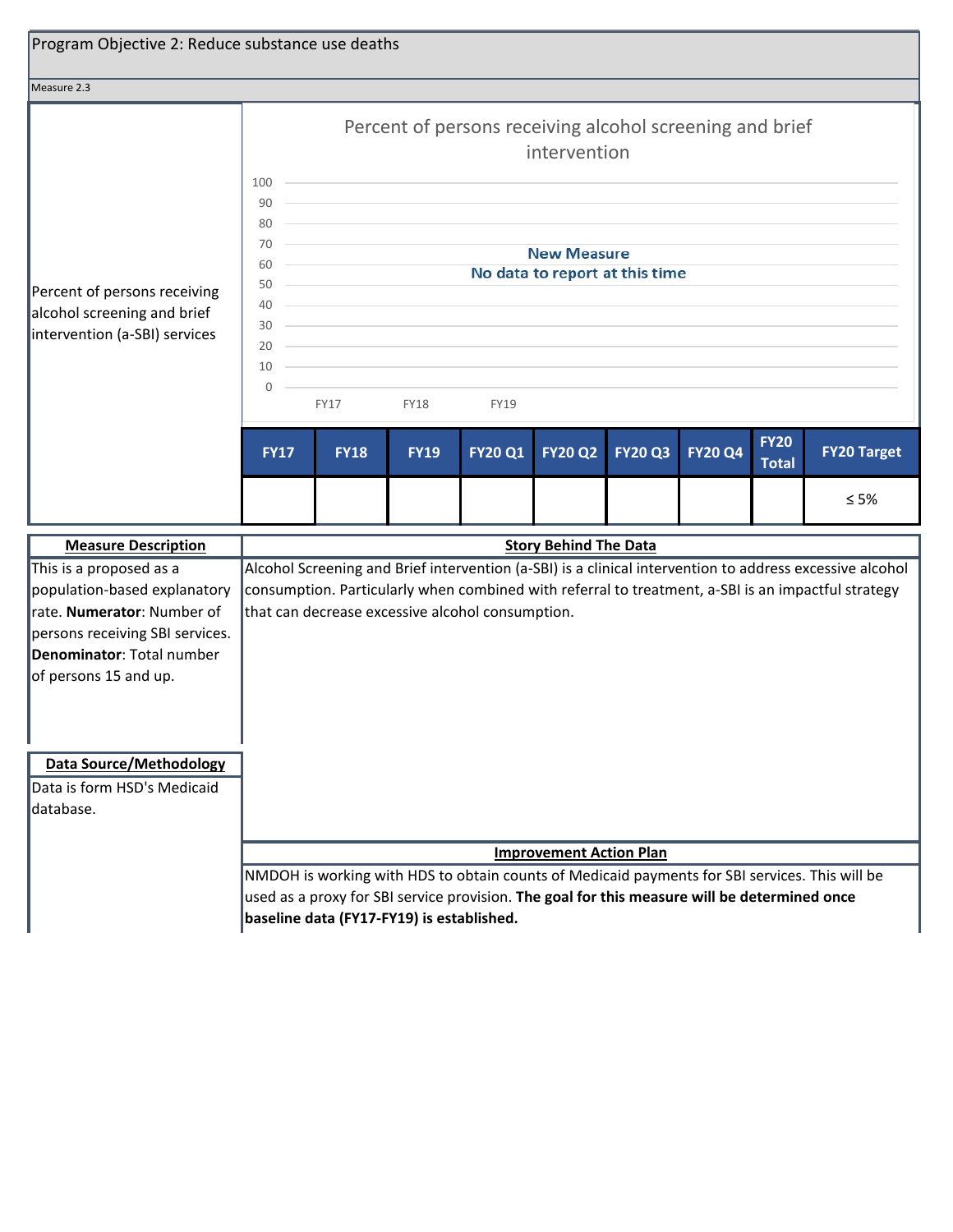## Program Objective 2: Reduce substance use deaths

Measure 2.3

Percent of persons receiving alcohol screening and brief intervention (a-SBI) services

**Percent of persons receiving alcohol screening and brief intervention**

**New Measure**
**No data to report at this time**

| FY17 | FY18 | FY19 | FY20 Q1 | FY20 Q2 | FY20 Q3 | FY20 Q4 | FY20 Total | FY20 Target |
|---|---|---|---|---|---|---|---|---|
| | | | | | | | | ≤ 5% |

**Measure Description**

This is a proposed as a population-based explanatory rate. **Numerator**: Number of persons receiving SBI services. **Denominator**: Total number of persons 15 and up.

**Story Behind The Data**

Alcohol Screening and Brief intervention (a-SBI) is a clinical intervention to address excessive alcohol consumption. Particularly when combined with referral to treatment, a-SBI is an impactful strategy that can decrease excessive alcohol consumption.

**Data Source/Methodology**

Data is form HSD's Medicaid database.

**Improvement Action Plan**

NMDOH is working with HDS to obtain counts of Medicaid payments for SBI services. This will be used as a proxy for SBI service provision. **The goal for this measure will be determined once baseline data (FY17-FY19) is established.**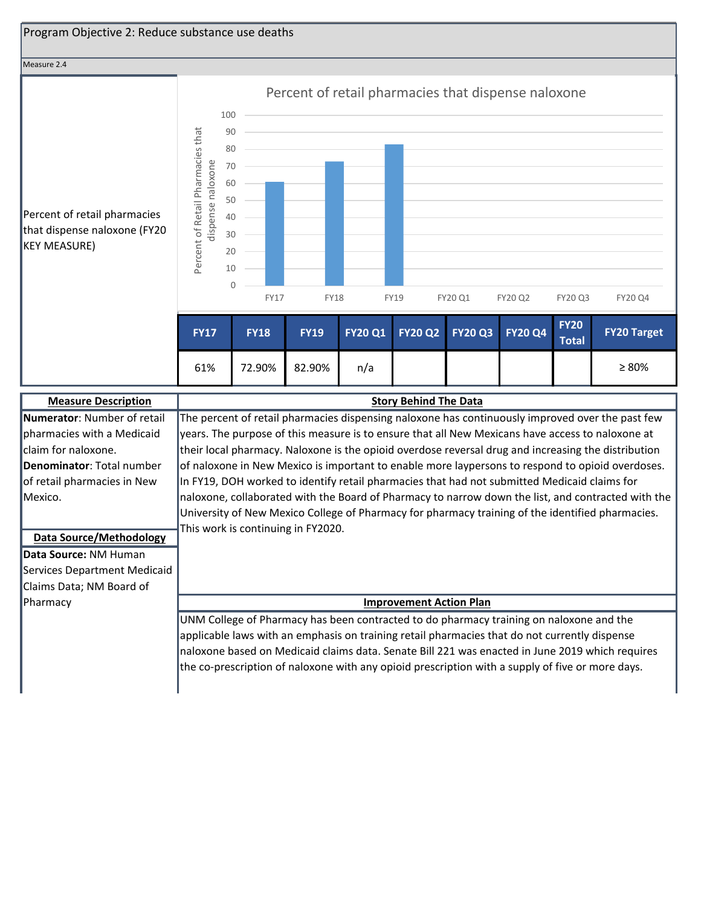## Program Objective 2: Reduce substance use deaths

Measure 2.4

Percent of retail pharmacies that dispense naloxone (FY20 KEY MEASURE)

| FY17 | FY18 | FY19 | FY20 Q1 | FY20 Q2 | FY20 Q3 | FY20 Q4 | FY20 Total | FY20 Target |
|---|---|---|---|---|---|---|---|---|
| 61% | 72.90% | 82.90% | n/a | | | | | ≥ 80% |

### Measure Description

**Numerator**: Number of retail pharmacies with a Medicaid claim for naloxone.
**Denominator**: Total number of retail pharmacies in New Mexico.

### Data Source/Methodology

**Data Source:** NM Human Services Department Medicaid Claims Data; NM Board of Pharmacy

### Story Behind The Data

The percent of retail pharmacies dispensing naloxone has continuously improved over the past few years. The purpose of this measure is to ensure that all New Mexicans have access to naloxone at their local pharmacy. Naloxone is the opioid overdose reversal drug and increasing the distribution of naloxone in New Mexico is important to enable more laypersons to respond to opioid overdoses. In FY19, DOH worked to identify retail pharmacies that had not submitted Medicaid claims for naloxone, collaborated with the Board of Pharmacy to narrow down the list, and contracted with the University of New Mexico College of Pharmacy for pharmacy training of the identified pharmacies. This work is continuing in FY2020.

### Improvement Action Plan

UNM College of Pharmacy has been contracted to do pharmacy training on naloxone and the applicable laws with an emphasis on training retail pharmacies that do not currently dispense naloxone based on Medicaid claims data. Senate Bill 221 was enacted in June 2019 which requires the co-prescription of naloxone with any opioid prescription with a supply of five or more days.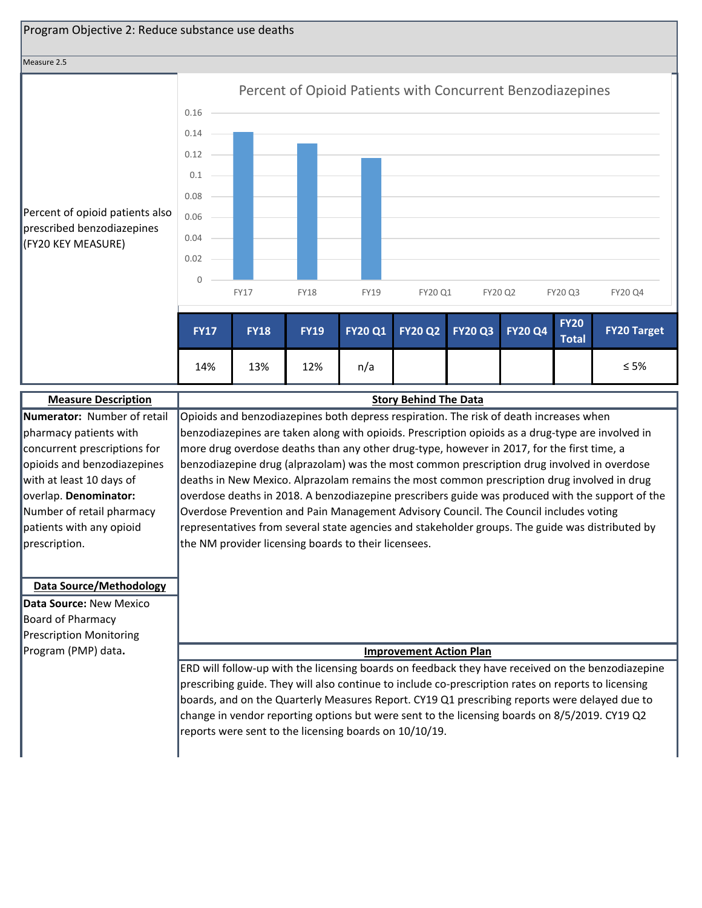## Program Objective 2: Reduce substance use deaths

Measure 2.5

Percent of opioid patients also prescribed benzodiazepines (FY20 KEY MEASURE)

| FY17 | FY18 | FY19 | FY20 Q1 | FY20 Q2 | FY20 Q3 | FY20 Q4 | FY20 Total | FY20 Target |
|---|---|---|---|---|---|---|---|---|
| 14% | 13% | 12% | n/a | | | | | ≤ 5% |

### Measure Description

**Numerator:** Number of retail pharmacy patients with concurrent prescriptions for opioids and benzodiazepines with at least 10 days of overlap. **Denominator:** Number of retail pharmacy patients with any opioid prescription.

### Data Source/Methodology

**Data Source:** New Mexico Board of Pharmacy Prescription Monitoring Program (PMP) data**.**

### Story Behind The Data

Opioids and benzodiazepines both depress respiration. The risk of death increases when benzodiazepines are taken along with opioids. Prescription opioids as a drug-type are involved in more drug overdose deaths than any other drug-type, however in 2017, for the first time, a benzodiazepine drug (alprazolam) was the most common prescription drug involved in overdose deaths in New Mexico. Alprazolam remains the most common prescription drug involved in drug overdose deaths in 2018. A benzodiazepine prescribers guide was produced with the support of the Overdose Prevention and Pain Management Advisory Council. The Council includes voting representatives from several state agencies and stakeholder groups. The guide was distributed by the NM provider licensing boards to their licensees.

### Improvement Action Plan

ERD will follow-up with the licensing boards on feedback they have received on the benzodiazepine prescribing guide. They will also continue to include co-prescription rates on reports to licensing boards, and on the Quarterly Measures Report. CY19 Q1 prescribing reports were delayed due to change in vendor reporting options but were sent to the licensing boards on 8/5/2019. CY19 Q2 reports were sent to the licensing boards on 10/10/19.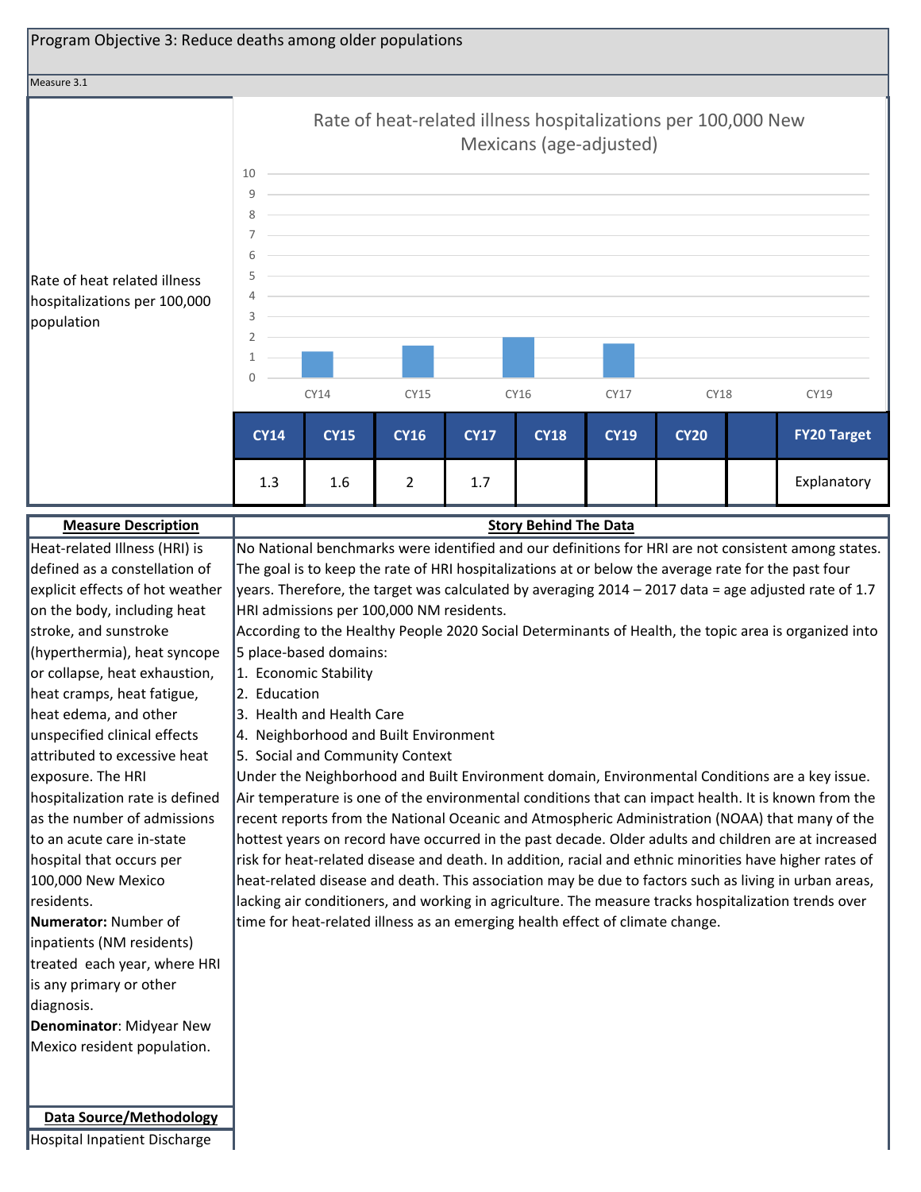Program Objective 3: Reduce deaths among older populations

Measure 3.1

Rate of heat related illness hospitalizations per 100,000 population

**Rate of heat-related illness hospitalizations per 100,000 New Mexicans (age-adjusted)**

| CY14 | CY15 | CY16 | CY17 | CY18 | CY19 | CY20 | | FY20 Target |
|---|---|---|---|---|---|---|---|---|
| 1.3 | 1.6 | 2 | 1.7 | | | | | Explanatory |

| Measure Description | Story Behind The Data |
|---|---|
| Heat-related Illness (HRI) is defined as a constellation of explicit effects of hot weather on the body, including heat stroke, and sunstroke (hyperthermia), heat syncope or collapse, heat exhaustion, heat cramps, heat fatigue, heat edema, and other unspecified clinical effects attributed to excessive heat exposure. The HRI hospitalization rate is defined as the number of admissions to an acute care in-state hospital that occurs per 100,000 New Mexico residents.<br>**Numerator:** Number of inpatients (NM residents) treated each year, where HRI is any primary or other diagnosis.<br>**Denominator**: Midyear New Mexico resident population. | No National benchmarks were identified and our definitions for HRI are not consistent among states. The goal is to keep the rate of HRI hospitalizations at or below the average rate for the past four years. Therefore, the target was calculated by averaging 2014 – 2017 data = age adjusted rate of 1.7 HRI admissions per 100,000 NM residents.<br>According to the Healthy People 2020 Social Determinants of Health, the topic area is organized into 5 place-based domains:<br>1. Economic Stability<br>2. Education<br>3. Health and Health Care<br>4. Neighborhood and Built Environment<br>5. Social and Community Context<br>Under the Neighborhood and Built Environment domain, Environmental Conditions are a key issue. Air temperature is one of the environmental conditions that can impact health. It is known from the recent reports from the National Oceanic and Atmospheric Administration (NOAA) that many of the hottest years on record have occurred in the past decade. Older adults and children are at increased risk for heat-related disease and death. In addition, racial and ethnic minorities have higher rates of heat-related disease and death. This association may be due to factors such as living in urban areas, lacking air conditioners, and working in agriculture. The measure tracks hospitalization trends over time for heat-related illness as an emerging health effect of climate change. |

**Data Source/Methodology**

Hospital Inpatient Discharge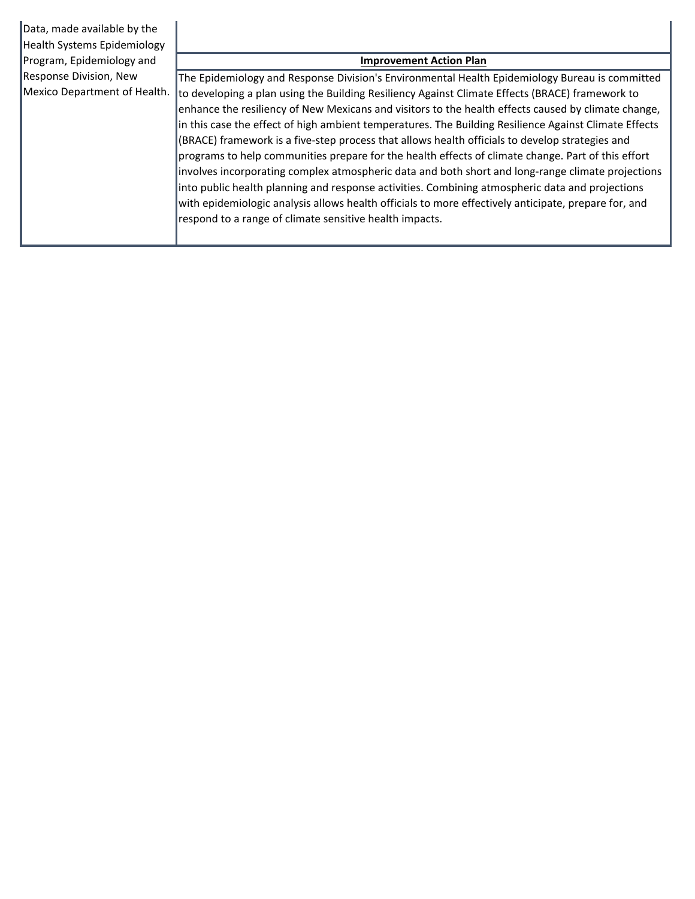| Data, made available by the Health Systems Epidemiology Program, Epidemiology and Response Division, New Mexico Department of Health. | **Improvement Action Plan** |
| --- | --- |
| | The Epidemiology and Response Division's Environmental Health Epidemiology Bureau is committed to developing a plan using the Building Resiliency Against Climate Effects (BRACE) framework to enhance the resiliency of New Mexicans and visitors to the health effects caused by climate change, in this case the effect of high ambient temperatures. The Building Resilience Against Climate Effects (BRACE) framework is a five-step process that allows health officials to develop strategies and programs to help communities prepare for the health effects of climate change. Part of this effort involves incorporating complex atmospheric data and both short and long-range climate projections into public health planning and response activities. Combining atmospheric data and projections with epidemiologic analysis allows health officials to more effectively anticipate, prepare for, and respond to a range of climate sensitive health impacts. |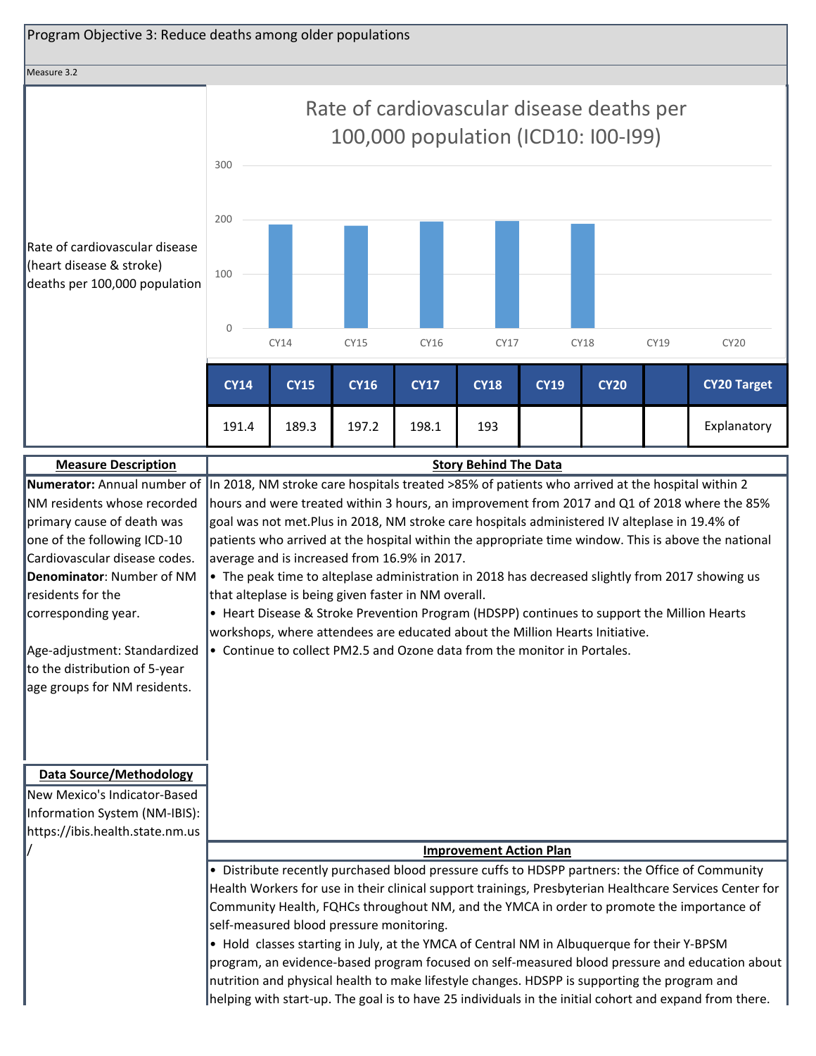Program Objective 3: Reduce deaths among older populations

Measure 3.2

Rate of cardiovascular disease (heart disease & stroke) deaths per 100,000 population

**Rate of cardiovascular disease deaths per 100,000 population (ICD10: I00-I99)**

| CY14 | CY15 | CY16 | CY17 | CY18 | CY19 | CY20 | | CY20 Target |
|---|---|---|---|---|---|---|---|---|
| 191.4 | 189.3 | 197.2 | 198.1 | 193 | | | | Explanatory |

**Measure Description**

**Numerator:** Annual number of NM residents whose recorded primary cause of death was one of the following ICD-10 Cardiovascular disease codes.
**Denominator**: Number of NM residents for the corresponding year.

Age-adjustment: Standardized to the distribution of 5-year age groups for NM residents.

**Data Source/Methodology**

New Mexico's Indicator-Based Information System (NM-IBIS): https://ibis.health.state.nm.us/

**Story Behind The Data**

In 2018, NM stroke care hospitals treated >85% of patients who arrived at the hospital within 2 hours and were treated within 3 hours, an improvement from 2017 and Q1 of 2018 where the 85% goal was not met.Plus in 2018, NM stroke care hospitals administered IV alteplase in 19.4% of patients who arrived at the hospital within the appropriate time window. This is above the national average and is increased from 16.9% in 2017.

- The peak time to alteplase administration in 2018 has decreased slightly from 2017 showing us that alteplase is being given faster in NM overall.
- Heart Disease & Stroke Prevention Program (HDSPP) continues to support the Million Hearts workshops, where attendees are educated about the Million Hearts Initiative.
- Continue to collect PM2.5 and Ozone data from the monitor in Portales.

**Improvement Action Plan**

- Distribute recently purchased blood pressure cuffs to HDSPP partners: the Office of Community Health Workers for use in their clinical support trainings, Presbyterian Healthcare Services Center for Community Health, FQHCs throughout NM, and the YMCA in order to promote the importance of self-measured blood pressure monitoring.
- Hold classes starting in July, at the YMCA of Central NM in Albuquerque for their Y-BPSM program, an evidence-based program focused on self-measured blood pressure and education about nutrition and physical health to make lifestyle changes. HDSPP is supporting the program and helping with start-up. The goal is to have 25 individuals in the initial cohort and expand from there.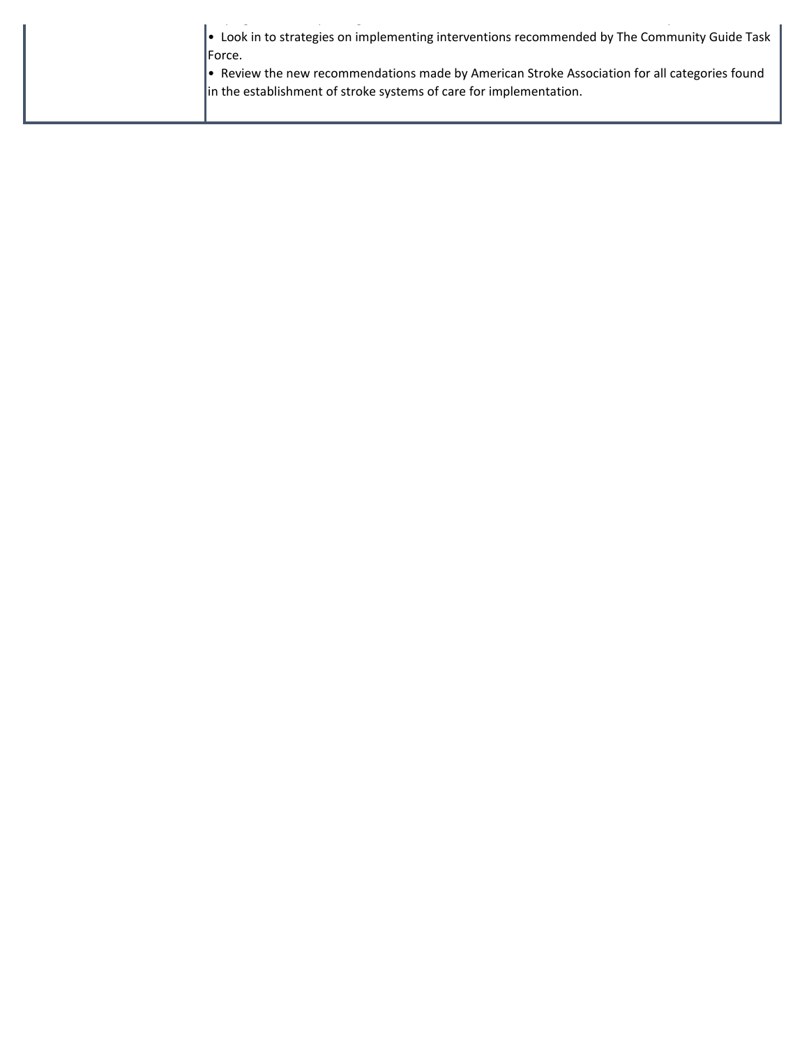| | |
|---|---|
| | • Look in to strategies on implementing interventions recommended by The Community Guide Task Force.<br>• Review the new recommendations made by American Stroke Association for all categories found in the establishment of stroke systems of care for implementation. |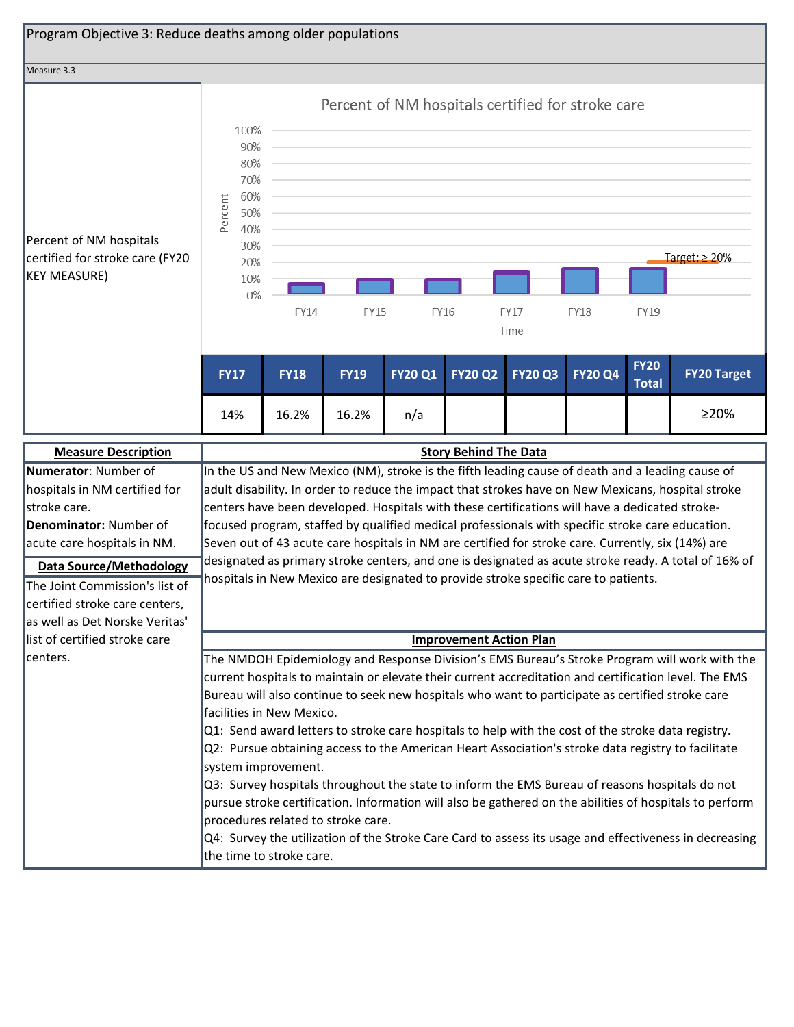Program Objective 3: Reduce deaths among older populations

Measure 3.3

Percent of NM hospitals certified for stroke care (FY20 KEY MEASURE)

Percent of NM hospitals certified for stroke care

| FY17 | FY18 | FY19 | FY20 Q1 | FY20 Q2 | FY20 Q3 | FY20 Q4 | FY20 Total | FY20 Target |
|---|---|---|---|---|---|---|---|---|
| 14% | 16.2% | 16.2% | n/a | | | | | ≥20% |

**Measure Description**

**Numerator**: Number of hospitals in NM certified for stroke care.
**Denominator:** Number of acute care hospitals in NM.

**Data Source/Methodology**

The Joint Commission's list of certified stroke care centers, as well as Det Norske Veritas' list of certified stroke care centers.

**Story Behind The Data**

In the US and New Mexico (NM), stroke is the fifth leading cause of death and a leading cause of adult disability. In order to reduce the impact that strokes have on New Mexicans, hospital stroke centers have been developed. Hospitals with these certifications will have a dedicated stroke-focused program, staffed by qualified medical professionals with specific stroke care education. Seven out of 43 acute care hospitals in NM are certified for stroke care. Currently, six (14%) are designated as primary stroke centers, and one is designated as acute stroke ready. A total of 16% of hospitals in New Mexico are designated to provide stroke specific care to patients.

**Improvement Action Plan**

The NMDOH Epidemiology and Response Division's EMS Bureau's Stroke Program will work with the current hospitals to maintain or elevate their current accreditation and certification level. The EMS Bureau will also continue to seek new hospitals who want to participate as certified stroke care facilities in New Mexico.
Q1: Send award letters to stroke care hospitals to help with the cost of the stroke data registry.
Q2: Pursue obtaining access to the American Heart Association's stroke data registry to facilitate system improvement.
Q3: Survey hospitals throughout the state to inform the EMS Bureau of reasons hospitals do not pursue stroke certification. Information will also be gathered on the abilities of hospitals to perform procedures related to stroke care.
Q4: Survey the utilization of the Stroke Care Card to assess its usage and effectiveness in decreasing the time to stroke care.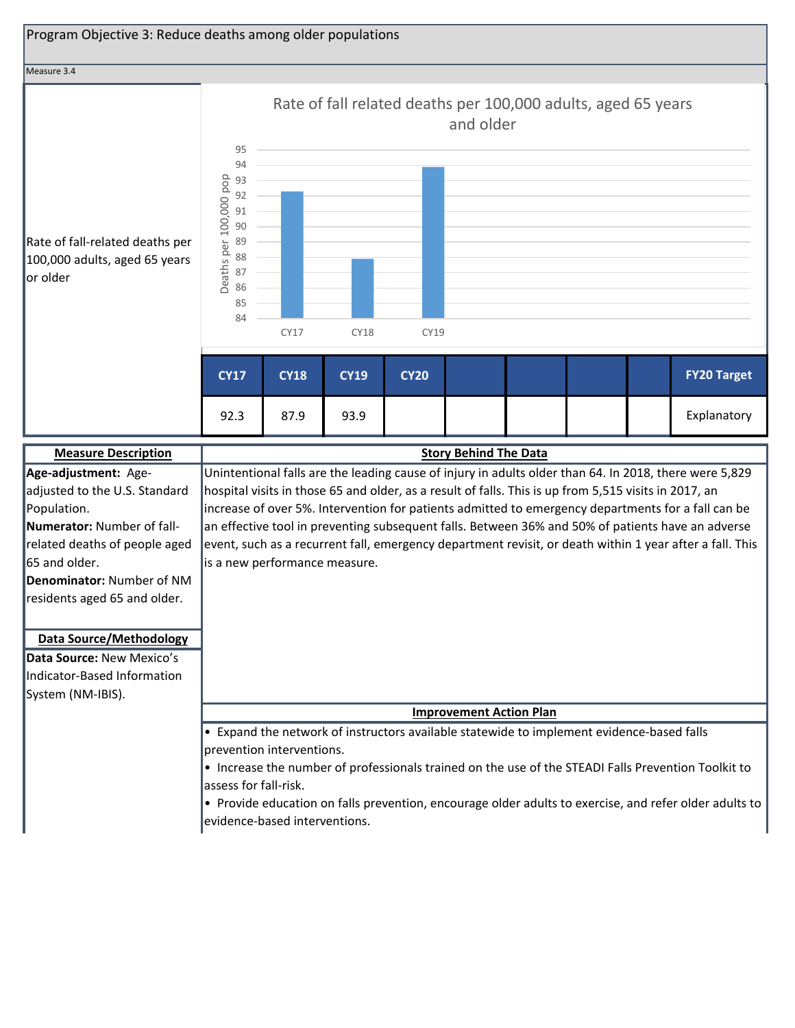## Program Objective 3: Reduce deaths among older populations

Measure 3.4

Rate of fall-related deaths per 100,000 adults, aged 65 years or older

**Rate of fall related deaths per 100,000 adults, aged 65 years and older**

| CY17 | CY18 | CY19 | CY20 | | | | | FY20 Target |
|---|---|---|---|---|---|---|---|---|
| 92.3 | 87.9 | 93.9 | | | | | | Explanatory |

### Measure Description

**Age-adjustment:** Age-adjusted to the U.S. Standard Population.

**Numerator:** Number of fall-related deaths of people aged 65 and older.

**Denominator:** Number of NM residents aged 65 and older.

### Data Source/Methodology

**Data Source:** New Mexico's Indicator-Based Information System (NM-IBIS).

### Story Behind The Data

Unintentional falls are the leading cause of injury in adults older than 64. In 2018, there were 5,829 hospital visits in those 65 and older, as a result of falls. This is up from 5,515 visits in 2017, an increase of over 5%. Intervention for patients admitted to emergency departments for a fall can be an effective tool in preventing subsequent falls. Between 36% and 50% of patients have an adverse event, such as a recurrent fall, emergency department revisit, or death within 1 year after a fall. This is a new performance measure.

### Improvement Action Plan

- Expand the network of instructors available statewide to implement evidence-based falls prevention interventions.
- Increase the number of professionals trained on the use of the STEADI Falls Prevention Toolkit to assess for fall-risk.
- Provide education on falls prevention, encourage older adults to exercise, and refer older adults to evidence-based interventions.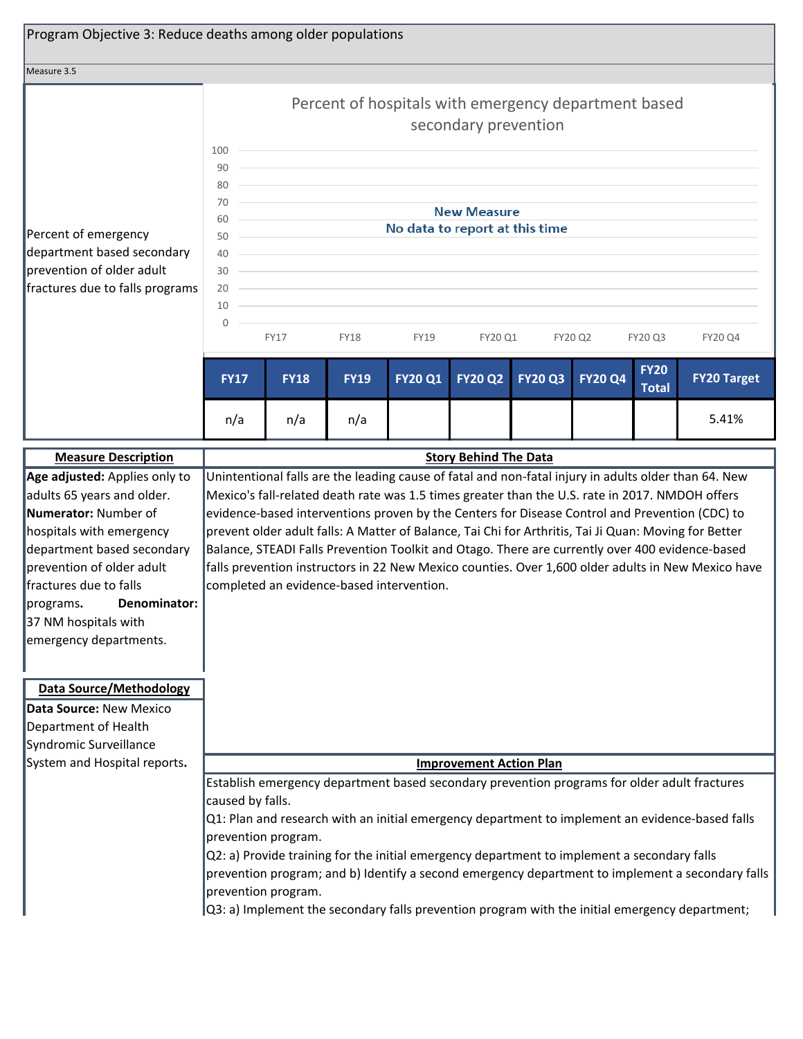Program Objective 3: Reduce deaths among older populations

Measure 3.5

Percent of emergency department based secondary prevention of older adult fractures due to falls programs

Percent of hospitals with emergency department based secondary prevention

New Measure
No data to report at this time

| FY17 | FY18 | FY19 | FY20 Q1 | FY20 Q2 | FY20 Q3 | FY20 Q4 | FY20 Total | FY20 Target |
|---|---|---|---|---|---|---|---|---|
| n/a | n/a | n/a | | | | | | 5.41% |

**Measure Description**

**Age adjusted:** Applies only to adults 65 years and older. **Numerator:** Number of hospitals with emergency department based secondary prevention of older adult fractures due to falls programs. **Denominator:** 37 NM hospitals with emergency departments.

**Data Source/Methodology**

**Data Source:** New Mexico Department of Health Syndromic Surveillance System and Hospital reports.

**Story Behind The Data**

Unintentional falls are the leading cause of fatal and non-fatal injury in adults older than 64. New Mexico's fall-related death rate was 1.5 times greater than the U.S. rate in 2017. NMDOH offers evidence-based interventions proven by the Centers for Disease Control and Prevention (CDC) to prevent older adult falls: A Matter of Balance, Tai Chi for Arthritis, Tai Ji Quan: Moving for Better Balance, STEADI Falls Prevention Toolkit and Otago. There are currently over 400 evidence-based falls prevention instructors in 22 New Mexico counties. Over 1,600 older adults in New Mexico have completed an evidence-based intervention.

**Improvement Action Plan**

Establish emergency department based secondary prevention programs for older adult fractures caused by falls.

Q1: Plan and research with an initial emergency department to implement an evidence-based falls prevention program.

Q2: a) Provide training for the initial emergency department to implement a secondary falls prevention program; and b) Identify a second emergency department to implement a secondary falls prevention program.

Q3: a) Implement the secondary falls prevention program with the initial emergency department;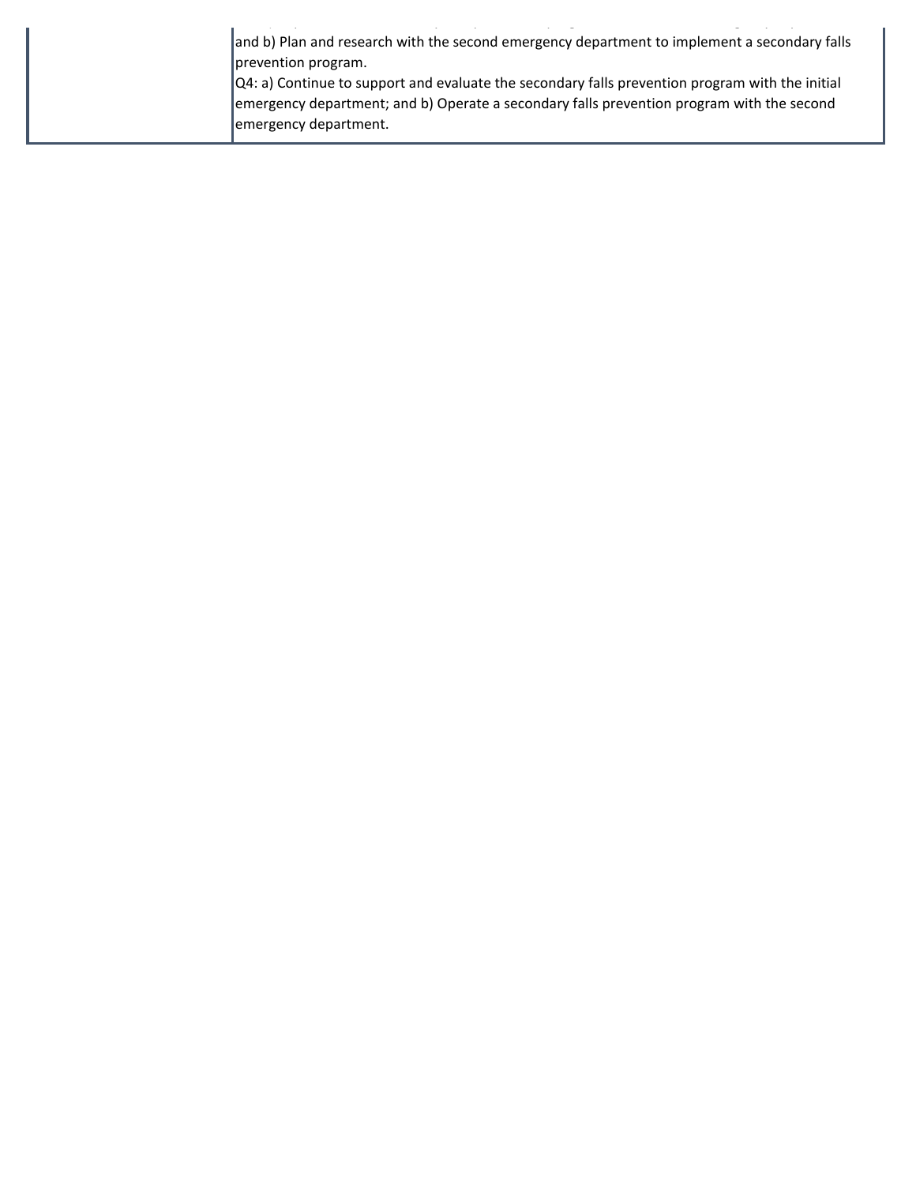| | |
|---|---|
| | and b) Plan and research with the second emergency department to implement a secondary falls prevention program.<br>Q4: a) Continue to support and evaluate the secondary falls prevention program with the initial emergency department; and b) Operate a secondary falls prevention program with the second emergency department. |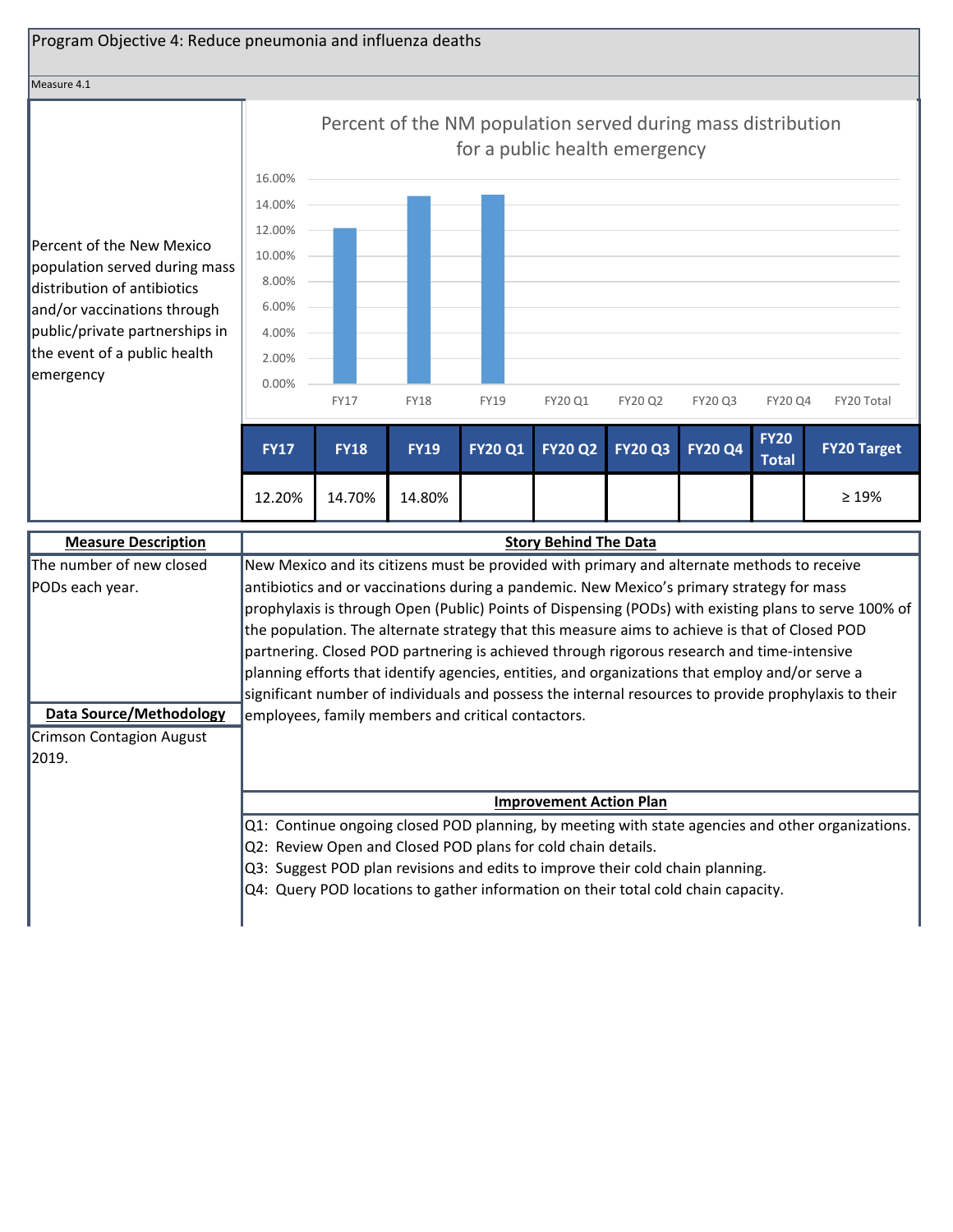## Program Objective 4: Reduce pneumonia and influenza deaths

Measure 4.1

Percent of the New Mexico population served during mass distribution of antibiotics and/or vaccinations through public/private partnerships in the event of a public health emergency

**Percent of the NM population served during mass distribution for a public health emergency**

| FY17 | FY18 | FY19 | FY20 Q1 | FY20 Q2 | FY20 Q3 | FY20 Q4 | FY20 Total | FY20 Target |
|---|---|---|---|---|---|---|---|---|
| 12.20% | 14.70% | 14.80% | | | | | | ≥ 19% |

**Measure Description**

The number of new closed PODs each year.

**Data Source/Methodology**

Crimson Contagion August 2019.

**Story Behind The Data**

New Mexico and its citizens must be provided with primary and alternate methods to receive antibiotics and or vaccinations during a pandemic. New Mexico's primary strategy for mass prophylaxis is through Open (Public) Points of Dispensing (PODs) with existing plans to serve 100% of the population. The alternate strategy that this measure aims to achieve is that of Closed POD partnering. Closed POD partnering is achieved through rigorous research and time-intensive planning efforts that identify agencies, entities, and organizations that employ and/or serve a significant number of individuals and possess the internal resources to provide prophylaxis to their employees, family members and critical contactors.

**Improvement Action Plan**

Q1: Continue ongoing closed POD planning, by meeting with state agencies and other organizations.
Q2: Review Open and Closed POD plans for cold chain details.
Q3: Suggest POD plan revisions and edits to improve their cold chain planning.
Q4: Query POD locations to gather information on their total cold chain capacity.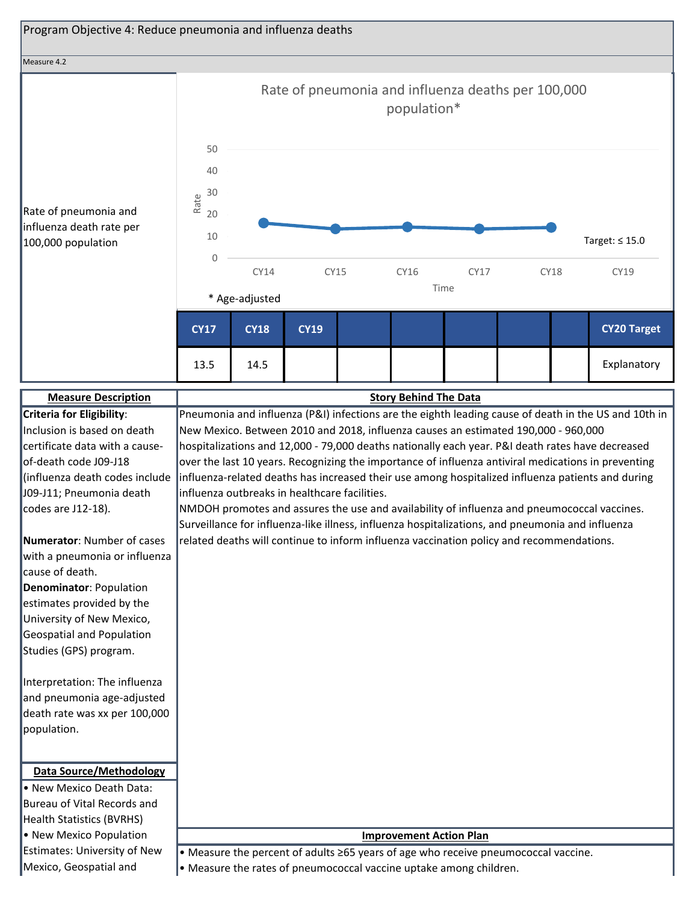Program Objective 4: Reduce pneumonia and influenza deaths

Measure 4.2

Rate of pneumonia and influenza death rate per 100,000 population

**Rate of pneumonia and influenza deaths per 100,000 population***

Target: ≤ 15.0

\* Age-adjusted

| CY17 | CY18 | CY19 | | | | | | CY20 Target |
|---|---|---|---|---|---|---|---|---|
| 13.5 | 14.5 | | | | | | | Explanatory |

## Measure Description

**Criteria for Eligibility**: Inclusion is based on death certificate data with a cause-of-death code J09-J18 (influenza death codes include J09-J11; Pneumonia death codes are J12-18).

**Numerator**: Number of cases with a pneumonia or influenza cause of death.

**Denominator**: Population estimates provided by the University of New Mexico, Geospatial and Population Studies (GPS) program.

Interpretation: The influenza and pneumonia age-adjusted death rate was xx per 100,000 population.

## Data Source/Methodology

- New Mexico Death Data: Bureau of Vital Records and Health Statistics (BVRHS)
- New Mexico Population Estimates: University of New Mexico, Geospatial and

## Story Behind The Data

Pneumonia and influenza (P&I) infections are the eighth leading cause of death in the US and 10th in New Mexico. Between 2010 and 2018, influenza causes an estimated 190,000 - 960,000 hospitalizations and 12,000 - 79,000 deaths nationally each year. P&I death rates have decreased over the last 10 years. Recognizing the importance of influenza antiviral medications in preventing influenza-related deaths has increased their use among hospitalized influenza patients and during influenza outbreaks in healthcare facilities.

NMDOH promotes and assures the use and availability of influenza and pneumococcal vaccines. Surveillance for influenza-like illness, influenza hospitalizations, and pneumonia and influenza related deaths will continue to inform influenza vaccination policy and recommendations.

## Improvement Action Plan

- Measure the percent of adults ≥65 years of age who receive pneumococcal vaccine.
- Measure the rates of pneumococcal vaccine uptake among children.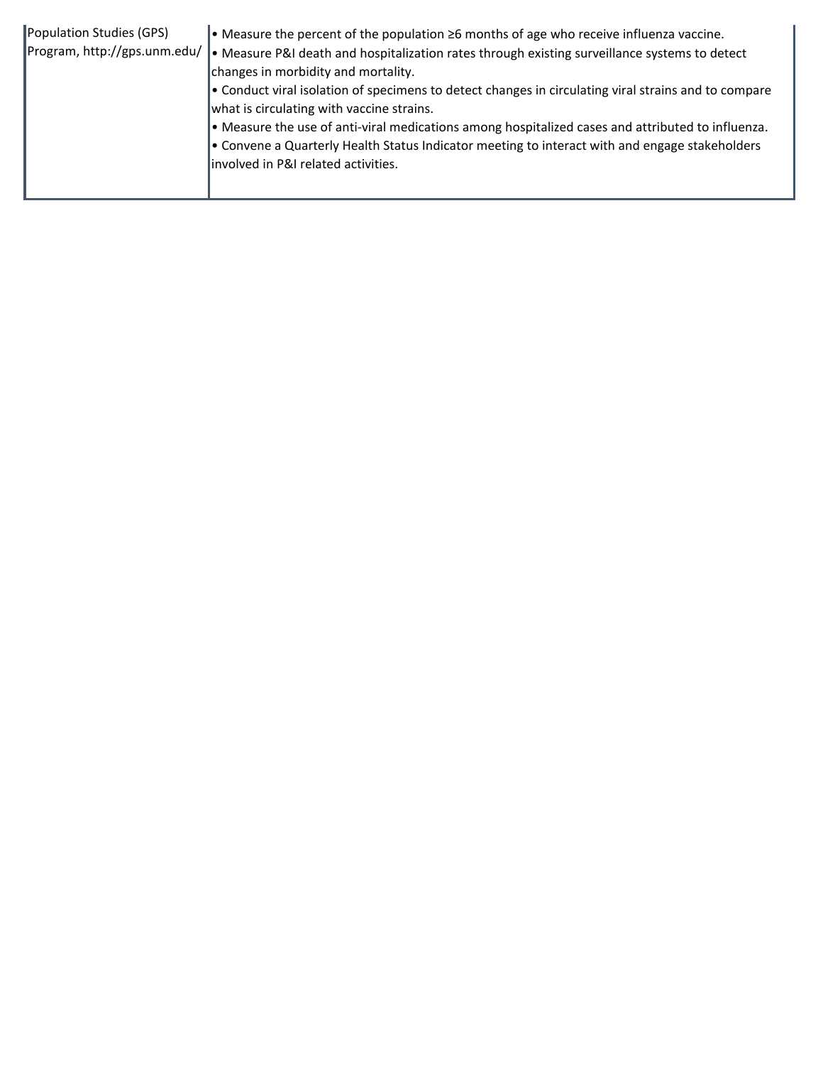| | |
|---|---|
| Population Studies (GPS) Program, http://gps.unm.edu/ | • Measure the percent of the population ≥6 months of age who receive influenza vaccine.<br>• Measure P&I death and hospitalization rates through existing surveillance systems to detect changes in morbidity and mortality.<br>• Conduct viral isolation of specimens to detect changes in circulating viral strains and to compare what is circulating with vaccine strains.<br>• Measure the use of anti-viral medications among hospitalized cases and attributed to influenza.<br>• Convene a Quarterly Health Status Indicator meeting to interact with and engage stakeholders involved in P&I related activities. |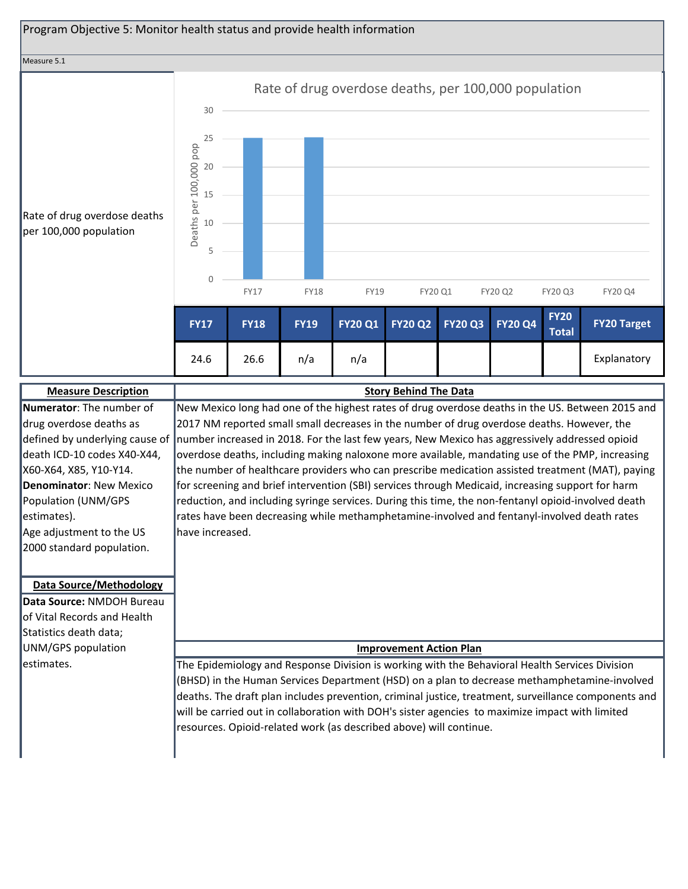Program Objective 5: Monitor health status and provide health information

Measure 5.1

Rate of drug overdose deaths per 100,000 population

Rate of drug overdose deaths, per 100,000 population

| FY17 | FY18 | FY19 | FY20 Q1 | FY20 Q2 | FY20 Q3 | FY20 Q4 | FY20 Total | FY20 Target |
|---|---|---|---|---|---|---|---|---|
| 24.6 | 26.6 | n/a | n/a | | | | | Explanatory |

**Measure Description**

**Numerator**: The number of drug overdose deaths as defined by underlying cause of death ICD-10 codes X40-X44, X60-X64, X85, Y10-Y14.
**Denominator**: New Mexico Population (UNM/GPS estimates).
Age adjustment to the US 2000 standard population.

**Data Source/Methodology**

**Data Source:** NMDOH Bureau of Vital Records and Health Statistics death data; UNM/GPS population estimates.

**Story Behind The Data**

New Mexico long had one of the highest rates of drug overdose deaths in the US. Between 2015 and 2017 NM reported small small decreases in the number of drug overdose deaths. However, the number increased in 2018. For the last few years, New Mexico has aggressively addressed opioid overdose deaths, including making naloxone more available, mandating use of the PMP, increasing the number of healthcare providers who can prescribe medication assisted treatment (MAT), paying for screening and brief intervention (SBI) services through Medicaid, increasing support for harm reduction, and including syringe services. During this time, the non-fentanyl opioid-involved death rates have been decreasing while methamphetamine-involved and fentanyl-involved death rates have increased.

**Improvement Action Plan**

The Epidemiology and Response Division is working with the Behavioral Health Services Division (BHSD) in the Human Services Department (HSD) on a plan to decrease methamphetamine-involved deaths. The draft plan includes prevention, criminal justice, treatment, surveillance components and will be carried out in collaboration with DOH's sister agencies to maximize impact with limited resources. Opioid-related work (as described above) will continue.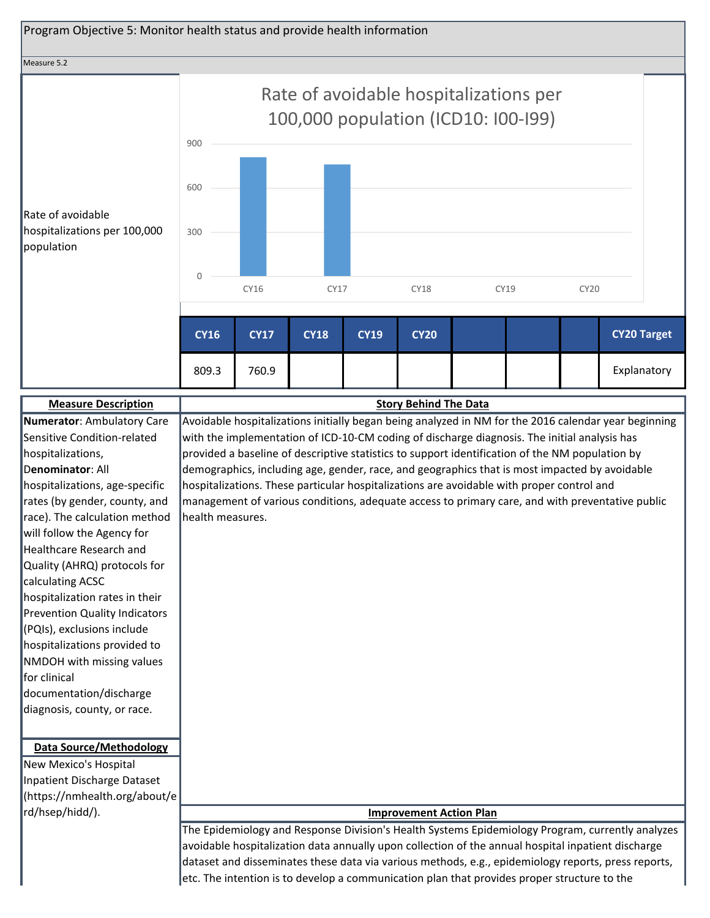## Program Objective 5: Monitor health status and provide health information

Measure 5.2

Rate of avoidable hospitalizations per 100,000 population

**Rate of avoidable hospitalizations per 100,000 population (ICD10: I00-I99)**

| CY16 | CY17 | CY18 | CY19 | CY20 | | | | CY20 Target |
|---|---|---|---|---|---|---|---|---|
| 809.3 | 760.9 | | | | | | | Explanatory |

### Measure Description

**Numerator**: Ambulatory Care Sensitive Condition-related hospitalizations, **Denominator**: All hospitalizations, age-specific rates (by gender, county, and race). The calculation method will follow the Agency for Healthcare Research and Quality (AHRQ) protocols for calculating ACSC hospitalization rates in their Prevention Quality Indicators (PQIs), exclusions include hospitalizations provided to NMDOH with missing values for clinical documentation/discharge diagnosis, county, or race.

### Data Source/Methodology

New Mexico's Hospital Inpatient Discharge Dataset (https://nmhealth.org/about/erd/hsep/hidd/).

### Story Behind The Data

Avoidable hospitalizations initially began being analyzed in NM for the 2016 calendar year beginning with the implementation of ICD-10-CM coding of discharge diagnosis. The initial analysis has provided a baseline of descriptive statistics to support identification of the NM population by demographics, including age, gender, race, and geographics that is most impacted by avoidable hospitalizations. These particular hospitalizations are avoidable with proper control and management of various conditions, adequate access to primary care, and with preventative public health measures.

### Improvement Action Plan

The Epidemiology and Response Division's Health Systems Epidemiology Program, currently analyzes avoidable hospitalization data annually upon collection of the annual hospital inpatient discharge dataset and disseminates these data via various methods, e.g., epidemiology reports, press reports, etc. The intention is to develop a communication plan that provides proper structure to the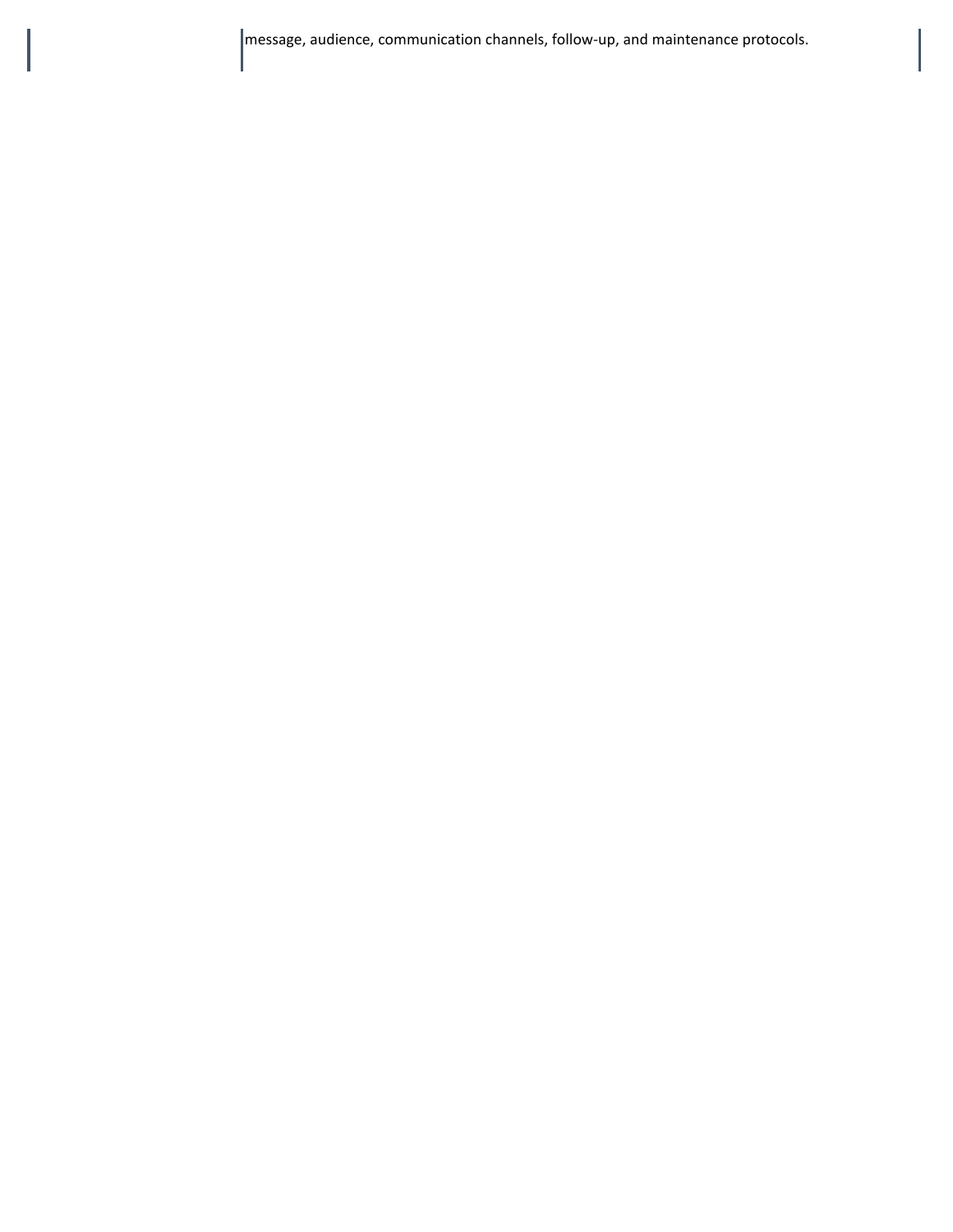| | message, audience, communication channels, follow-up, and maintenance protocols. |
|---|---|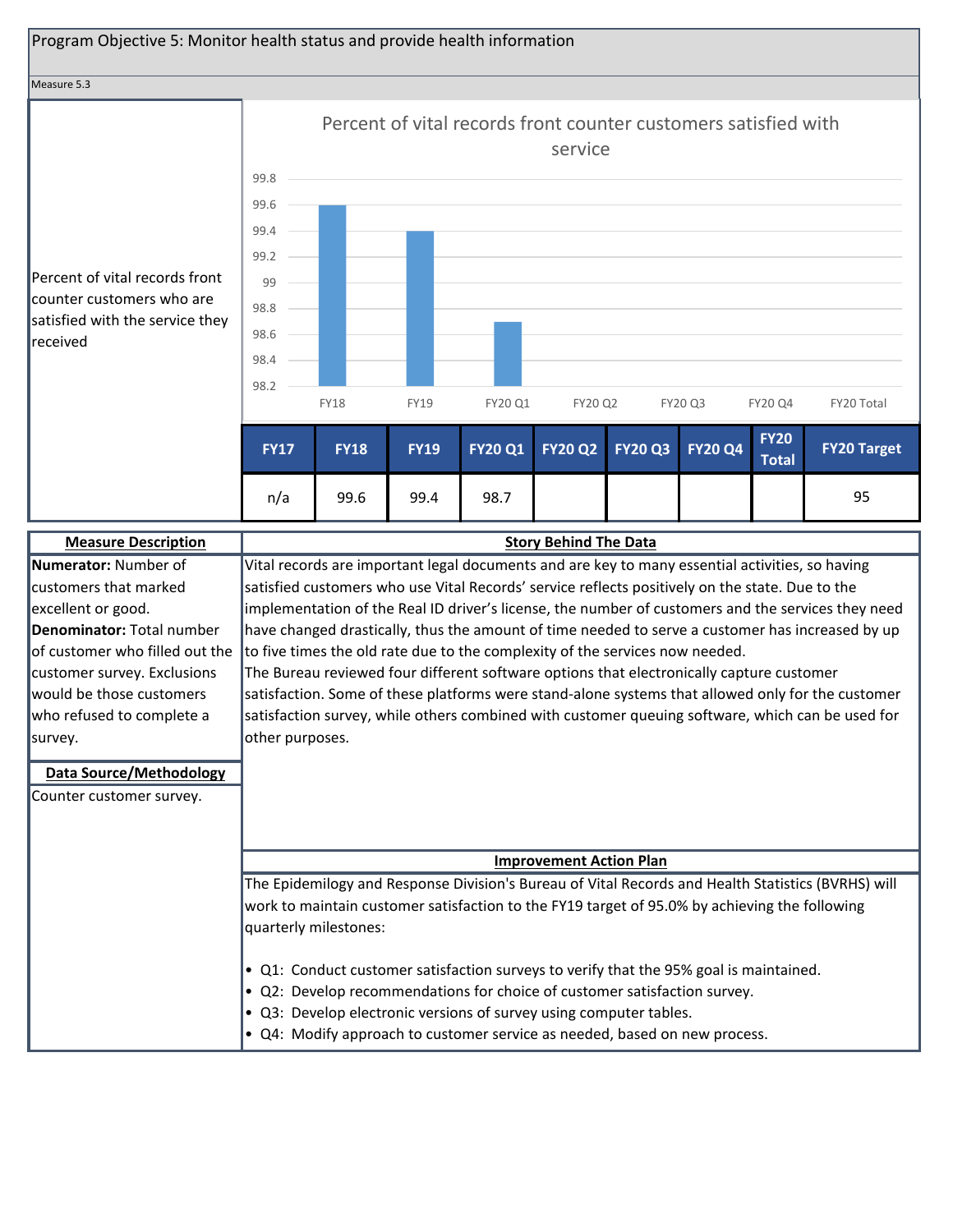Program Objective 5: Monitor health status and provide health information

Measure 5.3

Percent of vital records front counter customers who are satisfied with the service they received

**Percent of vital records front counter customers satisfied with service**

| FY17 | FY18 | FY19 | FY20 Q1 | FY20 Q2 | FY20 Q3 | FY20 Q4 | FY20 Total | FY20 Target |
|---|---|---|---|---|---|---|---|---|
| n/a | 99.6 | 99.4 | 98.7 | | | | | 95 |

**Measure Description**

**Numerator:** Number of customers that marked excellent or good.
**Denominator:** Total number of customer who filled out the customer survey. Exclusions would be those customers who refused to complete a survey.

**Data Source/Methodology**

Counter customer survey.

**Story Behind The Data**

Vital records are important legal documents and are key to many essential activities, so having satisfied customers who use Vital Records' service reflects positively on the state. Due to the implementation of the Real ID driver's license, the number of customers and the services they need have changed drastically, thus the amount of time needed to serve a customer has increased by up to five times the old rate due to the complexity of the services now needed.
The Bureau reviewed four different software options that electronically capture customer satisfaction. Some of these platforms were stand-alone systems that allowed only for the customer satisfaction survey, while others combined with customer queuing software, which can be used for other purposes.

**Improvement Action Plan**

The Epidemilogy and Response Division's Bureau of Vital Records and Health Statistics (BVRHS) will work to maintain customer satisfaction to the FY19 target of 95.0% by achieving the following quarterly milestones:

- Q1: Conduct customer satisfaction surveys to verify that the 95% goal is maintained.
- Q2: Develop recommendations for choice of customer satisfaction survey.
- Q3: Develop electronic versions of survey using computer tables.
- Q4: Modify approach to customer service as needed, based on new process.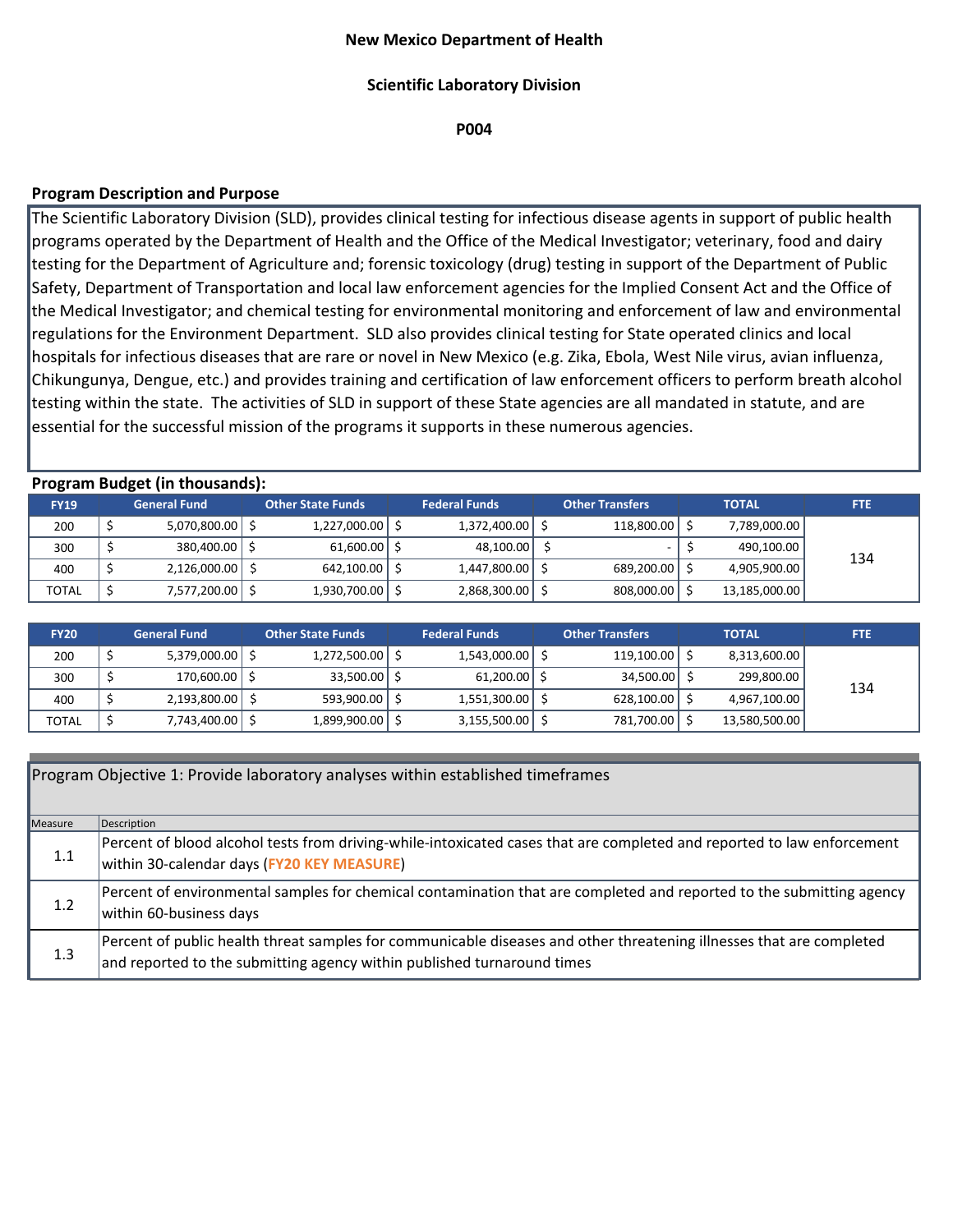**New Mexico Department of Health**

**Scientific Laboratory Division**

**P004**

**Program Description and Purpose**

The Scientific Laboratory Division (SLD), provides clinical testing for infectious disease agents in support of public health programs operated by the Department of Health and the Office of the Medical Investigator; veterinary, food and dairy testing for the Department of Agriculture and; forensic toxicology (drug) testing in support of the Department of Public Safety, Department of Transportation and local law enforcement agencies for the Implied Consent Act and the Office of the Medical Investigator; and chemical testing for environmental monitoring and enforcement of law and environmental regulations for the Environment Department. SLD also provides clinical testing for State operated clinics and local hospitals for infectious diseases that are rare or novel in New Mexico (e.g. Zika, Ebola, West Nile virus, avian influenza, Chikungunya, Dengue, etc.) and provides training and certification of law enforcement officers to perform breath alcohol testing within the state. The activities of SLD in support of these State agencies are all mandated in statute, and are essential for the successful mission of the programs it supports in these numerous agencies.

**Program Budget (in thousands):**

| FY19 | General Fund | Other State Funds | Federal Funds | Other Transfers | TOTAL | FTE |
|---|---|---|---|---|---|---|
| 200 | $ 5,070,800.00 | $ 1,227,000.00 | $ 1,372,400.00 | $ 118,800.00 | $ 7,789,000.00 | 134 |
| 300 | $ 380,400.00 | $ 61,600.00 | $ 48,100.00 | $ - | $ 490,100.00 | |
| 400 | $ 2,126,000.00 | $ 642,100.00 | $ 1,447,800.00 | $ 689,200.00 | $ 4,905,900.00 | |
| TOTAL | $ 7,577,200.00 | $ 1,930,700.00 | $ 2,868,300.00 | $ 808,000.00 | $ 13,185,000.00 | |

| FY20 | General Fund | Other State Funds | Federal Funds | Other Transfers | TOTAL | FTE |
|---|---|---|---|---|---|---|
| 200 | $ 5,379,000.00 | $ 1,272,500.00 | $ 1,543,000.00 | $ 119,100.00 | $ 8,313,600.00 | 134 |
| 300 | $ 170,600.00 | $ 33,500.00 | $ 61,200.00 | $ 34,500.00 | $ 299,800.00 | |
| 400 | $ 2,193,800.00 | $ 593,900.00 | $ 1,551,300.00 | $ 628,100.00 | $ 4,967,100.00 | |
| TOTAL | $ 7,743,400.00 | $ 1,899,900.00 | $ 3,155,500.00 | $ 781,700.00 | $ 13,580,500.00 | |

Program Objective 1: Provide laboratory analyses within established timeframes

| Measure | Description |
|---|---|
| 1.1 | Percent of blood alcohol tests from driving-while-intoxicated cases that are completed and reported to law enforcement within 30-calendar days (**FY20 KEY MEASURE**) |
| 1.2 | Percent of environmental samples for chemical contamination that are completed and reported to the submitting agency within 60-business days |
| 1.3 | Percent of public health threat samples for communicable diseases and other threatening illnesses that are completed and reported to the submitting agency within published turnaround times |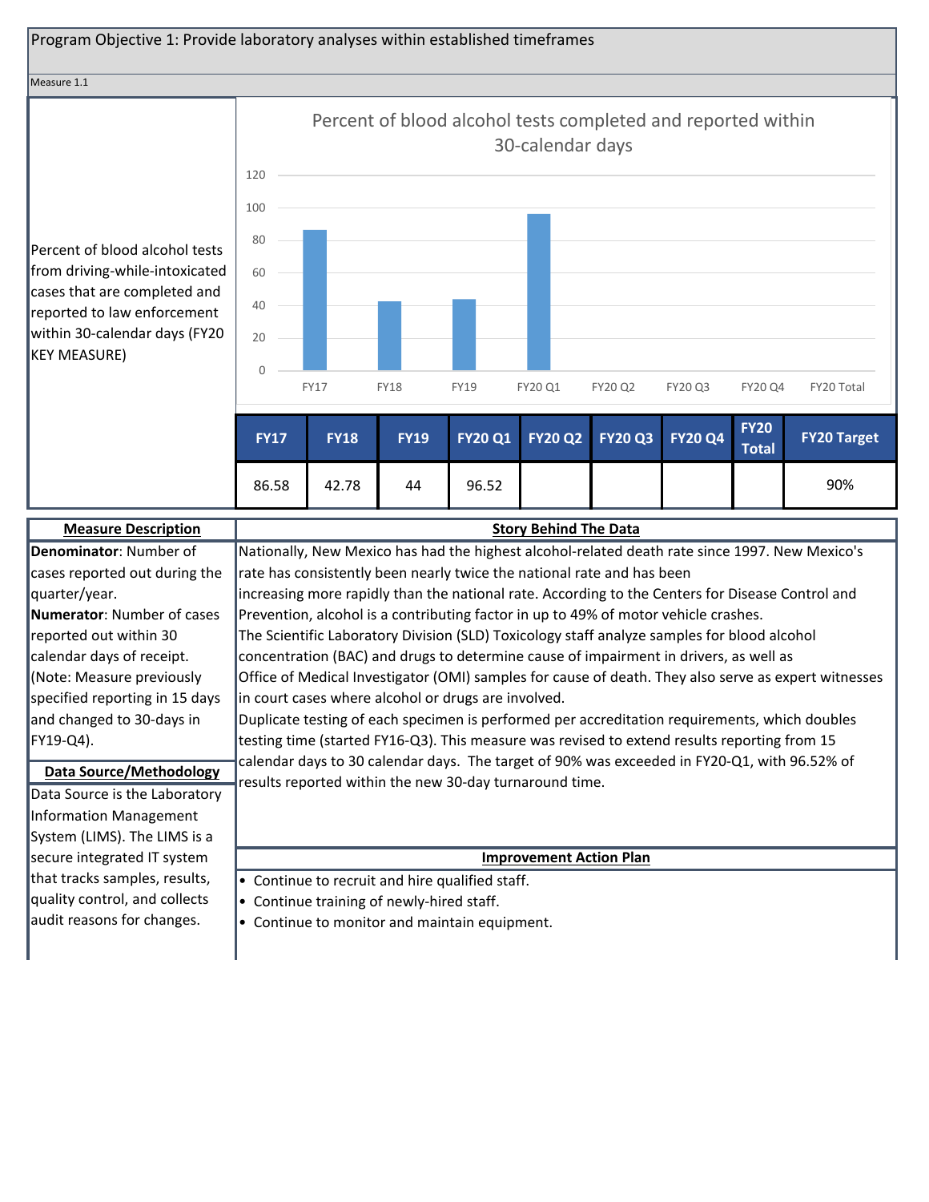## Program Objective 1: Provide laboratory analyses within established timeframes

Measure 1.1

Percent of blood alcohol tests from driving-while-intoxicated cases that are completed and reported to law enforcement within 30-calendar days (FY20 KEY MEASURE)

**Percent of blood alcohol tests completed and reported within 30-calendar days**

| FY17 | FY18 | FY19 | FY20 Q1 | FY20 Q2 | FY20 Q3 | FY20 Q4 | FY20 Total | FY20 Target |
|---|---|---|---|---|---|---|---|---|
| 86.58 | 42.78 | 44 | 96.52 | | | | | 90% |

### Measure Description

**Denominator**: Number of cases reported out during the quarter/year.
**Numerator**: Number of cases reported out within 30 calendar days of receipt.
(Note: Measure previously specified reporting in 15 days and changed to 30-days in FY19-Q4).

### Data Source/Methodology

Data Source is the Laboratory Information Management System (LIMS). The LIMS is a secure integrated IT system that tracks samples, results, quality control, and collects audit reasons for changes.

### Story Behind The Data

Nationally, New Mexico has had the highest alcohol-related death rate since 1997. New Mexico's rate has consistently been nearly twice the national rate and has been increasing more rapidly than the national rate. According to the Centers for Disease Control and Prevention, alcohol is a contributing factor in up to 49% of motor vehicle crashes.
The Scientific Laboratory Division (SLD) Toxicology staff analyze samples for blood alcohol concentration (BAC) and drugs to determine cause of impairment in drivers, as well as Office of Medical Investigator (OMI) samples for cause of death. They also serve as expert witnesses in court cases where alcohol or drugs are involved.
Duplicate testing of each specimen is performed per accreditation requirements, which doubles testing time (started FY16-Q3). This measure was revised to extend results reporting from 15 calendar days to 30 calendar days. The target of 90% was exceeded in FY20-Q1, with 96.52% of results reported within the new 30-day turnaround time.

### Improvement Action Plan

- Continue to recruit and hire qualified staff.
- Continue training of newly-hired staff.
- Continue to monitor and maintain equipment.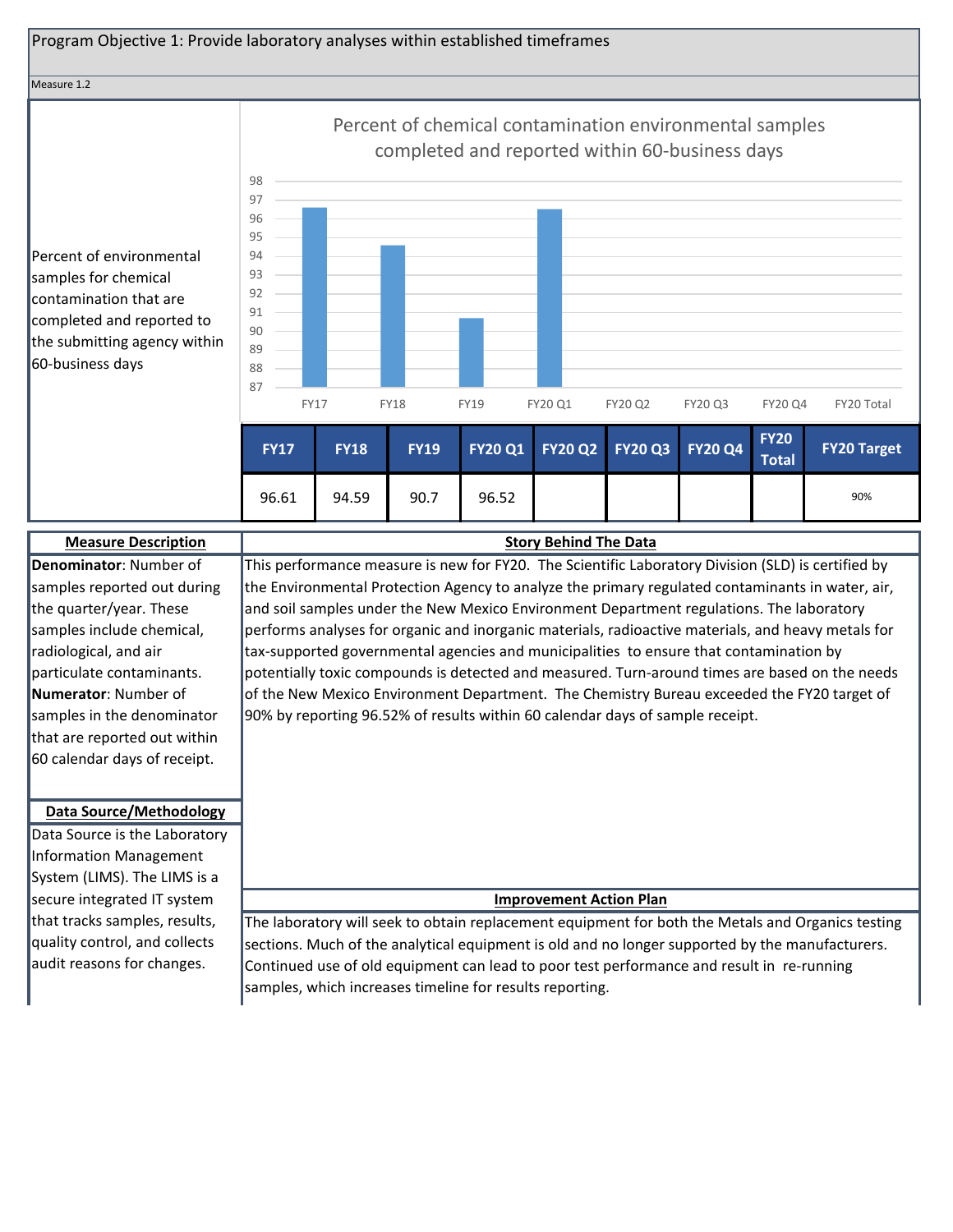Program Objective 1: Provide laboratory analyses within established timeframes

Measure 1.2

Percent of environmental samples for chemical contamination that are completed and reported to the submitting agency within 60-business days

**Percent of chemical contamination environmental samples completed and reported within 60-business days**

| FY17 | FY18 | FY19 | FY20 Q1 | FY20 Q2 | FY20 Q3 | FY20 Q4 | FY20 Total | FY20 Target |
|---|---|---|---|---|---|---|---|---|
| 96.61 | 94.59 | 90.7 | 96.52 | | | | | 90% |

**Measure Description**

**Denominator**: Number of samples reported out during the quarter/year. These samples include chemical, radiological, and air particulate contaminants.
**Numerator**: Number of samples in the denominator that are reported out within 60 calendar days of receipt.

**Data Source/Methodology**

Data Source is the Laboratory Information Management System (LIMS). The LIMS is a secure integrated IT system that tracks samples, results, quality control, and collects audit reasons for changes.

**Story Behind The Data**

This performance measure is new for FY20. The Scientific Laboratory Division (SLD) is certified by the Environmental Protection Agency to analyze the primary regulated contaminants in water, air, and soil samples under the New Mexico Environment Department regulations. The laboratory performs analyses for organic and inorganic materials, radioactive materials, and heavy metals for tax-supported governmental agencies and municipalities to ensure that contamination by potentially toxic compounds is detected and measured. Turn-around times are based on the needs of the New Mexico Environment Department. The Chemistry Bureau exceeded the FY20 target of 90% by reporting 96.52% of results within 60 calendar days of sample receipt.

**Improvement Action Plan**

The laboratory will seek to obtain replacement equipment for both the Metals and Organics testing sections. Much of the analytical equipment is old and no longer supported by the manufacturers. Continued use of old equipment can lead to poor test performance and result in re-running samples, which increases timeline for results reporting.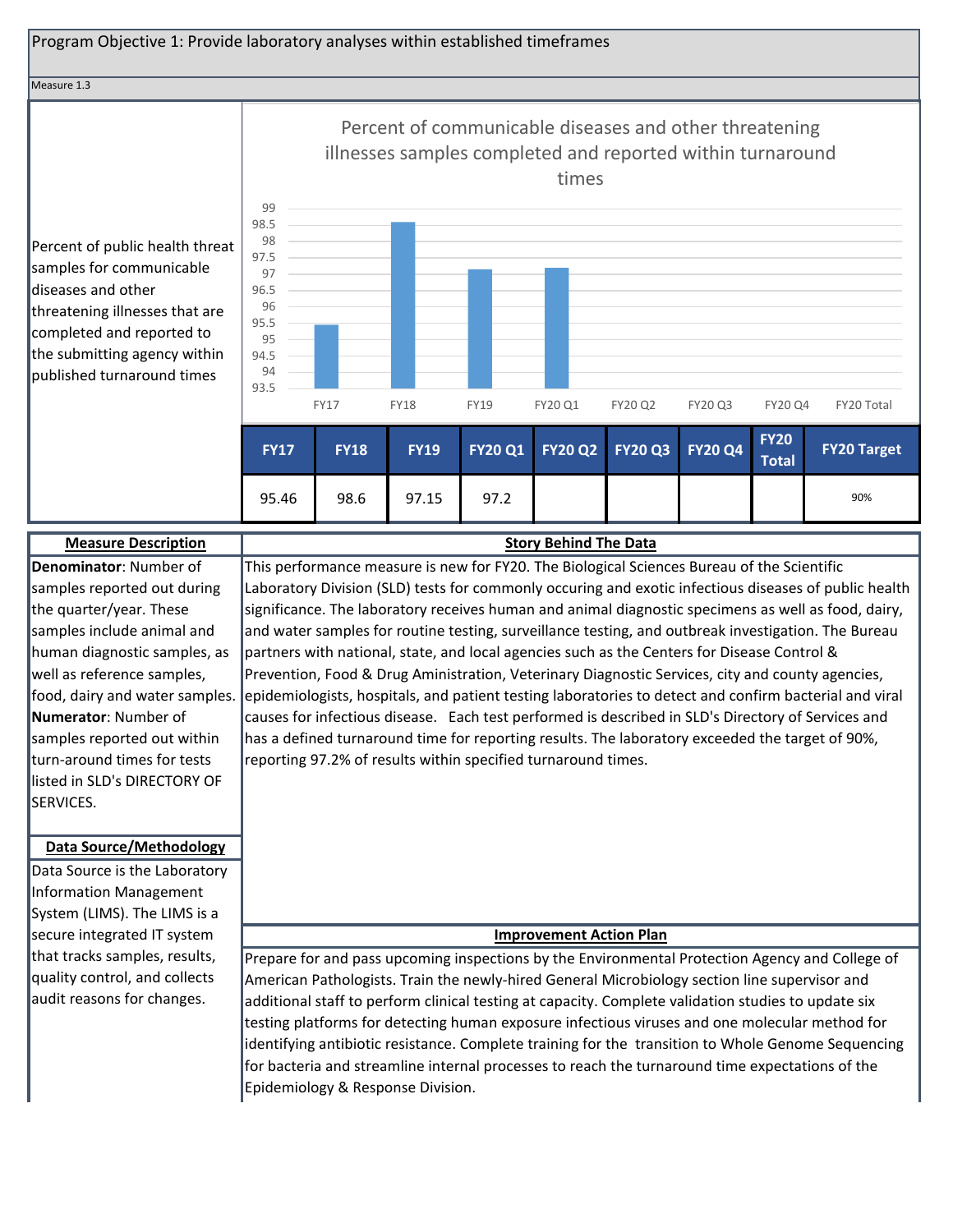Program Objective 1: Provide laboratory analyses within established timeframes

Measure 1.3

Percent of public health threat samples for communicable diseases and other threatening illnesses that are completed and reported to the submitting agency within published turnaround times

**Percent of communicable diseases and other threatening illnesses samples completed and reported within turnaround times**

| FY17 | FY18 | FY19 | FY20 Q1 | FY20 Q2 | FY20 Q3 | FY20 Q4 | FY20 Total | FY20 Target |
|---|---|---|---|---|---|---|---|---|
| 95.46 | 98.6 | 97.15 | 97.2 | | | | | 90% |

**Measure Description**

**Denominator**: Number of samples reported out during the quarter/year. These samples include animal and human diagnostic samples, as well as reference samples, food, dairy and water samples.
**Numerator**: Number of samples reported out within turn-around times for tests listed in SLD's DIRECTORY OF SERVICES.

**Data Source/Methodology**

Data Source is the Laboratory Information Management System (LIMS). The LIMS is a secure integrated IT system that tracks samples, results, quality control, and collects audit reasons for changes.

**Story Behind The Data**

This performance measure is new for FY20. The Biological Sciences Bureau of the Scientific Laboratory Division (SLD) tests for commonly occuring and exotic infectious diseases of public health significance. The laboratory receives human and animal diagnostic specimens as well as food, dairy, and water samples for routine testing, surveillance testing, and outbreak investigation. The Bureau partners with national, state, and local agencies such as the Centers for Disease Control & Prevention, Food & Drug Aministration, Veterinary Diagnostic Services, city and county agencies, epidemiologists, hospitals, and patient testing laboratories to detect and confirm bacterial and viral causes for infectious disease. Each test performed is described in SLD's Directory of Services and has a defined turnaround time for reporting results. The laboratory exceeded the target of 90%, reporting 97.2% of results within specified turnaround times.

**Improvement Action Plan**

Prepare for and pass upcoming inspections by the Environmental Protection Agency and College of American Pathologists. Train the newly-hired General Microbiology section line supervisor and additional staff to perform clinical testing at capacity. Complete validation studies to update six testing platforms for detecting human exposure infectious viruses and one molecular method for identifying antibiotic resistance. Complete training for the transition to Whole Genome Sequencing for bacteria and streamline internal processes to reach the turnaround time expectations of the Epidemiology & Response Division.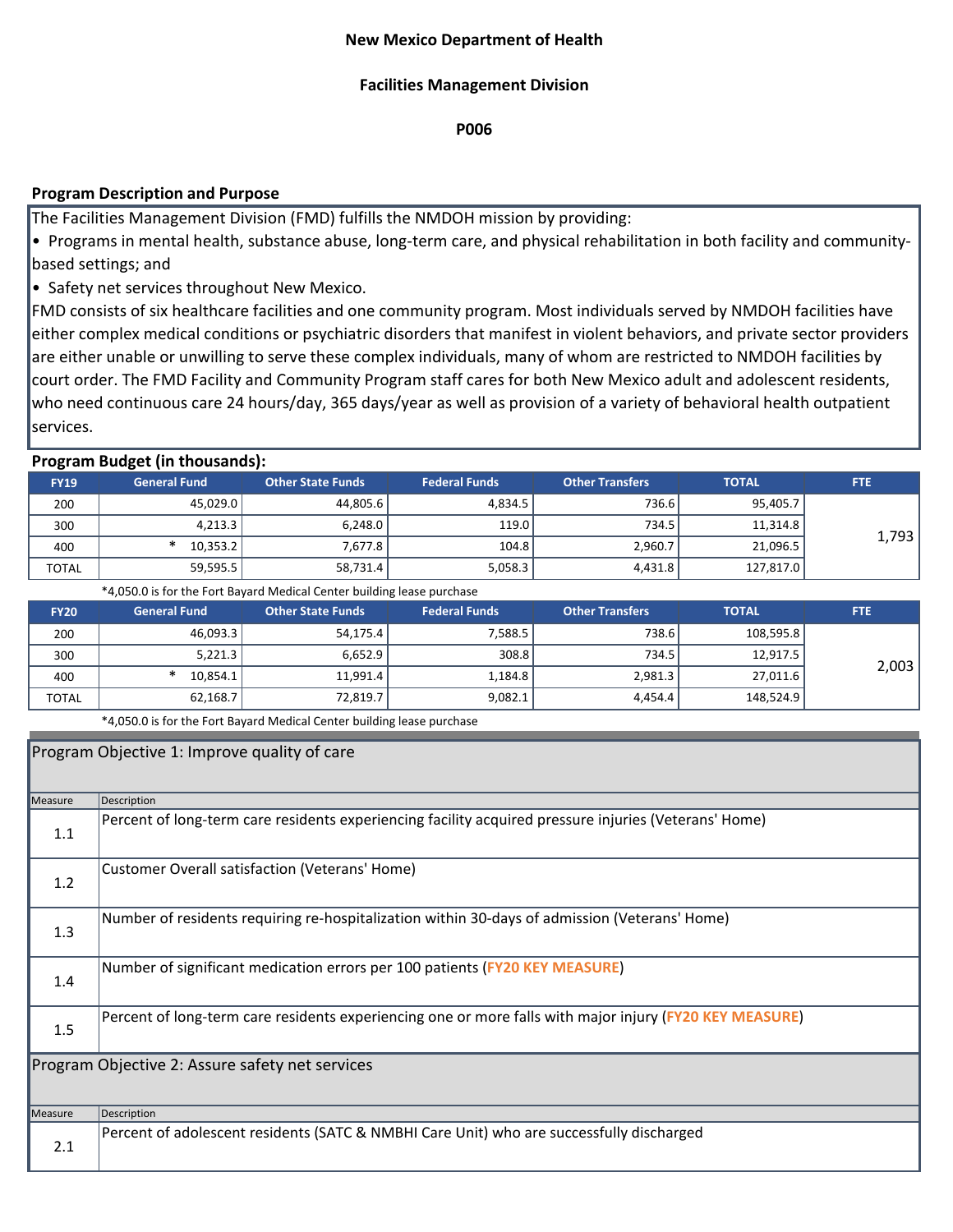**New Mexico Department of Health**

**Facilities Management Division**

**P006**

**Program Description and Purpose**

The Facilities Management Division (FMD) fulfills the NMDOH mission by providing:

- Programs in mental health, substance abuse, long-term care, and physical rehabilitation in both facility and community-based settings; and
- Safety net services throughout New Mexico.

FMD consists of six healthcare facilities and one community program. Most individuals served by NMDOH facilities have either complex medical conditions or psychiatric disorders that manifest in violent behaviors, and private sector providers are either unable or unwilling to serve these complex individuals, many of whom are restricted to NMDOH facilities by court order. The FMD Facility and Community Program staff cares for both New Mexico adult and adolescent residents, who need continuous care 24 hours/day, 365 days/year as well as provision of a variety of behavioral health outpatient services.

**Program Budget (in thousands):**

| FY19 | General Fund | Other State Funds | Federal Funds | Other Transfers | TOTAL | FTE |
|---|---|---|---|---|---|---|
| 200 | 45,029.0 | 44,805.6 | 4,834.5 | 736.6 | 95,405.7 | 1,793 |
| 300 | 4,213.3 | 6,248.0 | 119.0 | 734.5 | 11,314.8 | |
| 400 | * 10,353.2 | 7,677.8 | 104.8 | 2,960.7 | 21,096.5 | |
| TOTAL | 59,595.5 | 58,731.4 | 5,058.3 | 4,431.8 | 127,817.0 | |

*4,050.0 is for the Fort Bayard Medical Center building lease purchase

| FY20 | General Fund | Other State Funds | Federal Funds | Other Transfers | TOTAL | FTE |
|---|---|---|---|---|---|---|
| 200 | 46,093.3 | 54,175.4 | 7,588.5 | 738.6 | 108,595.8 | 2,003 |
| 300 | 5,221.3 | 6,652.9 | 308.8 | 734.5 | 12,917.5 | |
| 400 | * 10,854.1 | 11,991.4 | 1,184.8 | 2,981.3 | 27,011.6 | |
| TOTAL | 62,168.7 | 72,819.7 | 9,082.1 | 4,454.4 | 148,524.9 | |

*4,050.0 is for the Fort Bayard Medical Center building lease purchase

**Program Objective 1: Improve quality of care**

| Measure | Description |
|---|---|
| 1.1 | Percent of long-term care residents experiencing facility acquired pressure injuries (Veterans' Home) |
| 1.2 | Customer Overall satisfaction (Veterans' Home) |
| 1.3 | Number of residents requiring re-hospitalization within 30-days of admission (Veterans' Home) |
| 1.4 | Number of significant medication errors per 100 patients (**FY20 KEY MEASURE**) |
| 1.5 | Percent of long-term care residents experiencing one or more falls with major injury (**FY20 KEY MEASURE**) |

**Program Objective 2: Assure safety net services**

| Measure | Description |
|---|---|
| 2.1 | Percent of adolescent residents (SATC & NMBHI Care Unit) who are successfully discharged |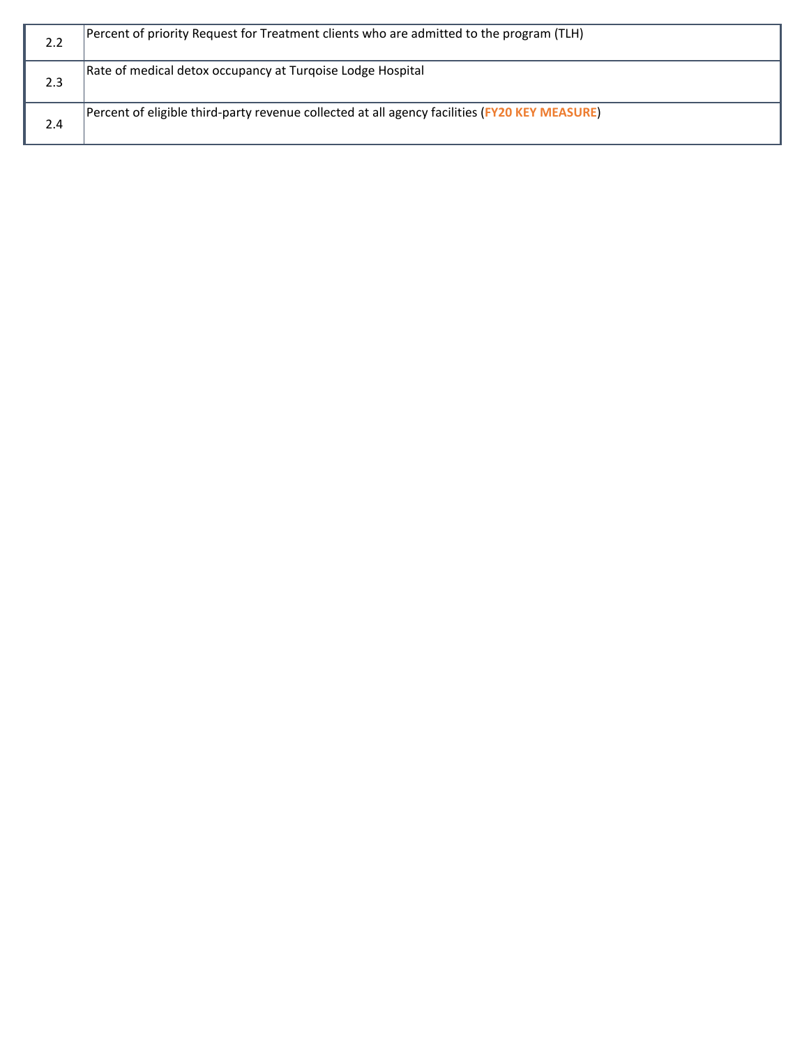| | |
|---|---|
| 2.2 | Percent of priority Request for Treatment clients who are admitted to the program (TLH) |
| 2.3 | Rate of medical detox occupancy at Turqoise Lodge Hospital |
| 2.4 | Percent of eligible third-party revenue collected at all agency facilities (**FY20 KEY MEASURE**) |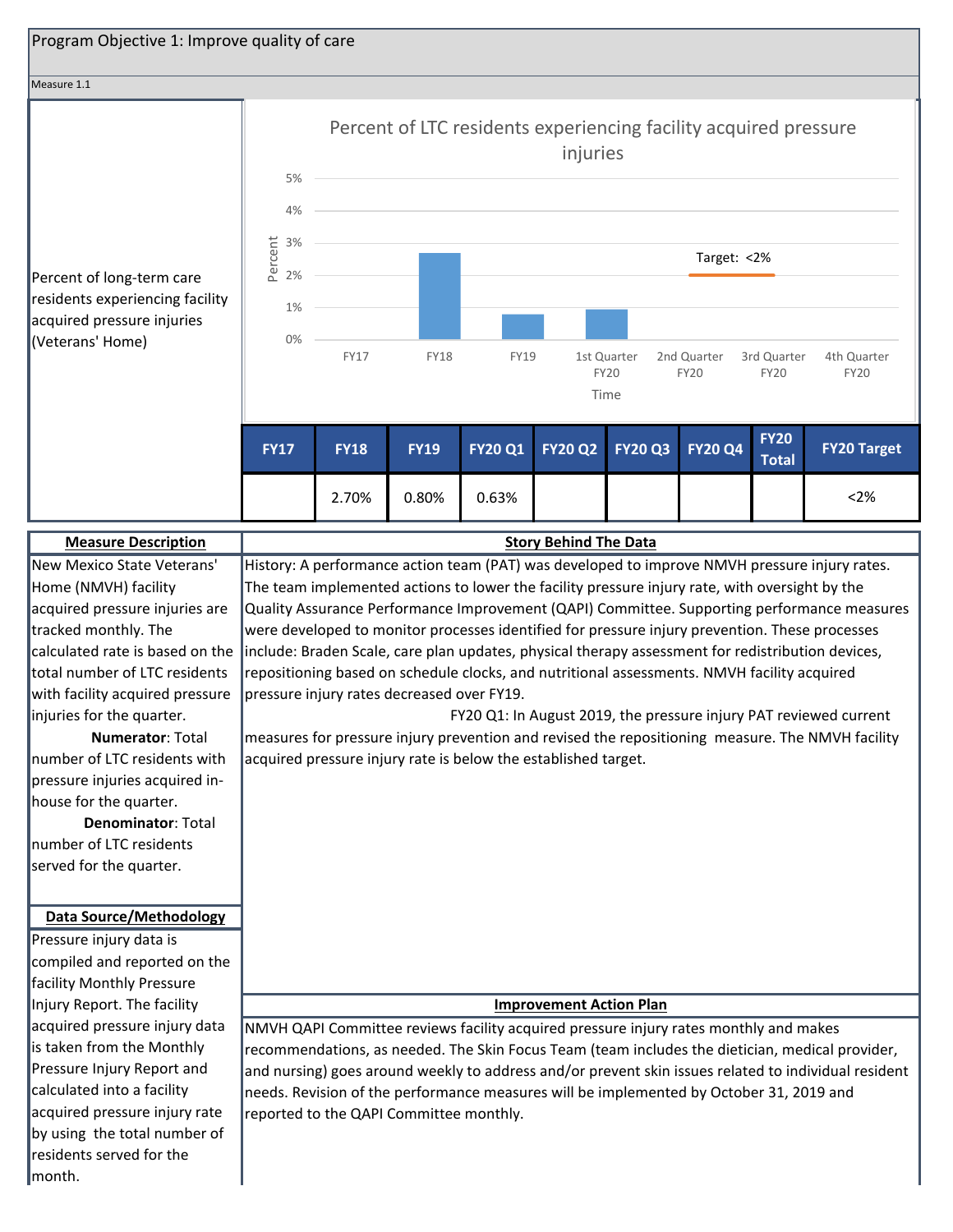## Program Objective 1: Improve quality of care

Measure 1.1

Percent of long-term care residents experiencing facility acquired pressure injuries (Veterans' Home)

**Percent of LTC residents experiencing facility acquired pressure injuries**

| FY17 | FY18 | FY19 | FY20 Q1 | FY20 Q2 | FY20 Q3 | FY20 Q4 | FY20 Total | FY20 Target |
|---|---|---|---|---|---|---|---|---|
| | 2.70% | 0.80% | 0.63% | | | | | <2% |

### Measure Description

New Mexico State Veterans' Home (NMVH) facility acquired pressure injuries are tracked monthly. The calculated rate is based on the total number of LTC residents with facility acquired pressure injuries for the quarter.

**Numerator**: Total number of LTC residents with pressure injuries acquired in-house for the quarter.

**Denominator**: Total number of LTC residents served for the quarter.

### Data Source/Methodology

Pressure injury data is compiled and reported on the facility Monthly Pressure Injury Report. The facility acquired pressure injury data is taken from the Monthly Pressure Injury Report and calculated into a facility acquired pressure injury rate by using the total number of residents served for the month.

### Story Behind The Data

History: A performance action team (PAT) was developed to improve NMVH pressure injury rates. The team implemented actions to lower the facility pressure injury rate, with oversight by the Quality Assurance Performance Improvement (QAPI) Committee. Supporting performance measures were developed to monitor processes identified for pressure injury prevention. These processes include: Braden Scale, care plan updates, physical therapy assessment for redistribution devices, repositioning based on schedule clocks, and nutritional assessments. NMVH facility acquired pressure injury rates decreased over FY19.

FY20 Q1: In August 2019, the pressure injury PAT reviewed current measures for pressure injury prevention and revised the repositioning measure. The NMVH facility acquired pressure injury rate is below the established target.

### Improvement Action Plan

NMVH QAPI Committee reviews facility acquired pressure injury rates monthly and makes recommendations, as needed. The Skin Focus Team (team includes the dietician, medical provider, and nursing) goes around weekly to address and/or prevent skin issues related to individual resident needs. Revision of the performance measures will be implemented by October 31, 2019 and reported to the QAPI Committee monthly.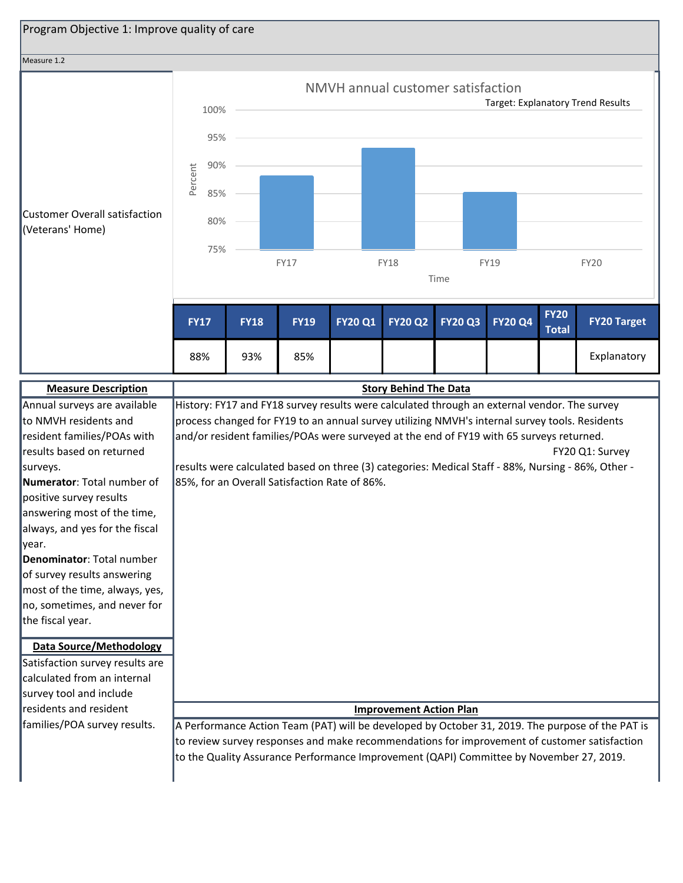Program Objective 1: Improve quality of care

Measure 1.2

**Customer Overall satisfaction (Veterans' Home)**

NMVH annual customer satisfaction

Target: Explanatory Trend Results

| FY17 | FY18 | FY19 | FY20 Q1 | FY20 Q2 | FY20 Q3 | FY20 Q4 | FY20 Total | FY20 Target |
|---|---|---|---|---|---|---|---|---|
| 88% | 93% | 85% | | | | | | Explanatory |

**Measure Description**

Annual surveys are available to NMVH residents and resident families/POAs with results based on returned surveys.

**Numerator**: Total number of positive survey results answering most of the time, always, and yes for the fiscal year.

**Denominator**: Total number of survey results answering most of the time, always, yes, no, sometimes, and never for the fiscal year.

**Data Source/Methodology**

Satisfaction survey results are calculated from an internal survey tool and include residents and resident families/POA survey results.

**Story Behind The Data**

History: FY17 and FY18 survey results were calculated through an external vendor. The survey process changed for FY19 to an annual survey utilizing NMVH's internal survey tools. Residents and/or resident families/POAs were surveyed at the end of FY19 with 65 surveys returned.

FY20 Q1: Survey results were calculated based on three (3) categories: Medical Staff - 88%, Nursing - 86%, Other - 85%, for an Overall Satisfaction Rate of 86%.

**Improvement Action Plan**

A Performance Action Team (PAT) will be developed by October 31, 2019. The purpose of the PAT is to review survey responses and make recommendations for improvement of customer satisfaction to the Quality Assurance Performance Improvement (QAPI) Committee by November 27, 2019.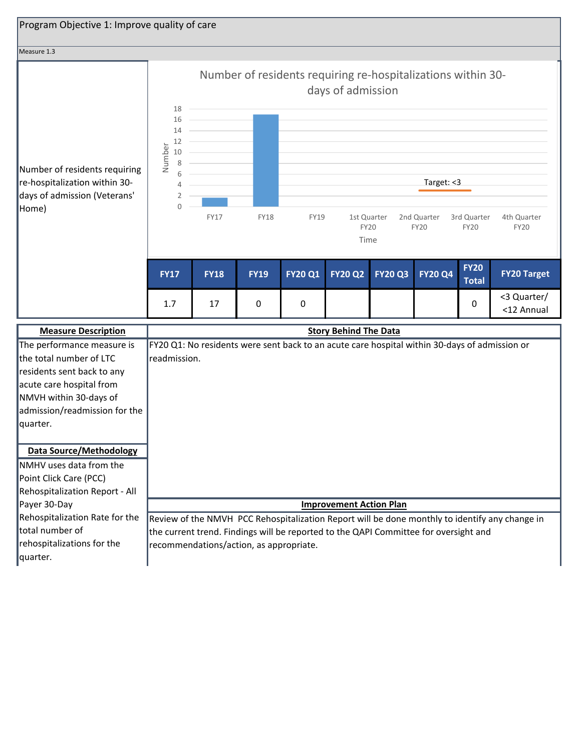## Program Objective 1: Improve quality of care

Measure 1.3

Number of residents requiring re-hospitalization within 30-days of admission (Veterans' Home)

Number of residents requiring re-hospitalizations within 30-days of admission

| FY17 | FY18 | FY19 | FY20 Q1 | FY20 Q2 | FY20 Q3 | FY20 Q4 | FY20 Total | FY20 Target |
|---|---|---|---|---|---|---|---|---|
| 1.7 | 17 | 0 | 0 | | | | 0 | <3 Quarter/ <12 Annual |

**Measure Description**

The performance measure is the total number of LTC residents sent back to any acute care hospital from NMVH within 30-days of admission/readmission for the quarter.

**Data Source/Methodology**

NMHV uses data from the Point Click Care (PCC) Rehospitalization Report - All Payer 30-Day Rehospitalization Rate for the total number of rehospitalizations for the quarter.

**Story Behind The Data**

FY20 Q1: No residents were sent back to an acute care hospital within 30-days of admission or readmission.

**Improvement Action Plan**

Review of the NMVH PCC Rehospitalization Report will be done monthly to identify any change in the current trend. Findings will be reported to the QAPI Committee for oversight and recommendations/action, as appropriate.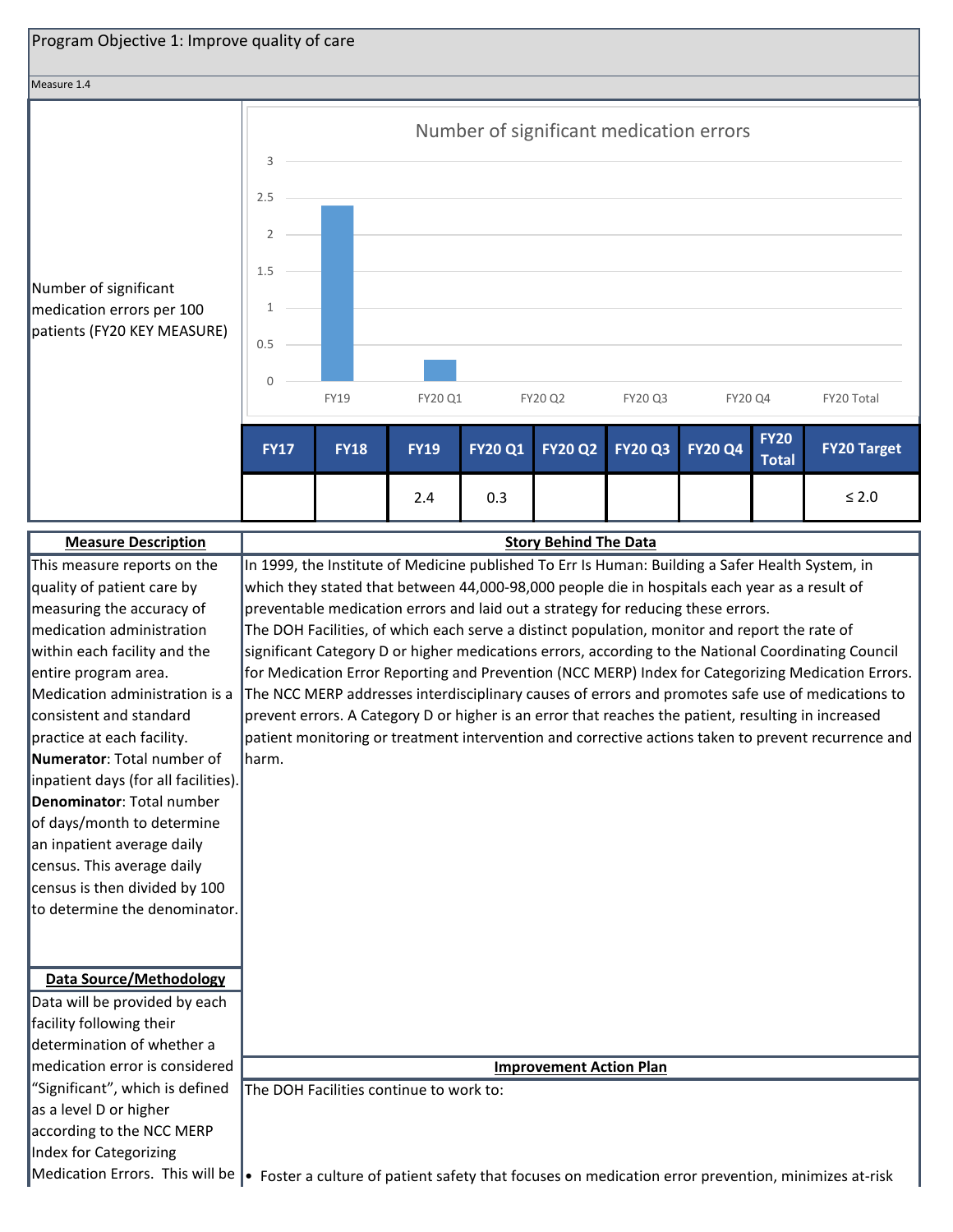## Program Objective 1: Improve quality of care

Measure 1.4

**Number of significant medication errors per 100 patients (FY20 KEY MEASURE)**

Number of significant medication errors

| FY17 | FY18 | FY19 | FY20 Q1 | FY20 Q2 | FY20 Q3 | FY20 Q4 | FY20 Total | FY20 Target |
|---|---|---|---|---|---|---|---|---|
| | | 2.4 | 0.3 | | | | | ≤ 2.0 |

### Measure Description

This measure reports on the quality of patient care by measuring the accuracy of medication administration within each facility and the entire program area. Medication administration is a consistent and standard practice at each facility.

**Numerator**: Total number of inpatient days (for all facilities).

**Denominator**: Total number of days/month to determine an inpatient average daily census. This average daily census is then divided by 100 to determine the denominator.

### Data Source/Methodology

Data will be provided by each facility following their determination of whether a medication error is considered "Significant", which is defined as a level D or higher according to the NCC MERP Index for Categorizing Medication Errors. This will be

### Story Behind The Data

In 1999, the Institute of Medicine published To Err Is Human: Building a Safer Health System, in which they stated that between 44,000-98,000 people die in hospitals each year as a result of preventable medication errors and laid out a strategy for reducing these errors.

The DOH Facilities, of which each serve a distinct population, monitor and report the rate of significant Category D or higher medications errors, according to the National Coordinating Council for Medication Error Reporting and Prevention (NCC MERP) Index for Categorizing Medication Errors. The NCC MERP addresses interdisciplinary causes of errors and promotes safe use of medications to prevent errors. A Category D or higher is an error that reaches the patient, resulting in increased patient monitoring or treatment intervention and corrective actions taken to prevent recurrence and harm.

### Improvement Action Plan

The DOH Facilities continue to work to:

- Foster a culture of patient safety that focuses on medication error prevention, minimizes at-risk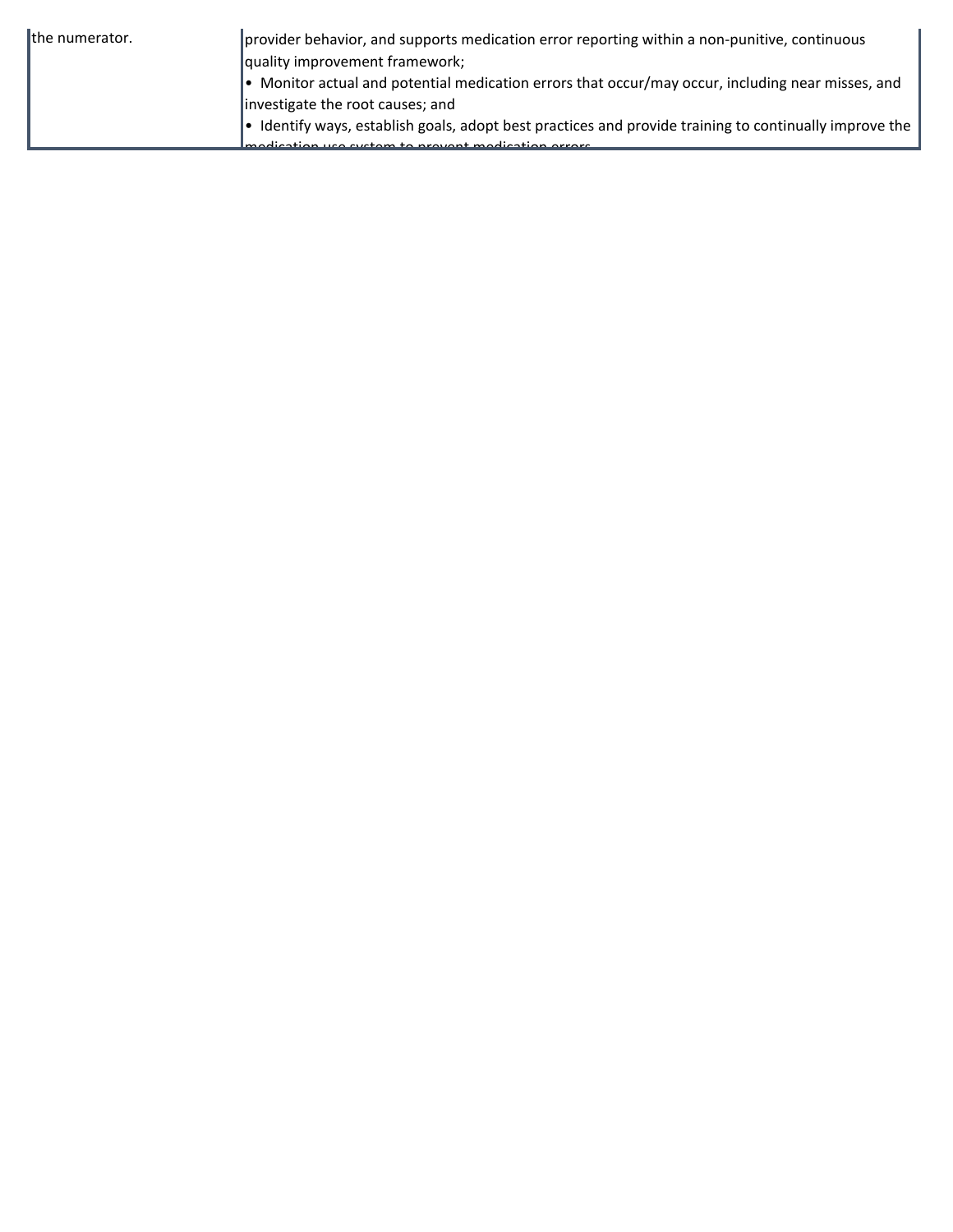| | |
|---|---|
| the numerator. | provider behavior, and supports medication error reporting within a non-punitive, continuous quality improvement framework;<br>• Monitor actual and potential medication errors that occur/may occur, including near misses, and investigate the root causes; and<br>• Identify ways, establish goals, adopt best practices and provide training to continually improve the medication use system to prevent medication errors. |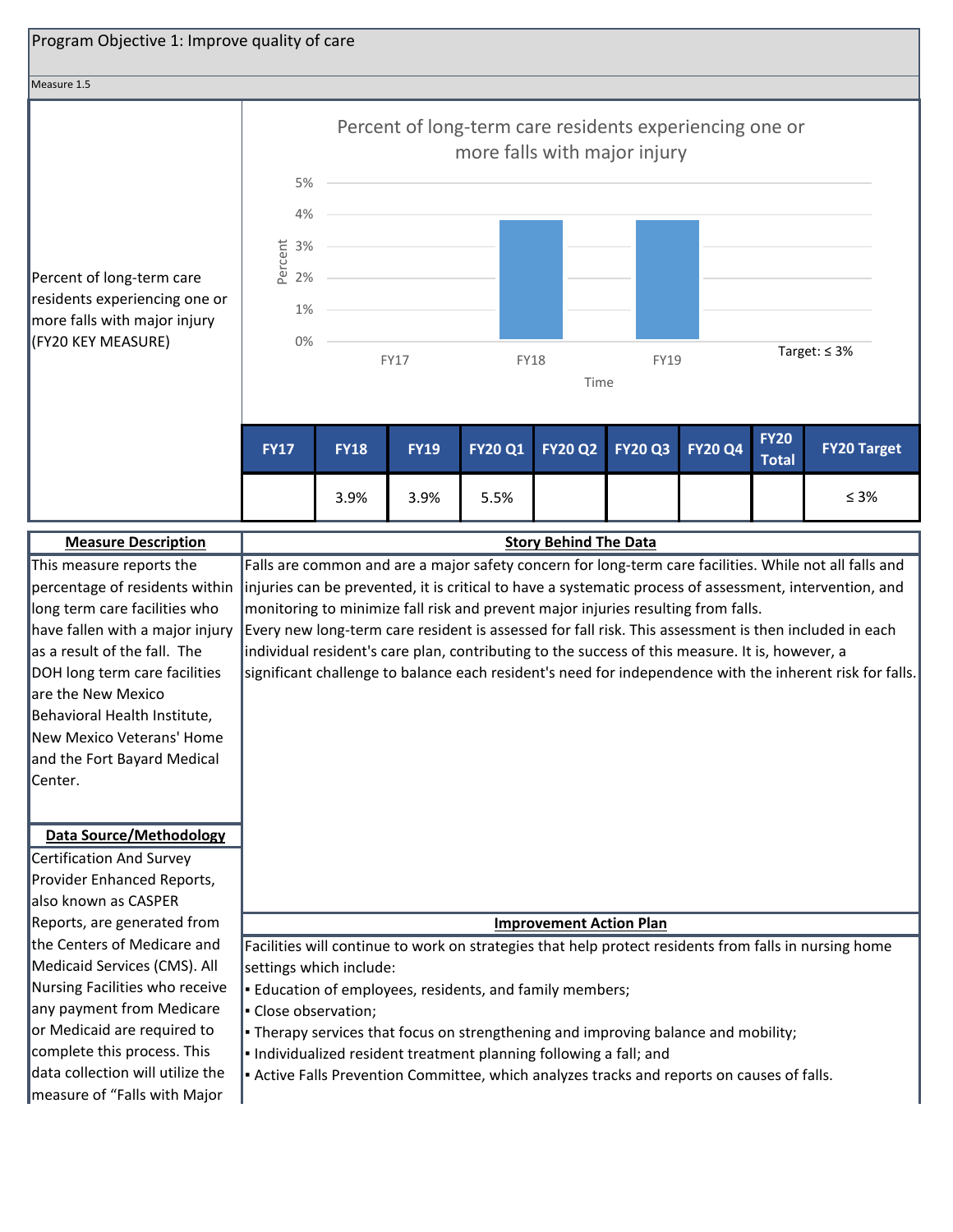Program Objective 1: Improve quality of care

Measure 1.5

Percent of long-term care residents experiencing one or more falls with major injury (FY20 KEY MEASURE)

Percent of long-term care residents experiencing one or more falls with major injury

Target: ≤ 3%

| FY17 | FY18 | FY19 | FY20 Q1 | FY20 Q2 | FY20 Q3 | FY20 Q4 | FY20 Total | FY20 Target |
|---|---|---|---|---|---|---|---|---|
| | 3.9% | 3.9% | 5.5% | | | | | ≤ 3% |

**Measure Description**

This measure reports the percentage of residents within long term care facilities who have fallen with a major injury as a result of the fall. The DOH long term care facilities are the New Mexico Behavioral Health Institute, New Mexico Veterans' Home and the Fort Bayard Medical Center.

**Data Source/Methodology**

Certification And Survey Provider Enhanced Reports, also known as CASPER Reports, are generated from the Centers of Medicare and Medicaid Services (CMS). All Nursing Facilities who receive any payment from Medicare or Medicaid are required to complete this process. This data collection will utilize the measure of "Falls with Major

**Story Behind The Data**

Falls are common and are a major safety concern for long-term care facilities. While not all falls and injuries can be prevented, it is critical to have a systematic process of assessment, intervention, and monitoring to minimize fall risk and prevent major injuries resulting from falls.

Every new long-term care resident is assessed for fall risk. This assessment is then included in each individual resident's care plan, contributing to the success of this measure. It is, however, a significant challenge to balance each resident's need for independence with the inherent risk for falls.

**Improvement Action Plan**

Facilities will continue to work on strategies that help protect residents from falls in nursing home settings which include:

- Education of employees, residents, and family members;
- Close observation;
- Therapy services that focus on strengthening and improving balance and mobility;
- Individualized resident treatment planning following a fall; and
- Active Falls Prevention Committee, which analyzes tracks and reports on causes of falls.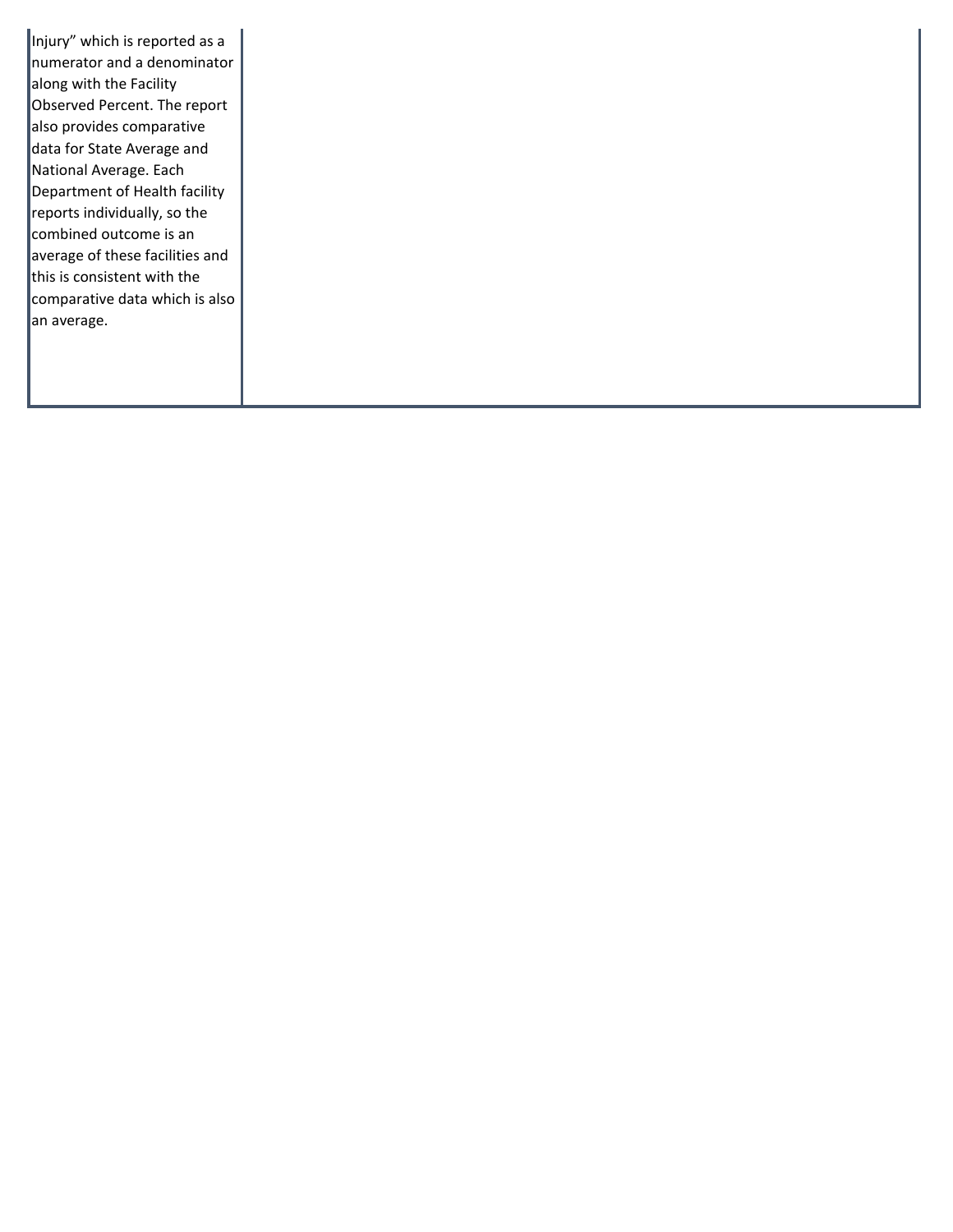| | |
|---|---|
| Injury" which is reported as a numerator and a denominator along with the Facility Observed Percent. The report also provides comparative data for State Average and National Average. Each Department of Health facility reports individually, so the combined outcome is an average of these facilities and this is consistent with the comparative data which is also an average. | |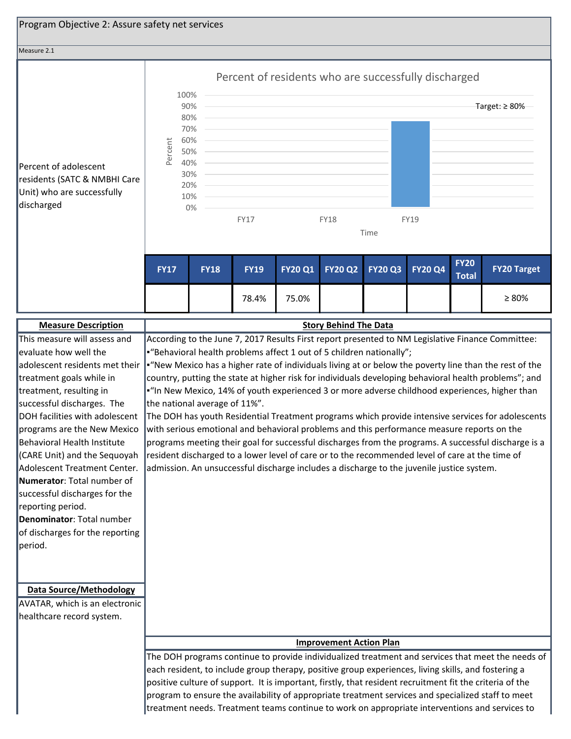Program Objective 2: Assure safety net services

Measure 2.1

Percent of adolescent residents (SATC & NMBHI Care Unit) who are successfully discharged

Percent of residents who are successfully discharged

Target: ≥ 80%

| FY17 | FY18 | FY19 | FY20 Q1 | FY20 Q2 | FY20 Q3 | FY20 Q4 | FY20 Total | FY20 Target |
|---|---|---|---|---|---|---|---|---|
| | | 78.4% | 75.0% | | | | | ≥ 80% |

**Measure Description**

This measure will assess and evaluate how well the adolescent residents met their treatment goals while in treatment, resulting in successful discharges. The DOH facilities with adolescent programs are the New Mexico Behavioral Health Institute (CARE Unit) and the Sequoyah Adolescent Treatment Center.

**Numerator**: Total number of successful discharges for the reporting period.

**Denominator**: Total number of discharges for the reporting period.

**Data Source/Methodology**

AVATAR, which is an electronic healthcare record system.

**Story Behind The Data**

According to the June 7, 2017 Results First report presented to NM Legislative Finance Committee:

- "Behavioral health problems affect 1 out of 5 children nationally";
- "New Mexico has a higher rate of individuals living at or below the poverty line than the rest of the country, putting the state at higher risk for individuals developing behavioral health problems"; and
- "In New Mexico, 14% of youth experienced 3 or more adverse childhood experiences, higher than the national average of 11%".

The DOH has youth Residential Treatment programs which provide intensive services for adolescents with serious emotional and behavioral problems and this performance measure reports on the programs meeting their goal for successful discharges from the programs. A successful discharge is a resident discharged to a lower level of care or to the recommended level of care at the time of admission. An unsuccessful discharge includes a discharge to the juvenile justice system.

**Improvement Action Plan**

The DOH programs continue to provide individualized treatment and services that meet the needs of each resident, to include group therapy, positive group experiences, living skills, and fostering a positive culture of support. It is important, firstly, that resident recruitment fit the criteria of the program to ensure the availability of appropriate treatment services and specialized staff to meet treatment needs. Treatment teams continue to work on appropriate interventions and services to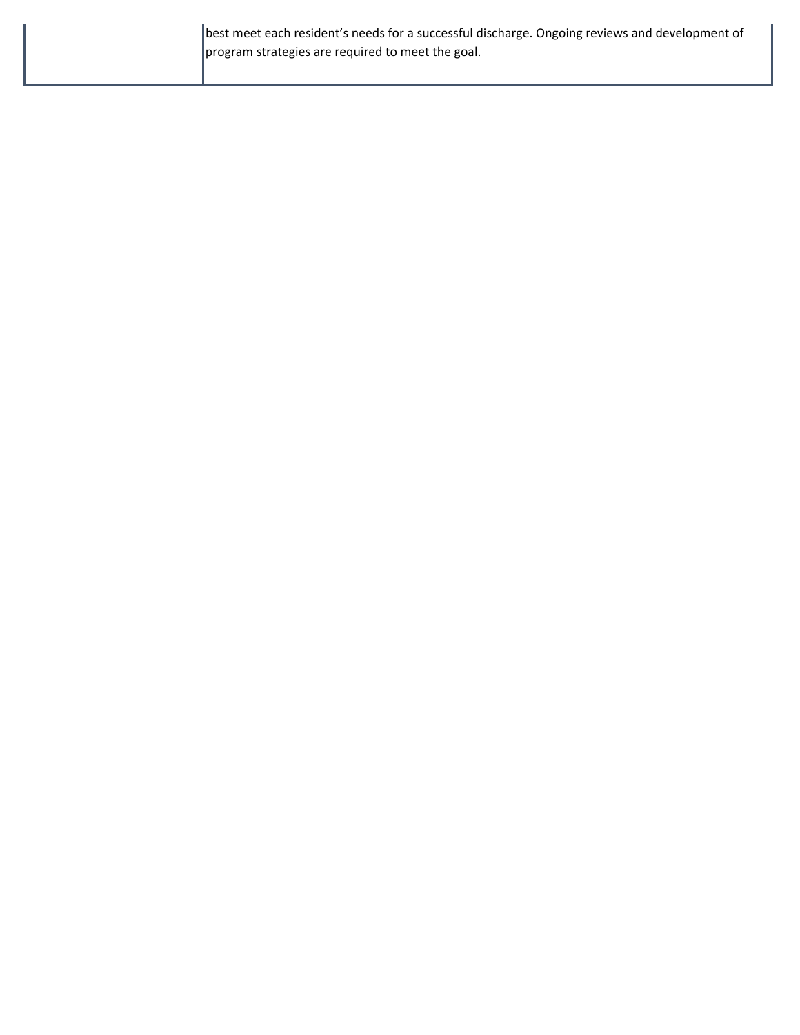| | |
|---|---|
| | best meet each resident's needs for a successful discharge. Ongoing reviews and development of program strategies are required to meet the goal. |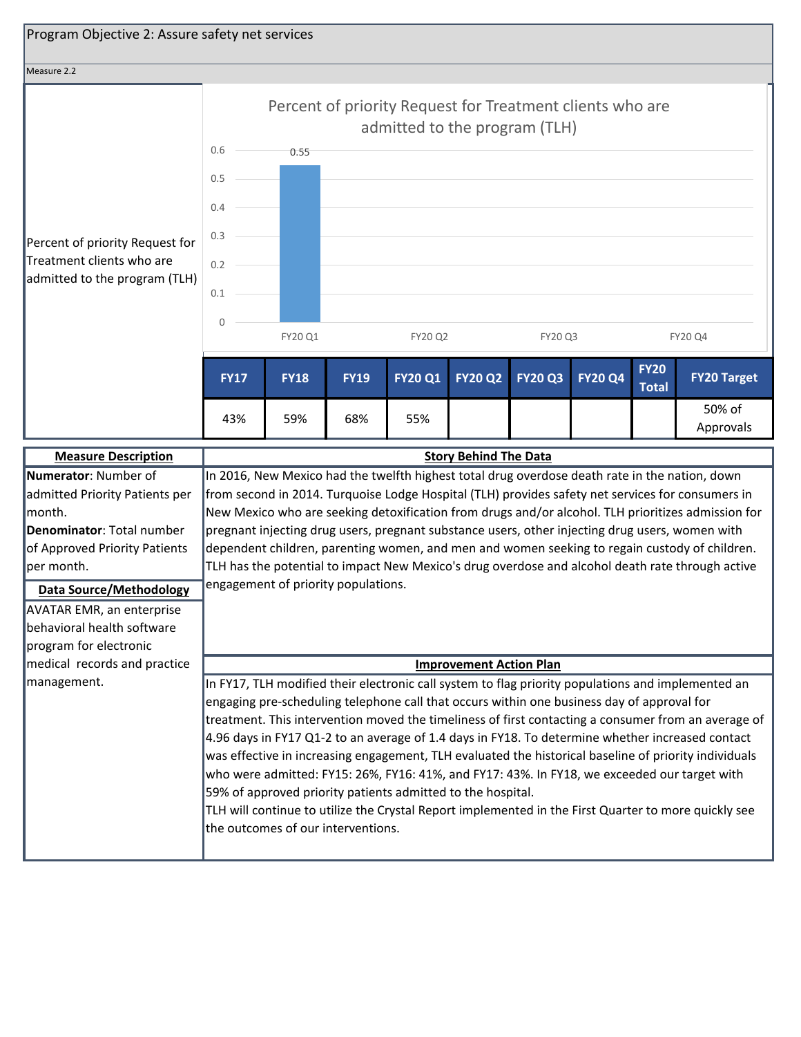Program Objective 2: Assure safety net services

Measure 2.2

Percent of priority Request for Treatment clients who are admitted to the program (TLH)

Percent of priority Request for Treatment clients who are admitted to the program (TLH)

| FY17 | FY18 | FY19 | FY20 Q1 | FY20 Q2 | FY20 Q3 | FY20 Q4 | FY20 Total | FY20 Target |
|---|---|---|---|---|---|---|---|---|
| 43% | 59% | 68% | 55% | | | | | 50% of Approvals |

**Measure Description**

**Numerator**: Number of admitted Priority Patients per month.
**Denominator**: Total number of Approved Priority Patients per month.

**Data Source/Methodology**

AVATAR EMR, an enterprise behavioral health software program for electronic medical records and practice management.

**Story Behind The Data**

In 2016, New Mexico had the twelfth highest total drug overdose death rate in the nation, down from second in 2014. Turquoise Lodge Hospital (TLH) provides safety net services for consumers in New Mexico who are seeking detoxification from drugs and/or alcohol. TLH prioritizes admission for pregnant injecting drug users, pregnant substance users, other injecting drug users, women with dependent children, parenting women, and men and women seeking to regain custody of children. TLH has the potential to impact New Mexico's drug overdose and alcohol death rate through active engagement of priority populations.

**Improvement Action Plan**

In FY17, TLH modified their electronic call system to flag priority populations and implemented an engaging pre-scheduling telephone call that occurs within one business day of approval for treatment. This intervention moved the timeliness of first contacting a consumer from an average of 4.96 days in FY17 Q1-2 to an average of 1.4 days in FY18. To determine whether increased contact was effective in increasing engagement, TLH evaluated the historical baseline of priority individuals who were admitted: FY15: 26%, FY16: 41%, and FY17: 43%. In FY18, we exceeded our target with 59% of approved priority patients admitted to the hospital.
TLH will continue to utilize the Crystal Report implemented in the First Quarter to more quickly see the outcomes of our interventions.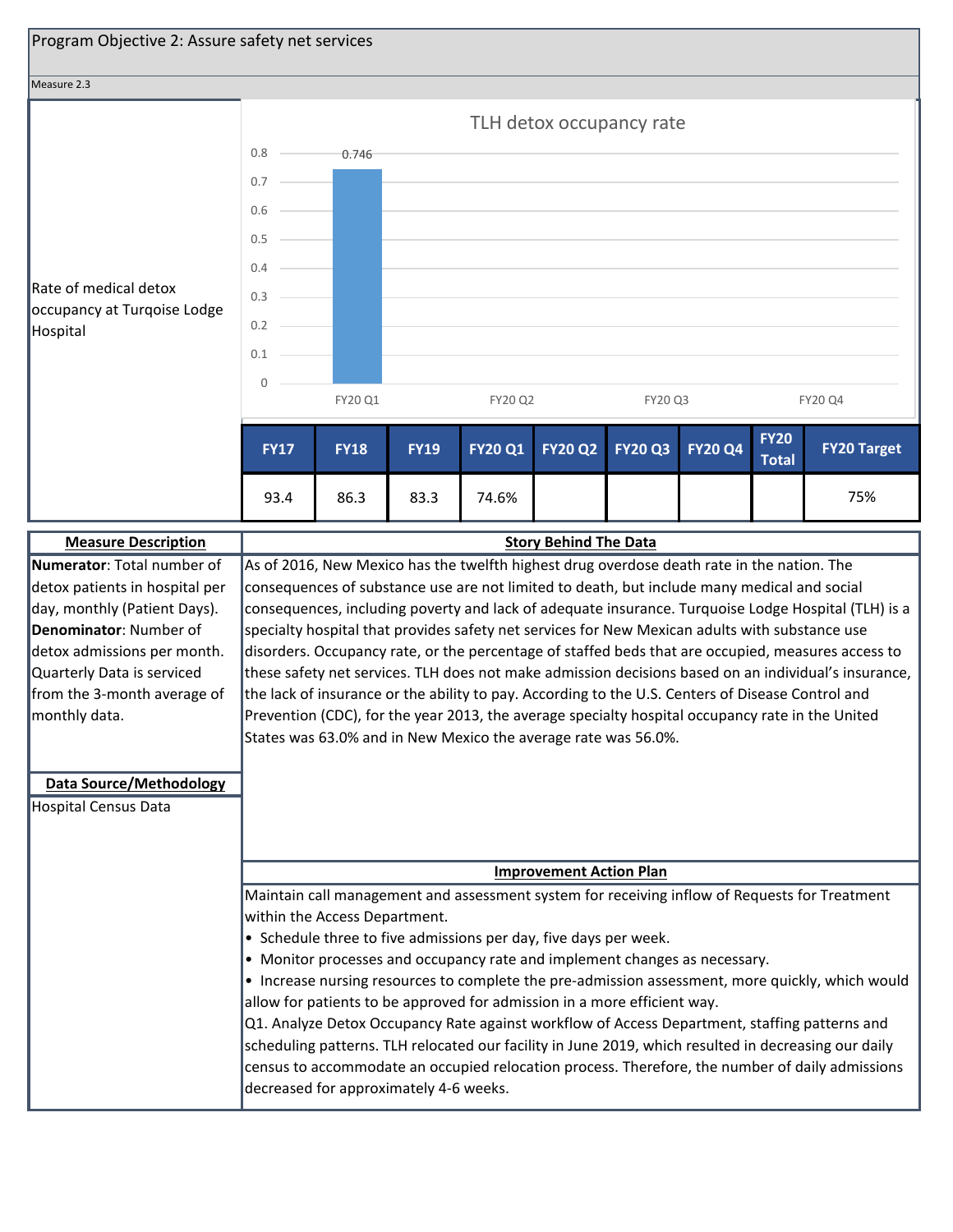Program Objective 2: Assure safety net services

Measure 2.3

Rate of medical detox occupancy at Turqoise Lodge Hospital

TLH detox occupancy rate

| | FY20 Q1 | FY20 Q2 | FY20 Q3 | FY20 Q4 |
|---|---|---|---|---|
| Rate | 0.746 | | | |

| FY17 | FY18 | FY19 | FY20 Q1 | FY20 Q2 | FY20 Q3 | FY20 Q4 | FY20 Total | FY20 Target |
|---|---|---|---|---|---|---|---|---|
| 93.4 | 86.3 | 83.3 | 74.6% | | | | | 75% |

**Measure Description**

**Numerator**: Total number of detox patients in hospital per day, monthly (Patient Days).
**Denominator**: Number of detox admissions per month. Quarterly Data is serviced from the 3-month average of monthly data.

**Data Source/Methodology**

Hospital Census Data

**Story Behind The Data**

As of 2016, New Mexico has the twelfth highest drug overdose death rate in the nation. The consequences of substance use are not limited to death, but include many medical and social consequences, including poverty and lack of adequate insurance. Turquoise Lodge Hospital (TLH) is a specialty hospital that provides safety net services for New Mexican adults with substance use disorders. Occupancy rate, or the percentage of staffed beds that are occupied, measures access to these safety net services. TLH does not make admission decisions based on an individual's insurance, the lack of insurance or the ability to pay. According to the U.S. Centers of Disease Control and Prevention (CDC), for the year 2013, the average specialty hospital occupancy rate in the United States was 63.0% and in New Mexico the average rate was 56.0%.

**Improvement Action Plan**

Maintain call management and assessment system for receiving inflow of Requests for Treatment within the Access Department.

- Schedule three to five admissions per day, five days per week.
- Monitor processes and occupancy rate and implement changes as necessary.
- Increase nursing resources to complete the pre-admission assessment, more quickly, which would allow for patients to be approved for admission in a more efficient way.

Q1. Analyze Detox Occupancy Rate against workflow of Access Department, staffing patterns and scheduling patterns. TLH relocated our facility in June 2019, which resulted in decreasing our daily census to accommodate an occupied relocation process. Therefore, the number of daily admissions decreased for approximately 4-6 weeks.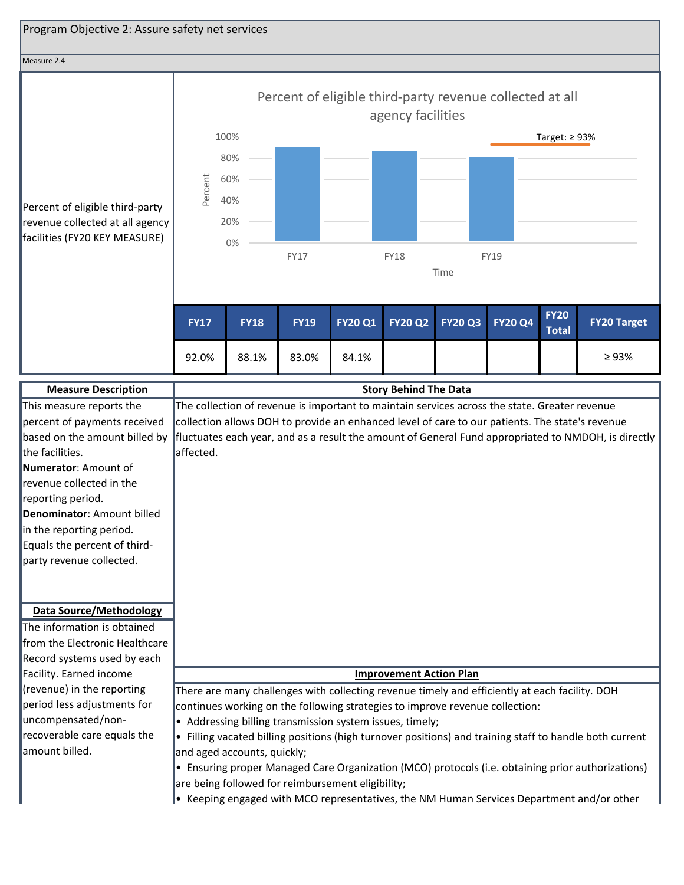## Program Objective 2: Assure safety net services

Measure 2.4

Percent of eligible third-party revenue collected at all agency facilities (FY20 KEY MEASURE)

| FY17 | FY18 | FY19 | FY20 Q1 | FY20 Q2 | FY20 Q3 | FY20 Q4 | FY20 Total | FY20 Target |
|---|---|---|---|---|---|---|---|---|
| 92.0% | 88.1% | 83.0% | 84.1% | | | | | ≥ 93% |

### Measure Description

This measure reports the percent of payments received based on the amount billed by the facilities.

**Numerator**: Amount of revenue collected in the reporting period.

**Denominator**: Amount billed in the reporting period.

Equals the percent of third-party revenue collected.

### Data Source/Methodology

The information is obtained from the Electronic Healthcare Record systems used by each Facility. Earned income (revenue) in the reporting period less adjustments for uncompensated/non-recoverable care equals the amount billed.

### Story Behind The Data

The collection of revenue is important to maintain services across the state. Greater revenue collection allows DOH to provide an enhanced level of care to our patients. The state's revenue fluctuates each year, and as a result the amount of General Fund appropriated to NMDOH, is directly affected.

### Improvement Action Plan

There are many challenges with collecting revenue timely and efficiently at each facility. DOH continues working on the following strategies to improve revenue collection:

- Addressing billing transmission system issues, timely;
- Filling vacated billing positions (high turnover positions) and training staff to handle both current and aged accounts, quickly;
- Ensuring proper Managed Care Organization (MCO) protocols (i.e. obtaining prior authorizations) are being followed for reimbursement eligibility;
- Keeping engaged with MCO representatives, the NM Human Services Department and/or other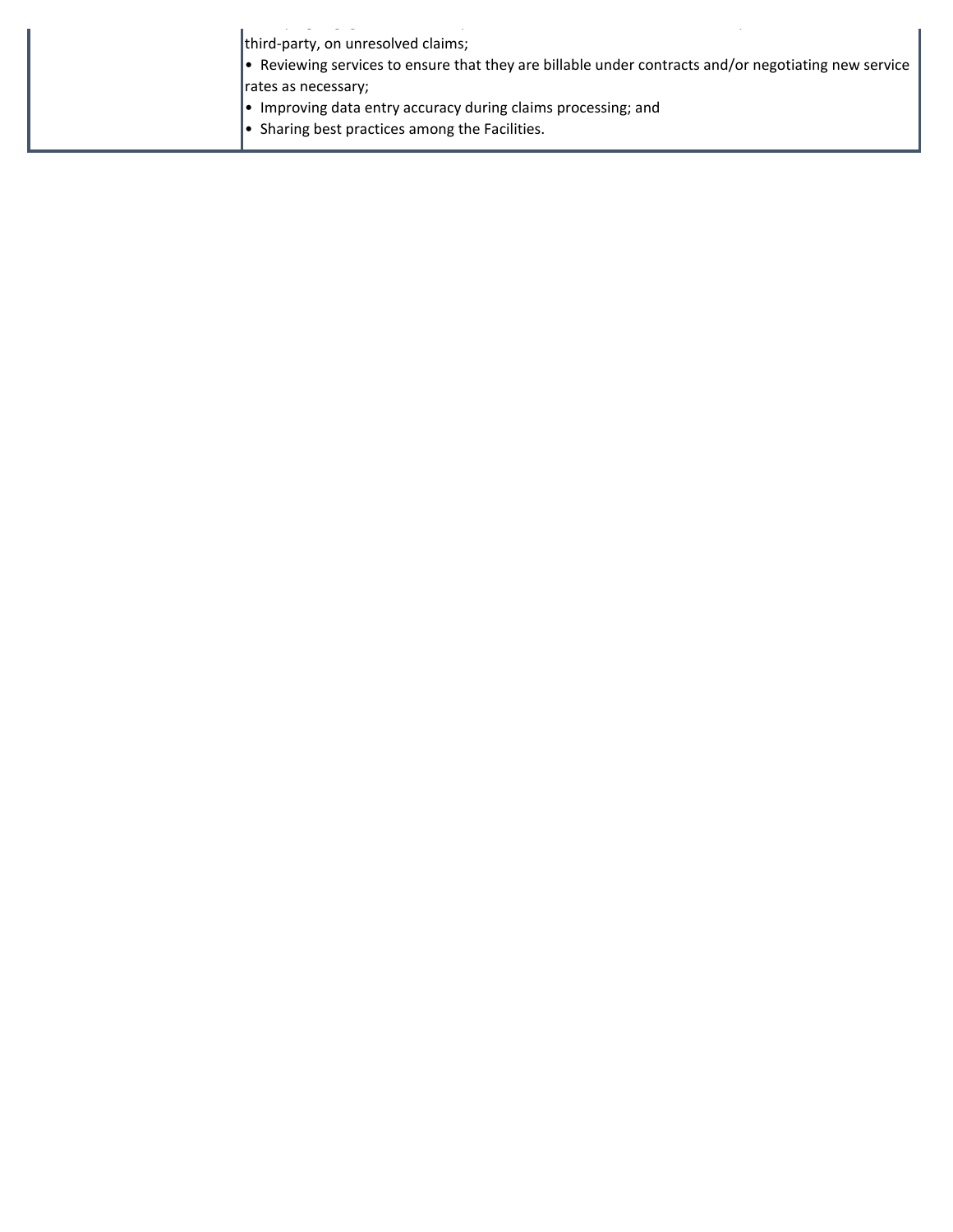| | |
|---|---|
| | third-party, on unresolved claims;<br>• Reviewing services to ensure that they are billable under contracts and/or negotiating new service rates as necessary;<br>• Improving data entry accuracy during claims processing; and<br>• Sharing best practices among the Facilities. |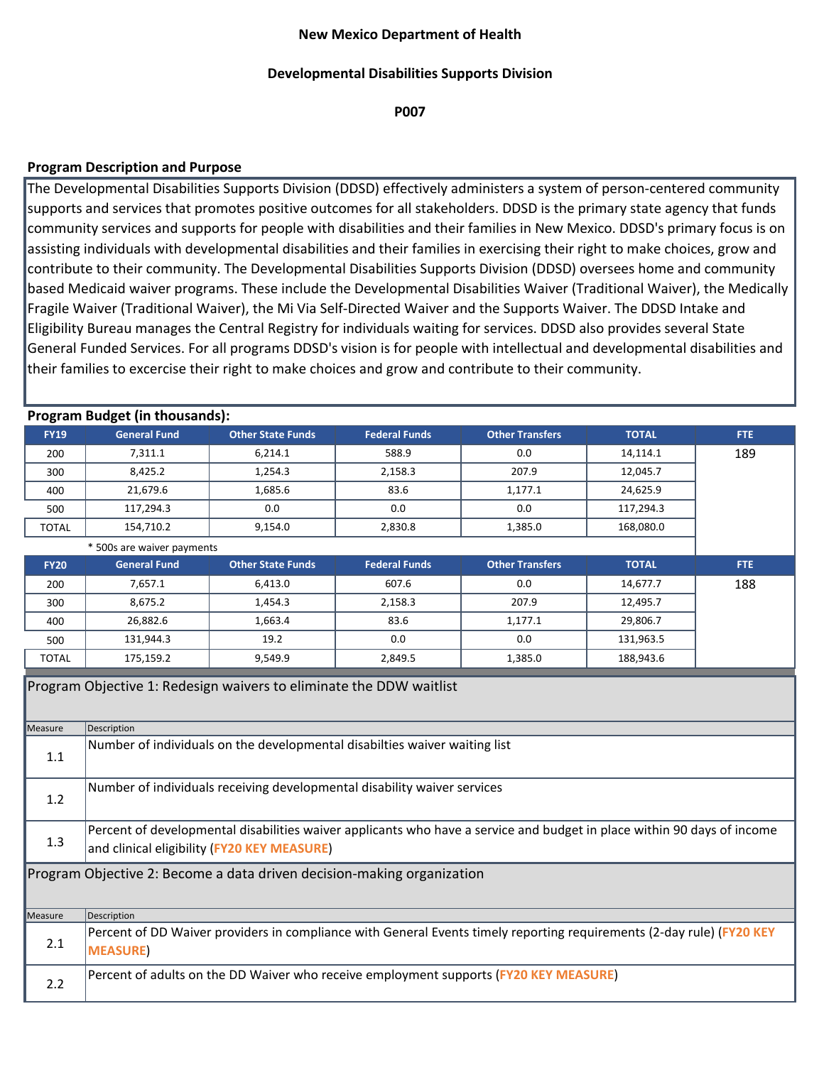**New Mexico Department of Health**

**Developmental Disabilities Supports Division**

**P007**

**Program Description and Purpose**

The Developmental Disabilities Supports Division (DDSD) effectively administers a system of person-centered community supports and services that promotes positive outcomes for all stakeholders. DDSD is the primary state agency that funds community services and supports for people with disabilities and their families in New Mexico. DDSD's primary focus is on assisting individuals with developmental disabilities and their families in exercising their right to make choices, grow and contribute to their community. The Developmental Disabilities Supports Division (DDSD) oversees home and community based Medicaid waiver programs. These include the Developmental Disabilities Waiver (Traditional Waiver), the Medically Fragile Waiver (Traditional Waiver), the Mi Via Self-Directed Waiver and the Supports Waiver. The DDSD Intake and Eligibility Bureau manages the Central Registry for individuals waiting for services. DDSD also provides several State General Funded Services. For all programs DDSD's vision is for people with intellectual and developmental disabilities and their families to excercise their right to make choices and grow and contribute to their community.

**Program Budget (in thousands):**

| FY19 | General Fund | Other State Funds | Federal Funds | Other Transfers | TOTAL | FTE |
|---|---|---|---|---|---|---|
| 200 | 7,311.1 | 6,214.1 | 588.9 | 0.0 | 14,114.1 | 189 |
| 300 | 8,425.2 | 1,254.3 | 2,158.3 | 207.9 | 12,045.7 | |
| 400 | 21,679.6 | 1,685.6 | 83.6 | 1,177.1 | 24,625.9 | |
| 500 | 117,294.3 | 0.0 | 0.0 | 0.0 | 117,294.3 | |
| TOTAL | 154,710.2 | 9,154.0 | 2,830.8 | 1,385.0 | 168,080.0 | |

\* 500s are waiver payments

| FY20 | General Fund | Other State Funds | Federal Funds | Other Transfers | TOTAL | FTE |
|---|---|---|---|---|---|---|
| 200 | 7,657.1 | 6,413.0 | 607.6 | 0.0 | 14,677.7 | 188 |
| 300 | 8,675.2 | 1,454.3 | 2,158.3 | 207.9 | 12,495.7 | |
| 400 | 26,882.6 | 1,663.4 | 83.6 | 1,177.1 | 29,806.7 | |
| 500 | 131,944.3 | 19.2 | 0.0 | 0.0 | 131,963.5 | |
| TOTAL | 175,159.2 | 9,549.9 | 2,849.5 | 1,385.0 | 188,943.6 | |

**Program Objective 1: Redesign waivers to eliminate the DDW waitlist**

| Measure | Description |
|---|---|
| 1.1 | Number of individuals on the developmental disabilties waiver waiting list |
| 1.2 | Number of individuals receiving developmental disability waiver services |
| 1.3 | Percent of developmental disabilities waiver applicants who have a service and budget in place within 90 days of income and clinical eligibility (**FY20 KEY MEASURE**) |

**Program Objective 2: Become a data driven decision-making organization**

| Measure | Description |
|---|---|
| 2.1 | Percent of DD Waiver providers in compliance with General Events timely reporting requirements (2-day rule) (**FY20 KEY MEASURE**) |
| 2.2 | Percent of adults on the DD Waiver who receive employment supports (**FY20 KEY MEASURE**) |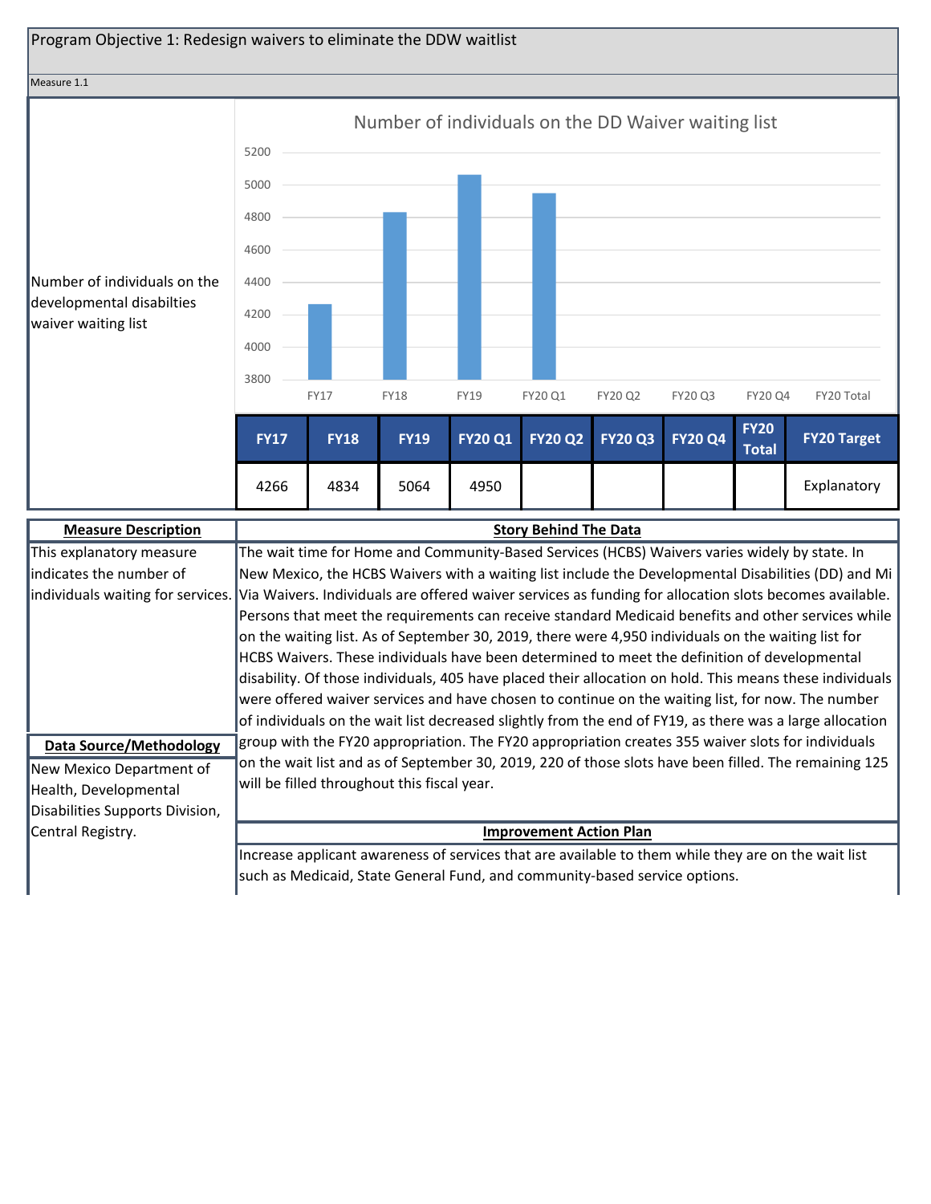Program Objective 1: Redesign waivers to eliminate the DDW waitlist

Measure 1.1

Number of individuals on the developmental disabilties waiver waiting list

Number of individuals on the DD Waiver waiting list

| FY17 | FY18 | FY19 | FY20 Q1 | FY20 Q2 | FY20 Q3 | FY20 Q4 | FY20 Total | FY20 Target |
|---|---|---|---|---|---|---|---|---|
| 4266 | 4834 | 5064 | 4950 | | | | | Explanatory |

**Measure Description**

This explanatory measure indicates the number of individuals waiting for services.

**Data Source/Methodology**

New Mexico Department of Health, Developmental Disabilities Supports Division, Central Registry.

**Story Behind The Data**

The wait time for Home and Community-Based Services (HCBS) Waivers varies widely by state. In New Mexico, the HCBS Waivers with a waiting list include the Developmental Disabilities (DD) and Mi Via Waivers. Individuals are offered waiver services as funding for allocation slots becomes available. Persons that meet the requirements can receive standard Medicaid benefits and other services while on the waiting list. As of September 30, 2019, there were 4,950 individuals on the waiting list for HCBS Waivers. These individuals have been determined to meet the definition of developmental disability. Of those individuals, 405 have placed their allocation on hold. This means these individuals were offered waiver services and have chosen to continue on the waiting list, for now. The number of individuals on the wait list decreased slightly from the end of FY19, as there was a large allocation group with the FY20 appropriation. The FY20 appropriation creates 355 waiver slots for individuals on the wait list and as of September 30, 2019, 220 of those slots have been filled. The remaining 125 will be filled throughout this fiscal year.

**Improvement Action Plan**

Increase applicant awareness of services that are available to them while they are on the wait list such as Medicaid, State General Fund, and community-based service options.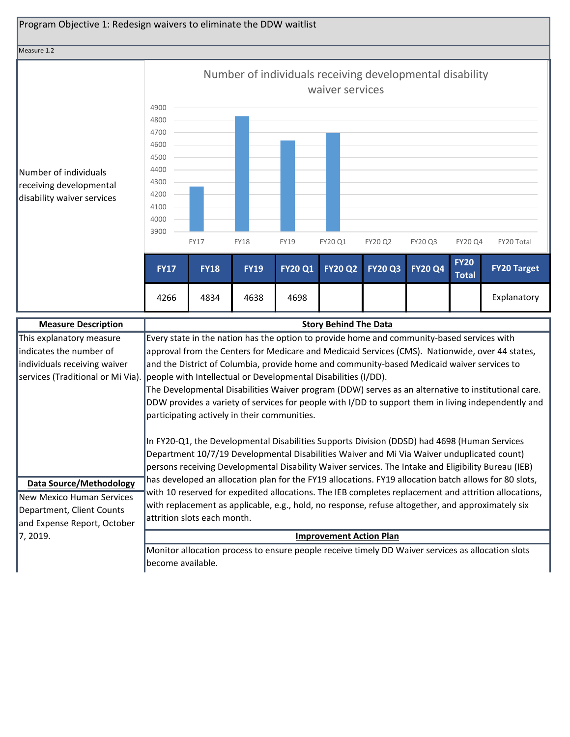## Program Objective 1: Redesign waivers to eliminate the DDW waitlist

Measure 1.2

**Number of individuals receiving developmental disability waiver services**

| FY17 | FY18 | FY19 | FY20 Q1 | FY20 Q2 | FY20 Q3 | FY20 Q4 | FY20 Total | FY20 Target |
|---|---|---|---|---|---|---|---|---|
| 4266 | 4834 | 4638 | 4698 | | | | | Explanatory |

### Measure Description

This explanatory measure indicates the number of individuals receiving waiver services (Traditional or Mi Via).

### Data Source/Methodology

New Mexico Human Services Department, Client Counts and Expense Report, October 7, 2019.

### Story Behind The Data

Every state in the nation has the option to provide home and community-based services with approval from the Centers for Medicare and Medicaid Services (CMS). Nationwide, over 44 states, and the District of Columbia, provide home and community-based Medicaid waiver services to people with Intellectual or Developmental Disabilities (I/DD).

The Developmental Disabilities Waiver program (DDW) serves as an alternative to institutional care. DDW provides a variety of services for people with I/DD to support them in living independently and participating actively in their communities.

In FY20-Q1, the Developmental Disabilities Supports Division (DDSD) had 4698 (Human Services Department 10/7/19 Developmental Disabilities Waiver and Mi Via Waiver unduplicated count) persons receiving Developmental Disability Waiver services. The Intake and Eligibility Bureau (IEB) has developed an allocation plan for the FY19 allocations. FY19 allocation batch allows for 80 slots, with 10 reserved for expedited allocations. The IEB completes replacement and attrition allocations, with replacement as applicable, e.g., hold, no response, refuse altogether, and approximately six attrition slots each month.

### Improvement Action Plan

Monitor allocation process to ensure people receive timely DD Waiver services as allocation slots become available.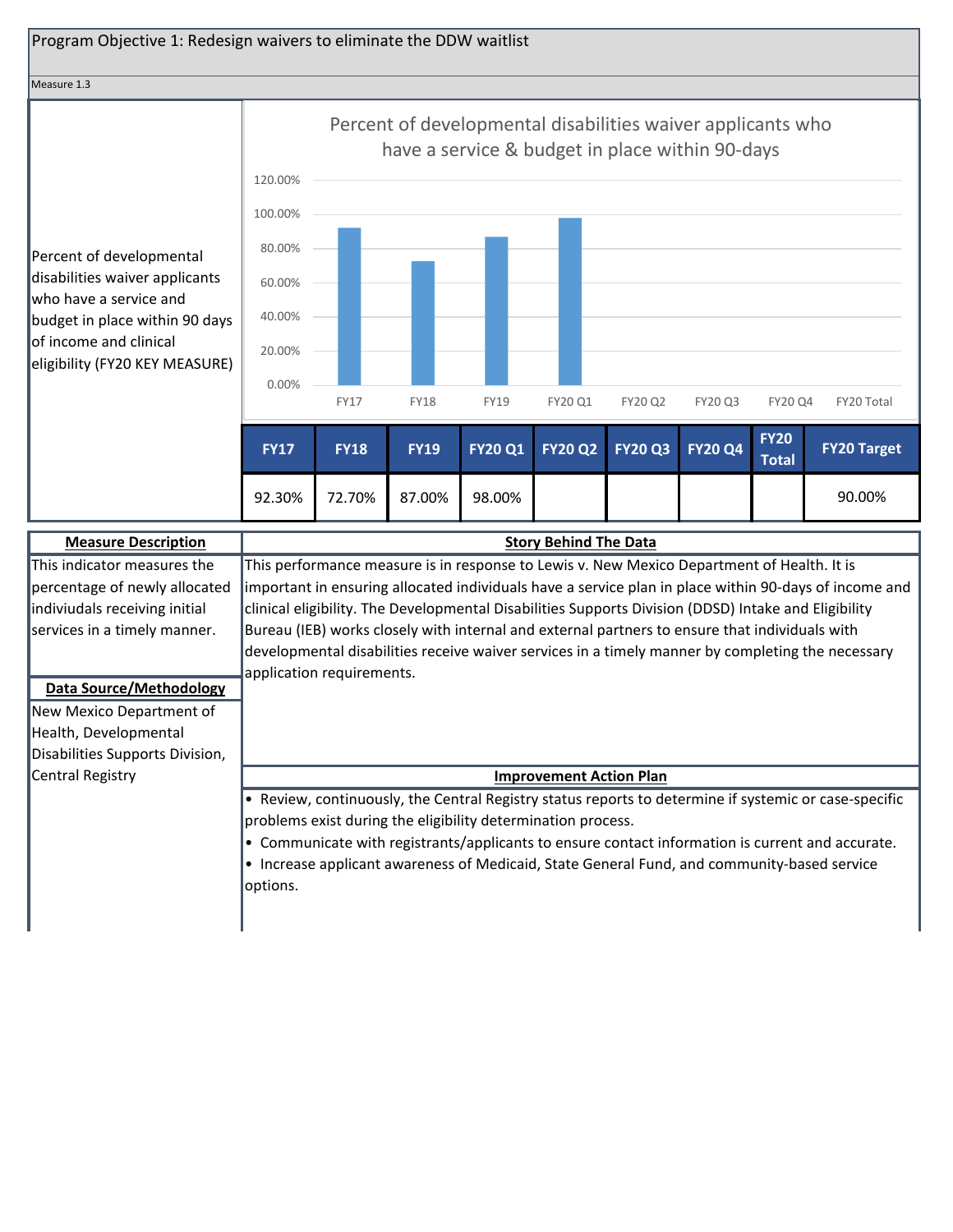## Program Objective 1: Redesign waivers to eliminate the DDW waitlist

Measure 1.3

Percent of developmental disabilities waiver applicants who have a service and budget in place within 90 days of income and clinical eligibility (FY20 KEY MEASURE)

**Percent of developmental disabilities waiver applicants who have a service & budget in place within 90-days**

| FY17 | FY18 | FY19 | FY20 Q1 | FY20 Q2 | FY20 Q3 | FY20 Q4 | FY20 Total | FY20 Target |
|---|---|---|---|---|---|---|---|---|
| 92.30% | 72.70% | 87.00% | 98.00% | | | | | 90.00% |

**Measure Description**

This indicator measures the percentage of newly allocated indiviuduals receiving initial services in a timely manner.

**Data Source/Methodology**

New Mexico Department of Health, Developmental Disabilities Supports Division, Central Registry

**Story Behind The Data**

This performance measure is in response to Lewis v. New Mexico Department of Health. It is important in ensuring allocated individuals have a service plan in place within 90-days of income and clinical eligibility. The Developmental Disabilities Supports Division (DDSD) Intake and Eligibility Bureau (IEB) works closely with internal and external partners to ensure that individuals with developmental disabilities receive waiver services in a timely manner by completing the necessary application requirements.

**Improvement Action Plan**

- Review, continuously, the Central Registry status reports to determine if systemic or case-specific problems exist during the eligibility determination process.
- Communicate with registrants/applicants to ensure contact information is current and accurate.
- Increase applicant awareness of Medicaid, State General Fund, and community-based service options.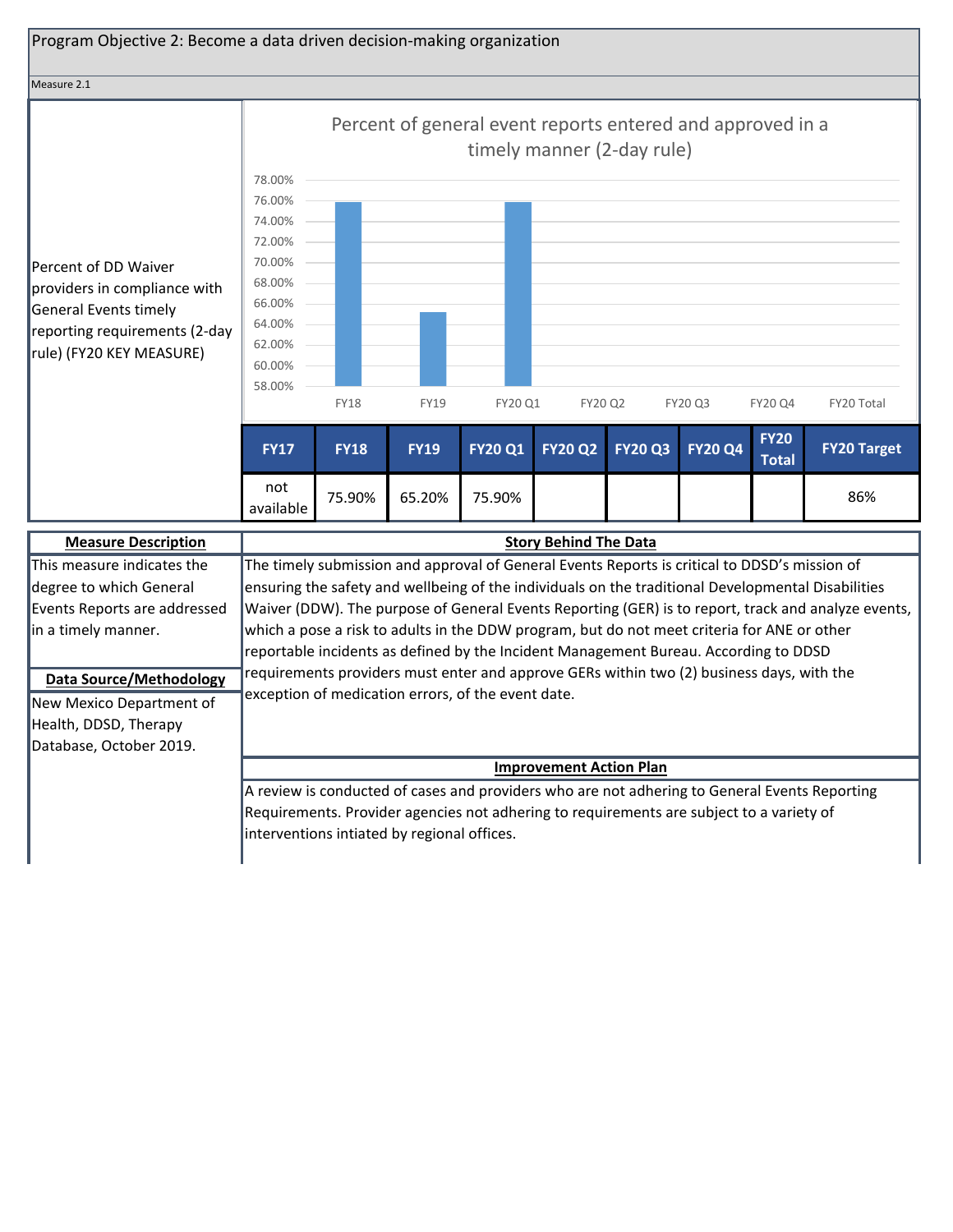## Program Objective 2: Become a data driven decision-making organization

Measure 2.1

Percent of DD Waiver providers in compliance with General Events timely reporting requirements (2-day rule) (FY20 KEY MEASURE)

**Percent of general event reports entered and approved in a timely manner (2-day rule)**

| FY17 | FY18 | FY19 | FY20 Q1 | FY20 Q2 | FY20 Q3 | FY20 Q4 | FY20 Total | FY20 Target |
|---|---|---|---|---|---|---|---|---|
| not available | 75.90% | 65.20% | 75.90% | | | | | 86% |

**Measure Description**

This measure indicates the degree to which General Events Reports are addressed in a timely manner.

**Data Source/Methodology**

New Mexico Department of Health, DDSD, Therapy Database, October 2019.

**Story Behind The Data**

The timely submission and approval of General Events Reports is critical to DDSD's mission of ensuring the safety and wellbeing of the individuals on the traditional Developmental Disabilities Waiver (DDW). The purpose of General Events Reporting (GER) is to report, track and analyze events, which a pose a risk to adults in the DDW program, but do not meet criteria for ANE or other reportable incidents as defined by the Incident Management Bureau. According to DDSD requirements providers must enter and approve GERs within two (2) business days, with the exception of medication errors, of the event date.

**Improvement Action Plan**

A review is conducted of cases and providers who are not adhering to General Events Reporting Requirements. Provider agencies not adhering to requirements are subject to a variety of interventions intiated by regional offices.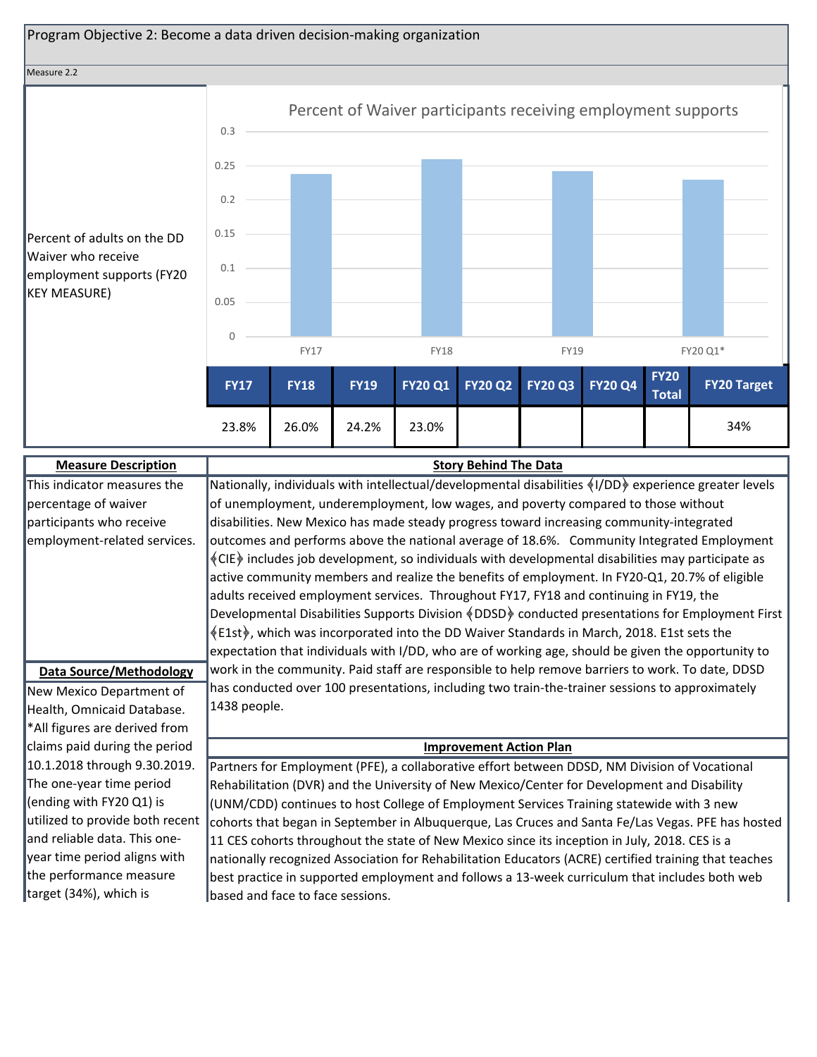Program Objective 2: Become a data driven decision-making organization

Measure 2.2

Percent of adults on the DD Waiver who receive employment supports (FY20 KEY MEASURE)

Percent of Waiver participants receiving employment supports

| FY17 | FY18 | FY19 | FY20 Q1 | FY20 Q2 | FY20 Q3 | FY20 Q4 | FY20 Total | FY20 Target |
|---|---|---|---|---|---|---|---|---|
| 23.8% | 26.0% | 24.2% | 23.0% | | | | | 34% |

**Measure Description**

This indicator measures the percentage of waiver participants who receive employment-related services.

**Data Source/Methodology**

New Mexico Department of Health, Omnicaid Database. *All figures are derived from claims paid during the period 10.1.2018 through 9.30.2019. The one-year time period (ending with FY20 Q1) is utilized to provide both recent and reliable data. This one-year time period aligns with the performance measure target (34%), which is

**Story Behind The Data**

Nationally, individuals with intellectual/developmental disabilities (I/DD) experience greater levels of unemployment, underemployment, low wages, and poverty compared to those without disabilities. New Mexico has made steady progress toward increasing community-integrated outcomes and performs above the national average of 18.6%. Community Integrated Employment (CIE) includes job development, so individuals with developmental disabilities may participate as active community members and realize the benefits of employment. In FY20-Q1, 20.7% of eligible adults received employment services. Throughout FY17, FY18 and continuing in FY19, the Developmental Disabilities Supports Division (DDSD) conducted presentations for Employment First (E1st), which was incorporated into the DD Waiver Standards in March, 2018. E1st sets the expectation that individuals with I/DD, who are of working age, should be given the opportunity to work in the community. Paid staff are responsible to help remove barriers to work. To date, DDSD has conducted over 100 presentations, including two train-the-trainer sessions to approximately 1438 people.

**Improvement Action Plan**

Partners for Employment (PFE), a collaborative effort between DDSD, NM Division of Vocational Rehabilitation (DVR) and the University of New Mexico/Center for Development and Disability (UNM/CDD) continues to host College of Employment Services Training statewide with 3 new cohorts that began in September in Albuquerque, Las Cruces and Santa Fe/Las Vegas. PFE has hosted 11 CES cohorts throughout the state of New Mexico since its inception in July, 2018. CES is a nationally recognized Association for Rehabilitation Educators (ACRE) certified training that teaches best practice in supported employment and follows a 13-week curriculum that includes both web based and face to face sessions.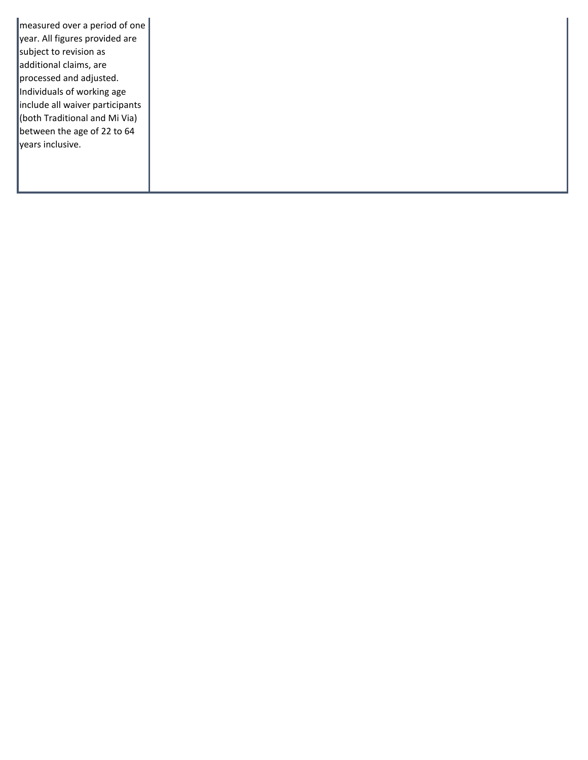| | |
|---|---|
| measured over a period of one year. All figures provided are subject to revision as additional claims, are processed and adjusted. Individuals of working age include all waiver participants (both Traditional and Mi Via) between the age of 22 to 64 years inclusive. | |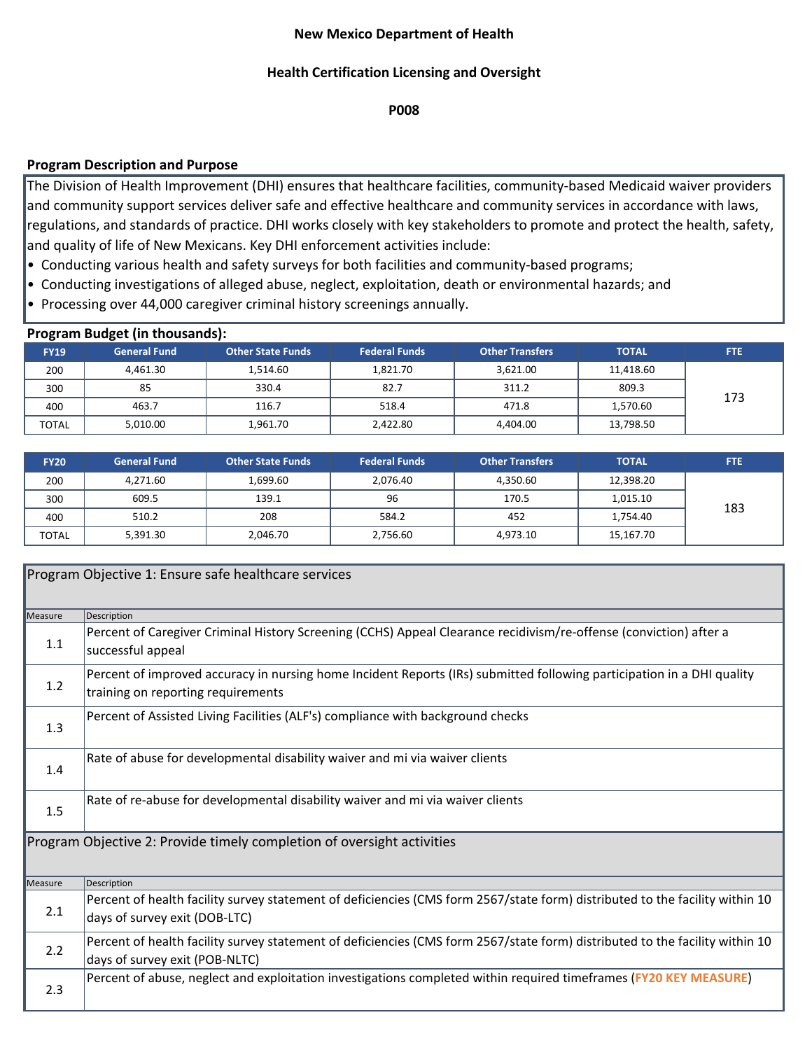# New Mexico Department of Health

## Health Certification Licensing and Oversight

## P008

### Program Description and Purpose

The Division of Health Improvement (DHI) ensures that healthcare facilities, community-based Medicaid waiver providers and community support services deliver safe and effective healthcare and community services in accordance with laws, regulations, and standards of practice. DHI works closely with key stakeholders to promote and protect the health, safety, and quality of life of New Mexicans. Key DHI enforcement activities include:

- Conducting various health and safety surveys for both facilities and community-based programs;
- Conducting investigations of alleged abuse, neglect, exploitation, death or environmental hazards; and
- Processing over 44,000 caregiver criminal history screenings annually.

### Program Budget (in thousands):

| FY19 | General Fund | Other State Funds | Federal Funds | Other Transfers | TOTAL | FTE |
|---|---|---|---|---|---|---|
| 200 | 4,461.30 | 1,514.60 | 1,821.70 | 3,621.00 | 11,418.60 | 173 |
| 300 | 85 | 330.4 | 82.7 | 311.2 | 809.3 | |
| 400 | 463.7 | 116.7 | 518.4 | 471.8 | 1,570.60 | |
| TOTAL | 5,010.00 | 1,961.70 | 2,422.80 | 4,404.00 | 13,798.50 | |

| FY20 | General Fund | Other State Funds | Federal Funds | Other Transfers | TOTAL | FTE |
|---|---|---|---|---|---|---|
| 200 | 4,271.60 | 1,699.60 | 2,076.40 | 4,350.60 | 12,398.20 | 183 |
| 300 | 609.5 | 139.1 | 96 | 170.5 | 1,015.10 | |
| 400 | 510.2 | 208 | 584.2 | 452 | 1,754.40 | |
| TOTAL | 5,391.30 | 2,046.70 | 2,756.60 | 4,973.10 | 15,167.70 | |

### Program Objective 1: Ensure safe healthcare services

| Measure | Description |
|---|---|
| 1.1 | Percent of Caregiver Criminal History Screening (CCHS) Appeal Clearance recidivism/re-offense (conviction) after a successful appeal |
| 1.2 | Percent of improved accuracy in nursing home Incident Reports (IRs) submitted following participation in a DHI quality training on reporting requirements |
| 1.3 | Percent of Assisted Living Facilities (ALF's) compliance with background checks |
| 1.4 | Rate of abuse for developmental disability waiver and mi via waiver clients |
| 1.5 | Rate of re-abuse for developmental disability waiver and mi via waiver clients |

### Program Objective 2: Provide timely completion of oversight activities

| Measure | Description |
|---|---|
| 2.1 | Percent of health facility survey statement of deficiencies (CMS form 2567/state form) distributed to the facility within 10 days of survey exit (DOB-LTC) |
| 2.2 | Percent of health facility survey statement of deficiencies (CMS form 2567/state form) distributed to the facility within 10 days of survey exit (POB-NLTC) |
| 2.3 | Percent of abuse, neglect and exploitation investigations completed within required timeframes (**FY20 KEY MEASURE**) |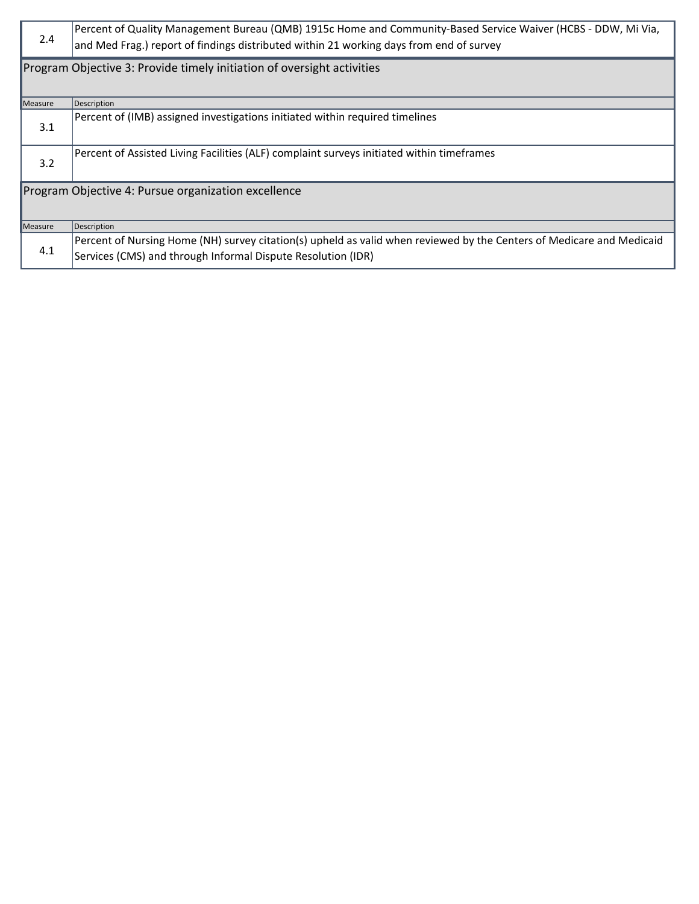| Measure | Description |
| --- | --- |
| 2.4 | Percent of Quality Management Bureau (QMB) 1915c Home and Community-Based Service Waiver (HCBS - DDW, Mi Via, and Med Frag.) report of findings distributed within 21 working days from end of survey |

## Program Objective 3: Provide timely initiation of oversight activities

| Measure | Description |
| --- | --- |
| 3.1 | Percent of (IMB) assigned investigations initiated within required timelines |
| 3.2 | Percent of Assisted Living Facilities (ALF) complaint surveys initiated within timeframes |

## Program Objective 4: Pursue organization excellence

| Measure | Description |
| --- | --- |
| 4.1 | Percent of Nursing Home (NH) survey citation(s) upheld as valid when reviewed by the Centers of Medicare and Medicaid Services (CMS) and through Informal Dispute Resolution (IDR) |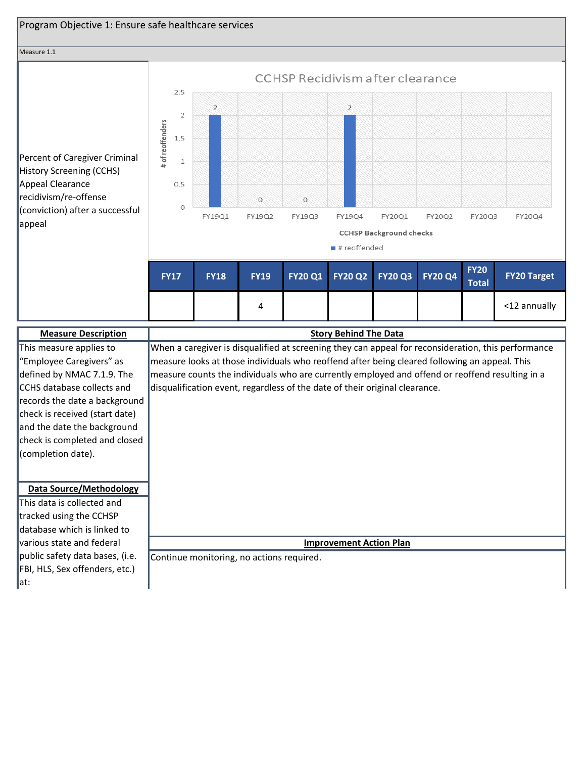Program Objective 1: Ensure safe healthcare services

Measure 1.1

Percent of Caregiver Criminal History Screening (CCHS) Appeal Clearance recidivism/re-offense (conviction) after a successful appeal

**CCHSP Recidivism after clearance**

| CCHSP Background checks | # reoffended |
|---|---|
| FY19Q1 | 2 |
| FY19Q2 | 0 |
| FY19Q3 | 0 |
| FY19Q4 | 2 |
| FY20Q1 | |
| FY20Q2 | |
| FY20Q3 | |
| FY20Q4 | |

| FY17 | FY18 | FY19 | FY20 Q1 | FY20 Q2 | FY20 Q3 | FY20 Q4 | FY20 Total | FY20 Target |
|---|---|---|---|---|---|---|---|---|
| | | 4 | | | | | | <12 annually |

**Measure Description**

This measure applies to "Employee Caregivers" as defined by NMAC 7.1.9. The CCHS database collects and records the date a background check is received (start date) and the date the background check is completed and closed (completion date).

**Data Source/Methodology**

This data is collected and tracked using the CCHSP database which is linked to various state and federal public safety data bases, (i.e. FBI, HLS, Sex offenders, etc.) at:

**Story Behind The Data**

When a caregiver is disqualified at screening they can appeal for reconsideration, this performance measure looks at those individuals who reoffend after being cleared following an appeal. This measure counts the individuals who are currently employed and offend or reoffend resulting in a disqualification event, regardless of the date of their original clearance.

**Improvement Action Plan**

Continue monitoring, no actions required.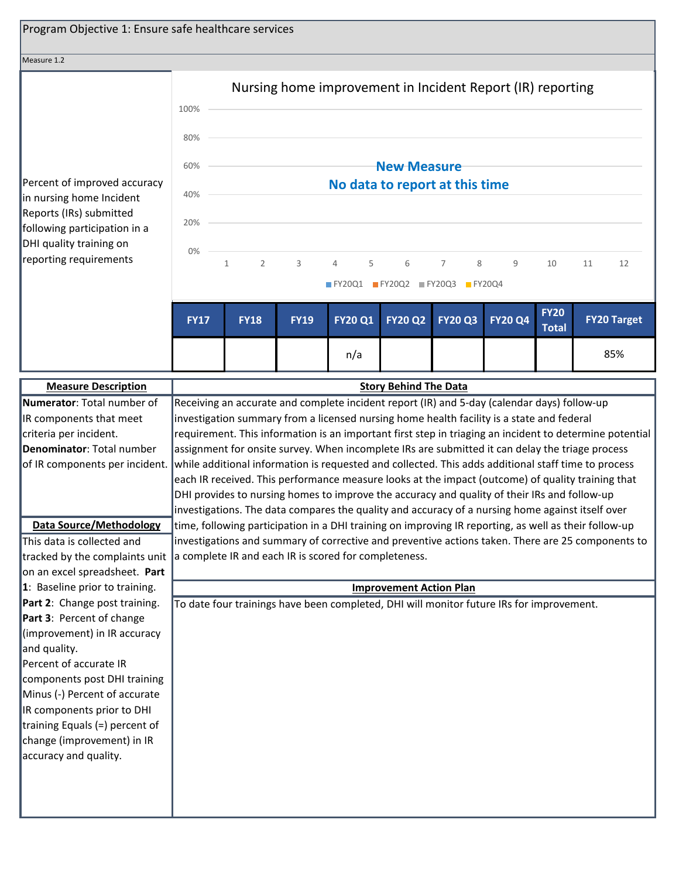Program Objective 1: Ensure safe healthcare services

Measure 1.2

Percent of improved accuracy in nursing home Incident Reports (IRs) submitted following participation in a DHI quality training on reporting requirements

**Nursing home improvement in Incident Report (IR) reporting**

**New Measure**
**No data to report at this time**

| FY17 | FY18 | FY19 | FY20 Q1 | FY20 Q2 | FY20 Q3 | FY20 Q4 | FY20 Total | FY20 Target |
|---|---|---|---|---|---|---|---|---|
| | | | n/a | | | | | 85% |

**Measure Description**

**Numerator**: Total number of IR components that meet criteria per incident.
**Denominator**: Total number of IR components per incident.

**Data Source/Methodology**

This data is collected and tracked by the complaints unit on an excel spreadsheet. **Part 1**: Baseline prior to training. **Part 2**: Change post training. **Part 3**: Percent of change (improvement) in IR accuracy and quality.
Percent of accurate IR components post DHI training Minus (-) Percent of accurate IR components prior to DHI training Equals (=) percent of change (improvement) in IR accuracy and quality.

**Story Behind The Data**

Receiving an accurate and complete incident report (IR) and 5-day (calendar days) follow-up investigation summary from a licensed nursing home health facility is a state and federal requirement. This information is an important first step in triaging an incident to determine potential assignment for onsite survey. When incomplete IRs are submitted it can delay the triage process while additional information is requested and collected. This adds additional staff time to process each IR received. This performance measure looks at the impact (outcome) of quality training that DHI provides to nursing homes to improve the accuracy and quality of their IRs and follow-up investigations. The data compares the quality and accuracy of a nursing home against itself over time, following participation in a DHI training on improving IR reporting, as well as their follow-up investigations and summary of corrective and preventive actions taken. There are 25 components to a complete IR and each IR is scored for completeness.

**Improvement Action Plan**

To date four trainings have been completed, DHI will monitor future IRs for improvement.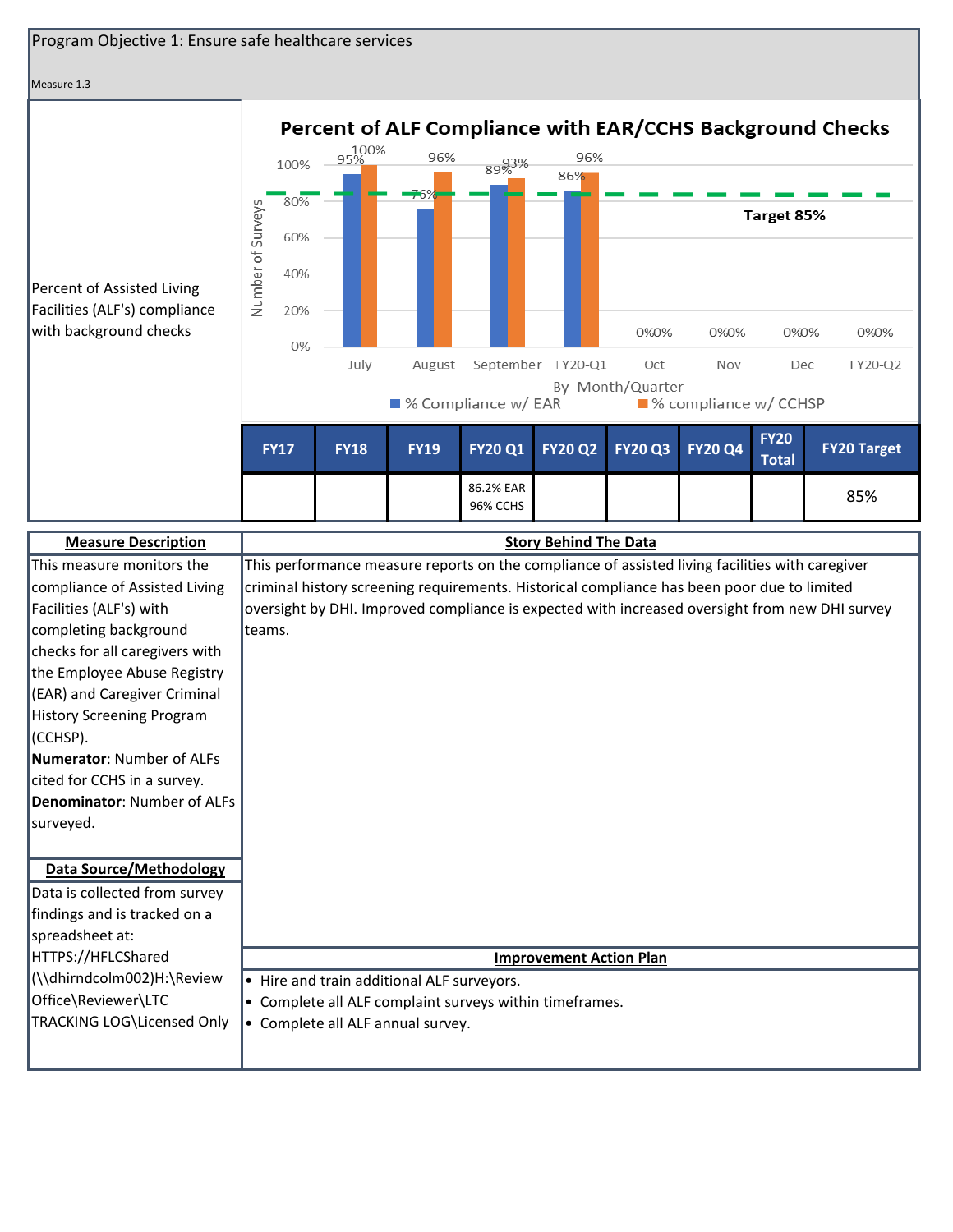Program Objective 1: Ensure safe healthcare services

Measure 1.3

Percent of Assisted Living Facilities (ALF's) compliance with background checks

**Percent of ALF Compliance with EAR/CCHS Background Checks**

| By Month/Quarter | % Compliance w/ EAR | % compliance w/ CCHSP |
|---|---|---|
| July | 95% | 100% |
| August | 76% | 96% |
| September | 89% | 93% |
| FY20-Q1 | 86% | 96% |
| Oct | 0% | 0% |
| Nov | 0% | 0% |
| Dec | 0% | 0% |
| FY20-Q2 | 0% | 0% |

Target 85%

| FY17 | FY18 | FY19 | FY20 Q1 | FY20 Q2 | FY20 Q3 | FY20 Q4 | FY20 Total | FY20 Target |
|---|---|---|---|---|---|---|---|---|
| | | | 86.2% EAR 96% CCHS | | | | | 85% |

**Measure Description**

This measure monitors the compliance of Assisted Living Facilities (ALF's) with completing background checks for all caregivers with the Employee Abuse Registry (EAR) and Caregiver Criminal History Screening Program (CCHSP).

**Numerator**: Number of ALFs cited for CCHS in a survey.

**Denominator**: Number of ALFs surveyed.

**Data Source/Methodology**

Data is collected from survey findings and is tracked on a spreadsheet at: HTTPS://HFLCShared (\\dhirndcolm002)H:\Review Office\Reviewer\LTC TRACKING LOG\Licensed Only

**Story Behind The Data**

This performance measure reports on the compliance of assisted living facilities with caregiver criminal history screening requirements. Historical compliance has been poor due to limited oversight by DHI. Improved compliance is expected with increased oversight from new DHI survey teams.

**Improvement Action Plan**

- Hire and train additional ALF surveyors.
- Complete all ALF complaint surveys within timeframes.
- Complete all ALF annual survey.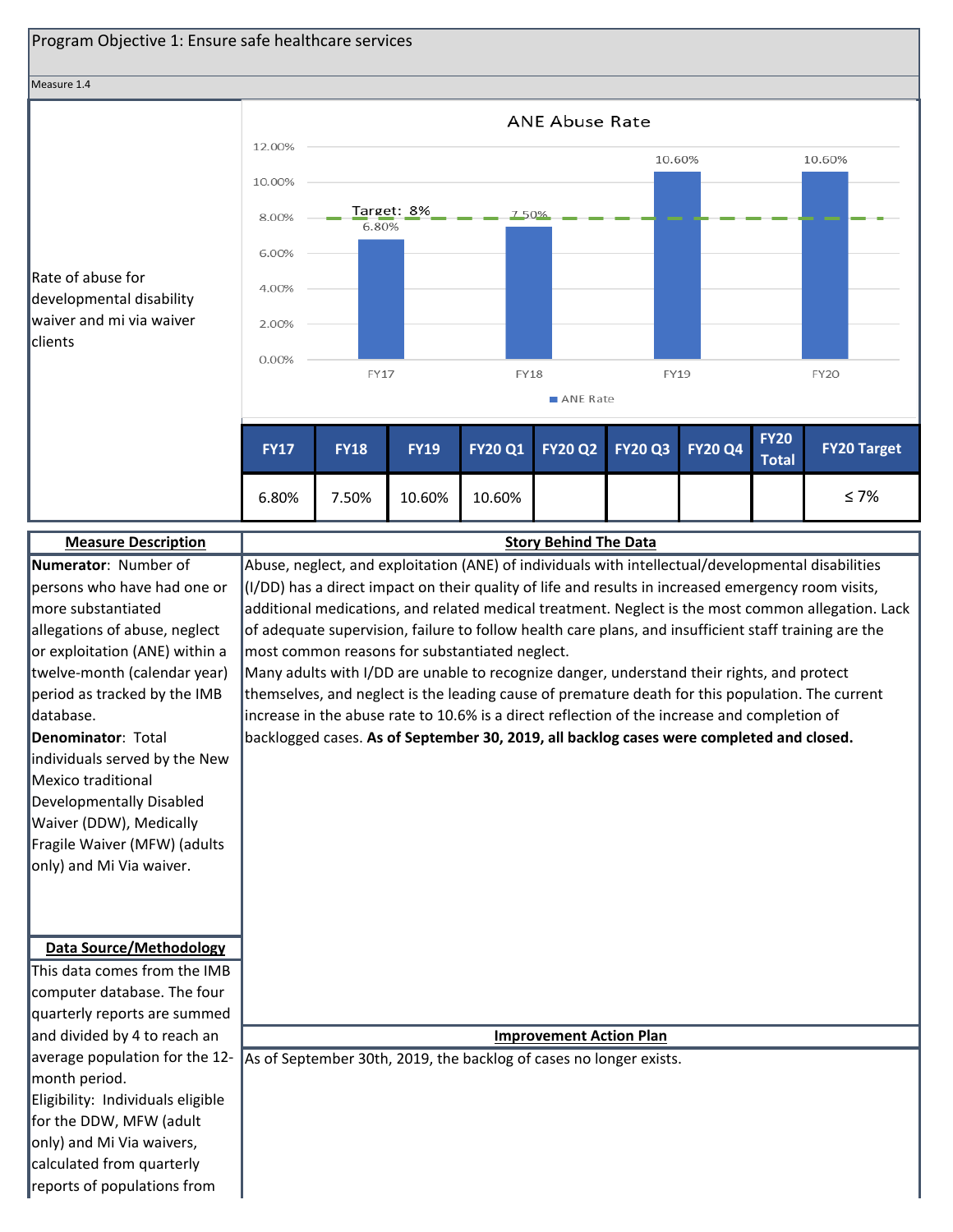Program Objective 1: Ensure safe healthcare services

Measure 1.4

Rate of abuse for developmental disability waiver and mi via waiver clients

ANE Abuse Rate

| FY17 | FY18 | FY19 | FY20 Q1 | FY20 Q2 | FY20 Q3 | FY20 Q4 | FY20 Total | FY20 Target |
|---|---|---|---|---|---|---|---|---|
| 6.80% | 7.50% | 10.60% | 10.60% | | | | | ≤ 7% |

**Measure Description**

**Numerator**: Number of persons who have had one or more substantiated allegations of abuse, neglect or exploitation (ANE) within a twelve-month (calendar year) period as tracked by the IMB database.

**Denominator**: Total individuals served by the New Mexico traditional Developmentally Disabled Waiver (DDW), Medically Fragile Waiver (MFW) (adults only) and Mi Via waiver.

**Story Behind The Data**

Abuse, neglect, and exploitation (ANE) of individuals with intellectual/developmental disabilities (I/DD) has a direct impact on their quality of life and results in increased emergency room visits, additional medications, and related medical treatment. Neglect is the most common allegation. Lack of adequate supervision, failure to follow health care plans, and insufficient staff training are the most common reasons for substantiated neglect.

Many adults with I/DD are unable to recognize danger, understand their rights, and protect themselves, and neglect is the leading cause of premature death for this population. The current increase in the abuse rate to 10.6% is a direct reflection of the increase and completion of backlogged cases. **As of September 30, 2019, all backlog cases were completed and closed.**

**Data Source/Methodology**

This data comes from the IMB computer database. The four quarterly reports are summed and divided by 4 to reach an average population for the 12-month period.

Eligibility: Individuals eligible for the DDW, MFW (adult only) and Mi Via waivers, calculated from quarterly reports of populations from

**Improvement Action Plan**

As of September 30th, 2019, the backlog of cases no longer exists.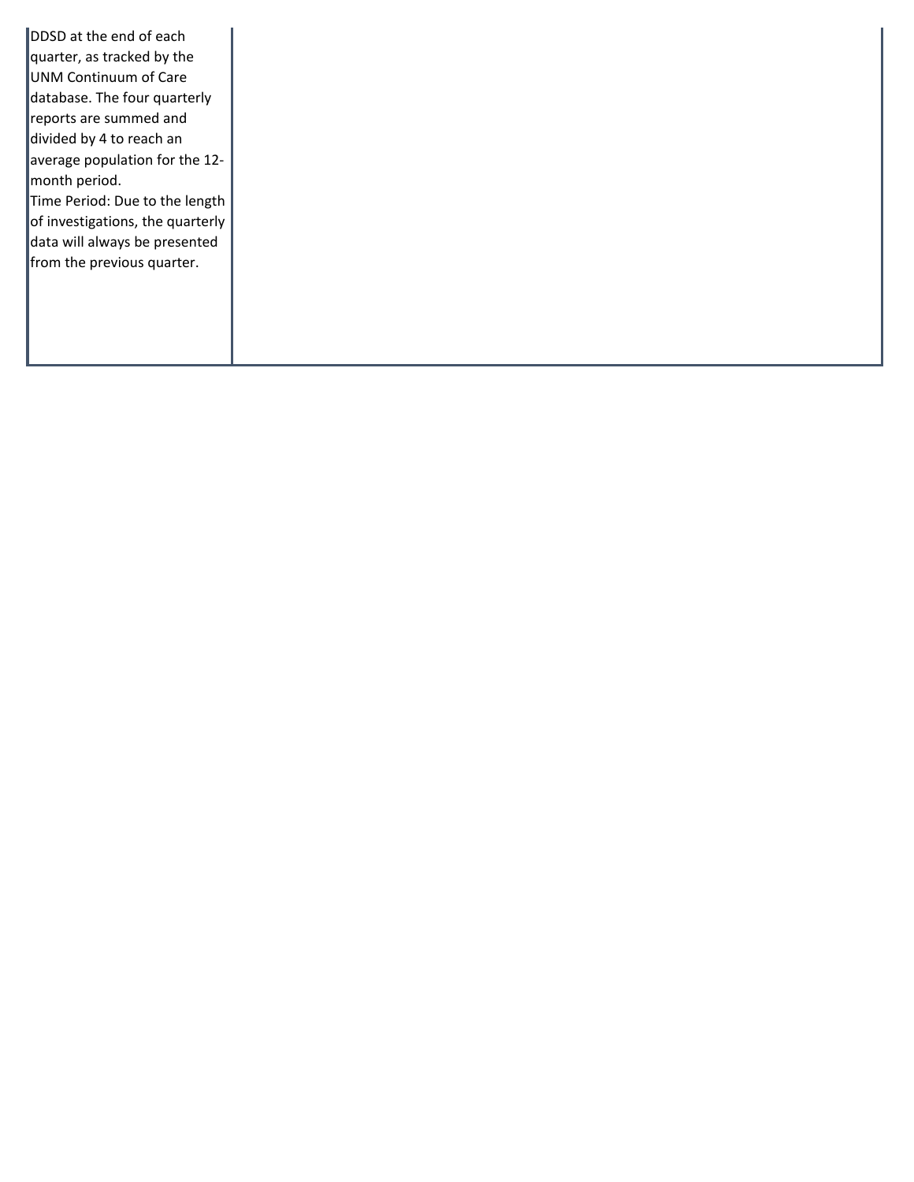| | |
|---|---|
| DDSD at the end of each quarter, as tracked by the UNM Continuum of Care database. The four quarterly reports are summed and divided by 4 to reach an average population for the 12-month period.<br>Time Period: Due to the length of investigations, the quarterly data will always be presented from the previous quarter. | |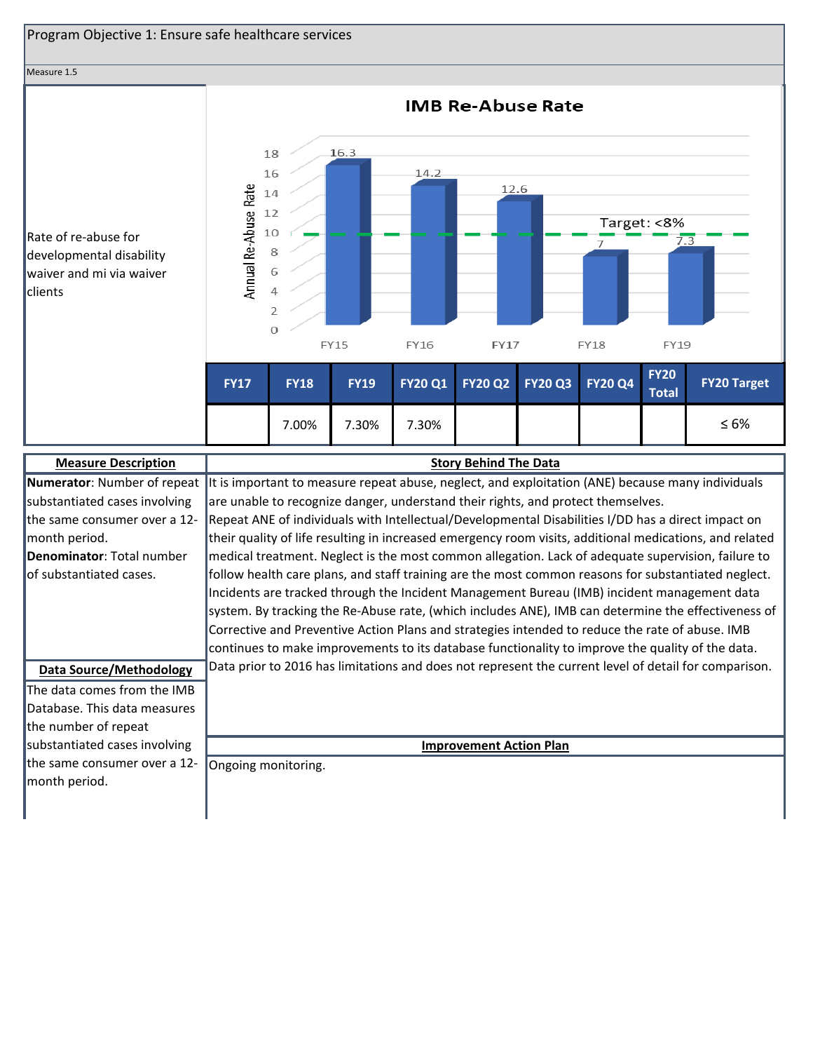Program Objective 1: Ensure safe healthcare services

Measure 1.5

Rate of re-abuse for developmental disability waiver and mi via waiver clients

**IMB Re-Abuse Rate**

| FY15 | FY16 | FY17 | FY18 | FY19 |
|---|---|---|---|---|
| 16.3 | 14.2 | 12.6 | 7 | 7.3 |

Target: <8%

| FY17 | FY18 | FY19 | FY20 Q1 | FY20 Q2 | FY20 Q3 | FY20 Q4 | FY20 Total | FY20 Target |
|---|---|---|---|---|---|---|---|---|
| | 7.00% | 7.30% | 7.30% | | | | | ≤ 6% |

**Measure Description**

**Numerator**: Number of repeat substantiated cases involving the same consumer over a 12-month period.

**Denominator**: Total number of substantiated cases.

**Data Source/Methodology**

The data comes from the IMB Database. This data measures the number of repeat substantiated cases involving the same consumer over a 12-month period.

**Story Behind The Data**

It is important to measure repeat abuse, neglect, and exploitation (ANE) because many individuals are unable to recognize danger, understand their rights, and protect themselves. Repeat ANE of individuals with Intellectual/Developmental Disabilities I/DD has a direct impact on their quality of life resulting in increased emergency room visits, additional medications, and related medical treatment. Neglect is the most common allegation. Lack of adequate supervision, failure to follow health care plans, and staff training are the most common reasons for substantiated neglect. Incidents are tracked through the Incident Management Bureau (IMB) incident management data system. By tracking the Re-Abuse rate, (which includes ANE), IMB can determine the effectiveness of Corrective and Preventive Action Plans and strategies intended to reduce the rate of abuse. IMB continues to make improvements to its database functionality to improve the quality of the data. Data prior to 2016 has limitations and does not represent the current level of detail for comparison.

**Improvement Action Plan**

Ongoing monitoring.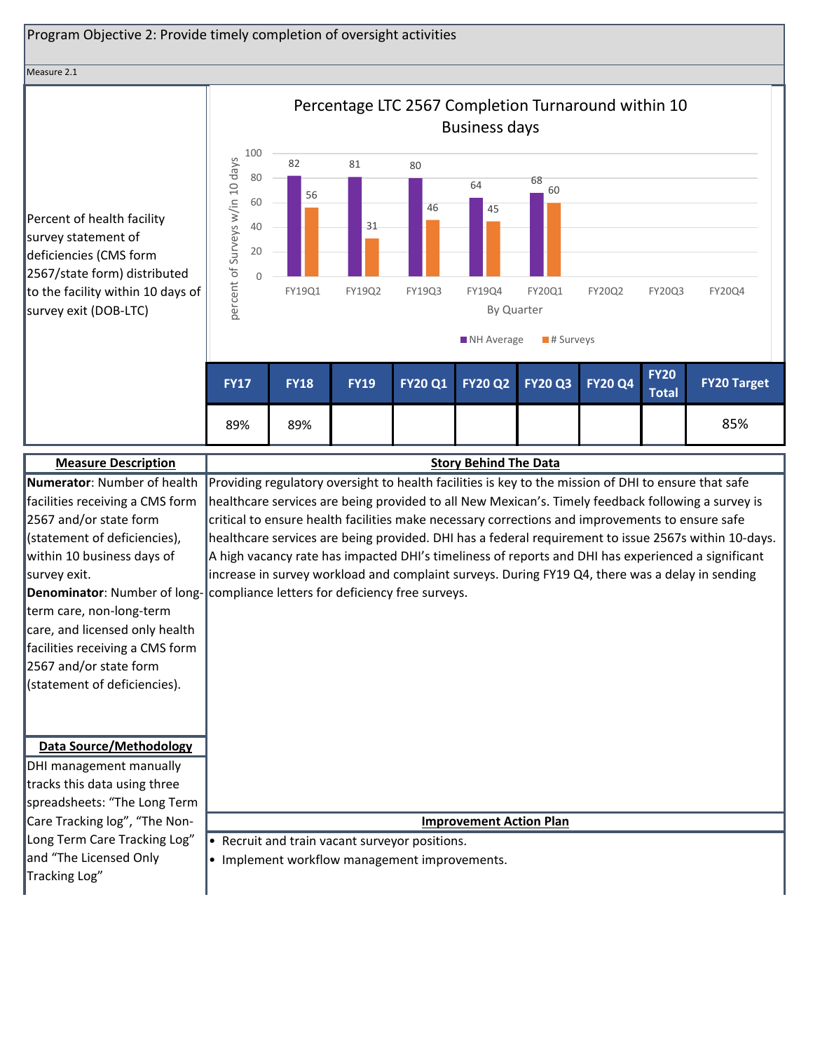Program Objective 2: Provide timely completion of oversight activities

Measure 2.1

Percent of health facility survey statement of deficiencies (CMS form 2567/state form) distributed to the facility within 10 days of survey exit (DOB-LTC)

**Percentage LTC 2567 Completion Turnaround within 10 Business days**

| By Quarter | NH Average | # Surveys |
|---|---|---|
| FY19Q1 | 82 | 56 |
| FY19Q2 | 81 | 31 |
| FY19Q3 | 80 | 46 |
| FY19Q4 | 64 | 45 |
| FY20Q1 | 68 | 60 |
| FY20Q2 | | |
| FY20Q3 | | |
| FY20Q4 | | |

| FY17 | FY18 | FY19 | FY20 Q1 | FY20 Q2 | FY20 Q3 | FY20 Q4 | FY20 Total | FY20 Target |
|---|---|---|---|---|---|---|---|---|
| 89% | 89% | | | | | | | 85% |

**Measure Description**

**Numerator**: Number of health facilities receiving a CMS form 2567 and/or state form (statement of deficiencies), within 10 business days of survey exit.

**Denominator**: Number of long-term care, non-long-term care, and licensed only health facilities receiving a CMS form 2567 and/or state form (statement of deficiencies).

**Data Source/Methodology**

DHI management manually tracks this data using three spreadsheets: "The Long Term Care Tracking log", "The Non-Long Term Care Tracking Log" and "The Licensed Only Tracking Log"

**Story Behind The Data**

Providing regulatory oversight to health facilities is key to the mission of DHI to ensure that safe healthcare services are being provided to all New Mexican's. Timely feedback following a survey is critical to ensure health facilities make necessary corrections and improvements to ensure safe healthcare services are being provided. DHI has a federal requirement to issue 2567s within 10-days. A high vacancy rate has impacted DHI's timeliness of reports and DHI has experienced a significant increase in survey workload and complaint surveys. During FY19 Q4, there was a delay in sending compliance letters for deficiency free surveys.

**Improvement Action Plan**

- Recruit and train vacant surveyor positions.
- Implement workflow management improvements.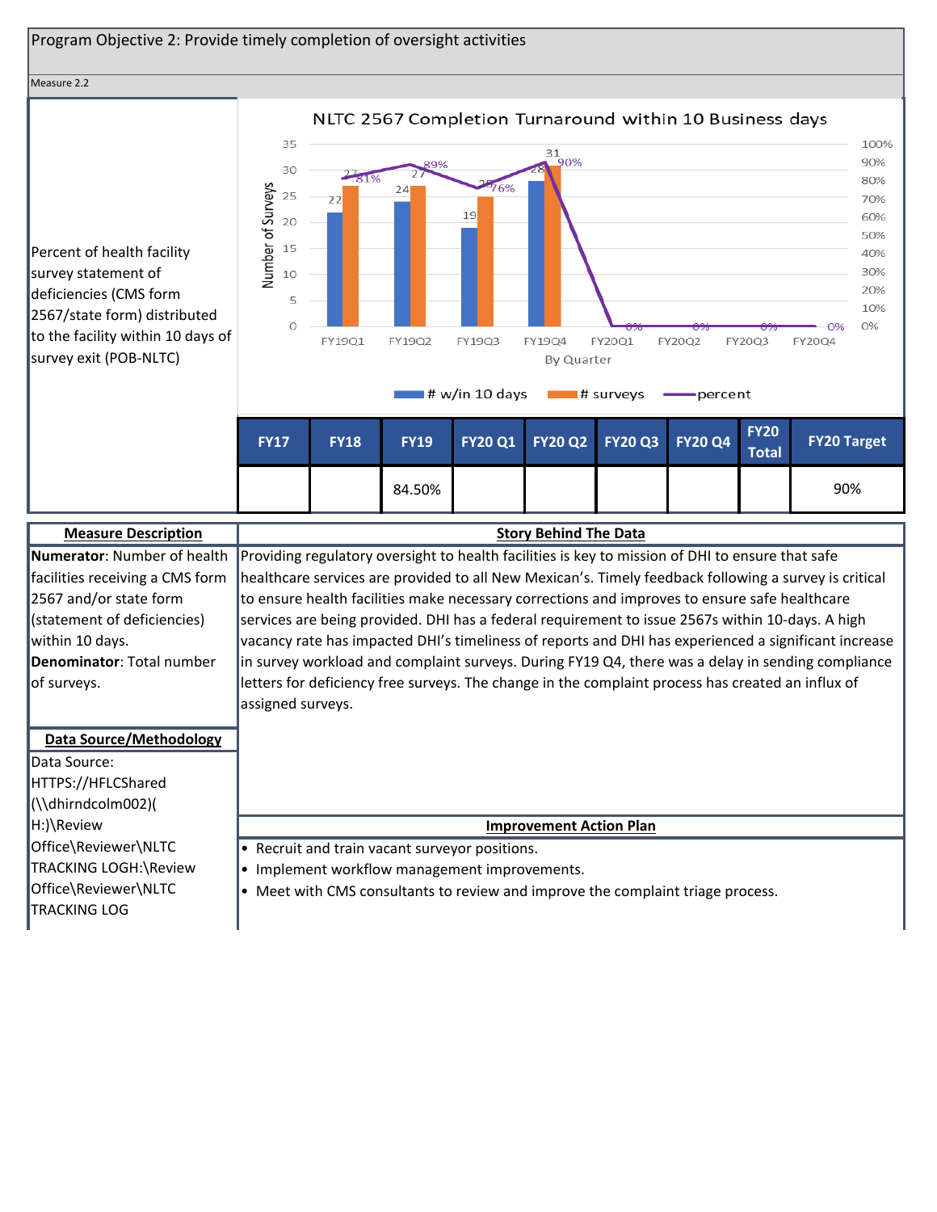Program Objective 2: Provide timely completion of oversight activities

Measure 2.2

Percent of health facility survey statement of deficiencies (CMS form 2567/state form) distributed to the facility within 10 days of survey exit (POB-NLTC)

**NLTC 2567 Completion Turnaround within 10 Business days**

| Quarter | # w/in 10 days | # surveys | percent |
|---|---|---|---|
| FY19Q1 | 22 | 27 | 81% |
| FY19Q2 | 24 | 27 | 89% |
| FY19Q3 | 19 | 25 | 76% |
| FY19Q4 | 28 | 31 | 90% |
| FY20Q1 | | | 0% |
| FY20Q2 | | | 0% |
| FY20Q3 | | | 0% |
| FY20Q4 | | | 0% |

| FY17 | FY18 | FY19 | FY20 Q1 | FY20 Q2 | FY20 Q3 | FY20 Q4 | FY20 Total | FY20 Target |
|---|---|---|---|---|---|---|---|---|
| | | 84.50% | | | | | | 90% |

| Measure Description | Story Behind The Data |
|---|---|
| **Numerator**: Number of health facilities receiving a CMS form 2567 and/or state form (statement of deficiencies) within 10 days.<br>**Denominator**: Total number of surveys. | Providing regulatory oversight to health facilities is key to mission of DHI to ensure that safe healthcare services are provided to all New Mexican's. Timely feedback following a survey is critical to ensure health facilities make necessary corrections and improves to ensure safe healthcare services are being provided. DHI has a federal requirement to issue 2567s within 10-days. A high vacancy rate has impacted DHI's timeliness of reports and DHI has experienced a significant increase in survey workload and complaint surveys. During FY19 Q4, there was a delay in sending compliance letters for deficiency free surveys. The change in the complaint process has created an influx of assigned surveys. |

| Data Source/Methodology | Improvement Action Plan |
|---|---|
| Data Source: HTTPS://HFLCShared (\\dhirndcolm002)( H:)\Review Office\Reviewer\NLTC TRACKING LOGH:\Review Office\Reviewer\NLTC TRACKING LOG | • Recruit and train vacant surveyor positions.<br>• Implement workflow management improvements.<br>• Meet with CMS consultants to review and improve the complaint triage process. |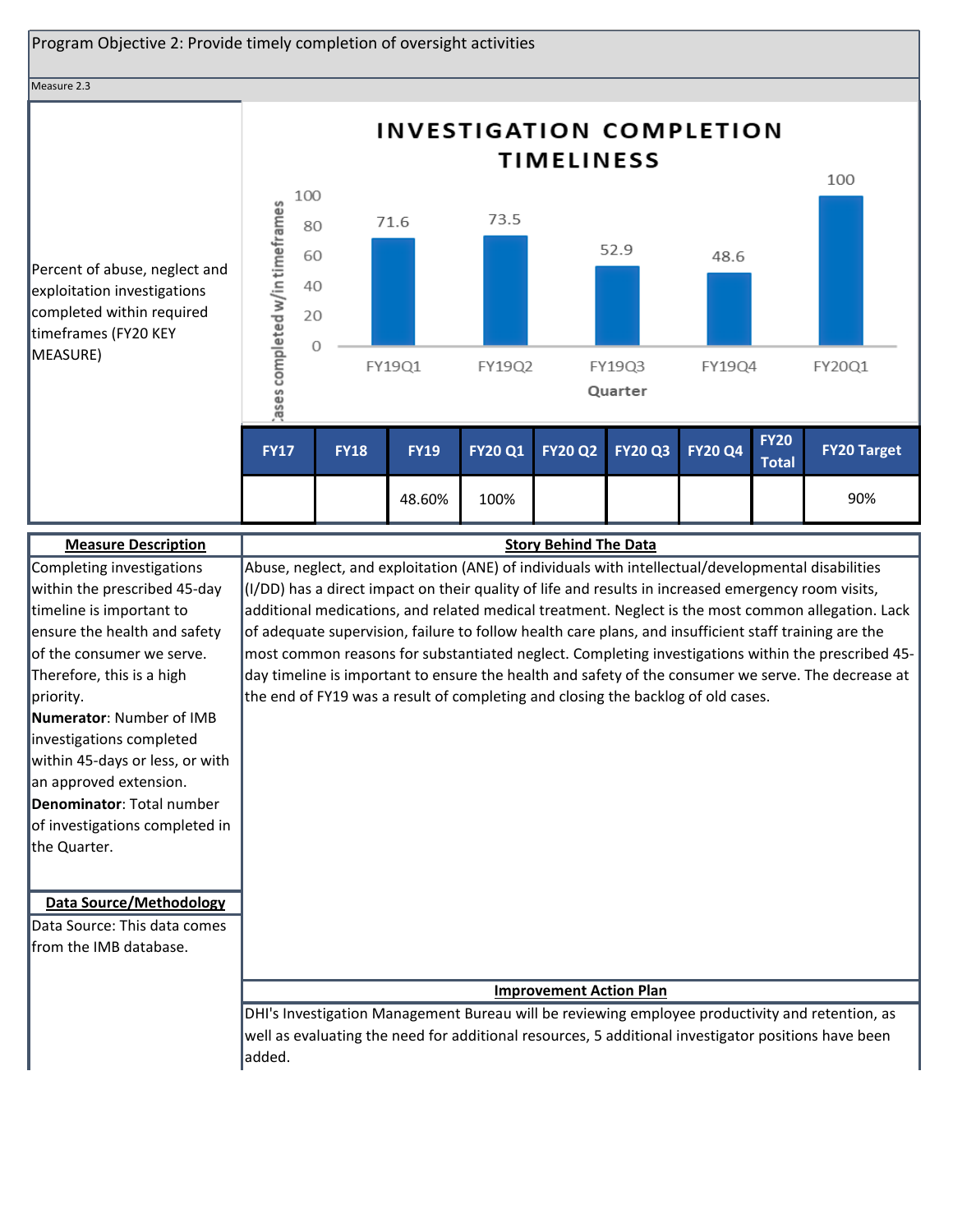Program Objective 2: Provide timely completion of oversight activities

Measure 2.3

Percent of abuse, neglect and exploitation investigations completed within required timeframes (FY20 KEY MEASURE)

**INVESTIGATION COMPLETION TIMELINESS**

| Quarter | Cases completed w/in timeframes |
|---|---|
| FY19Q1 | 71.6 |
| FY19Q2 | 73.5 |
| FY19Q3 | 52.9 |
| FY19Q4 | 48.6 |
| FY20Q1 | 100 |

| FY17 | FY18 | FY19 | FY20 Q1 | FY20 Q2 | FY20 Q3 | FY20 Q4 | FY20 Total | FY20 Target |
|---|---|---|---|---|---|---|---|---|
| | | 48.60% | 100% | | | | | 90% |

**Measure Description**

Completing investigations within the prescribed 45-day timeline is important to ensure the health and safety of the consumer we serve. Therefore, this is a high priority.

**Numerator**: Number of IMB investigations completed within 45-days or less, or with an approved extension.

**Denominator**: Total number of investigations completed in the Quarter.

**Data Source/Methodology**

Data Source: This data comes from the IMB database.

**Story Behind The Data**

Abuse, neglect, and exploitation (ANE) of individuals with intellectual/developmental disabilities (I/DD) has a direct impact on their quality of life and results in increased emergency room visits, additional medications, and related medical treatment. Neglect is the most common allegation. Lack of adequate supervision, failure to follow health care plans, and insufficient staff training are the most common reasons for substantiated neglect. Completing investigations within the prescribed 45-day timeline is important to ensure the health and safety of the consumer we serve. The decrease at the end of FY19 was a result of completing and closing the backlog of old cases.

**Improvement Action Plan**

DHI's Investigation Management Bureau will be reviewing employee productivity and retention, as well as evaluating the need for additional resources, 5 additional investigator positions have been added.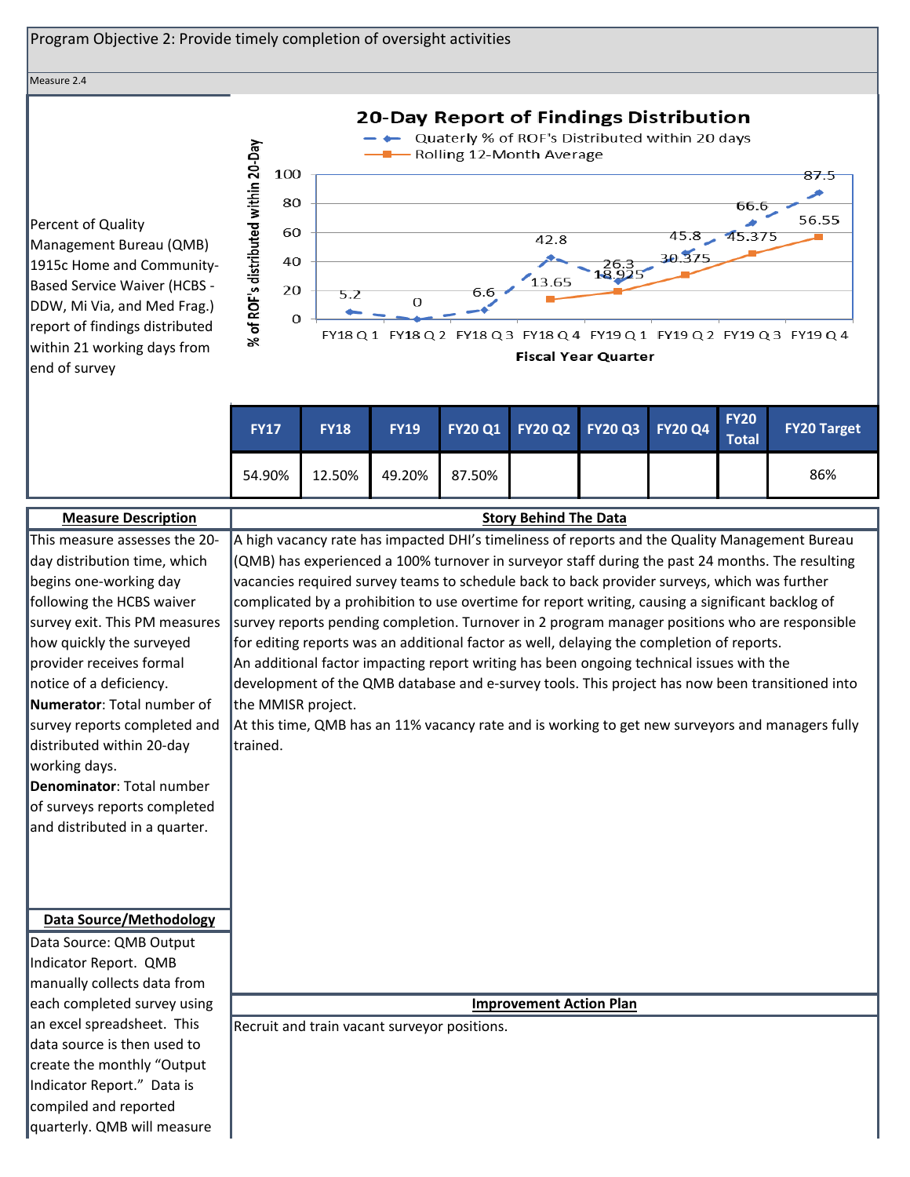Program Objective 2: Provide timely completion of oversight activities

Measure 2.4

Percent of Quality Management Bureau (QMB) 1915c Home and Community-Based Service Waiver (HCBS - DDW, Mi Via, and Med Frag.) report of findings distributed within 21 working days from end of survey

**20-Day Report of Findings Distribution**

| Fiscal Year Quarter | Quaterly % of ROF's Distributed within 20 days | Rolling 12-Month Average |
|---|---|---|
| FY18 Q 1 | 5.2 | |
| FY18 Q 2 | 0 | |
| FY18 Q 3 | 6.6 | |
| FY18 Q 4 | 42.8 | 13.65 |
| FY19 Q 1 | 26.3 | 18.925 |
| FY19 Q 2 | 45.8 | 30.375 |
| FY19 Q 3 | 66.6 | 45.375 |
| FY19 Q 4 | 87.5 | 56.55 |

| FY17 | FY18 | FY19 | FY20 Q1 | FY20 Q2 | FY20 Q3 | FY20 Q4 | FY20 Total | FY20 Target |
|---|---|---|---|---|---|---|---|---|
| 54.90% | 12.50% | 49.20% | 87.50% | | | | | 86% |

**Measure Description**

This measure assesses the 20-day distribution time, which begins one-working day following the HCBS waiver survey exit. This PM measures how quickly the surveyed provider receives formal notice of a deficiency.

**Numerator**: Total number of survey reports completed and distributed within 20-day working days.

**Denominator**: Total number of surveys reports completed and distributed in a quarter.

**Data Source/Methodology**

Data Source: QMB Output Indicator Report. QMB manually collects data from each completed survey using an excel spreadsheet. This data source is then used to create the monthly "Output Indicator Report." Data is compiled and reported quarterly. QMB will measure

**Story Behind The Data**

A high vacancy rate has impacted DHI's timeliness of reports and the Quality Management Bureau (QMB) has experienced a 100% turnover in surveyor staff during the past 24 months. The resulting vacancies required survey teams to schedule back to back provider surveys, which was further complicated by a prohibition to use overtime for report writing, causing a significant backlog of survey reports pending completion. Turnover in 2 program manager positions who are responsible for editing reports was an additional factor as well, delaying the completion of reports.
An additional factor impacting report writing has been ongoing technical issues with the development of the QMB database and e-survey tools. This project has now been transitioned into the MMISR project.
At this time, QMB has an 11% vacancy rate and is working to get new surveyors and managers fully trained.

**Improvement Action Plan**

Recruit and train vacant surveyor positions.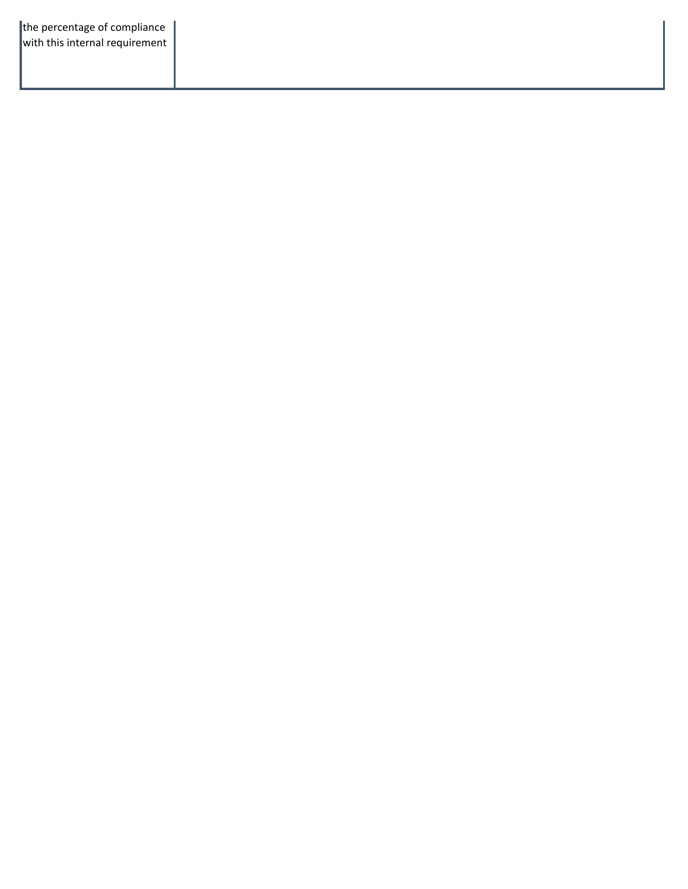| | |
|---|---|
| the percentage of compliance with this internal requirement | |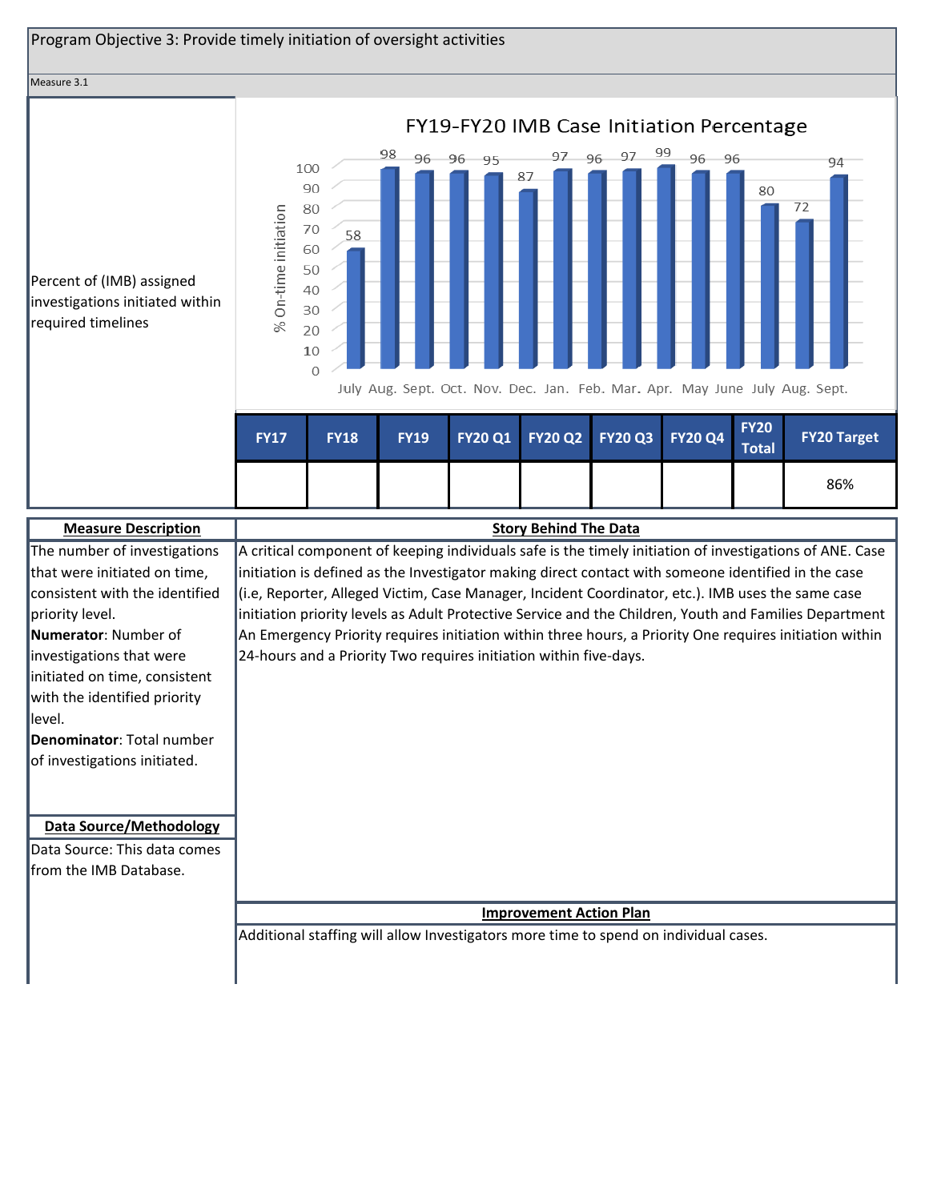## Program Objective 3: Provide timely initiation of oversight activities

Measure 3.1

Percent of (IMB) assigned investigations initiated within required timelines

**FY19-FY20 IMB Case Initiation Percentage**

| Month | % On-time initiation |
|---|---|
| July | 58 |
| Aug. | 98 |
| Sept. | 96 |
| Oct. | 96 |
| Nov. | 95 |
| Dec. | 87 |
| Jan. | 97 |
| Feb. | 96 |
| Mar. | 97 |
| Apr. | 99 |
| May | 96 |
| June | 96 |
| July | 80 |
| Aug. | 72 |
| Sept. | 94 |

| FY17 | FY18 | FY19 | FY20 Q1 | FY20 Q2 | FY20 Q3 | FY20 Q4 | FY20 Total | FY20 Target |
|---|---|---|---|---|---|---|---|---|
| | | | | | | | | 86% |

**Measure Description**

The number of investigations that were initiated on time, consistent with the identified priority level.

**Numerator**: Number of investigations that were initiated on time, consistent with the identified priority level.

**Denominator**: Total number of investigations initiated.

**Data Source/Methodology**

Data Source: This data comes from the IMB Database.

**Story Behind The Data**

A critical component of keeping individuals safe is the timely initiation of investigations of ANE. Case initiation is defined as the Investigator making direct contact with someone identified in the case (i.e, Reporter, Alleged Victim, Case Manager, Incident Coordinator, etc.). IMB uses the same case initiation priority levels as Adult Protective Service and the Children, Youth and Families Department An Emergency Priority requires initiation within three hours, a Priority One requires initiation within 24-hours and a Priority Two requires initiation within five-days.

**Improvement Action Plan**

Additional staffing will allow Investigators more time to spend on individual cases.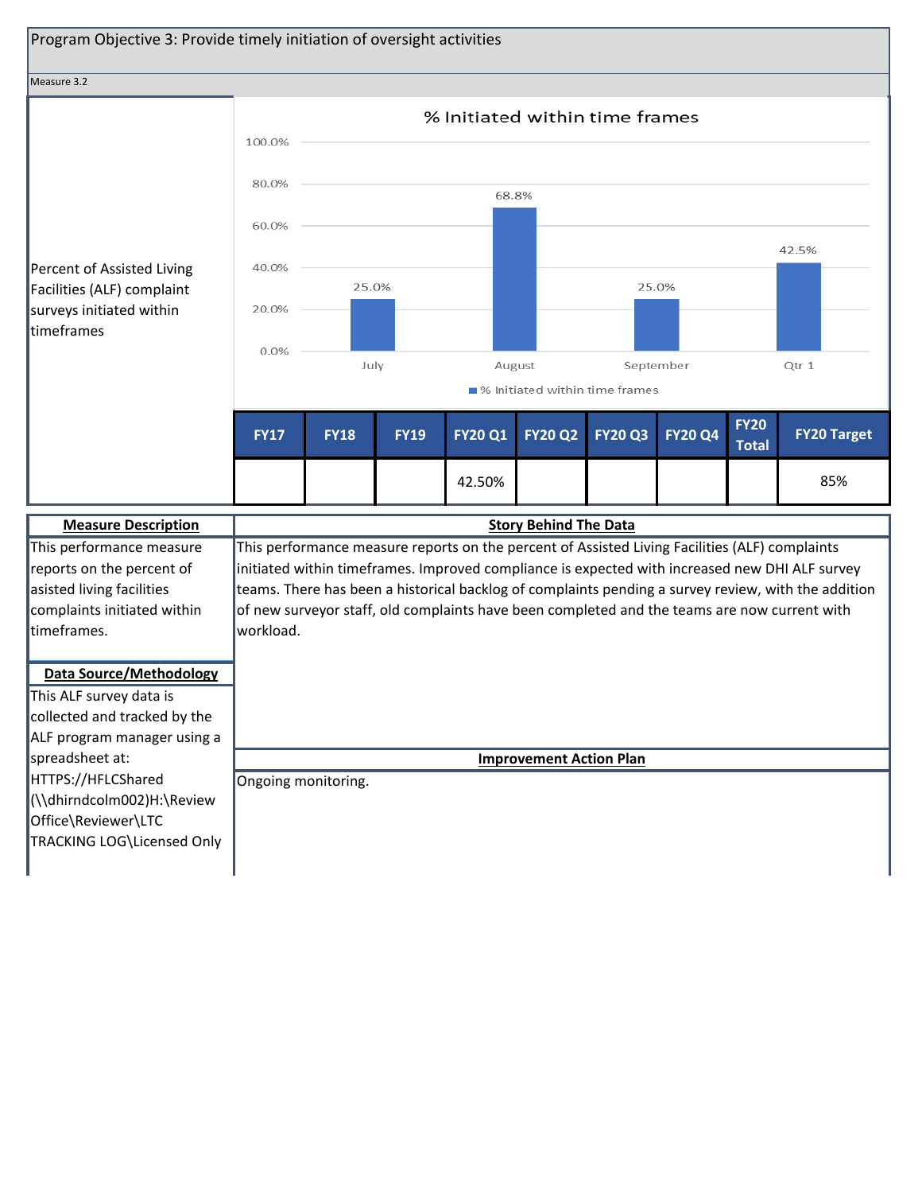## Program Objective 3: Provide timely initiation of oversight activities

Measure 3.2

**Percent of Assisted Living Facilities (ALF) complaint surveys initiated within timeframes**

% Initiated within time frames

| | July | August | September | Qtr 1 |
|---|---|---|---|---|
| % Initiated within time frames | 25.0% | 68.8% | 25.0% | 42.5% |

| FY17 | FY18 | FY19 | FY20 Q1 | FY20 Q2 | FY20 Q3 | FY20 Q4 | FY20 Total | FY20 Target |
|---|---|---|---|---|---|---|---|---|
| | | | 42.50% | | | | | 85% |

**Measure Description**

This performance measure reports on the percent of asisted living facilities complaints initiated within timeframes.

**Data Source/Methodology**

This ALF survey data is collected and tracked by the ALF program manager using a spreadsheet at: HTTPS://HFLCShared (\\dhirndcolm002)H:\Review Office\Reviewer\LTC TRACKING LOG\Licensed Only

**Story Behind The Data**

This performance measure reports on the percent of Assisted Living Facilities (ALF) complaints initiated within timeframes. Improved compliance is expected with increased new DHI ALF survey teams. There has been a historical backlog of complaints pending a survey review, with the addition of new surveyor staff, old complaints have been completed and the teams are now current with workload.

**Improvement Action Plan**

Ongoing monitoring.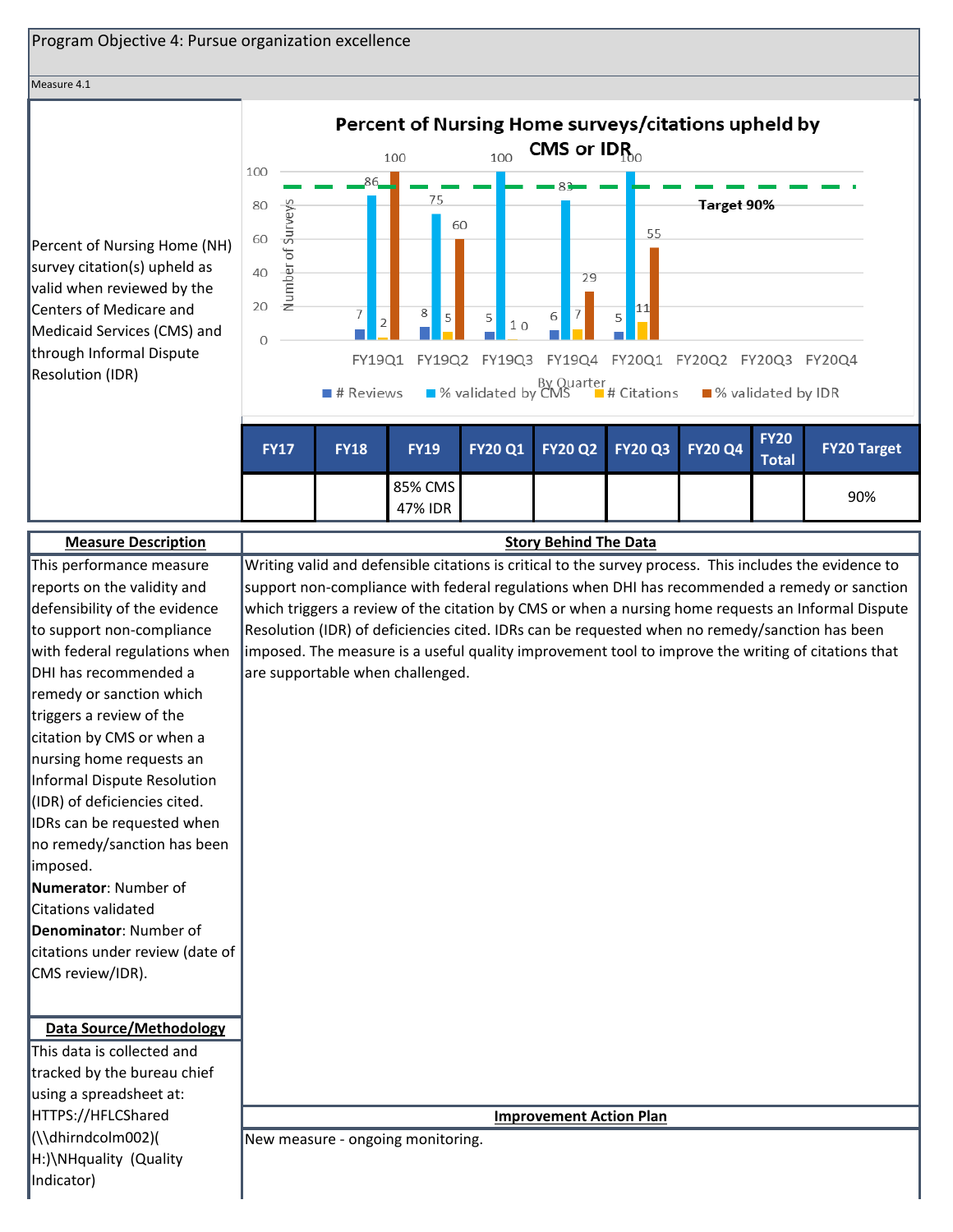Program Objective 4: Pursue organization excellence

Measure 4.1

Percent of Nursing Home (NH) survey citation(s) upheld as valid when reviewed by the Centers of Medicare and Medicaid Services (CMS) and through Informal Dispute Resolution (IDR)

**Percent of Nursing Home surveys/citations upheld by CMS or IDR**

| Quarter | # Reviews | % validated by CMS | # Citations | % validated by IDR |
|---|---|---|---|---|
| FY19Q1 | 7 | 86 | 2 | 100 |
| FY19Q2 | 8 | 75 | 5 | 60 |
| FY19Q3 | 5 | 100 | 1 | 0 |
| FY19Q4 | 6 | 83 | 7 | 29 |
| FY20Q1 | 5 | 100 | 11 | 55 |
| FY20Q2 | | | | |
| FY20Q3 | | | | |
| FY20Q4 | | | | |

Target 90%

| FY17 | FY18 | FY19 | FY20 Q1 | FY20 Q2 | FY20 Q3 | FY20 Q4 | FY20 Total | FY20 Target |
|---|---|---|---|---|---|---|---|---|
| | | 85% CMS 47% IDR | | | | | | 90% |

**Measure Description**

This performance measure reports on the validity and defensibility of the evidence to support non-compliance with federal regulations when DHI has recommended a remedy or sanction which triggers a review of the citation by CMS or when a nursing home requests an Informal Dispute Resolution (IDR) of deficiencies cited. IDRs can be requested when no remedy/sanction has been imposed.

**Numerator**: Number of Citations validated

**Denominator**: Number of citations under review (date of CMS review/IDR).

**Data Source/Methodology**

This data is collected and tracked by the bureau chief using a spreadsheet at: HTTPS://HFLCShared (\\dhirndcolm002)( H:)\NHquality (Quality Indicator)

**Story Behind The Data**

Writing valid and defensible citations is critical to the survey process. This includes the evidence to support non-compliance with federal regulations when DHI has recommended a remedy or sanction which triggers a review of the citation by CMS or when a nursing home requests an Informal Dispute Resolution (IDR) of deficiencies cited. IDRs can be requested when no remedy/sanction has been imposed. The measure is a useful quality improvement tool to improve the writing of citations that are supportable when challenged.

**Improvement Action Plan**

New measure - ongoing monitoring.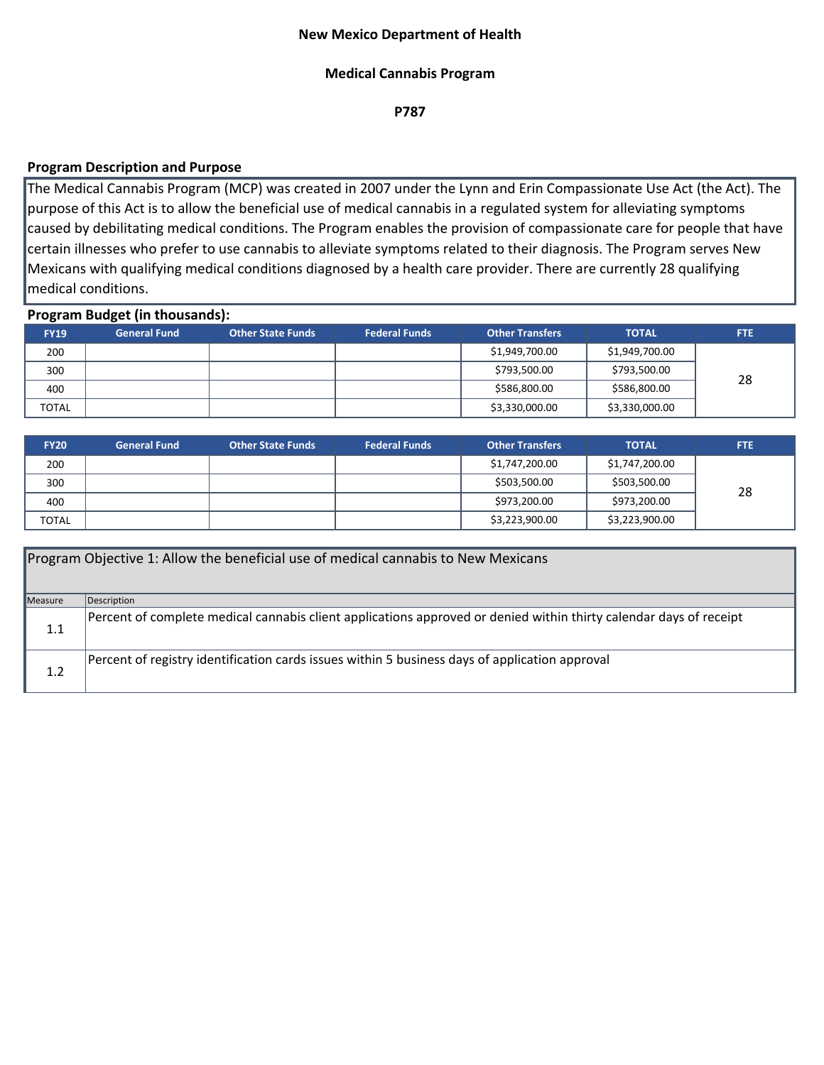**New Mexico Department of Health**

**Medical Cannabis Program**

**P787**

**Program Description and Purpose**

The Medical Cannabis Program (MCP) was created in 2007 under the Lynn and Erin Compassionate Use Act (the Act). The purpose of this Act is to allow the beneficial use of medical cannabis in a regulated system for alleviating symptoms caused by debilitating medical conditions. The Program enables the provision of compassionate care for people that have certain illnesses who prefer to use cannabis to alleviate symptoms related to their diagnosis. The Program serves New Mexicans with qualifying medical conditions diagnosed by a health care provider. There are currently 28 qualifying medical conditions.

**Program Budget (in thousands):**

| FY19 | General Fund | Other State Funds | Federal Funds | Other Transfers | TOTAL | FTE |
|---|---|---|---|---|---|---|
| 200 | | | | $1,949,700.00 | $1,949,700.00 | 28 |
| 300 | | | | $793,500.00 | $793,500.00 | |
| 400 | | | | $586,800.00 | $586,800.00 | |
| TOTAL | | | | $3,330,000.00 | $3,330,000.00 | |

| FY20 | General Fund | Other State Funds | Federal Funds | Other Transfers | TOTAL | FTE |
|---|---|---|---|---|---|---|
| 200 | | | | $1,747,200.00 | $1,747,200.00 | 28 |
| 300 | | | | $503,500.00 | $503,500.00 | |
| 400 | | | | $973,200.00 | $973,200.00 | |
| TOTAL | | | | $3,223,900.00 | $3,223,900.00 | |

Program Objective 1: Allow the beneficial use of medical cannabis to New Mexicans

| Measure | Description |
|---|---|
| 1.1 | Percent of complete medical cannabis client applications approved or denied within thirty calendar days of receipt |
| 1.2 | Percent of registry identification cards issues within 5 business days of application approval |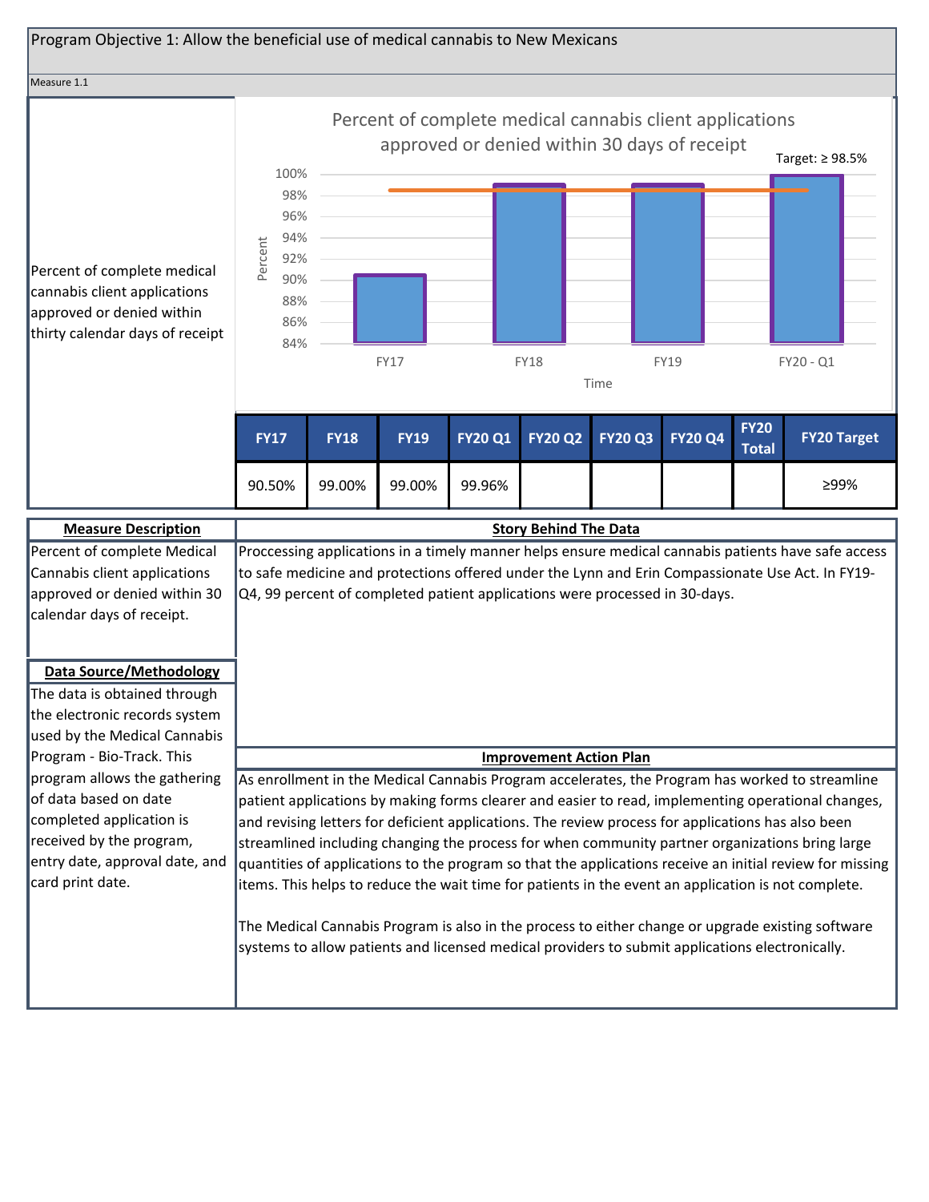Program Objective 1: Allow the beneficial use of medical cannabis to New Mexicans

Measure 1.1

Percent of complete medical cannabis client applications approved or denied within thirty calendar days of receipt

Percent of complete medical cannabis client applications approved or denied within 30 days of receipt

Target: ≥ 98.5%

| FY17 | FY18 | FY19 | FY20 Q1 | FY20 Q2 | FY20 Q3 | FY20 Q4 | FY20 Total | FY20 Target |
|---|---|---|---|---|---|---|---|---|
| 90.50% | 99.00% | 99.00% | 99.96% | | | | | ≥99% |

**Measure Description**

Percent of complete Medical Cannabis client applications approved or denied within 30 calendar days of receipt.

**Data Source/Methodology**

The data is obtained through the electronic records system used by the Medical Cannabis Program - Bio-Track. This program allows the gathering of data based on date completed application is received by the program, entry date, approval date, and card print date.

**Story Behind The Data**

Proccessing applications in a timely manner helps ensure medical cannabis patients have safe access to safe medicine and protections offered under the Lynn and Erin Compassionate Use Act. In FY19-Q4, 99 percent of completed patient applications were processed in 30-days.

**Improvement Action Plan**

As enrollment in the Medical Cannabis Program accelerates, the Program has worked to streamline patient applications by making forms clearer and easier to read, implementing operational changes, and revising letters for deficient applications. The review process for applications has also been streamlined including changing the process for when community partner organizations bring large quantities of applications to the program so that the applications receive an initial review for missing items. This helps to reduce the wait time for patients in the event an application is not complete.

The Medical Cannabis Program is also in the process to either change or upgrade existing software systems to allow patients and licensed medical providers to submit applications electronically.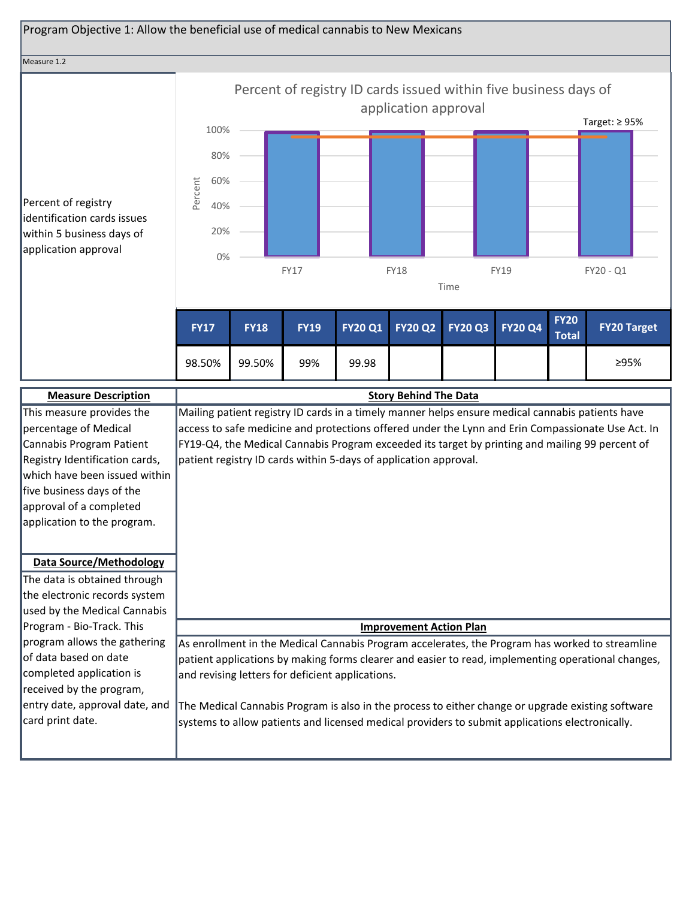Program Objective 1: Allow the beneficial use of medical cannabis to New Mexicans

Measure 1.2

Percent of registry identification cards issues within 5 business days of application approval

Percent of registry ID cards issued within five business days of application approval

Target: ≥ 95%

100%
80%
60%
40%
20%
0%

Percent

FY17
FY18
FY19
FY20 - Q1

Time

| FY17 | FY18 | FY19 | FY20 Q1 | FY20 Q2 | FY20 Q3 | FY20 Q4 | FY20 Total | FY20 Target |
|---|---|---|---|---|---|---|---|---|
| 98.50% | 99.50% | 99% | 99.98 | | | | | ≥95% |

**Measure Description**

This measure provides the percentage of Medical Cannabis Program Patient Registry Identification cards, which have been issued within five business days of the approval of a completed application to the program.

**Data Source/Methodology**

The data is obtained through the electronic records system used by the Medical Cannabis Program - Bio-Track. This program allows the gathering of data based on date completed application is received by the program, entry date, approval date, and card print date.

**Story Behind The Data**

Mailing patient registry ID cards in a timely manner helps ensure medical cannabis patients have access to safe medicine and protections offered under the Lynn and Erin Compassionate Use Act. In FY19-Q4, the Medical Cannabis Program exceeded its target by printing and mailing 99 percent of patient registry ID cards within 5-days of application approval.

**Improvement Action Plan**

As enrollment in the Medical Cannabis Program accelerates, the Program has worked to streamline patient applications by making forms clearer and easier to read, implementing operational changes, and revising letters for deficient applications.

The Medical Cannabis Program is also in the process to either change or upgrade existing software systems to allow patients and licensed medical providers to submit applications electronically.